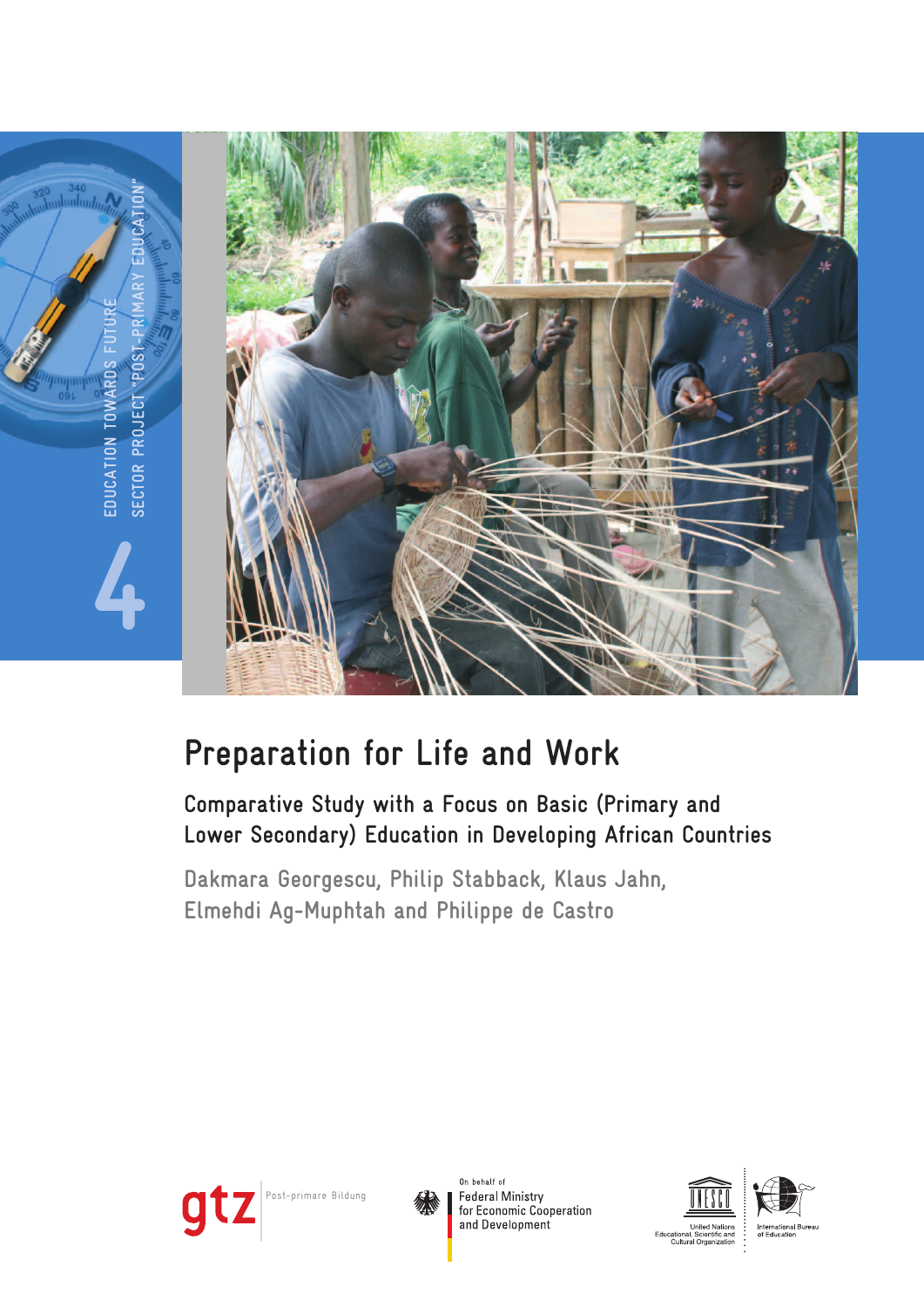EDUCATION TOWARDS FUTURE

SECTOR PROJECT "POST-PRIMARY EDUCATION"

4

# Preparation for Life and Work

## Comparative Study with a Focus on Basic (Primary and Lower Secondary) Education in Developing African Countries

Dakmara Georgescu, Philip Stabback, Klaus Jahn, Elmehdi Ag-Muphtah and Philippe de Castro

gtz Post-primare Bildung

On behalf of Federal Ministry for Economic Cooperation and Development

United Nations Educational, Scientific and Cultural Organization

International Bureau of Education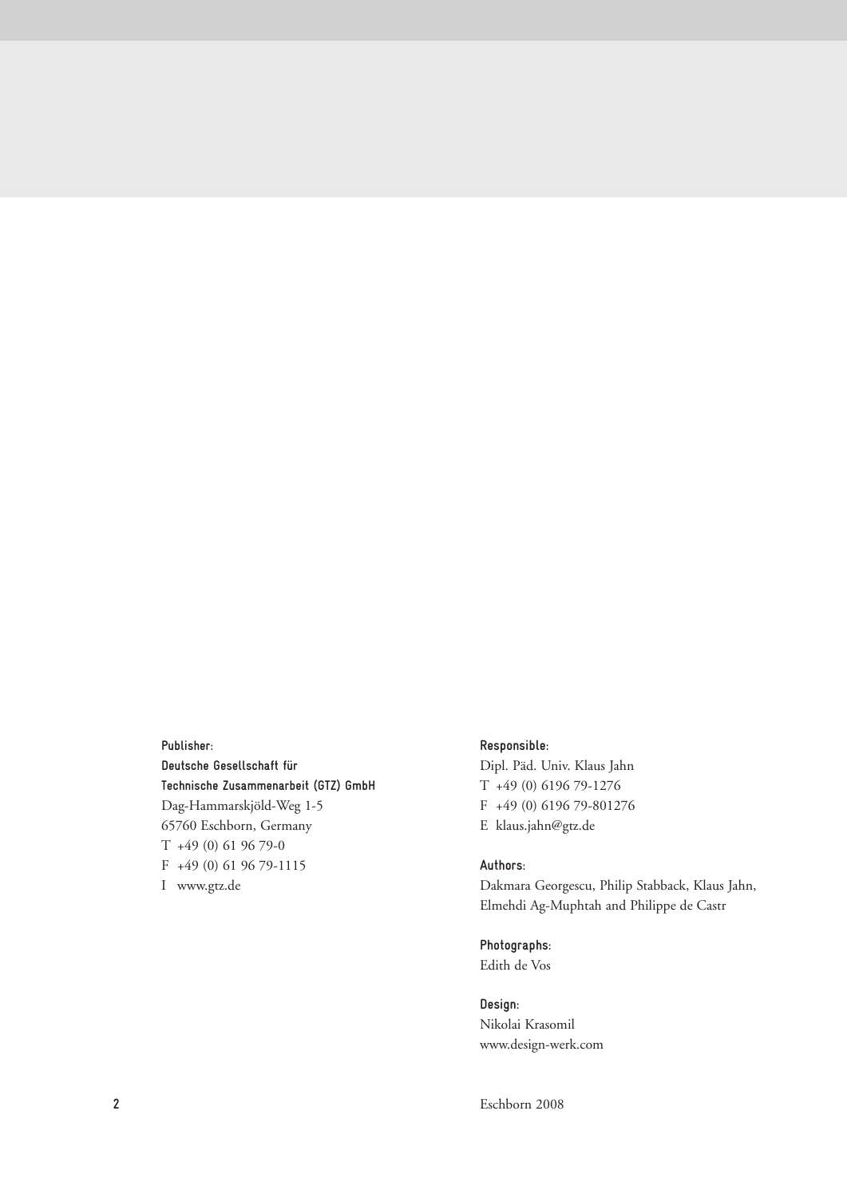**Publisher:**
**Deutsche Gesellschaft für**
**Technische Zusammenarbeit (GTZ) GmbH**
Dag-Hammarskjöld-Weg 1-5
65760 Eschborn, Germany
T +49 (0) 61 96 79-0
F +49 (0) 61 96 79-1115
I www.gtz.de

**Responsible:**
Dipl. Päd. Univ. Klaus Jahn
T +49 (0) 6196 79-1276
F +49 (0) 6196 79-801276
E klaus.jahn@gtz.de

**Authors:**
Dakmara Georgescu, Philip Stabback, Klaus Jahn, Elmehdi Ag-Muphtah and Philippe de Castr

**Photographs:**
Edith de Vos

**Design:**
Nikolai Krasomil
www.design-werk.com

Eschborn 2008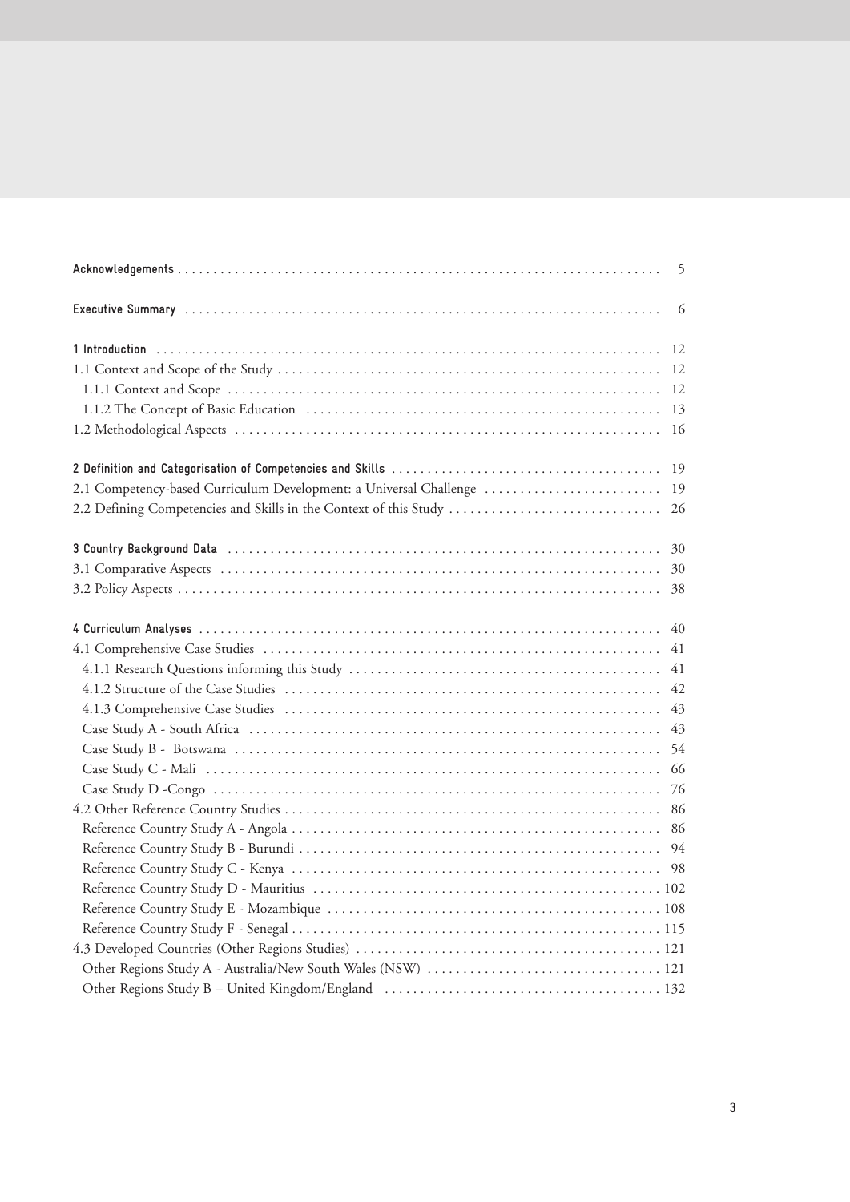| | |
|---|---|
| **Acknowledgements** | 5 |
| **Executive Summary** | 6 |
| **1 Introduction** | 12 |
| 1.1 Context and Scope of the Study | 12 |
| 1.1.1 Context and Scope | 12 |
| 1.1.2 The Concept of Basic Education | 13 |
| 1.2 Methodological Aspects | 16 |
| **2 Definition and Categorisation of Competencies and Skills** | 19 |
| 2.1 Competency-based Curriculum Development: a Universal Challenge | 19 |
| 2.2 Defining Competencies and Skills in the Context of this Study | 26 |
| **3 Country Background Data** | 30 |
| 3.1 Comparative Aspects | 30 |
| 3.2 Policy Aspects | 38 |
| **4 Curriculum Analyses** | 40 |
| 4.1 Comprehensive Case Studies | 41 |
| 4.1.1 Research Questions informing this Study | 41 |
| 4.1.2 Structure of the Case Studies | 42 |
| 4.1.3 Comprehensive Case Studies | 43 |
| Case Study A - South Africa | 43 |
| Case Study B - Botswana | 54 |
| Case Study C - Mali | 66 |
| Case Study D -Congo | 76 |
| 4.2 Other Reference Country Studies | 86 |
| Reference Country Study A - Angola | 86 |
| Reference Country Study B - Burundi | 94 |
| Reference Country Study C - Kenya | 98 |
| Reference Country Study D - Mauritius | 102 |
| Reference Country Study E - Mozambique | 108 |
| Reference Country Study F - Senegal | 115 |
| 4.3 Developed Countries (Other Regions Studies) | 121 |
| Other Regions Study A - Australia/New South Wales (NSW) | 121 |
| Other Regions Study B – United Kingdom/England | 132 |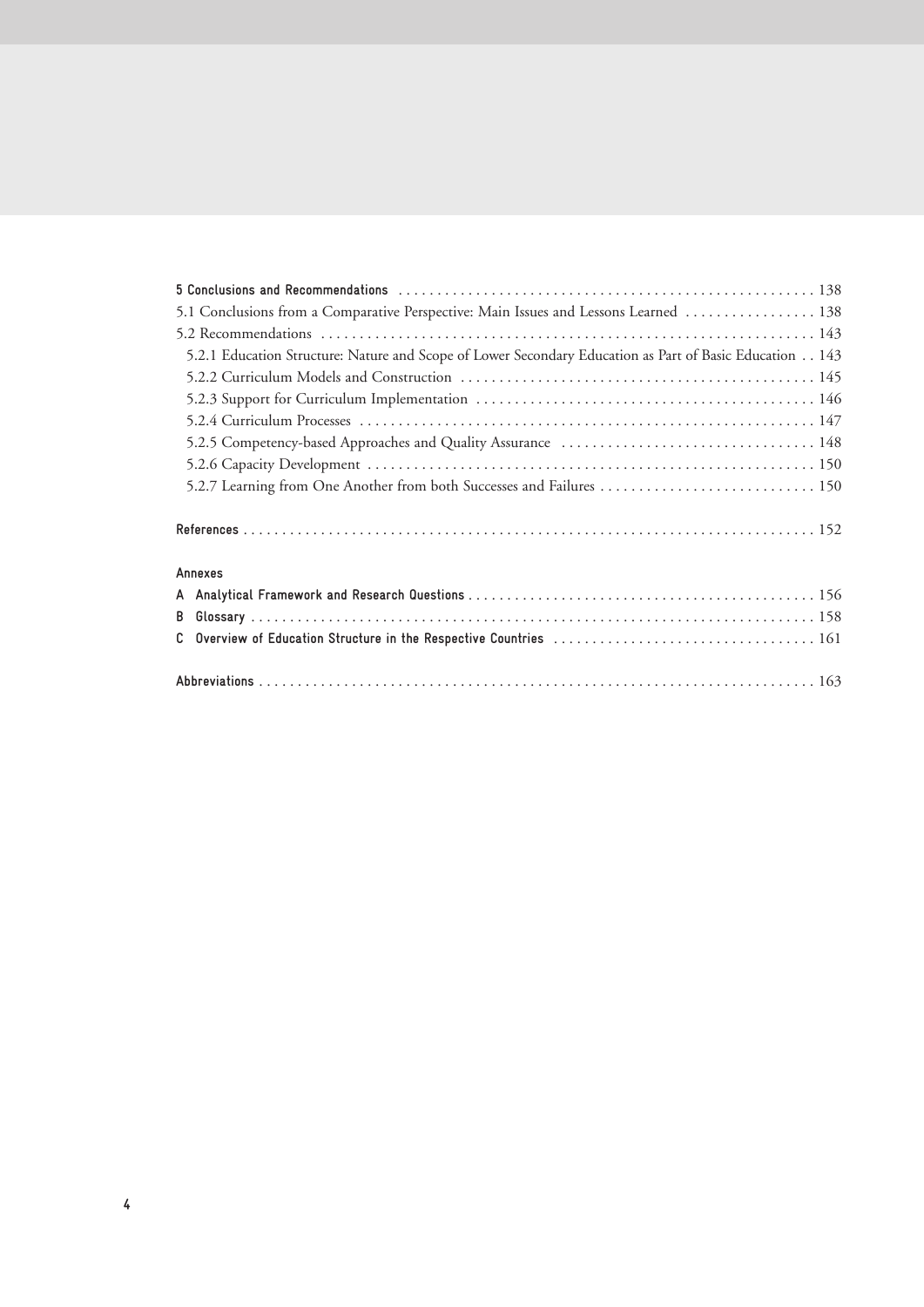**5 Conclusions and Recommendations** ........................................................ 138

5.1 Conclusions from a Comparative Perspective: Main Issues and Lessons Learned ................. 138

5.2 Recommendations ................................................................ 143

5.2.1 Education Structure: Nature and Scope of Lower Secondary Education as Part of Basic Education .. 143

5.2.2 Curriculum Models and Construction ............................................. 145

5.2.3 Support for Curriculum Implementation ........................................... 146

5.2.4 Curriculum Processes ........................................................... 147

5.2.5 Competency-based Approaches and Quality Assurance ................................ 148

5.2.6 Capacity Development .......................................................... 150

5.2.7 Learning from One Another from both Successes and Failures ............................ 150

**References** ........................................................................ 152

**Annexes**

**A Analytical Framework and Research Questions** ............................................ 156

**B Glossary** ........................................................................ 158

**C Overview of Education Structure in the Respective Countries** .................................. 161

**Abbreviations** ...................................................................... 163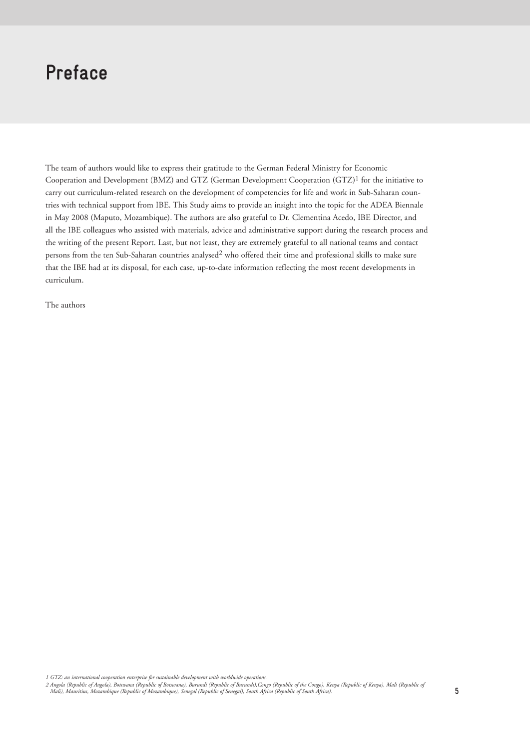# Preface

The team of authors would like to express their gratitude to the German Federal Ministry for Economic Cooperation and Development (BMZ) and GTZ (German Development Cooperation (GTZ)[1] for the initiative to carry out curriculum-related research on the development of competencies for life and work in Sub-Saharan countries with technical support from IBE. This Study aims to provide an insight into the topic for the ADEA Biennale in May 2008 (Maputo, Mozambique). The authors are also grateful to Dr. Clementina Acedo, IBE Director, and all the IBE colleagues who assisted with materials, advice and administrative support during the research process and the writing of the present Report. Last, but not least, they are extremely grateful to all national teams and contact persons from the ten Sub-Saharan countries analysed[2] who offered their time and professional skills to make sure that the IBE had at its disposal, for each case, up-to-date information reflecting the most recent developments in curriculum.

The authors

*1 GTZ: an international cooperation enterprise for sustainable development with worldwide operations.*

*2 Angola (Republic of Angola), Botswana (Republic of Botswana), Burundi (Republic of Burundi),Congo (Republic of the Congo), Kenya (Republic of Kenya), Mali (Republic of Mali), Mauritius, Mozambique (Republic of Mozambique), Senegal (Republic of Senegal), South Africa (Republic of South Africa).*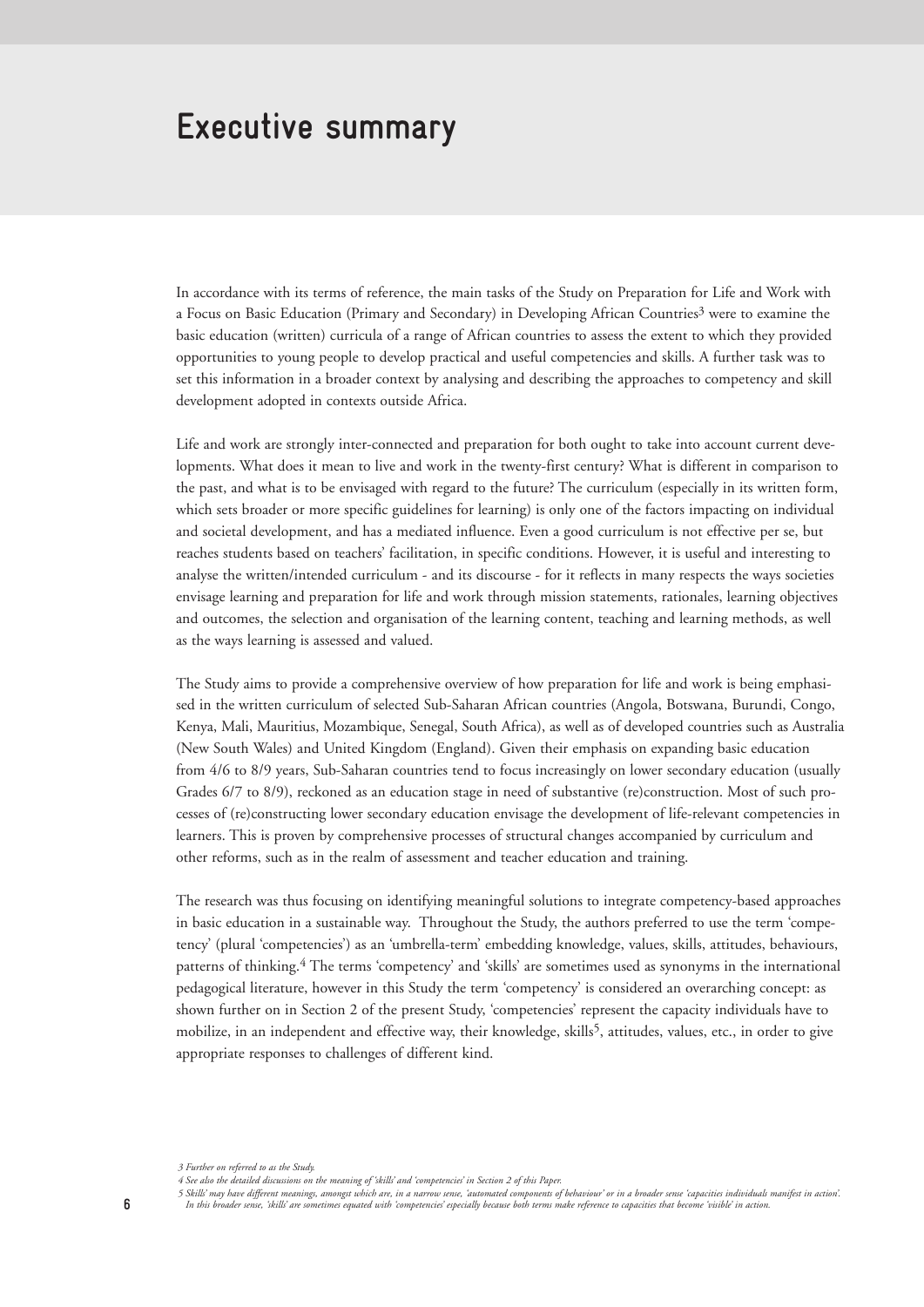# Executive summary

In accordance with its terms of reference, the main tasks of the Study on Preparation for Life and Work with a Focus on Basic Education (Primary and Secondary) in Developing African Countries[3] were to examine the basic education (written) curricula of a range of African countries to assess the extent to which they provided opportunities to young people to develop practical and useful competencies and skills. A further task was to set this information in a broader context by analysing and describing the approaches to competency and skill development adopted in contexts outside Africa.

Life and work are strongly inter-connected and preparation for both ought to take into account current developments. What does it mean to live and work in the twenty-first century? What is different in comparison to the past, and what is to be envisaged with regard to the future? The curriculum (especially in its written form, which sets broader or more specific guidelines for learning) is only one of the factors impacting on individual and societal development, and has a mediated influence. Even a good curriculum is not effective per se, but reaches students based on teachers' facilitation, in specific conditions. However, it is useful and interesting to analyse the written/intended curriculum - and its discourse - for it reflects in many respects the ways societies envisage learning and preparation for life and work through mission statements, rationales, learning objectives and outcomes, the selection and organisation of the learning content, teaching and learning methods, as well as the ways learning is assessed and valued.

The Study aims to provide a comprehensive overview of how preparation for life and work is being emphasised in the written curriculum of selected Sub-Saharan African countries (Angola, Botswana, Burundi, Congo, Kenya, Mali, Mauritius, Mozambique, Senegal, South Africa), as well as of developed countries such as Australia (New South Wales) and United Kingdom (England). Given their emphasis on expanding basic education from 4/6 to 8/9 years, Sub-Saharan countries tend to focus increasingly on lower secondary education (usually Grades 6/7 to 8/9), reckoned as an education stage in need of substantive (re)construction. Most of such processes of (re)constructing lower secondary education envisage the development of life-relevant competencies in learners. This is proven by comprehensive processes of structural changes accompanied by curriculum and other reforms, such as in the realm of assessment and teacher education and training.

The research was thus focusing on identifying meaningful solutions to integrate competency-based approaches in basic education in a sustainable way. Throughout the Study, the authors preferred to use the term 'competency' (plural 'competencies') as an 'umbrella-term' embedding knowledge, values, skills, attitudes, behaviours, patterns of thinking.[4] The terms 'competency' and 'skills' are sometimes used as synonyms in the international pedagogical literature, however in this Study the term 'competency' is considered an overarching concept: as shown further on in Section 2 of the present Study, 'competencies' represent the capacity individuals have to mobilize, in an independent and effective way, their knowledge, skills[5], attitudes, values, etc., in order to give appropriate responses to challenges of different kind.

*3 Further on referred to as the Study.*

*4 See also the detailed discussions on the meaning of 'skills' and 'competencies' in Section 2 of this Paper.*

*5 Skills' may have different meanings, amongst which are, in a narrow sense, 'automated components of behaviour' or in a broader sense 'capacities individuals manifest in action'. In this broader sense, 'skills' are sometimes equated with 'competencies' especially because both terms make reference to capacities that become 'visible' in action.*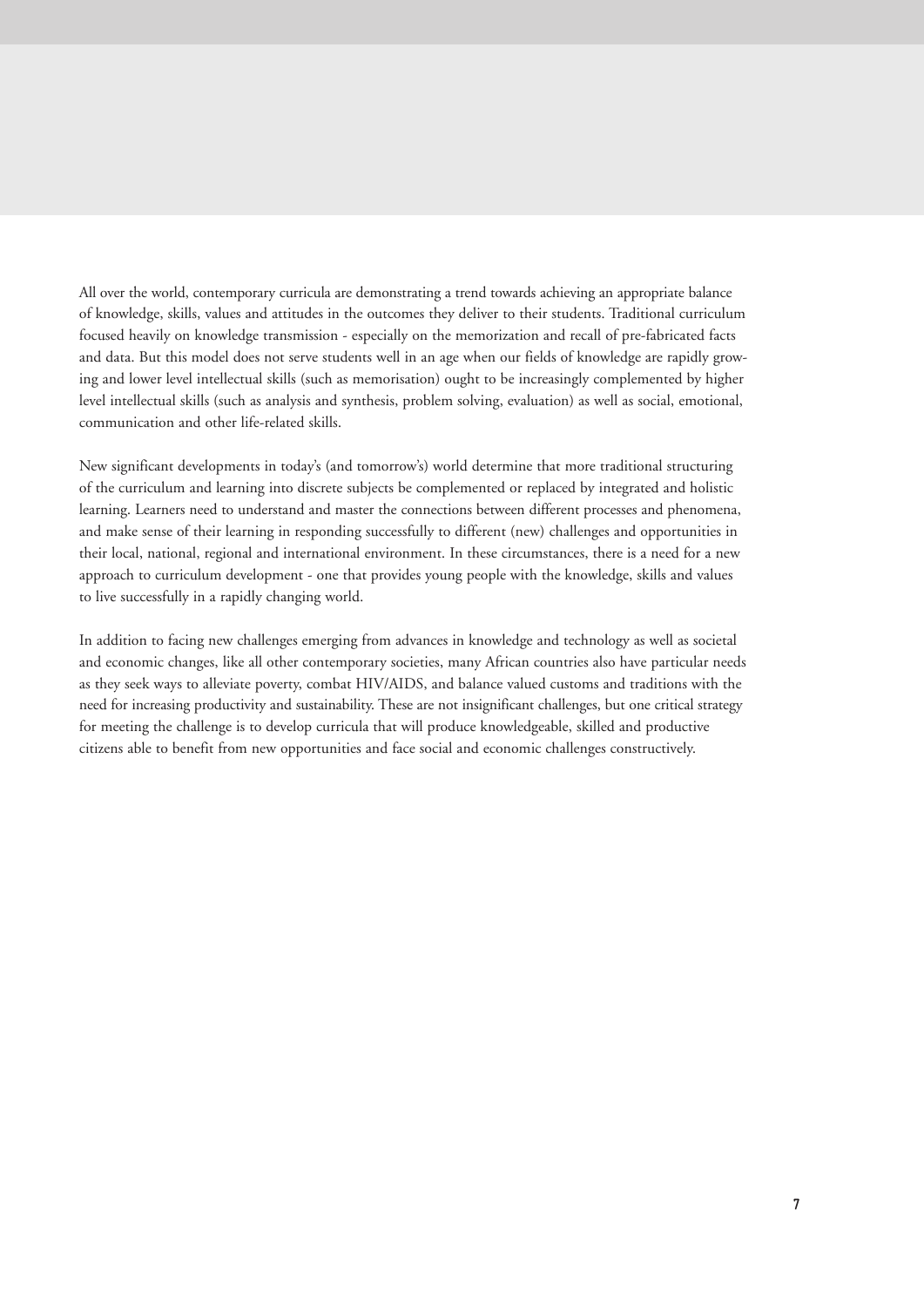All over the world, contemporary curricula are demonstrating a trend towards achieving an appropriate balance of knowledge, skills, values and attitudes in the outcomes they deliver to their students. Traditional curriculum focused heavily on knowledge transmission - especially on the memorization and recall of pre-fabricated facts and data. But this model does not serve students well in an age when our fields of knowledge are rapidly growing and lower level intellectual skills (such as memorisation) ought to be increasingly complemented by higher level intellectual skills (such as analysis and synthesis, problem solving, evaluation) as well as social, emotional, communication and other life-related skills.

New significant developments in today's (and tomorrow's) world determine that more traditional structuring of the curriculum and learning into discrete subjects be complemented or replaced by integrated and holistic learning. Learners need to understand and master the connections between different processes and phenomena, and make sense of their learning in responding successfully to different (new) challenges and opportunities in their local, national, regional and international environment. In these circumstances, there is a need for a new approach to curriculum development - one that provides young people with the knowledge, skills and values to live successfully in a rapidly changing world.

In addition to facing new challenges emerging from advances in knowledge and technology as well as societal and economic changes, like all other contemporary societies, many African countries also have particular needs as they seek ways to alleviate poverty, combat HIV/AIDS, and balance valued customs and traditions with the need for increasing productivity and sustainability. These are not insignificant challenges, but one critical strategy for meeting the challenge is to develop curricula that will produce knowledgeable, skilled and productive citizens able to benefit from new opportunities and face social and economic challenges constructively.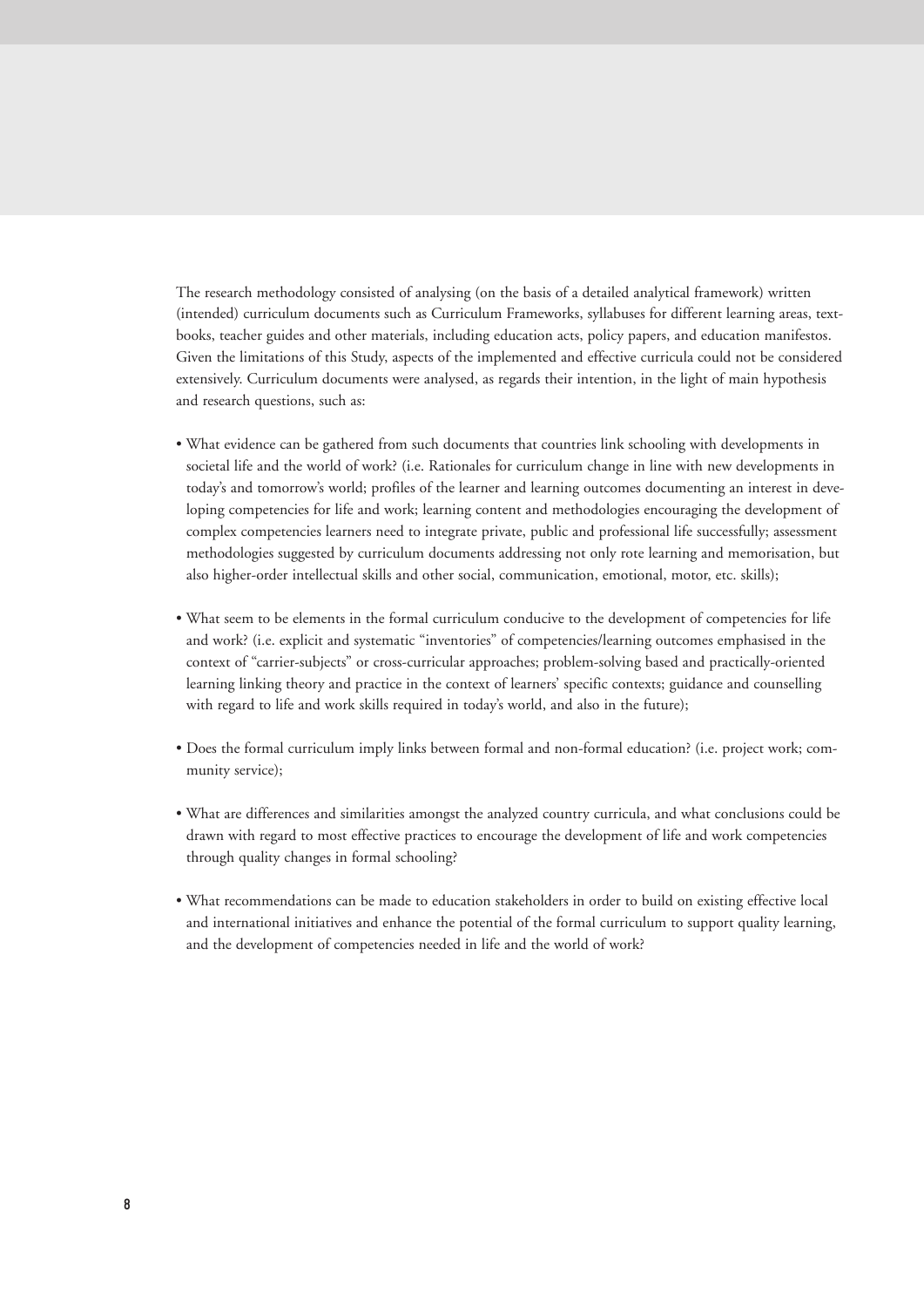The research methodology consisted of analysing (on the basis of a detailed analytical framework) written (intended) curriculum documents such as Curriculum Frameworks, syllabuses for different learning areas, textbooks, teacher guides and other materials, including education acts, policy papers, and education manifestos. Given the limitations of this Study, aspects of the implemented and effective curricula could not be considered extensively. Curriculum documents were analysed, as regards their intention, in the light of main hypothesis and research questions, such as:

- What evidence can be gathered from such documents that countries link schooling with developments in societal life and the world of work? (i.e. Rationales for curriculum change in line with new developments in today's and tomorrow's world; profiles of the learner and learning outcomes documenting an interest in developing competencies for life and work; learning content and methodologies encouraging the development of complex competencies learners need to integrate private, public and professional life successfully; assessment methodologies suggested by curriculum documents addressing not only rote learning and memorisation, but also higher-order intellectual skills and other social, communication, emotional, motor, etc. skills);

- What seem to be elements in the formal curriculum conducive to the development of competencies for life and work? (i.e. explicit and systematic "inventories" of competencies/learning outcomes emphasised in the context of "carrier-subjects" or cross-curricular approaches; problem-solving based and practically-oriented learning linking theory and practice in the context of learners' specific contexts; guidance and counselling with regard to life and work skills required in today's world, and also in the future);

- Does the formal curriculum imply links between formal and non-formal education? (i.e. project work; community service);

- What are differences and similarities amongst the analyzed country curricula, and what conclusions could be drawn with regard to most effective practices to encourage the development of life and work competencies through quality changes in formal schooling?

- What recommendations can be made to education stakeholders in order to build on existing effective local and international initiatives and enhance the potential of the formal curriculum to support quality learning, and the development of competencies needed in life and the world of work?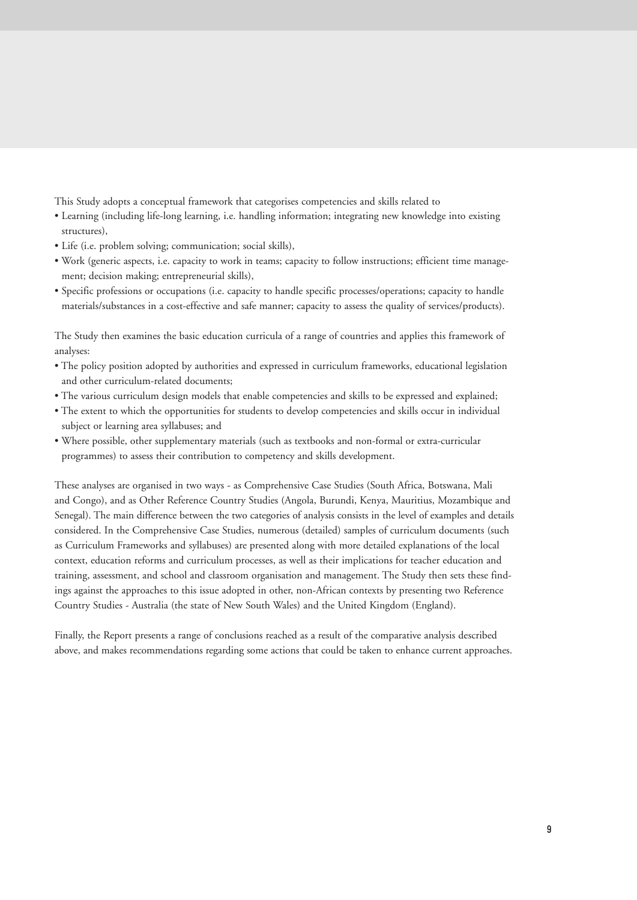This Study adopts a conceptual framework that categorises competencies and skills related to

- Learning (including life-long learning, i.e. handling information; integrating new knowledge into existing structures),
- Life (i.e. problem solving; communication; social skills),
- Work (generic aspects, i.e. capacity to work in teams; capacity to follow instructions; efficient time management; decision making; entrepreneurial skills),
- Specific professions or occupations (i.e. capacity to handle specific processes/operations; capacity to handle materials/substances in a cost-effective and safe manner; capacity to assess the quality of services/products).

The Study then examines the basic education curricula of a range of countries and applies this framework of analyses:

- The policy position adopted by authorities and expressed in curriculum frameworks, educational legislation and other curriculum-related documents;
- The various curriculum design models that enable competencies and skills to be expressed and explained;
- The extent to which the opportunities for students to develop competencies and skills occur in individual subject or learning area syllabuses; and
- Where possible, other supplementary materials (such as textbooks and non-formal or extra-curricular programmes) to assess their contribution to competency and skills development.

These analyses are organised in two ways - as Comprehensive Case Studies (South Africa, Botswana, Mali and Congo), and as Other Reference Country Studies (Angola, Burundi, Kenya, Mauritius, Mozambique and Senegal). The main difference between the two categories of analysis consists in the level of examples and details considered. In the Comprehensive Case Studies, numerous (detailed) samples of curriculum documents (such as Curriculum Frameworks and syllabuses) are presented along with more detailed explanations of the local context, education reforms and curriculum processes, as well as their implications for teacher education and training, assessment, and school and classroom organisation and management. The Study then sets these findings against the approaches to this issue adopted in other, non-African contexts by presenting two Reference Country Studies - Australia (the state of New South Wales) and the United Kingdom (England).

Finally, the Report presents a range of conclusions reached as a result of the comparative analysis described above, and makes recommendations regarding some actions that could be taken to enhance current approaches.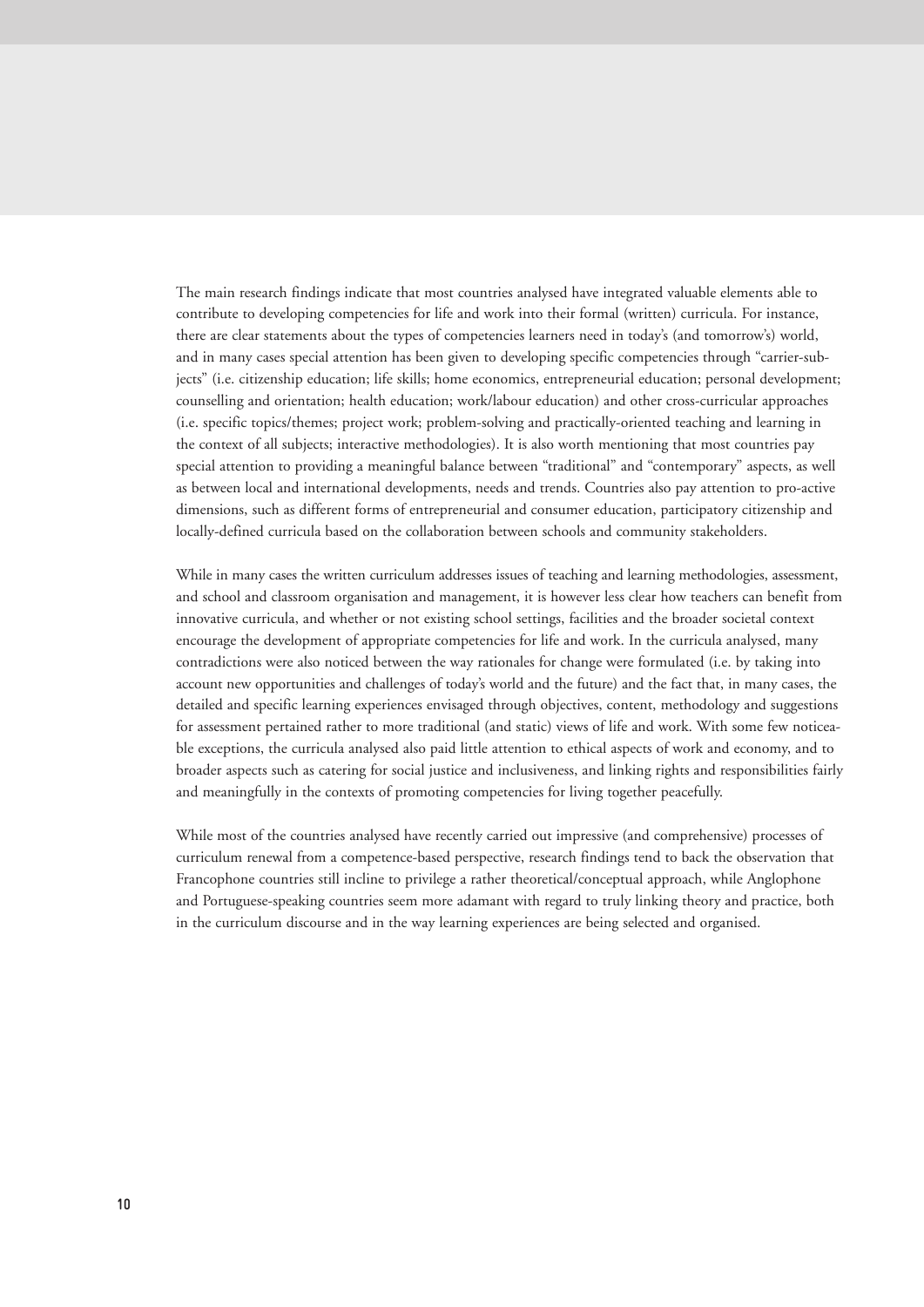The main research findings indicate that most countries analysed have integrated valuable elements able to contribute to developing competencies for life and work into their formal (written) curricula. For instance, there are clear statements about the types of competencies learners need in today's (and tomorrow's) world, and in many cases special attention has been given to developing specific competencies through "carrier-subjects" (i.e. citizenship education; life skills; home economics, entrepreneurial education; personal development; counselling and orientation; health education; work/labour education) and other cross-curricular approaches (i.e. specific topics/themes; project work; problem-solving and practically-oriented teaching and learning in the context of all subjects; interactive methodologies). It is also worth mentioning that most countries pay special attention to providing a meaningful balance between "traditional" and "contemporary" aspects, as well as between local and international developments, needs and trends. Countries also pay attention to pro-active dimensions, such as different forms of entrepreneurial and consumer education, participatory citizenship and locally-defined curricula based on the collaboration between schools and community stakeholders.

While in many cases the written curriculum addresses issues of teaching and learning methodologies, assessment, and school and classroom organisation and management, it is however less clear how teachers can benefit from innovative curricula, and whether or not existing school settings, facilities and the broader societal context encourage the development of appropriate competencies for life and work. In the curricula analysed, many contradictions were also noticed between the way rationales for change were formulated (i.e. by taking into account new opportunities and challenges of today's world and the future) and the fact that, in many cases, the detailed and specific learning experiences envisaged through objectives, content, methodology and suggestions for assessment pertained rather to more traditional (and static) views of life and work. With some few noticeable exceptions, the curricula analysed also paid little attention to ethical aspects of work and economy, and to broader aspects such as catering for social justice and inclusiveness, and linking rights and responsibilities fairly and meaningfully in the contexts of promoting competencies for living together peacefully.

While most of the countries analysed have recently carried out impressive (and comprehensive) processes of curriculum renewal from a competence-based perspective, research findings tend to back the observation that Francophone countries still incline to privilege a rather theoretical/conceptual approach, while Anglophone and Portuguese-speaking countries seem more adamant with regard to truly linking theory and practice, both in the curriculum discourse and in the way learning experiences are being selected and organised.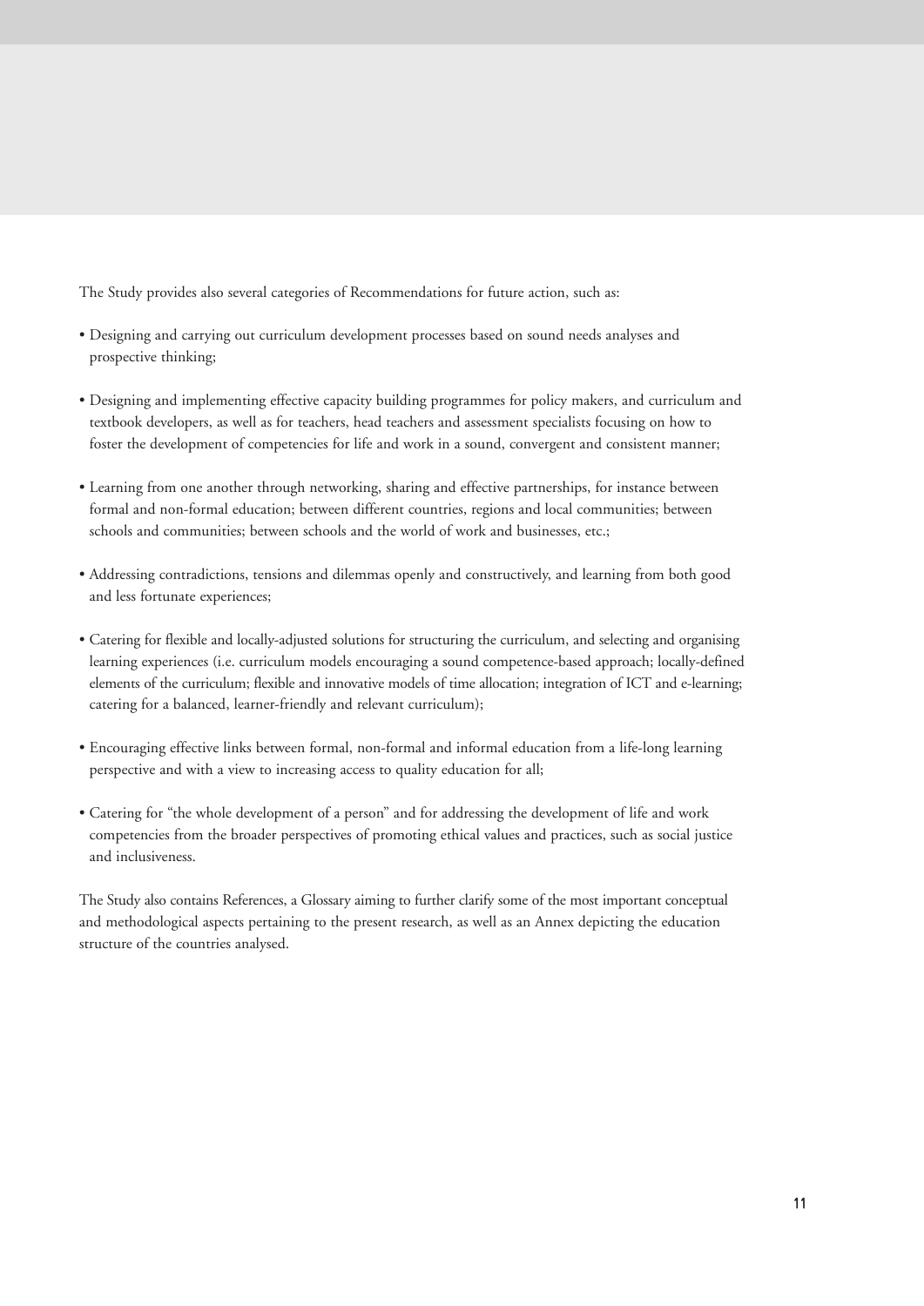The Study provides also several categories of Recommendations for future action, such as:

- Designing and carrying out curriculum development processes based on sound needs analyses and prospective thinking;
- Designing and implementing effective capacity building programmes for policy makers, and curriculum and textbook developers, as well as for teachers, head teachers and assessment specialists focusing on how to foster the development of competencies for life and work in a sound, convergent and consistent manner;
- Learning from one another through networking, sharing and effective partnerships, for instance between formal and non-formal education; between different countries, regions and local communities; between schools and communities; between schools and the world of work and businesses, etc.;
- Addressing contradictions, tensions and dilemmas openly and constructively, and learning from both good and less fortunate experiences;
- Catering for flexible and locally-adjusted solutions for structuring the curriculum, and selecting and organising learning experiences (i.e. curriculum models encouraging a sound competence-based approach; locally-defined elements of the curriculum; flexible and innovative models of time allocation; integration of ICT and e-learning; catering for a balanced, learner-friendly and relevant curriculum);
- Encouraging effective links between formal, non-formal and informal education from a life-long learning perspective and with a view to increasing access to quality education for all;
- Catering for "the whole development of a person" and for addressing the development of life and work competencies from the broader perspectives of promoting ethical values and practices, such as social justice and inclusiveness.

The Study also contains References, a Glossary aiming to further clarify some of the most important conceptual and methodological aspects pertaining to the present research, as well as an Annex depicting the education structure of the countries analysed.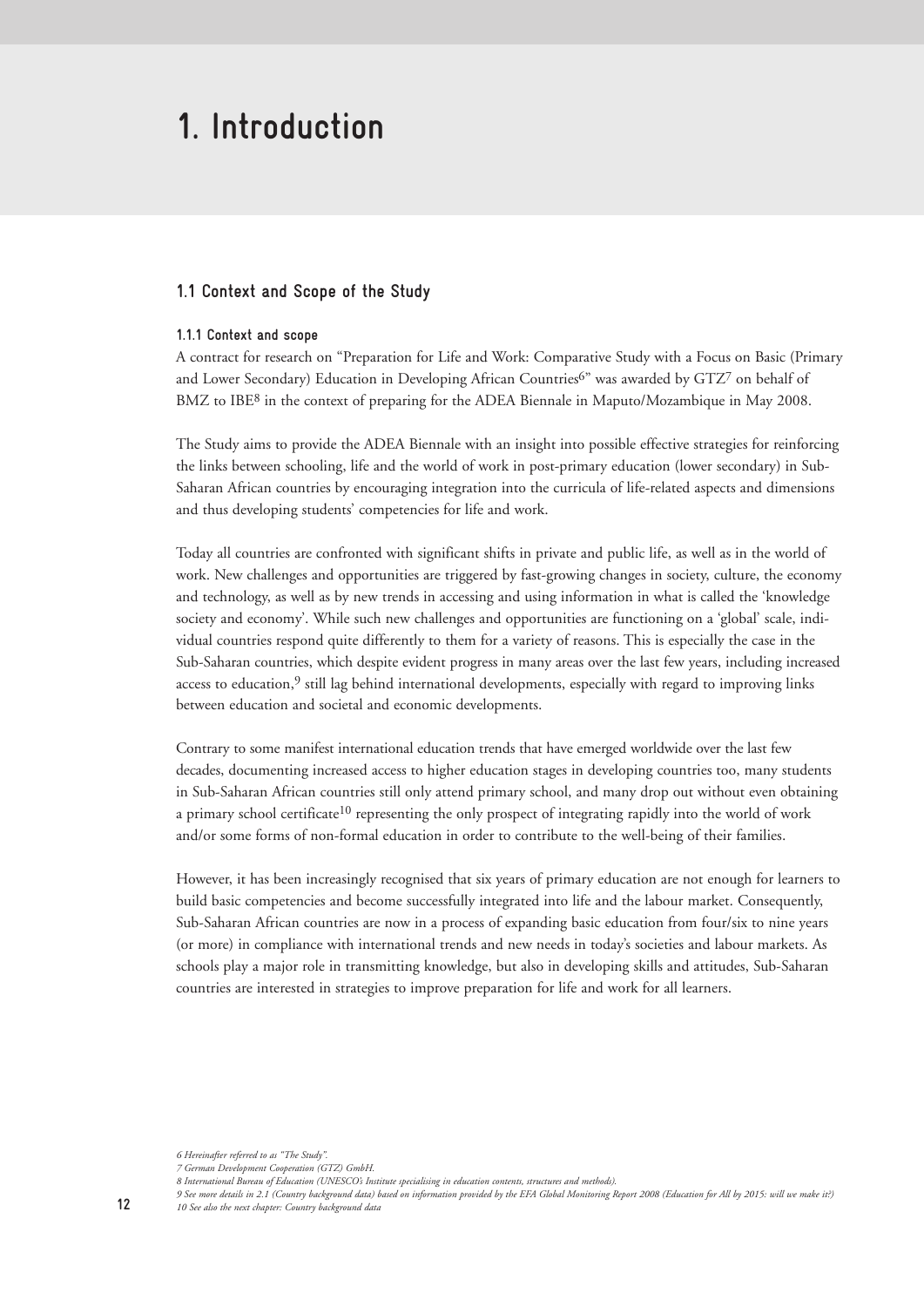# 1. Introduction

## 1.1 Context and Scope of the Study

### 1.1.1 Context and scope

A contract for research on "Preparation for Life and Work: Comparative Study with a Focus on Basic (Primary and Lower Secondary) Education in Developing African Countries[6]" was awarded by GTZ[7] on behalf of BMZ to IBE[8] in the context of preparing for the ADEA Biennale in Maputo/Mozambique in May 2008.

The Study aims to provide the ADEA Biennale with an insight into possible effective strategies for reinforcing the links between schooling, life and the world of work in post-primary education (lower secondary) in Sub-Saharan African countries by encouraging integration into the curricula of life-related aspects and dimensions and thus developing students' competencies for life and work.

Today all countries are confronted with significant shifts in private and public life, as well as in the world of work. New challenges and opportunities are triggered by fast-growing changes in society, culture, the economy and technology, as well as by new trends in accessing and using information in what is called the 'knowledge society and economy'. While such new challenges and opportunities are functioning on a 'global' scale, individual countries respond quite differently to them for a variety of reasons. This is especially the case in the Sub-Saharan countries, which despite evident progress in many areas over the last few years, including increased access to education,[9] still lag behind international developments, especially with regard to improving links between education and societal and economic developments.

Contrary to some manifest international education trends that have emerged worldwide over the last few decades, documenting increased access to higher education stages in developing countries too, many students in Sub-Saharan African countries still only attend primary school, and many drop out without even obtaining a primary school certificate[10] representing the only prospect of integrating rapidly into the world of work and/or some forms of non-formal education in order to contribute to the well-being of their families.

However, it has been increasingly recognised that six years of primary education are not enough for learners to build basic competencies and become successfully integrated into life and the labour market. Consequently, Sub-Saharan African countries are now in a process of expanding basic education from four/six to nine years (or more) in compliance with international trends and new needs in today's societies and labour markets. As schools play a major role in transmitting knowledge, but also in developing skills and attitudes, Sub-Saharan countries are interested in strategies to improve preparation for life and work for all learners.

*6 Hereinafter referred to as "The Study".*
*7 German Development Cooperation (GTZ) GmbH.*
*8 International Bureau of Education (UNESCO's Institute specialising in education contents, structures and methods).*
*9 See more details in 2.1 (Country background data) based on information provided by the EFA Global Monitoring Report 2008 (Education for All by 2015: will we make it?)*
*10 See also the next chapter: Country background data*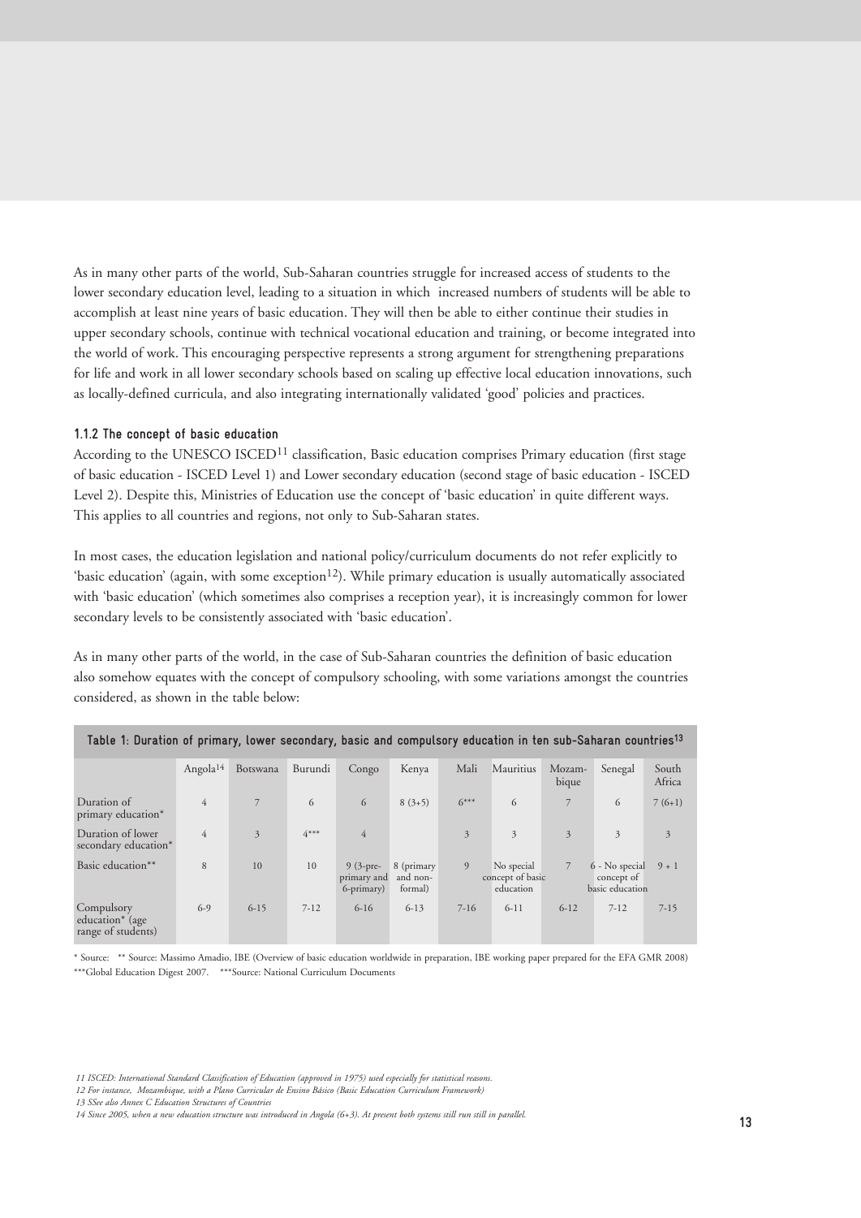As in many other parts of the world, Sub-Saharan countries struggle for increased access of students to the lower secondary education level, leading to a situation in which increased numbers of students will be able to accomplish at least nine years of basic education. They will then be able to either continue their studies in upper secondary schools, continue with technical vocational education and training, or become integrated into the world of work. This encouraging perspective represents a strong argument for strengthening preparations for life and work in all lower secondary schools based on scaling up effective local education innovations, such as locally-defined curricula, and also integrating internationally validated 'good' policies and practices.

### 1.1.2 The concept of basic education

According to the UNESCO ISCED[11] classification, Basic education comprises Primary education (first stage of basic education - ISCED Level 1) and Lower secondary education (second stage of basic education - ISCED Level 2). Despite this, Ministries of Education use the concept of 'basic education' in quite different ways. This applies to all countries and regions, not only to Sub-Saharan states.

In most cases, the education legislation and national policy/curriculum documents do not refer explicitly to 'basic education' (again, with some exception[12]). While primary education is usually automatically associated with 'basic education' (which sometimes also comprises a reception year), it is increasingly common for lower secondary levels to be consistently associated with 'basic education'.

As in many other parts of the world, in the case of Sub-Saharan countries the definition of basic education also somehow equates with the concept of compulsory schooling, with some variations amongst the countries considered, as shown in the table below:

**Table 1: Duration of primary, lower secondary, basic and compulsory education in ten sub-Saharan countries[13]**

| | Angola[14] | Botswana | Burundi | Congo | Kenya | Mali | Mauritius | Mozambique | Senegal | South Africa |
|---|---|---|---|---|---|---|---|---|---|---|
| Duration of primary education* | 4 | 7 | 6 | 6 | 8 (3+5) | 6*** | 6 | 7 | 6 | 7 (6+1) |
| Duration of lower secondary education* | 4 | 3 | 4*** | 4 | | 3 | 3 | 3 | 3 | 3 |
| Basic education** | 8 | 10 | 10 | 9 (3-pre-primary and 6-primary) | 8 (primary and non-formal) | 9 | No special concept of basic education | 7 | 6 - No special concept of basic education | 9 + 1 |
| Compulsory education* (age range of students) | 6-9 | 6-15 | 7-12 | 6-16 | 6-13 | 7-16 | 6-11 | 6-12 | 7-12 | 7-15 |

\* Source: \*\* Source: Massimo Amadio, IBE (Overview of basic education worldwide in preparation, IBE working paper prepared for the EFA GMR 2008)
\*\*\*Global Education Digest 2007. \*\*\*Source: National Curriculum Documents

*11 ISCED: International Standard Classification of Education (approved in 1975) used especially for statistical reasons.*

*12 For instance, Mozambique, with a Plano Curricular de Ensino Básico (Basic Education Curriculum Framework)*

*13 SSee also Annex C Education Structures of Countries*

*14 Since 2005, when a new education structure was introduced in Angola (6+3). At present both systems still run still in parallel.*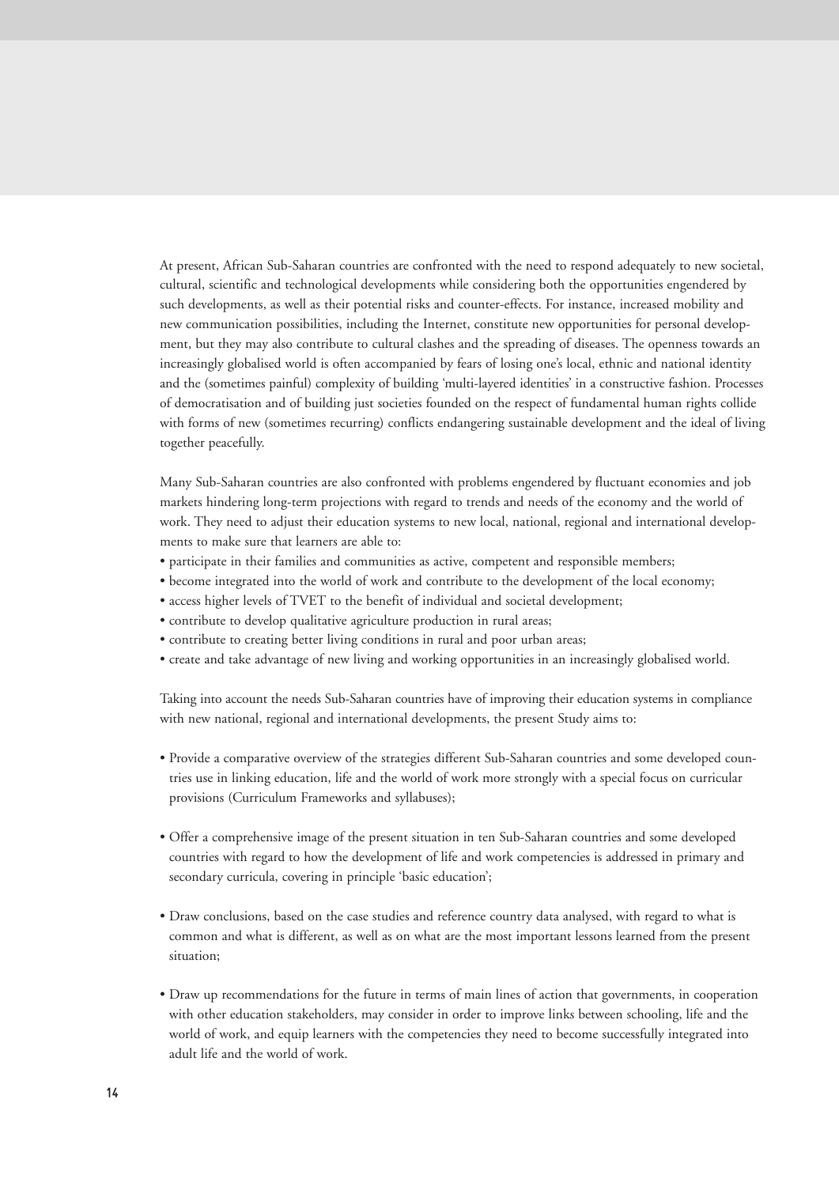At present, African Sub-Saharan countries are confronted with the need to respond adequately to new societal, cultural, scientific and technological developments while considering both the opportunities engendered by such developments, as well as their potential risks and counter-effects. For instance, increased mobility and new communication possibilities, including the Internet, constitute new opportunities for personal development, but they may also contribute to cultural clashes and the spreading of diseases. The openness towards an increasingly globalised world is often accompanied by fears of losing one's local, ethnic and national identity and the (sometimes painful) complexity of building 'multi-layered identities' in a constructive fashion. Processes of democratisation and of building just societies founded on the respect of fundamental human rights collide with forms of new (sometimes recurring) conflicts endangering sustainable development and the ideal of living together peacefully.

Many Sub-Saharan countries are also confronted with problems engendered by fluctuant economies and job markets hindering long-term projections with regard to trends and needs of the economy and the world of work. They need to adjust their education systems to new local, national, regional and international developments to make sure that learners are able to:

- participate in their families and communities as active, competent and responsible members;
- become integrated into the world of work and contribute to the development of the local economy;
- access higher levels of TVET to the benefit of individual and societal development;
- contribute to develop qualitative agriculture production in rural areas;
- contribute to creating better living conditions in rural and poor urban areas;
- create and take advantage of new living and working opportunities in an increasingly globalised world.

Taking into account the needs Sub-Saharan countries have of improving their education systems in compliance with new national, regional and international developments, the present Study aims to:

- Provide a comparative overview of the strategies different Sub-Saharan countries and some developed countries use in linking education, life and the world of work more strongly with a special focus on curricular provisions (Curriculum Frameworks and syllabuses);

- Offer a comprehensive image of the present situation in ten Sub-Saharan countries and some developed countries with regard to how the development of life and work competencies is addressed in primary and secondary curricula, covering in principle 'basic education';

- Draw conclusions, based on the case studies and reference country data analysed, with regard to what is common and what is different, as well as on what are the most important lessons learned from the present situation;

- Draw up recommendations for the future in terms of main lines of action that governments, in cooperation with other education stakeholders, may consider in order to improve links between schooling, life and the world of work, and equip learners with the competencies they need to become successfully integrated into adult life and the world of work.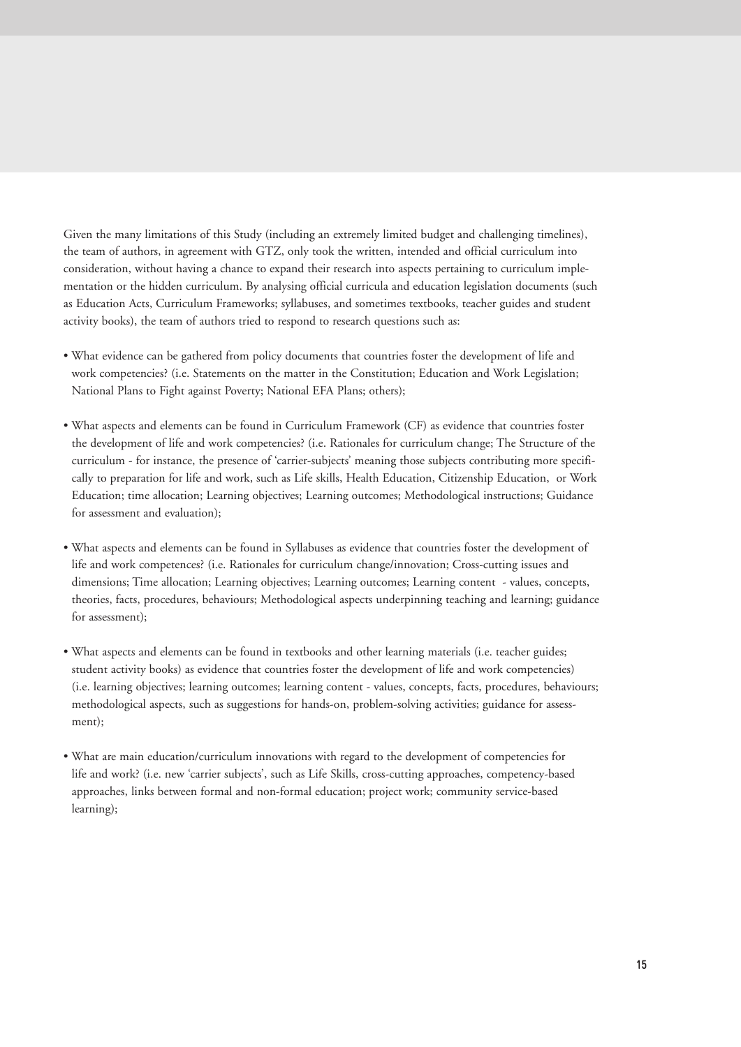Given the many limitations of this Study (including an extremely limited budget and challenging timelines), the team of authors, in agreement with GTZ, only took the written, intended and official curriculum into consideration, without having a chance to expand their research into aspects pertaining to curriculum implementation or the hidden curriculum. By analysing official curricula and education legislation documents (such as Education Acts, Curriculum Frameworks; syllabuses, and sometimes textbooks, teacher guides and student activity books), the team of authors tried to respond to research questions such as:

- What evidence can be gathered from policy documents that countries foster the development of life and work competencies? (i.e. Statements on the matter in the Constitution; Education and Work Legislation; National Plans to Fight against Poverty; National EFA Plans; others);

- What aspects and elements can be found in Curriculum Framework (CF) as evidence that countries foster the development of life and work competencies? (i.e. Rationales for curriculum change; The Structure of the curriculum - for instance, the presence of 'carrier-subjects' meaning those subjects contributing more specifically to preparation for life and work, such as Life skills, Health Education, Citizenship Education, or Work Education; time allocation; Learning objectives; Learning outcomes; Methodological instructions; Guidance for assessment and evaluation);

- What aspects and elements can be found in Syllabuses as evidence that countries foster the development of life and work competences? (i.e. Rationales for curriculum change/innovation; Cross-cutting issues and dimensions; Time allocation; Learning objectives; Learning outcomes; Learning content - values, concepts, theories, facts, procedures, behaviours; Methodological aspects underpinning teaching and learning; guidance for assessment);

- What aspects and elements can be found in textbooks and other learning materials (i.e. teacher guides; student activity books) as evidence that countries foster the development of life and work competencies) (i.e. learning objectives; learning outcomes; learning content - values, concepts, facts, procedures, behaviours; methodological aspects, such as suggestions for hands-on, problem-solving activities; guidance for assessment);

- What are main education/curriculum innovations with regard to the development of competencies for life and work? (i.e. new 'carrier subjects', such as Life Skills, cross-cutting approaches, competency-based approaches, links between formal and non-formal education; project work; community service-based learning);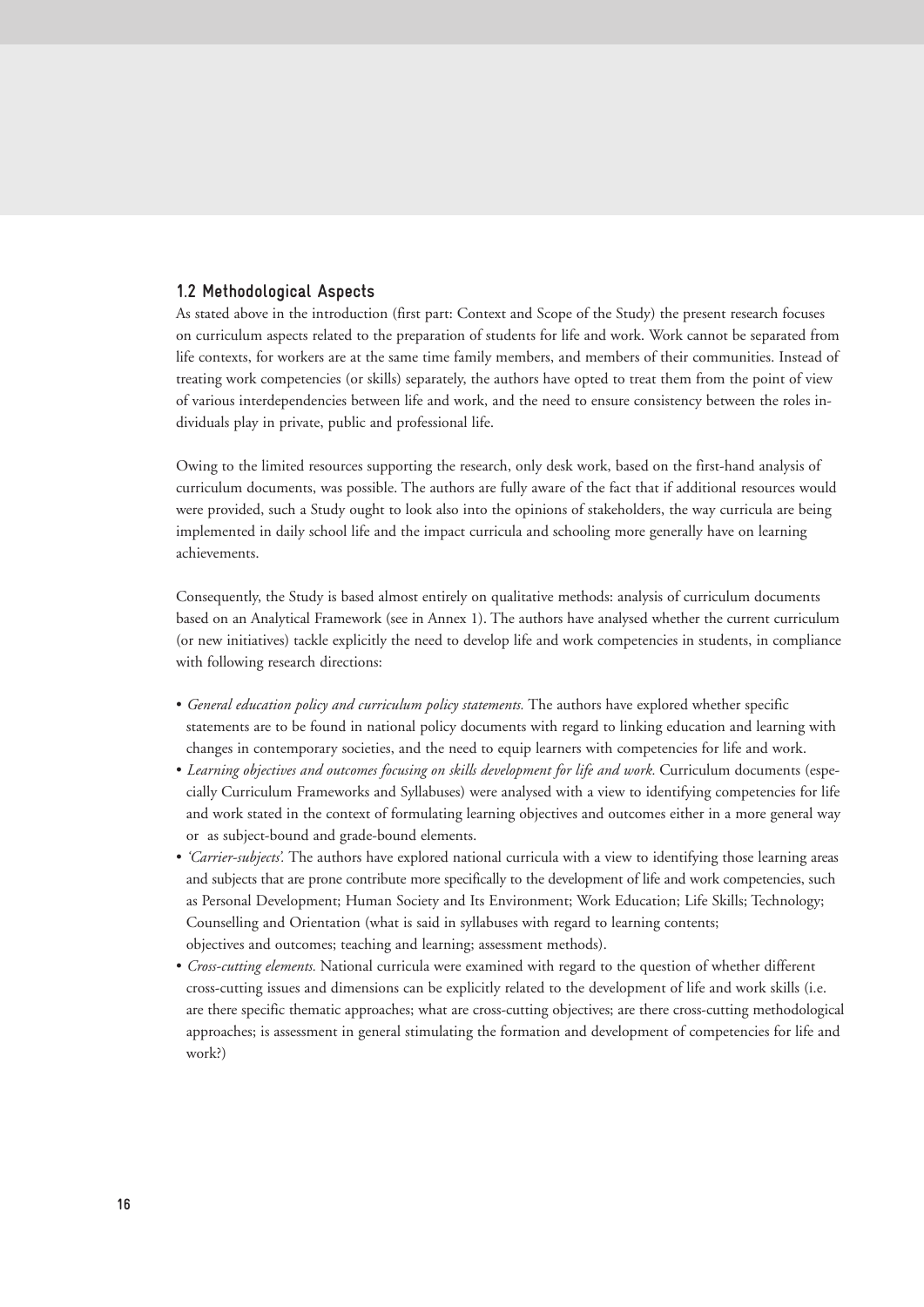## 1.2 Methodological Aspects

As stated above in the introduction (first part: Context and Scope of the Study) the present research focuses on curriculum aspects related to the preparation of students for life and work. Work cannot be separated from life contexts, for workers are at the same time family members, and members of their communities. Instead of treating work competencies (or skills) separately, the authors have opted to treat them from the point of view of various interdependencies between life and work, and the need to ensure consistency between the roles individuals play in private, public and professional life.

Owing to the limited resources supporting the research, only desk work, based on the first-hand analysis of curriculum documents, was possible. The authors are fully aware of the fact that if additional resources would were provided, such a Study ought to look also into the opinions of stakeholders, the way curricula are being implemented in daily school life and the impact curricula and schooling more generally have on learning achievements.

Consequently, the Study is based almost entirely on qualitative methods: analysis of curriculum documents based on an Analytical Framework (see in Annex 1). The authors have analysed whether the current curriculum (or new initiatives) tackle explicitly the need to develop life and work competencies in students, in compliance with following research directions:

- *General education policy and curriculum policy statements.* The authors have explored whether specific statements are to be found in national policy documents with regard to linking education and learning with changes in contemporary societies, and the need to equip learners with competencies for life and work.
- *Learning objectives and outcomes focusing on skills development for life and work.* Curriculum documents (especially Curriculum Frameworks and Syllabuses) were analysed with a view to identifying competencies for life and work stated in the context of formulating learning objectives and outcomes either in a more general way or as subject-bound and grade-bound elements.
- *'Carrier-subjects'.* The authors have explored national curricula with a view to identifying those learning areas and subjects that are prone contribute more specifically to the development of life and work competencies, such as Personal Development; Human Society and Its Environment; Work Education; Life Skills; Technology; Counselling and Orientation (what is said in syllabuses with regard to learning contents; objectives and outcomes; teaching and learning; assessment methods).
- *Cross-cutting elements.* National curricula were examined with regard to the question of whether different cross-cutting issues and dimensions can be explicitly related to the development of life and work skills (i.e. are there specific thematic approaches; what are cross-cutting objectives; are there cross-cutting methodological approaches; is assessment in general stimulating the formation and development of competencies for life and work?)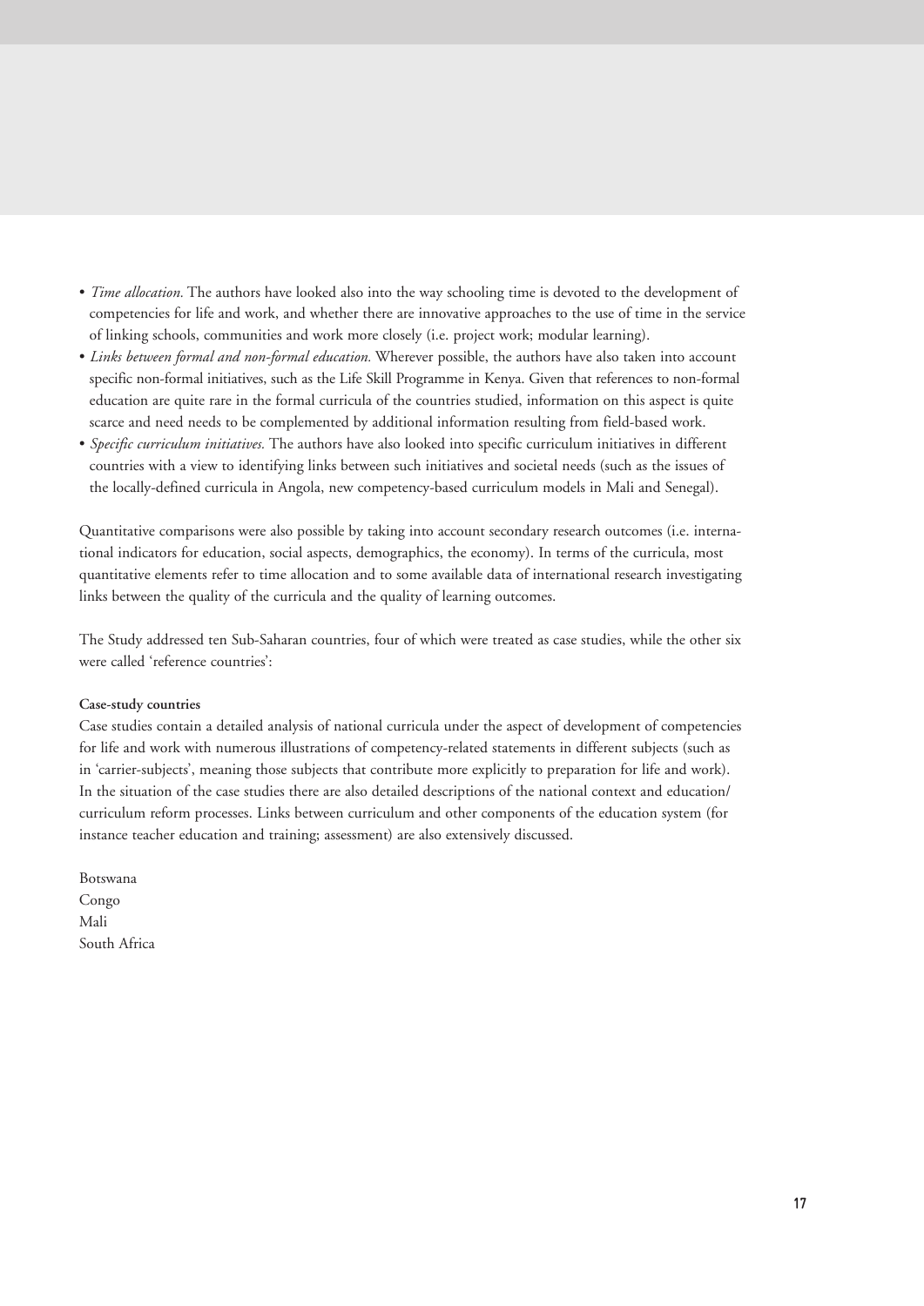- *Time allocation.* The authors have looked also into the way schooling time is devoted to the development of competencies for life and work, and whether there are innovative approaches to the use of time in the service of linking schools, communities and work more closely (i.e. project work; modular learning).
- *Links between formal and non-formal education.* Wherever possible, the authors have also taken into account specific non-formal initiatives, such as the Life Skill Programme in Kenya. Given that references to non-formal education are quite rare in the formal curricula of the countries studied, information on this aspect is quite scarce and need needs to be complemented by additional information resulting from field-based work.
- *Specific curriculum initiatives.* The authors have also looked into specific curriculum initiatives in different countries with a view to identifying links between such initiatives and societal needs (such as the issues of the locally-defined curricula in Angola, new competency-based curriculum models in Mali and Senegal).

Quantitative comparisons were also possible by taking into account secondary research outcomes (i.e. international indicators for education, social aspects, demographics, the economy). In terms of the curricula, most quantitative elements refer to time allocation and to some available data of international research investigating links between the quality of the curricula and the quality of learning outcomes.

The Study addressed ten Sub-Saharan countries, four of which were treated as case studies, while the other six were called 'reference countries':

**Case-study countries**

Case studies contain a detailed analysis of national curricula under the aspect of development of competencies for life and work with numerous illustrations of competency-related statements in different subjects (such as in 'carrier-subjects', meaning those subjects that contribute more explicitly to preparation for life and work). In the situation of the case studies there are also detailed descriptions of the national context and education/curriculum reform processes. Links between curriculum and other components of the education system (for instance teacher education and training; assessment) are also extensively discussed.

Botswana
Congo
Mali
South Africa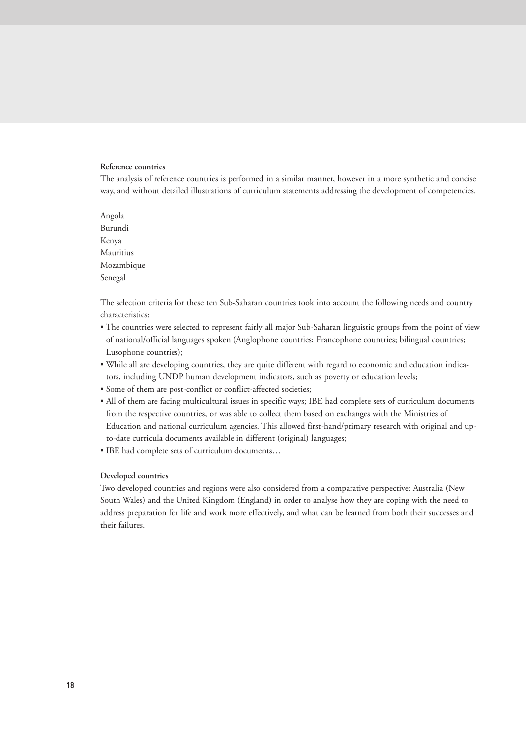**Reference countries**

The analysis of reference countries is performed in a similar manner, however in a more synthetic and concise way, and without detailed illustrations of curriculum statements addressing the development of competencies.

Angola
Burundi
Kenya
Mauritius
Mozambique
Senegal

The selection criteria for these ten Sub-Saharan countries took into account the following needs and country characteristics:

- The countries were selected to represent fairly all major Sub-Saharan linguistic groups from the point of view of national/official languages spoken (Anglophone countries; Francophone countries; bilingual countries; Lusophone countries);
- While all are developing countries, they are quite different with regard to economic and education indicators, including UNDP human development indicators, such as poverty or education levels;
- Some of them are post-conflict or conflict-affected societies;
- All of them are facing multicultural issues in specific ways; IBE had complete sets of curriculum documents from the respective countries, or was able to collect them based on exchanges with the Ministries of Education and national curriculum agencies. This allowed first-hand/primary research with original and up-to-date curricula documents available in different (original) languages;
- IBE had complete sets of curriculum documents…

**Developed countries**

Two developed countries and regions were also considered from a comparative perspective: Australia (New South Wales) and the United Kingdom (England) in order to analyse how they are coping with the need to address preparation for life and work more effectively, and what can be learned from both their successes and their failures.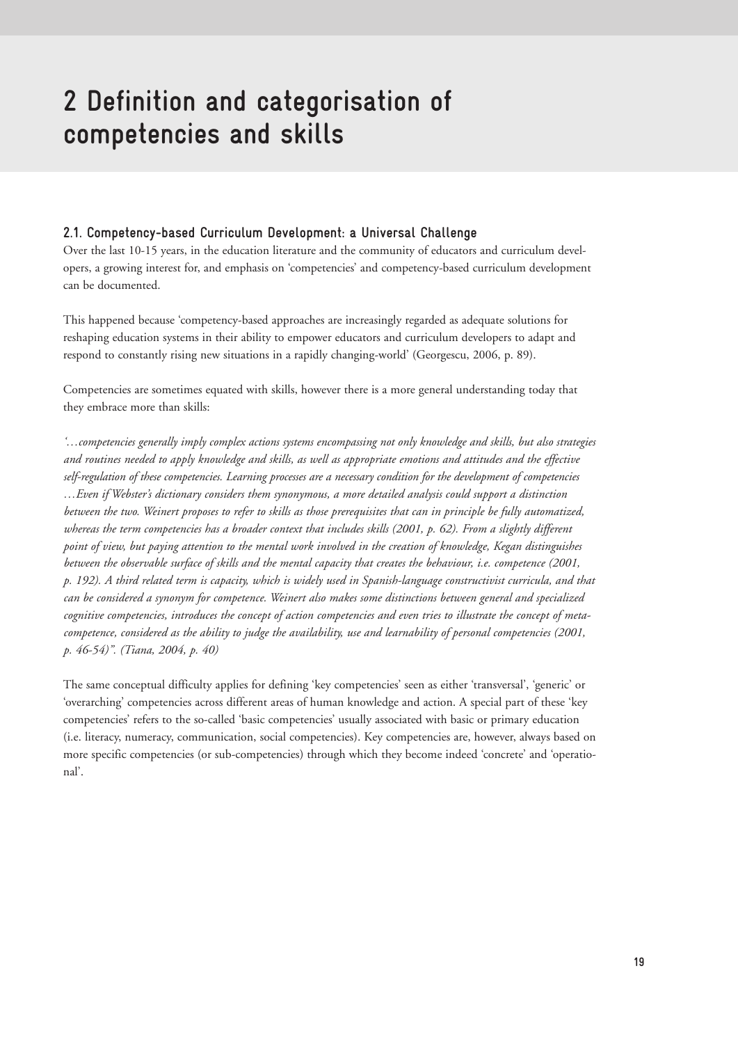# 2 Definition and categorisation of competencies and skills

## 2.1. Competency-based Curriculum Development: a Universal Challenge

Over the last 10-15 years, in the education literature and the community of educators and curriculum developers, a growing interest for, and emphasis on 'competencies' and competency-based curriculum development can be documented.

This happened because 'competency-based approaches are increasingly regarded as adequate solutions for reshaping education systems in their ability to empower educators and curriculum developers to adapt and respond to constantly rising new situations in a rapidly changing-world' (Georgescu, 2006, p. 89).

Competencies are sometimes equated with skills, however there is a more general understanding today that they embrace more than skills:

*'…competencies generally imply complex actions systems encompassing not only knowledge and skills, but also strategies and routines needed to apply knowledge and skills, as well as appropriate emotions and attitudes and the effective self-regulation of these competencies. Learning processes are a necessary condition for the development of competencies …Even if Webster's dictionary considers them synonymous, a more detailed analysis could support a distinction between the two. Weinert proposes to refer to skills as those prerequisites that can in principle be fully automatized, whereas the term competencies has a broader context that includes skills (2001, p. 62). From a slightly different point of view, but paying attention to the mental work involved in the creation of knowledge, Kegan distinguishes between the observable surface of skills and the mental capacity that creates the behaviour, i.e. competence (2001, p. 192). A third related term is capacity, which is widely used in Spanish-language constructivist curricula, and that can be considered a synonym for competence. Weinert also makes some distinctions between general and specialized cognitive competencies, introduces the concept of action competencies and even tries to illustrate the concept of meta-competence, considered as the ability to judge the availability, use and learnability of personal competencies (2001, p. 46-54)". (Tiana, 2004, p. 40)*

The same conceptual difficulty applies for defining 'key competencies' seen as either 'transversal', 'generic' or 'overarching' competencies across different areas of human knowledge and action. A special part of these 'key competencies' refers to the so-called 'basic competencies' usually associated with basic or primary education (i.e. literacy, numeracy, communication, social competencies). Key competencies are, however, always based on more specific competencies (or sub-competencies) through which they become indeed 'concrete' and 'operational'.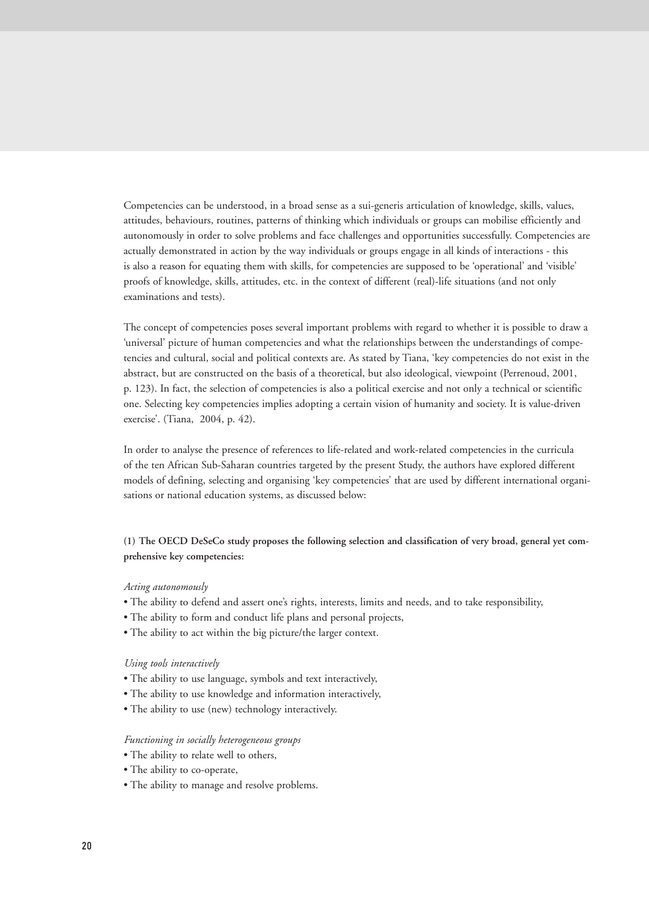Competencies can be understood, in a broad sense as a sui-generis articulation of knowledge, skills, values, attitudes, behaviours, routines, patterns of thinking which individuals or groups can mobilise efficiently and autonomously in order to solve problems and face challenges and opportunities successfully. Competencies are actually demonstrated in action by the way individuals or groups engage in all kinds of interactions - this is also a reason for equating them with skills, for competencies are supposed to be 'operational' and 'visible' proofs of knowledge, skills, attitudes, etc. in the context of different (real)-life situations (and not only examinations and tests).

The concept of competencies poses several important problems with regard to whether it is possible to draw a 'universal' picture of human competencies and what the relationships between the understandings of competencies and cultural, social and political contexts are. As stated by Tiana, 'key competencies do not exist in the abstract, but are constructed on the basis of a theoretical, but also ideological, viewpoint (Perrenoud, 2001, p. 123). In fact, the selection of competencies is also a political exercise and not only a technical or scientific one. Selecting key competencies implies adopting a certain vision of humanity and society. It is value-driven exercise'. (Tiana, 2004, p. 42).

In order to analyse the presence of references to life-related and work-related competencies in the curricula of the ten African Sub-Saharan countries targeted by the present Study, the authors have explored different models of defining, selecting and organising 'key competencies' that are used by different international organisations or national education systems, as discussed below:

**(1) The OECD DeSeCo study proposes the following selection and classification of very broad, general yet comprehensive key competencies:**

*Acting autonomously*

- The ability to defend and assert one's rights, interests, limits and needs, and to take responsibility,
- The ability to form and conduct life plans and personal projects,
- The ability to act within the big picture/the larger context.

*Using tools interactively*

- The ability to use language, symbols and text interactively,
- The ability to use knowledge and information interactively,
- The ability to use (new) technology interactively.

*Functioning in socially heterogeneous groups*

- The ability to relate well to others,
- The ability to co-operate,
- The ability to manage and resolve problems.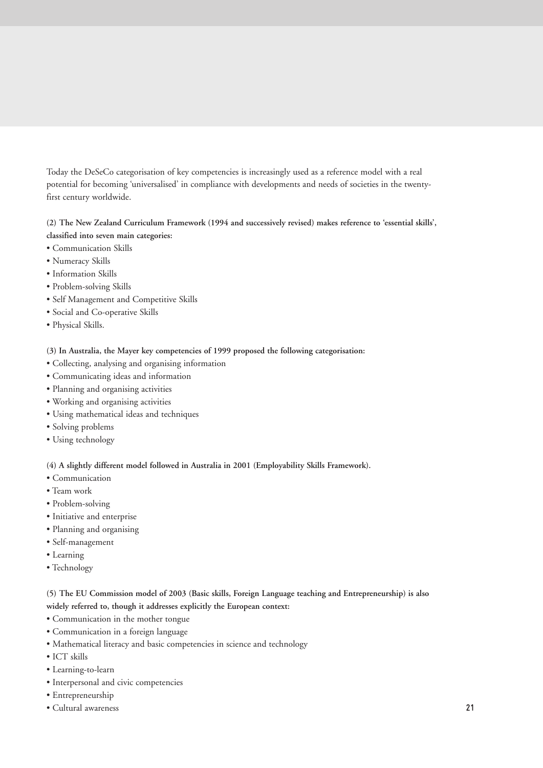Today the DeSeCo categorisation of key competencies is increasingly used as a reference model with a real potential for becoming 'universalised' in compliance with developments and needs of societies in the twenty-first century worldwide.

**(2) The New Zealand Curriculum Framework (1994 and successively revised) makes reference to 'essential skills', classified into seven main categories:**

- Communication Skills
- Numeracy Skills
- Information Skills
- Problem-solving Skills
- Self Management and Competitive Skills
- Social and Co-operative Skills
- Physical Skills.

**(3) In Australia, the Mayer key competencies of 1999 proposed the following categorisation:**

- Collecting, analysing and organising information
- Communicating ideas and information
- Planning and organising activities
- Working and organising activities
- Using mathematical ideas and techniques
- Solving problems
- Using technology

**(4) A slightly different model followed in Australia in 2001 (Employability Skills Framework).**

- Communication
- Team work
- Problem-solving
- Initiative and enterprise
- Planning and organising
- Self-management
- Learning
- Technology

**(5) The EU Commission model of 2003 (Basic skills, Foreign Language teaching and Entrepreneurship) is also widely referred to, though it addresses explicitly the European context:**

- Communication in the mother tongue
- Communication in a foreign language
- Mathematical literacy and basic competencies in science and technology
- ICT skills
- Learning-to-learn
- Interpersonal and civic competencies
- Entrepreneurship
- Cultural awareness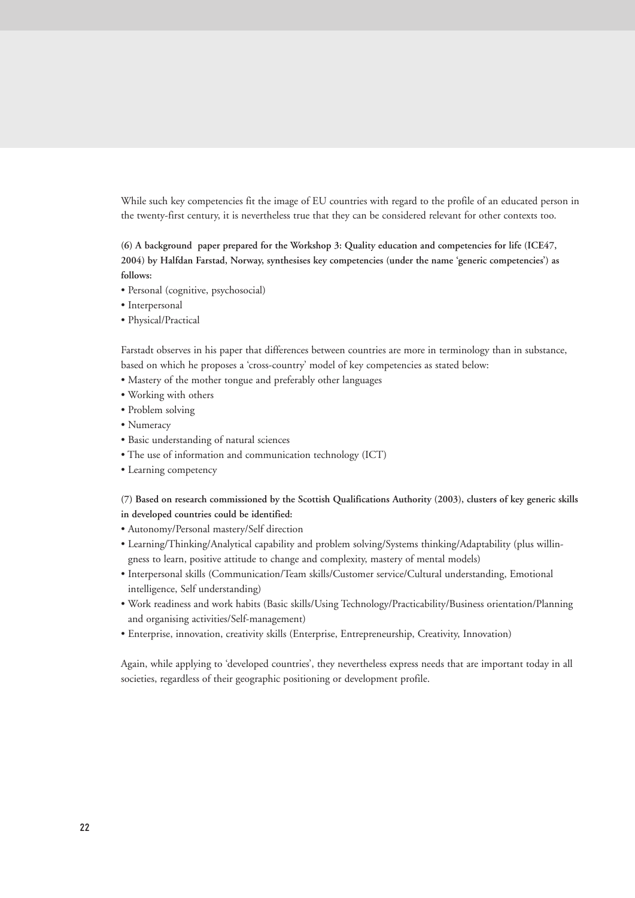While such key competencies fit the image of EU countries with regard to the profile of an educated person in the twenty-first century, it is nevertheless true that they can be considered relevant for other contexts too.

**(6) A background paper prepared for the Workshop 3: Quality education and competencies for life (ICE47, 2004) by Halfdan Farstad, Norway, synthesises key competencies (under the name 'generic competencies') as follows:**

- Personal (cognitive, psychosocial)
- Interpersonal
- Physical/Practical

Farstadt observes in his paper that differences between countries are more in terminology than in substance, based on which he proposes a 'cross-country' model of key competencies as stated below:

- Mastery of the mother tongue and preferably other languages
- Working with others
- Problem solving
- Numeracy
- Basic understanding of natural sciences
- The use of information and communication technology (ICT)
- Learning competency

**(7) Based on research commissioned by the Scottish Qualifications Authority (2003), clusters of key generic skills in developed countries could be identified:**

- Autonomy/Personal mastery/Self direction
- Learning/Thinking/Analytical capability and problem solving/Systems thinking/Adaptability (plus willingness to learn, positive attitude to change and complexity, mastery of mental models)
- Interpersonal skills (Communication/Team skills/Customer service/Cultural understanding, Emotional intelligence, Self understanding)
- Work readiness and work habits (Basic skills/Using Technology/Practicability/Business orientation/Planning and organising activities/Self-management)
- Enterprise, innovation, creativity skills (Enterprise, Entrepreneurship, Creativity, Innovation)

Again, while applying to 'developed countries', they nevertheless express needs that are important today in all societies, regardless of their geographic positioning or development profile.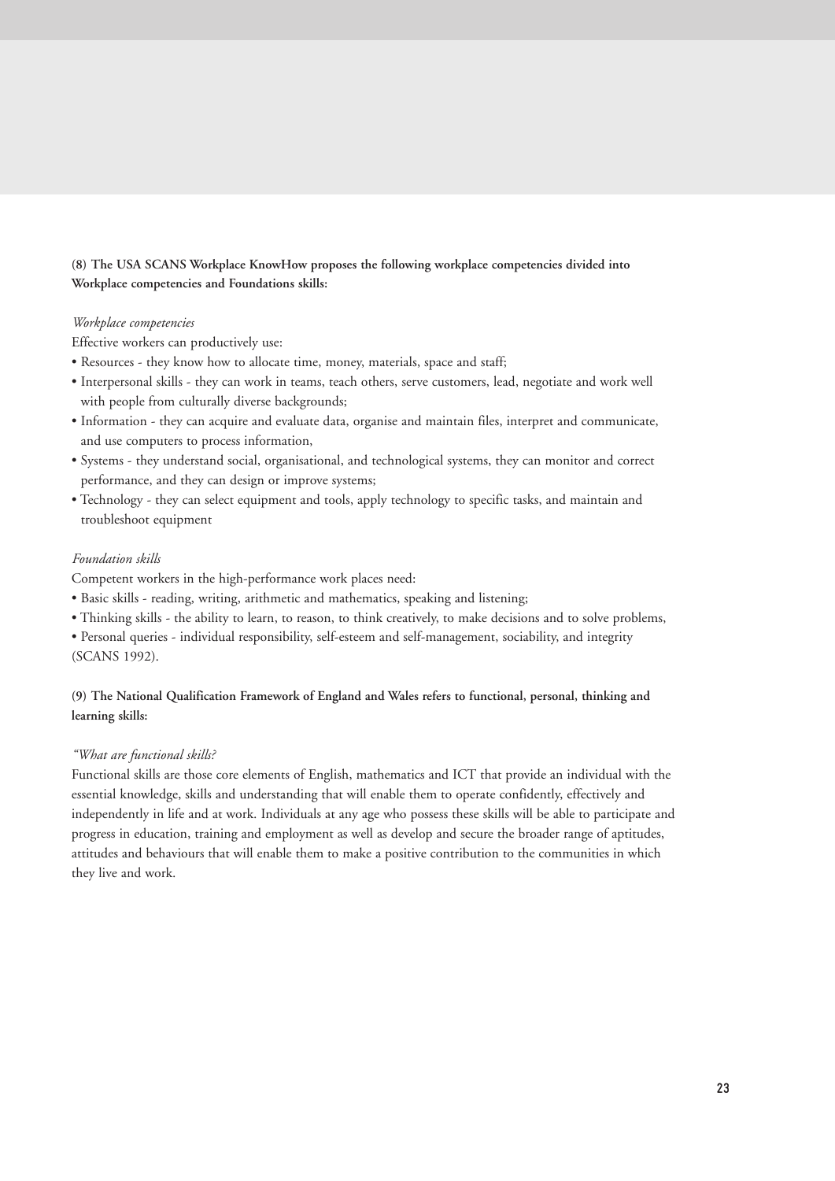**(8) The USA SCANS Workplace KnowHow proposes the following workplace competencies divided into Workplace competencies and Foundations skills:**

*Workplace competencies*

Effective workers can productively use:

- Resources - they know how to allocate time, money, materials, space and staff;
- Interpersonal skills - they can work in teams, teach others, serve customers, lead, negotiate and work well with people from culturally diverse backgrounds;
- Information - they can acquire and evaluate data, organise and maintain files, interpret and communicate, and use computers to process information,
- Systems - they understand social, organisational, and technological systems, they can monitor and correct performance, and they can design or improve systems;
- Technology - they can select equipment and tools, apply technology to specific tasks, and maintain and troubleshoot equipment

*Foundation skills*

Competent workers in the high-performance work places need:

- Basic skills - reading, writing, arithmetic and mathematics, speaking and listening;
- Thinking skills - the ability to learn, to reason, to think creatively, to make decisions and to solve problems,
- Personal queries - individual responsibility, self-esteem and self-management, sociability, and integrity

(SCANS 1992).

**(9) The National Qualification Framework of England and Wales refers to functional, personal, thinking and learning skills:**

*"What are functional skills?*

Functional skills are those core elements of English, mathematics and ICT that provide an individual with the essential knowledge, skills and understanding that will enable them to operate confidently, effectively and independently in life and at work. Individuals at any age who possess these skills will be able to participate and progress in education, training and employment as well as develop and secure the broader range of aptitudes, attitudes and behaviours that will enable them to make a positive contribution to the communities in which they live and work.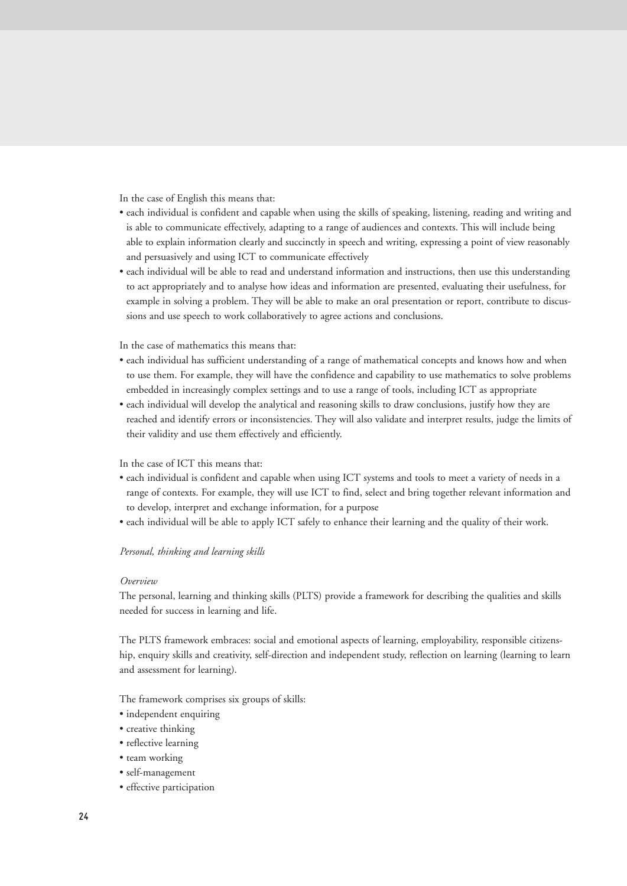In the case of English this means that:

- each individual is confident and capable when using the skills of speaking, listening, reading and writing and is able to communicate effectively, adapting to a range of audiences and contexts. This will include being able to explain information clearly and succinctly in speech and writing, expressing a point of view reasonably and persuasively and using ICT to communicate effectively
- each individual will be able to read and understand information and instructions, then use this understanding to act appropriately and to analyse how ideas and information are presented, evaluating their usefulness, for example in solving a problem. They will be able to make an oral presentation or report, contribute to discussions and use speech to work collaboratively to agree actions and conclusions.

In the case of mathematics this means that:

- each individual has sufficient understanding of a range of mathematical concepts and knows how and when to use them. For example, they will have the confidence and capability to use mathematics to solve problems embedded in increasingly complex settings and to use a range of tools, including ICT as appropriate
- each individual will develop the analytical and reasoning skills to draw conclusions, justify how they are reached and identify errors or inconsistencies. They will also validate and interpret results, judge the limits of their validity and use them effectively and efficiently.

In the case of ICT this means that:

- each individual is confident and capable when using ICT systems and tools to meet a variety of needs in a range of contexts. For example, they will use ICT to find, select and bring together relevant information and to develop, interpret and exchange information, for a purpose
- each individual will be able to apply ICT safely to enhance their learning and the quality of their work.

*Personal, thinking and learning skills*

*Overview*

The personal, learning and thinking skills (PLTS) provide a framework for describing the qualities and skills needed for success in learning and life.

The PLTS framework embraces: social and emotional aspects of learning, employability, responsible citizenship, enquiry skills and creativity, self-direction and independent study, reflection on learning (learning to learn and assessment for learning).

The framework comprises six groups of skills:

- independent enquiring
- creative thinking
- reflective learning
- team working
- self-management
- effective participation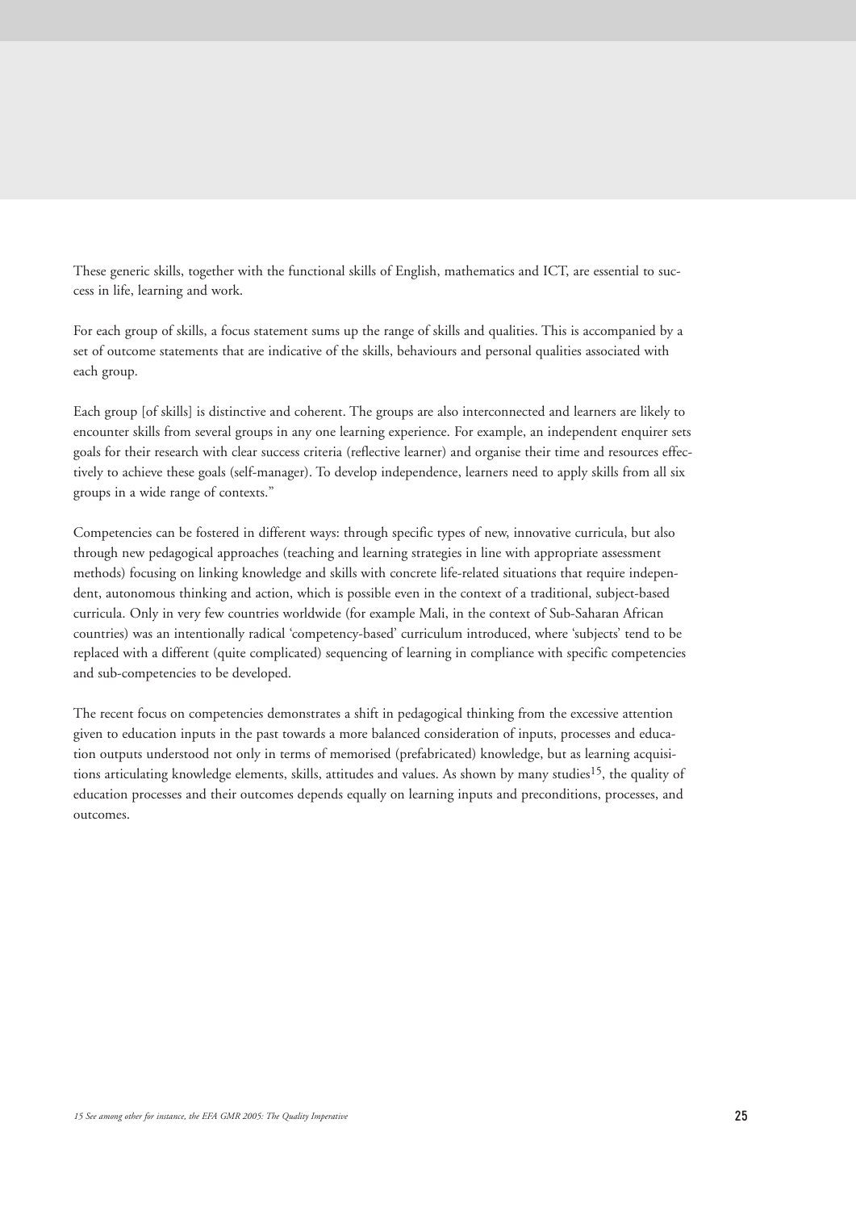These generic skills, together with the functional skills of English, mathematics and ICT, are essential to success in life, learning and work.

For each group of skills, a focus statement sums up the range of skills and qualities. This is accompanied by a set of outcome statements that are indicative of the skills, behaviours and personal qualities associated with each group.

Each group [of skills] is distinctive and coherent. The groups are also interconnected and learners are likely to encounter skills from several groups in any one learning experience. For example, an independent enquirer sets goals for their research with clear success criteria (reflective learner) and organise their time and resources effectively to achieve these goals (self-manager). To develop independence, learners need to apply skills from all six groups in a wide range of contexts."

Competencies can be fostered in different ways: through specific types of new, innovative curricula, but also through new pedagogical approaches (teaching and learning strategies in line with appropriate assessment methods) focusing on linking knowledge and skills with concrete life-related situations that require independent, autonomous thinking and action, which is possible even in the context of a traditional, subject-based curricula. Only in very few countries worldwide (for example Mali, in the context of Sub-Saharan African countries) was an intentionally radical 'competency-based' curriculum introduced, where 'subjects' tend to be replaced with a different (quite complicated) sequencing of learning in compliance with specific competencies and sub-competencies to be developed.

The recent focus on competencies demonstrates a shift in pedagogical thinking from the excessive attention given to education inputs in the past towards a more balanced consideration of inputs, processes and education outputs understood not only in terms of memorised (prefabricated) knowledge, but as learning acquisitions articulating knowledge elements, skills, attitudes and values. As shown by many studies[15], the quality of education processes and their outcomes depends equally on learning inputs and preconditions, processes, and outcomes.

*15 See among other for instance, the EFA GMR 2005: The Quality Imperative*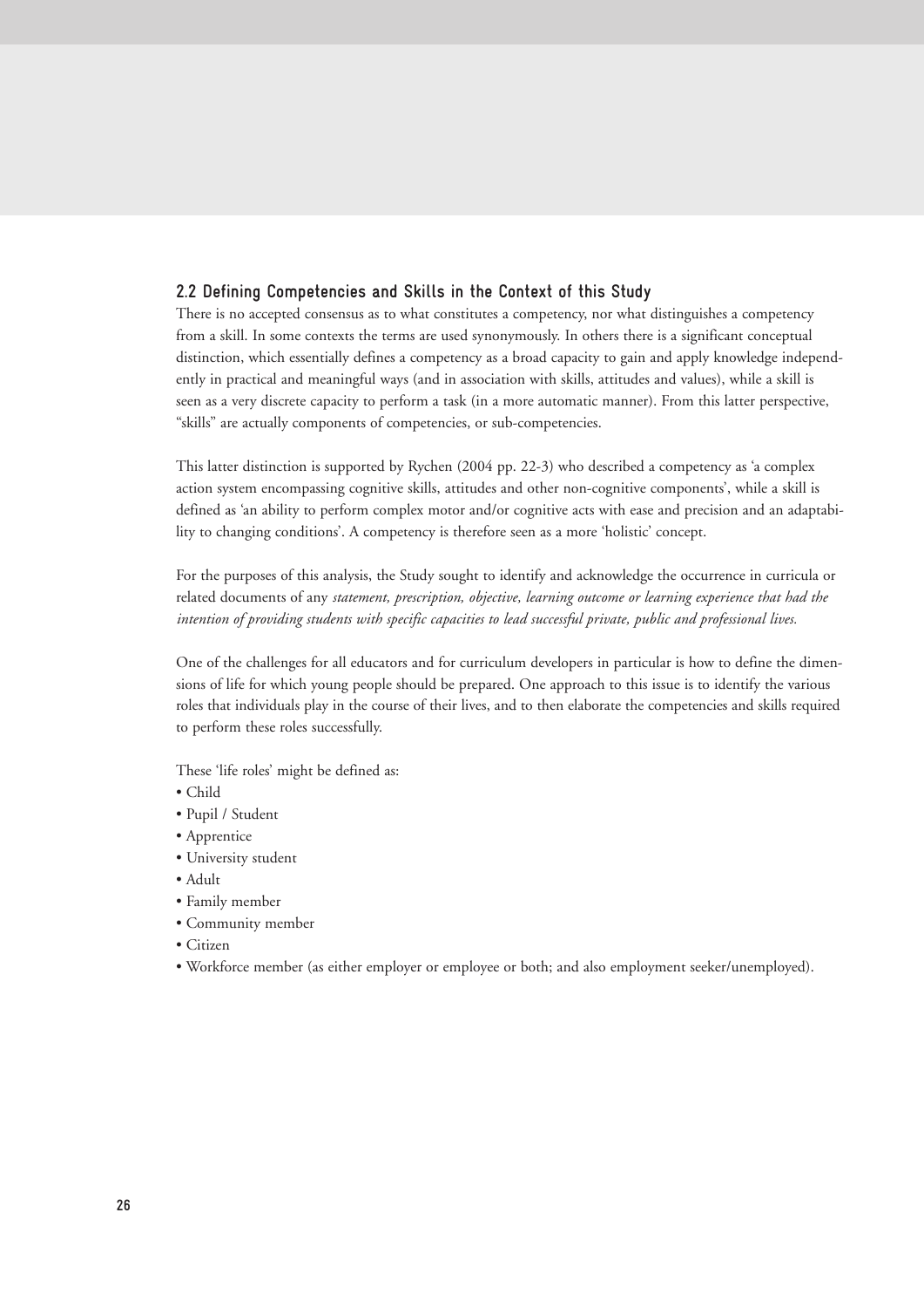## 2.2 Defining Competencies and Skills in the Context of this Study

There is no accepted consensus as to what constitutes a competency, nor what distinguishes a competency from a skill. In some contexts the terms are used synonymously. In others there is a significant conceptual distinction, which essentially defines a competency as a broad capacity to gain and apply knowledge independently in practical and meaningful ways (and in association with skills, attitudes and values), while a skill is seen as a very discrete capacity to perform a task (in a more automatic manner). From this latter perspective, "skills" are actually components of competencies, or sub-competencies.

This latter distinction is supported by Rychen (2004 pp. 22-3) who described a competency as 'a complex action system encompassing cognitive skills, attitudes and other non-cognitive components', while a skill is defined as 'an ability to perform complex motor and/or cognitive acts with ease and precision and an adaptability to changing conditions'. A competency is therefore seen as a more 'holistic' concept.

For the purposes of this analysis, the Study sought to identify and acknowledge the occurrence in curricula or related documents of any *statement, prescription, objective, learning outcome or learning experience that had the intention of providing students with specific capacities to lead successful private, public and professional lives.*

One of the challenges for all educators and for curriculum developers in particular is how to define the dimensions of life for which young people should be prepared. One approach to this issue is to identify the various roles that individuals play in the course of their lives, and to then elaborate the competencies and skills required to perform these roles successfully.

These 'life roles' might be defined as:

- Child
- Pupil / Student
- Apprentice
- University student
- Adult
- Family member
- Community member
- Citizen
- Workforce member (as either employer or employee or both; and also employment seeker/unemployed).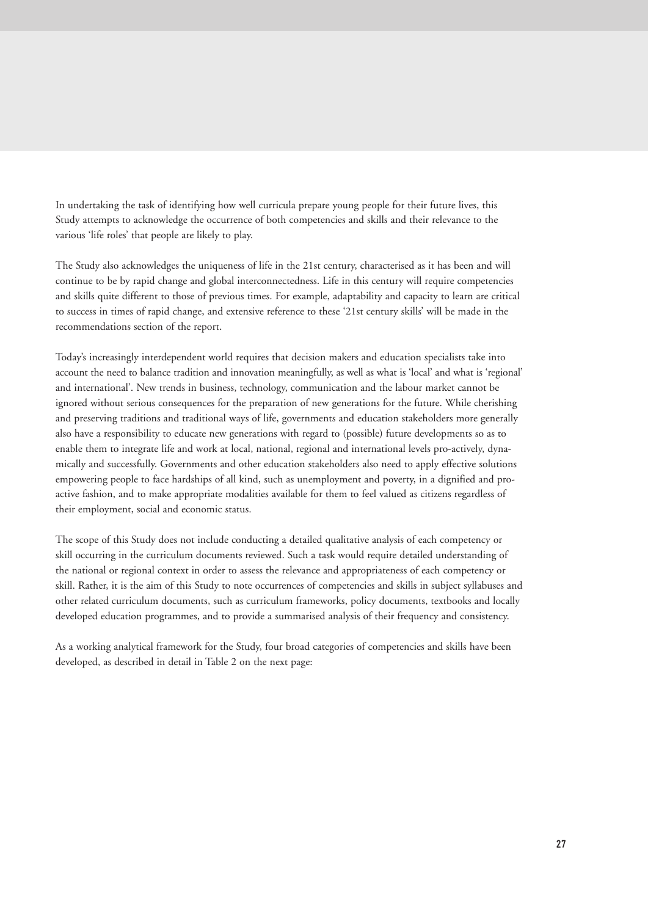In undertaking the task of identifying how well curricula prepare young people for their future lives, this Study attempts to acknowledge the occurrence of both competencies and skills and their relevance to the various 'life roles' that people are likely to play.

The Study also acknowledges the uniqueness of life in the 21st century, characterised as it has been and will continue to be by rapid change and global interconnectedness. Life in this century will require competencies and skills quite different to those of previous times. For example, adaptability and capacity to learn are critical to success in times of rapid change, and extensive reference to these '21st century skills' will be made in the recommendations section of the report.

Today's increasingly interdependent world requires that decision makers and education specialists take into account the need to balance tradition and innovation meaningfully, as well as what is 'local' and what is 'regional' and international'. New trends in business, technology, communication and the labour market cannot be ignored without serious consequences for the preparation of new generations for the future. While cherishing and preserving traditions and traditional ways of life, governments and education stakeholders more generally also have a responsibility to educate new generations with regard to (possible) future developments so as to enable them to integrate life and work at local, national, regional and international levels pro-actively, dynamically and successfully. Governments and other education stakeholders also need to apply effective solutions empowering people to face hardships of all kind, such as unemployment and poverty, in a dignified and pro-active fashion, and to make appropriate modalities available for them to feel valued as citizens regardless of their employment, social and economic status.

The scope of this Study does not include conducting a detailed qualitative analysis of each competency or skill occurring in the curriculum documents reviewed. Such a task would require detailed understanding of the national or regional context in order to assess the relevance and appropriateness of each competency or skill. Rather, it is the aim of this Study to note occurrences of competencies and skills in subject syllabuses and other related curriculum documents, such as curriculum frameworks, policy documents, textbooks and locally developed education programmes, and to provide a summarised analysis of their frequency and consistency.

As a working analytical framework for the Study, four broad categories of competencies and skills have been developed, as described in detail in Table 2 on the next page: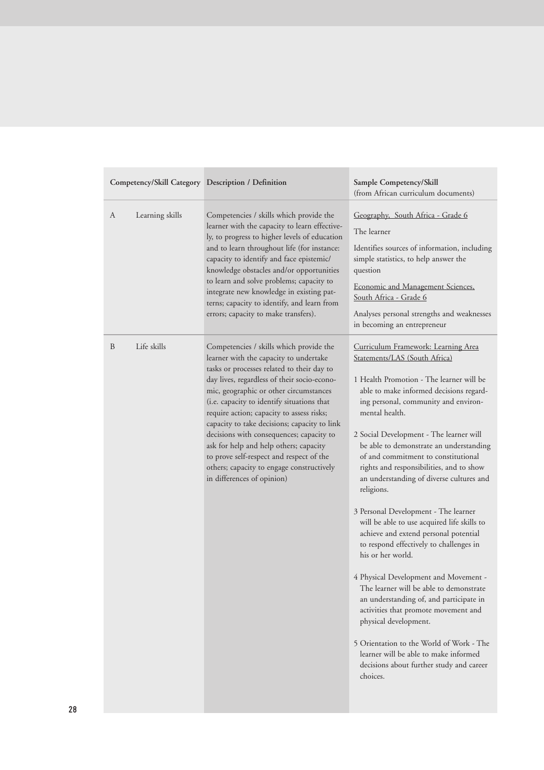| Competency/Skill Category | Description / Definition | Sample Competency/Skill (from African curriculum documents) |
|---|---|---|
| A Learning skills | Competencies / skills which provide the learner with the capacity to learn effectively, to progress to higher levels of education and to learn throughout life (for instance: capacity to identify and face epistemic/knowledge obstacles and/or opportunities to learn and solve problems; capacity to integrate new knowledge in existing patterns; capacity to identify, and learn from errors; capacity to make transfers). | Geography, South Africa - Grade 6<br><br>The learner<br><br>Identifies sources of information, including simple statistics, to help answer the question<br><br>Economic and Management Sciences, South Africa - Grade 6<br><br>Analyses personal strengths and weaknesses in becoming an entrepreneur |
| B Life skills | Competencies / skills which provide the learner with the capacity to undertake tasks or processes related to their day to day lives, regardless of their socio-economic, geographic or other circumstances (i.e. capacity to identify situations that require action; capacity to assess risks; capacity to take decisions; capacity to link decisions with consequences; capacity to ask for help and help others; capacity to prove self-respect and respect of the others; capacity to engage constructively in differences of opinion) | Curriculum Framework: Learning Area Statements/LAS (South Africa)<br><br>1 Health Promotion - The learner will be able to make informed decisions regarding personal, community and environmental health.<br><br>2 Social Development - The learner will be able to demonstrate an understanding of and commitment to constitutional rights and responsibilities, and to show an understanding of diverse cultures and religions.<br><br>3 Personal Development - The learner will be able to use acquired life skills to achieve and extend personal potential to respond effectively to challenges in his or her world.<br><br>4 Physical Development and Movement - The learner will be able to demonstrate an understanding of, and participate in activities that promote movement and physical development.<br><br>5 Orientation to the World of Work - The learner will be able to make informed decisions about further study and career choices. |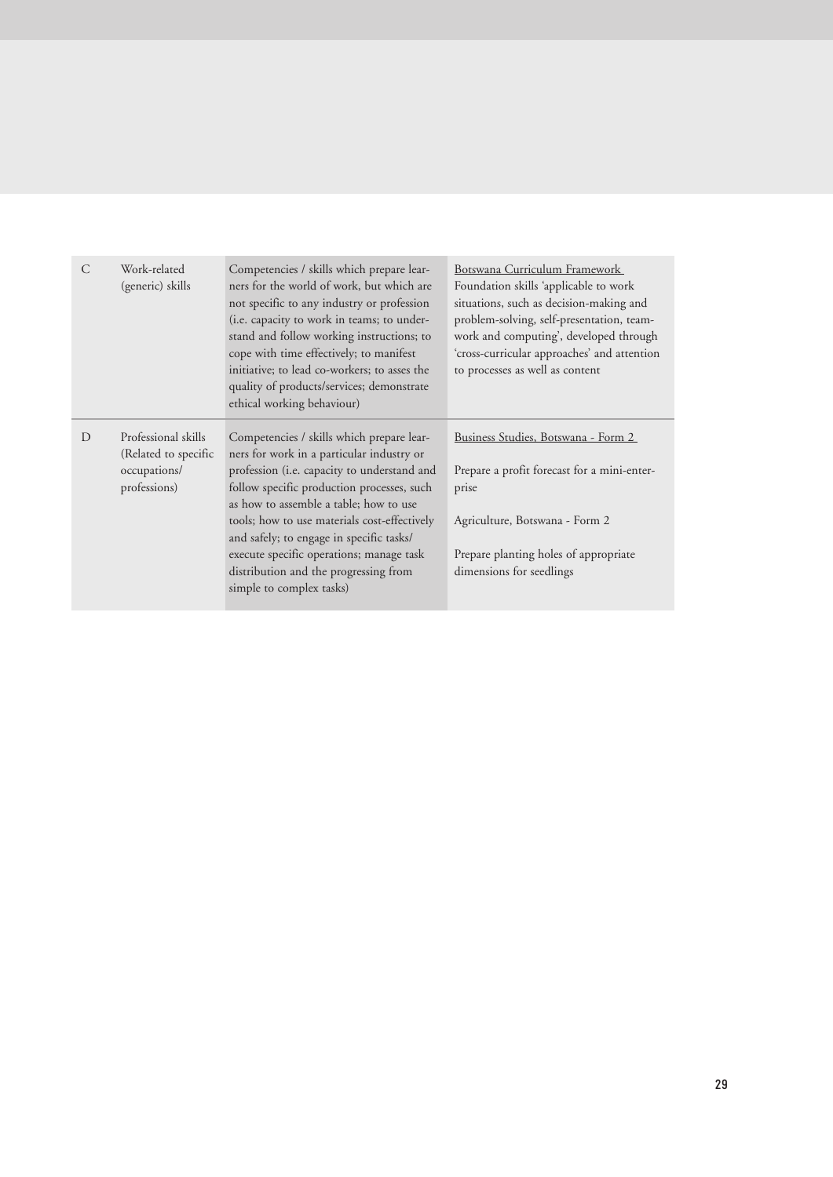| | | | |
|---|---|---|---|
| C | Work-related (generic) skills | Competencies / skills which prepare learners for the world of work, but which are not specific to any industry or profession (i.e. capacity to work in teams; to understand and follow working instructions; to cope with time effectively; to manifest initiative; to lead co-workers; to asses the quality of products/services; demonstrate ethical working behaviour) | Botswana Curriculum Framework<br>Foundation skills 'applicable to work situations, such as decision-making and problem-solving, self-presentation, teamwork and computing', developed through 'cross-curricular approaches' and attention to processes as well as content |
| D | Professional skills (Related to specific occupations/ professions) | Competencies / skills which prepare learners for work in a particular industry or profession (i.e. capacity to understand and follow specific production processes, such as how to assemble a table; how to use tools; how to use materials cost-effectively and safely; to engage in specific tasks/ execute specific operations; manage task distribution and the progressing from simple to complex tasks) | Business Studies, Botswana - Form 2<br><br>Prepare a profit forecast for a mini-enterprise<br><br>Agriculture, Botswana - Form 2<br><br>Prepare planting holes of appropriate dimensions for seedlings |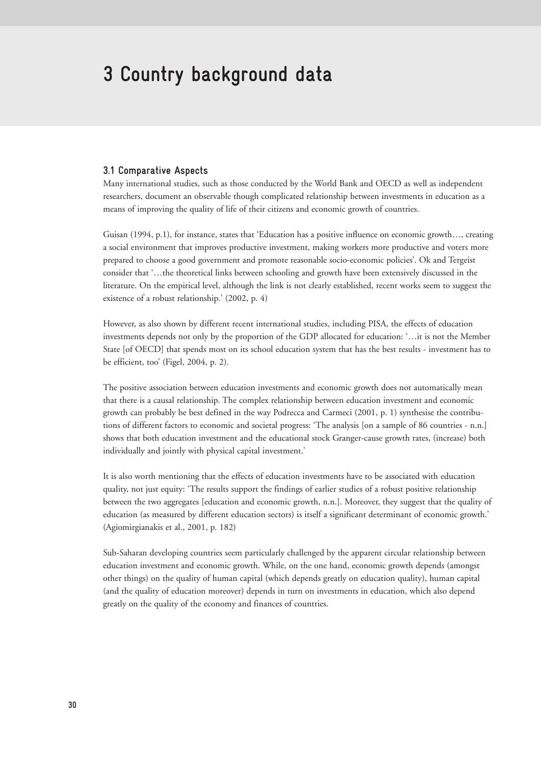# 3 Country background data

## 3.1 Comparative Aspects

Many international studies, such as those conducted by the World Bank and OECD as well as independent researchers, document an observable though complicated relationship between investments in education as a means of improving the quality of life of their citizens and economic growth of countries.

Guisan (1994, p.1), for instance, states that 'Education has a positive influence on economic growth…, creating a social environment that improves productive investment, making workers more productive and voters more prepared to choose a good government and promote reasonable socio-economic policies'. Ok and Tergeist consider that '…the theoretical links between schooling and growth have been extensively discussed in the literature. On the empirical level, although the link is not clearly established, recent works seem to suggest the existence of a robust relationship.' (2002, p. 4)

However, as also shown by different recent international studies, including PISA, the effects of education investments depends not only by the proportion of the GDP allocated for education: '…it is not the Member State [of OECD] that spends most on its school education system that has the best results - investment has to be efficient, too' (Figel, 2004, p. 2).

The positive association between education investments and economic growth does not automatically mean that there is a causal relationship. The complex relationship between education investment and economic growth can probably be best defined in the way Podrecca and Carmeci (2001, p. 1) synthesise the contributions of different factors to economic and societal progress: 'The analysis [on a sample of 86 countries - n.n.] shows that both education investment and the educational stock Granger-cause growth rates, (increase) both individually and jointly with physical capital investment.'

It is also worth mentioning that the effects of education investments have to be associated with education quality, not just equity: 'The results support the findings of earlier studies of a robust positive relationship between the two aggregates [education and economic growth, n.n.]. Moreover, they suggest that the quality of education (as measured by different education sectors) is itself a significant determinant of economic growth.' (Agiomirgianakis et al., 2001, p. 182)

Sub-Saharan developing countries seem particularly challenged by the apparent circular relationship between education investment and economic growth. While, on the one hand, economic growth depends (amongst other things) on the quality of human capital (which depends greatly on education quality), human capital (and the quality of education moreover) depends in turn on investments in education, which also depend greatly on the quality of the economy and finances of countries.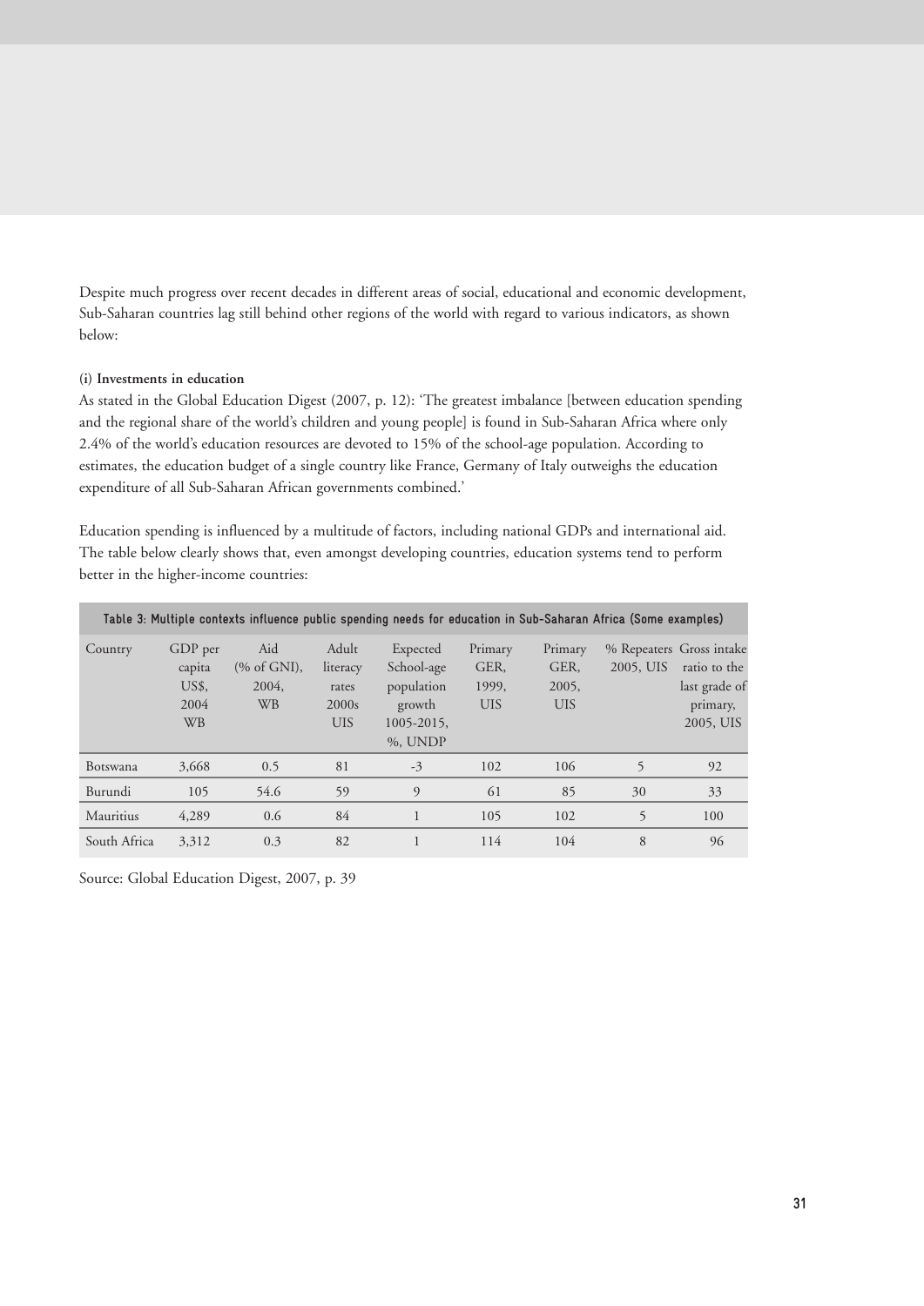Despite much progress over recent decades in different areas of social, educational and economic development, Sub-Saharan countries lag still behind other regions of the world with regard to various indicators, as shown below:

**(i) Investments in education**

As stated in the Global Education Digest (2007, p. 12): 'The greatest imbalance [between education spending and the regional share of the world's children and young people] is found in Sub-Saharan Africa where only 2.4% of the world's education resources are devoted to 15% of the school-age population. According to estimates, the education budget of a single country like France, Germany of Italy outweighs the education expenditure of all Sub-Saharan African governments combined.'

Education spending is influenced by a multitude of factors, including national GDPs and international aid. The table below clearly shows that, even amongst developing countries, education systems tend to perform better in the higher-income countries:

**Table 3: Multiple contexts influence public spending needs for education in Sub-Saharan Africa (Some examples)**

| Country | GDP per capita US$, 2004 WB | Aid (% of GNI), 2004, WB | Adult literacy rates 2000s UIS | Expected School-age population growth 1005-2015, %, UNDP | Primary GER, 1999, UIS | Primary GER, 2005, UIS | % Repeaters 2005, UIS | Gross intake ratio to the last grade of primary, 2005, UIS |
|---|---|---|---|---|---|---|---|---|
| Botswana | 3,668 | 0.5 | 81 | -3 | 102 | 106 | 5 | 92 |
| Burundi | 105 | 54.6 | 59 | 9 | 61 | 85 | 30 | 33 |
| Mauritius | 4,289 | 0.6 | 84 | 1 | 105 | 102 | 5 | 100 |
| South Africa | 3,312 | 0.3 | 82 | 1 | 114 | 104 | 8 | 96 |

Source: Global Education Digest, 2007, p. 39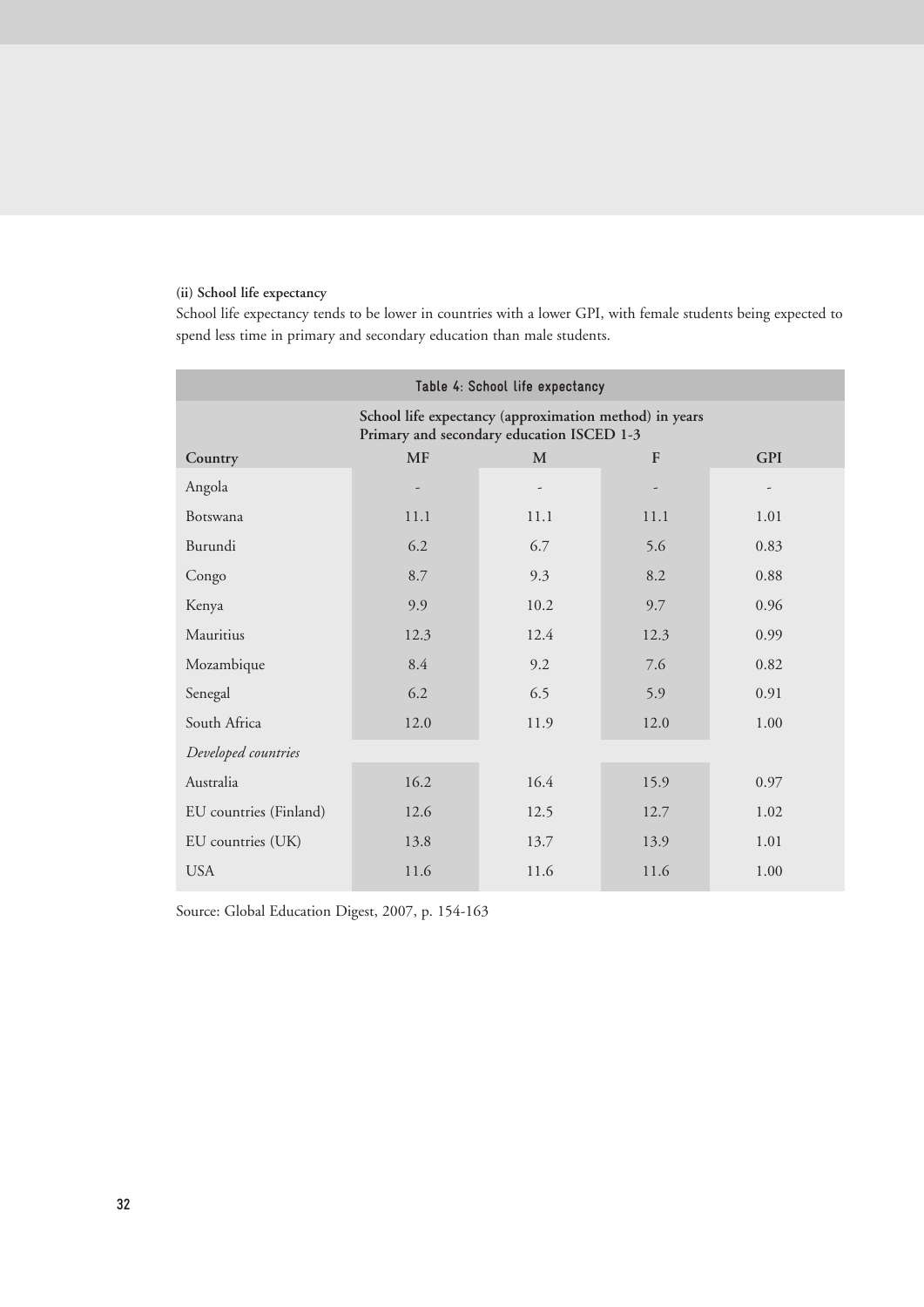**(ii) School life expectancy**

School life expectancy tends to be lower in countries with a lower GPI, with female students being expected to spend less time in primary and secondary education than male students.

**Table 4: School life expectancy**

| | School life expectancy (approximation method) in years Primary and secondary education ISCED 1-3 | | | |
|---|---|---|---|---|
| **Country** | **MF** | **M** | **F** | **GPI** |
| Angola | - | - | - | - |
| Botswana | 11.1 | 11.1 | 11.1 | 1.01 |
| Burundi | 6.2 | 6.7 | 5.6 | 0.83 |
| Congo | 8.7 | 9.3 | 8.2 | 0.88 |
| Kenya | 9.9 | 10.2 | 9.7 | 0.96 |
| Mauritius | 12.3 | 12.4 | 12.3 | 0.99 |
| Mozambique | 8.4 | 9.2 | 7.6 | 0.82 |
| Senegal | 6.2 | 6.5 | 5.9 | 0.91 |
| South Africa | 12.0 | 11.9 | 12.0 | 1.00 |
| *Developed countries* | | | | |
| Australia | 16.2 | 16.4 | 15.9 | 0.97 |
| EU countries (Finland) | 12.6 | 12.5 | 12.7 | 1.02 |
| EU countries (UK) | 13.8 | 13.7 | 13.9 | 1.01 |
| USA | 11.6 | 11.6 | 11.6 | 1.00 |

Source: Global Education Digest, 2007, p. 154-163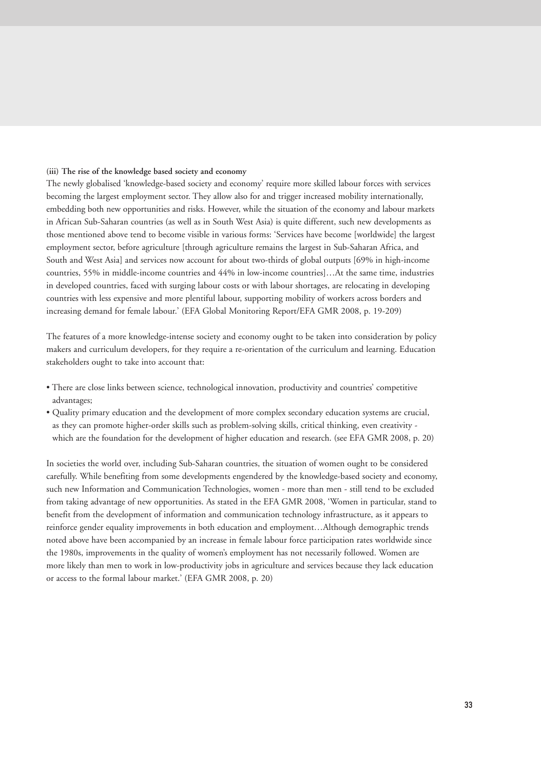**(iii) The rise of the knowledge based society and economy**

The newly globalised 'knowledge-based society and economy' require more skilled labour forces with services becoming the largest employment sector. They allow also for and trigger increased mobility internationally, embedding both new opportunities and risks. However, while the situation of the economy and labour markets in African Sub-Saharan countries (as well as in South West Asia) is quite different, such new developments as those mentioned above tend to become visible in various forms: 'Services have become [worldwide] the largest employment sector, before agriculture [through agriculture remains the largest in Sub-Saharan Africa, and South and West Asia] and services now account for about two-thirds of global outputs [69% in high-income countries, 55% in middle-income countries and 44% in low-income countries]…At the same time, industries in developed countries, faced with surging labour costs or with labour shortages, are relocating in developing countries with less expensive and more plentiful labour, supporting mobility of workers across borders and increasing demand for female labour.' (EFA Global Monitoring Report/EFA GMR 2008, p. 19-209)

The features of a more knowledge-intense society and economy ought to be taken into consideration by policy makers and curriculum developers, for they require a re-orientation of the curriculum and learning. Education stakeholders ought to take into account that:

- There are close links between science, technological innovation, productivity and countries' competitive advantages;
- Quality primary education and the development of more complex secondary education systems are crucial, as they can promote higher-order skills such as problem-solving skills, critical thinking, even creativity - which are the foundation for the development of higher education and research. (see EFA GMR 2008, p. 20)

In societies the world over, including Sub-Saharan countries, the situation of women ought to be considered carefully. While benefiting from some developments engendered by the knowledge-based society and economy, such new Information and Communication Technologies, women - more than men - still tend to be excluded from taking advantage of new opportunities. As stated in the EFA GMR 2008, 'Women in particular, stand to benefit from the development of information and communication technology infrastructure, as it appears to reinforce gender equality improvements in both education and employment…Although demographic trends noted above have been accompanied by an increase in female labour force participation rates worldwide since the 1980s, improvements in the quality of women's employment has not necessarily followed. Women are more likely than men to work in low-productivity jobs in agriculture and services because they lack education or access to the formal labour market.' (EFA GMR 2008, p. 20)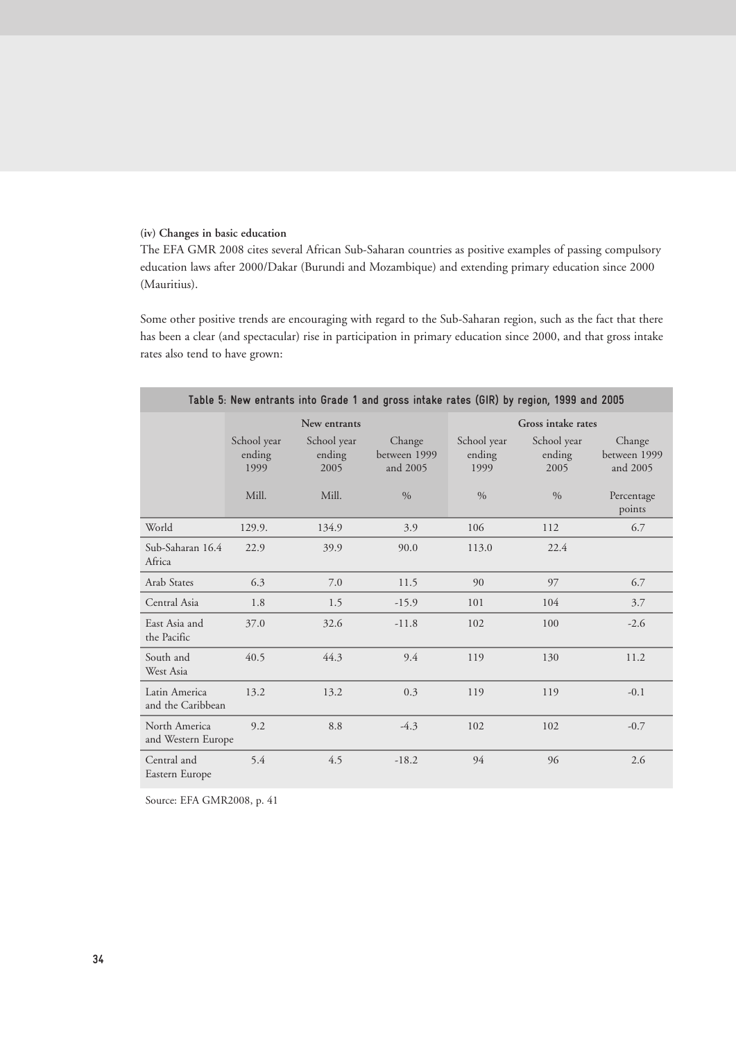**(iv) Changes in basic education**

The EFA GMR 2008 cites several African Sub-Saharan countries as positive examples of passing compulsory education laws after 2000/Dakar (Burundi and Mozambique) and extending primary education since 2000 (Mauritius).

Some other positive trends are encouraging with regard to the Sub-Saharan region, such as the fact that there has been a clear (and spectacular) rise in participation in primary education since 2000, and that gross intake rates also tend to have grown:

**Table 5: New entrants into Grade 1 and gross intake rates (GIR) by region, 1999 and 2005**

| | New entrants | | | Gross intake rates | | |
|---|---|---|---|---|---|---|
| | School year ending 1999 | School year ending 2005 | Change between 1999 and 2005 | School year ending 1999 | School year ending 2005 | Change between 1999 and 2005 |
| | Mill. | Mill. | % | % | % | Percentage points |
| World | 129.9. | 134.9 | 3.9 | 106 | 112 | 6.7 |
| Sub-Saharan 16.4 Africa | 22.9 | 39.9 | 90.0 | 113.0 | 22.4 | |
| Arab States | 6.3 | 7.0 | 11.5 | 90 | 97 | 6.7 |
| Central Asia | 1.8 | 1.5 | -15.9 | 101 | 104 | 3.7 |
| East Asia and the Pacific | 37.0 | 32.6 | -11.8 | 102 | 100 | -2.6 |
| South and West Asia | 40.5 | 44.3 | 9.4 | 119 | 130 | 11.2 |
| Latin America and the Caribbean | 13.2 | 13.2 | 0.3 | 119 | 119 | -0.1 |
| North America and Western Europe | 9.2 | 8.8 | -4.3 | 102 | 102 | -0.7 |
| Central and Eastern Europe | 5.4 | 4.5 | -18.2 | 94 | 96 | 2.6 |

Source: EFA GMR2008, p. 41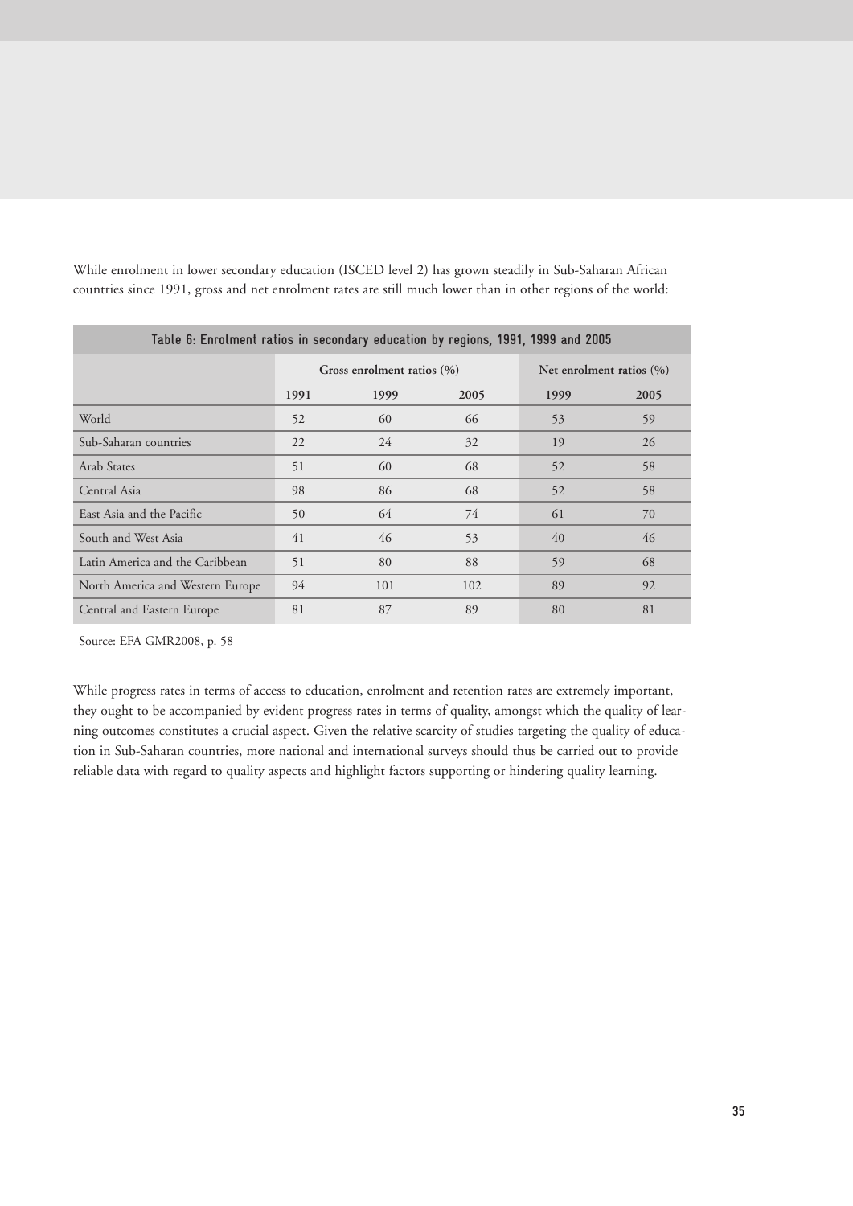While enrolment in lower secondary education (ISCED level 2) has grown steadily in Sub-Saharan African countries since 1991, gross and net enrolment rates are still much lower than in other regions of the world:

**Table 6: Enrolment ratios in secondary education by regions, 1991, 1999 and 2005**

| | Gross enrolment ratios (%) | | | Net enrolment ratios (%) | |
|---|---|---|---|---|---|
| | 1991 | 1999 | 2005 | 1999 | 2005 |
| World | 52 | 60 | 66 | 53 | 59 |
| Sub-Saharan countries | 22 | 24 | 32 | 19 | 26 |
| Arab States | 51 | 60 | 68 | 52 | 58 |
| Central Asia | 98 | 86 | 68 | 52 | 58 |
| East Asia and the Pacific | 50 | 64 | 74 | 61 | 70 |
| South and West Asia | 41 | 46 | 53 | 40 | 46 |
| Latin America and the Caribbean | 51 | 80 | 88 | 59 | 68 |
| North America and Western Europe | 94 | 101 | 102 | 89 | 92 |
| Central and Eastern Europe | 81 | 87 | 89 | 80 | 81 |

Source: EFA GMR2008, p. 58

While progress rates in terms of access to education, enrolment and retention rates are extremely important, they ought to be accompanied by evident progress rates in terms of quality, amongst which the quality of learning outcomes constitutes a crucial aspect. Given the relative scarcity of studies targeting the quality of education in Sub-Saharan countries, more national and international surveys should thus be carried out to provide reliable data with regard to quality aspects and highlight factors supporting or hindering quality learning.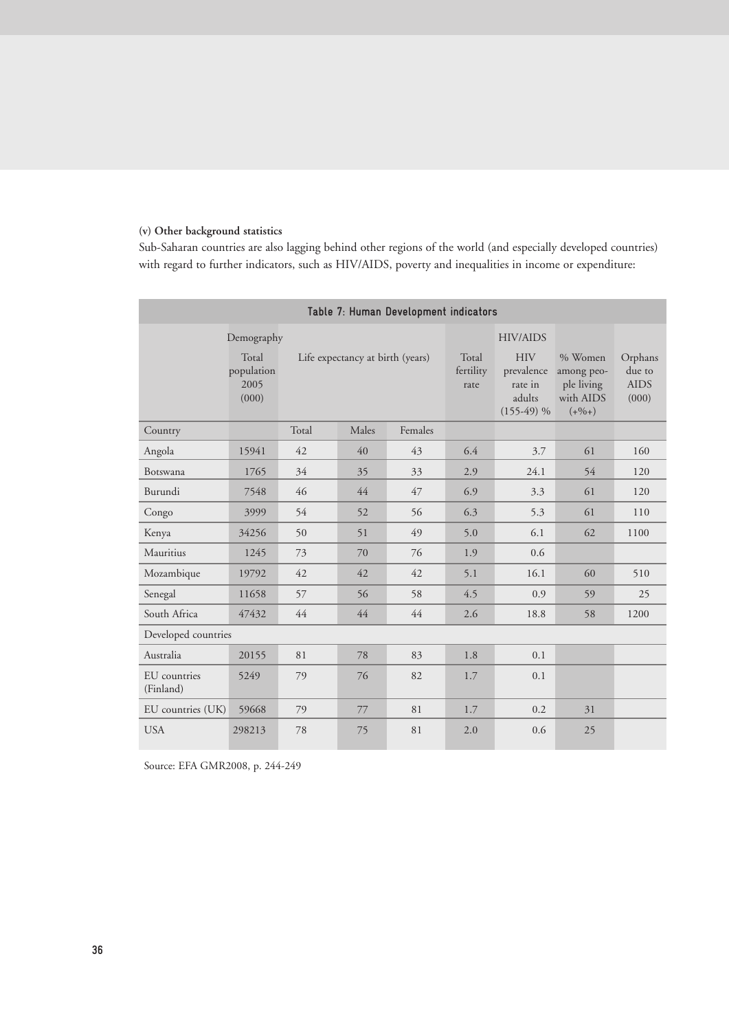**(v) Other background statistics**

Sub-Saharan countries are also lagging behind other regions of the world (and especially developed countries) with regard to further indicators, such as HIV/AIDS, poverty and inequalities in income or expenditure:

**Table 7: Human Development indicators**

| | Demography | | | | | HIV/AIDS | | |
|---|---|---|---|---|---|---|---|---|
| | Total population 2005 (000) | Life expectancy at birth (years) | | | Total fertility rate | HIV prevalence rate in adults (155-49) % | % Women among people living with AIDS (+%+) | Orphans due to AIDS (000) |
| Country | | Total | Males | Females | | | | |
| Angola | 15941 | 42 | 40 | 43 | 6.4 | 3.7 | 61 | 160 |
| Botswana | 1765 | 34 | 35 | 33 | 2.9 | 24.1 | 54 | 120 |
| Burundi | 7548 | 46 | 44 | 47 | 6.9 | 3.3 | 61 | 120 |
| Congo | 3999 | 54 | 52 | 56 | 6.3 | 5.3 | 61 | 110 |
| Kenya | 34256 | 50 | 51 | 49 | 5.0 | 6.1 | 62 | 1100 |
| Mauritius | 1245 | 73 | 70 | 76 | 1.9 | 0.6 | | |
| Mozambique | 19792 | 42 | 42 | 42 | 5.1 | 16.1 | 60 | 510 |
| Senegal | 11658 | 57 | 56 | 58 | 4.5 | 0.9 | 59 | 25 |
| South Africa | 47432 | 44 | 44 | 44 | 2.6 | 18.8 | 58 | 1200 |
| Developed countries | | | | | | | | |
| Australia | 20155 | 81 | 78 | 83 | 1.8 | 0.1 | | |
| EU countries (Finland) | 5249 | 79 | 76 | 82 | 1.7 | 0.1 | | |
| EU countries (UK) | 59668 | 79 | 77 | 81 | 1.7 | 0.2 | 31 | |
| USA | 298213 | 78 | 75 | 81 | 2.0 | 0.6 | 25 | |

Source: EFA GMR2008, p. 244-249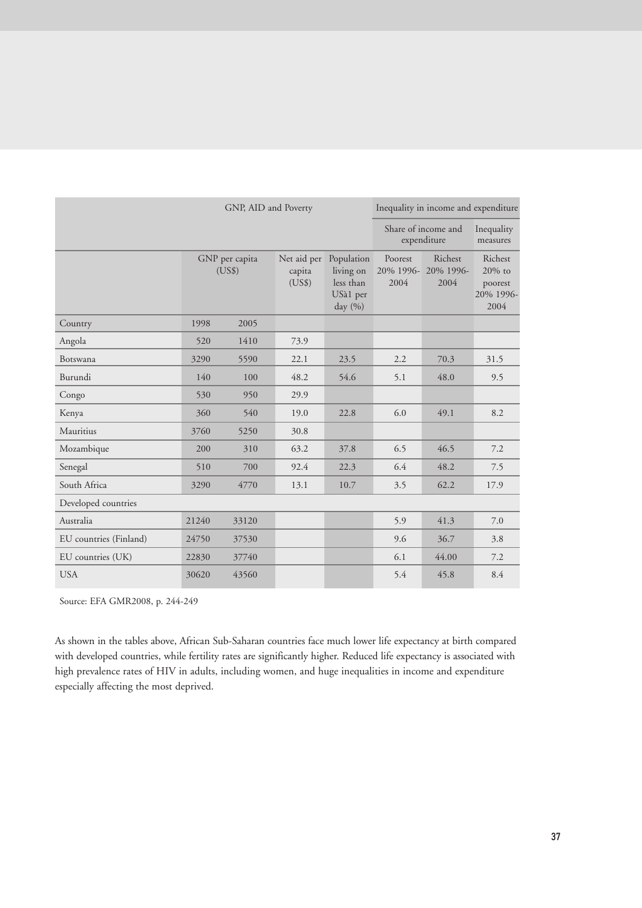| | GNP, AID and Poverty | | | | Inequality in income and expenditure | | |
|---|---|---|---|---|---|---|---|
| | | | | | Share of income and expenditure | | Inequality measures |
| | GNP per capita (US$) | | Net aid per capita (US$) | Population living on less than USà1 per day (%) | Poorest 20% 1996-2004 | Richest 20% 1996-2004 | Richest 20% to poorest 20% 1996-2004 |
| Country | 1998 | 2005 | | | | | |
| Angola | 520 | 1410 | 73.9 | | | | |
| Botswana | 3290 | 5590 | 22.1 | 23.5 | 2.2 | 70.3 | 31.5 |
| Burundi | 140 | 100 | 48.2 | 54.6 | 5.1 | 48.0 | 9.5 |
| Congo | 530 | 950 | 29.9 | | | | |
| Kenya | 360 | 540 | 19.0 | 22.8 | 6.0 | 49.1 | 8.2 |
| Mauritius | 3760 | 5250 | 30.8 | | | | |
| Mozambique | 200 | 310 | 63.2 | 37.8 | 6.5 | 46.5 | 7.2 |
| Senegal | 510 | 700 | 92.4 | 22.3 | 6.4 | 48.2 | 7.5 |
| South Africa | 3290 | 4770 | 13.1 | 10.7 | 3.5 | 62.2 | 17.9 |
| Developed countries | | | | | | | |
| Australia | 21240 | 33120 | | | 5.9 | 41.3 | 7.0 |
| EU countries (Finland) | 24750 | 37530 | | | 9.6 | 36.7 | 3.8 |
| EU countries (UK) | 22830 | 37740 | | | 6.1 | 44.00 | 7.2 |
| USA | 30620 | 43560 | | | 5.4 | 45.8 | 8.4 |

Source: EFA GMR2008, p. 244-249

As shown in the tables above, African Sub-Saharan countries face much lower life expectancy at birth compared with developed countries, while fertility rates are significantly higher. Reduced life expectancy is associated with high prevalence rates of HIV in adults, including women, and huge inequalities in income and expenditure especially affecting the most deprived.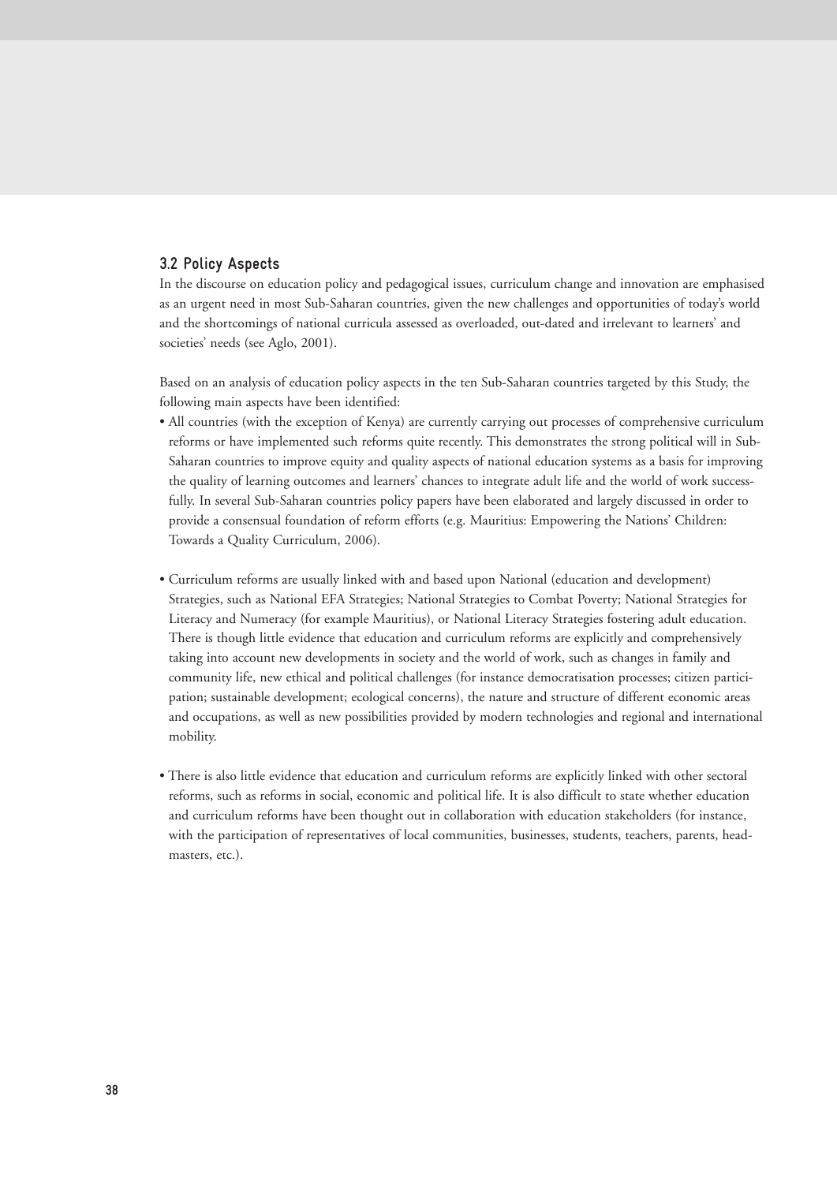### 3.2 Policy Aspects

In the discourse on education policy and pedagogical issues, curriculum change and innovation are emphasised as an urgent need in most Sub-Saharan countries, given the new challenges and opportunities of today's world and the shortcomings of national curricula assessed as overloaded, out-dated and irrelevant to learners' and societies' needs (see Aglo, 2001).

Based on an analysis of education policy aspects in the ten Sub-Saharan countries targeted by this Study, the following main aspects have been identified:

- All countries (with the exception of Kenya) are currently carrying out processes of comprehensive curriculum reforms or have implemented such reforms quite recently. This demonstrates the strong political will in Sub-Saharan countries to improve equity and quality aspects of national education systems as a basis for improving the quality of learning outcomes and learners' chances to integrate adult life and the world of work successfully. In several Sub-Saharan countries policy papers have been elaborated and largely discussed in order to provide a consensual foundation of reform efforts (e.g. Mauritius: Empowering the Nations' Children: Towards a Quality Curriculum, 2006).

- Curriculum reforms are usually linked with and based upon National (education and development) Strategies, such as National EFA Strategies; National Strategies to Combat Poverty; National Strategies for Literacy and Numeracy (for example Mauritius), or National Literacy Strategies fostering adult education. There is though little evidence that education and curriculum reforms are explicitly and comprehensively taking into account new developments in society and the world of work, such as changes in family and community life, new ethical and political challenges (for instance democratisation processes; citizen participation; sustainable development; ecological concerns), the nature and structure of different economic areas and occupations, as well as new possibilities provided by modern technologies and regional and international mobility.

- There is also little evidence that education and curriculum reforms are explicitly linked with other sectoral reforms, such as reforms in social, economic and political life. It is also difficult to state whether education and curriculum reforms have been thought out in collaboration with education stakeholders (for instance, with the participation of representatives of local communities, businesses, students, teachers, parents, headmasters, etc.).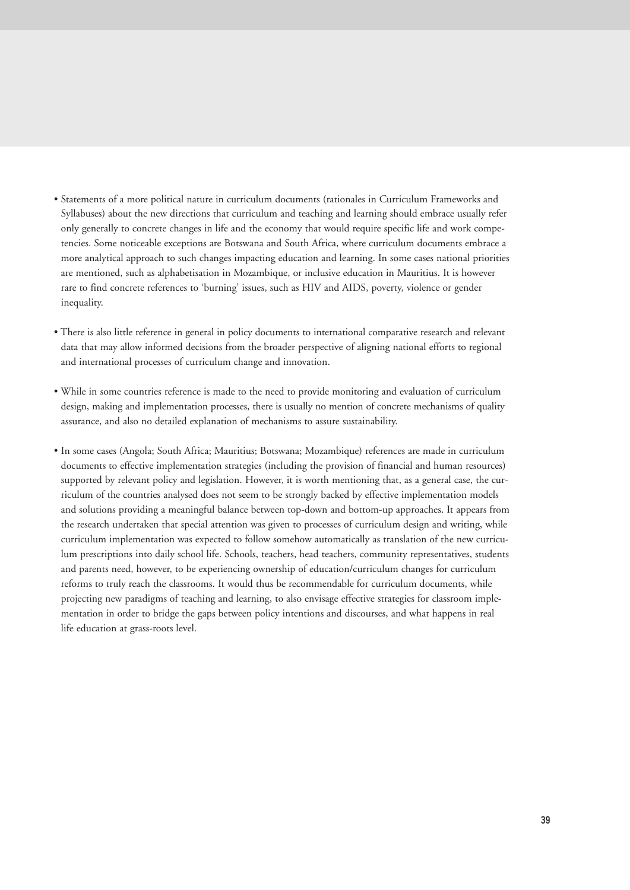- Statements of a more political nature in curriculum documents (rationales in Curriculum Frameworks and Syllabuses) about the new directions that curriculum and teaching and learning should embrace usually refer only generally to concrete changes in life and the economy that would require specific life and work competencies. Some noticeable exceptions are Botswana and South Africa, where curriculum documents embrace a more analytical approach to such changes impacting education and learning. In some cases national priorities are mentioned, such as alphabetisation in Mozambique, or inclusive education in Mauritius. It is however rare to find concrete references to 'burning' issues, such as HIV and AIDS, poverty, violence or gender inequality.

- There is also little reference in general in policy documents to international comparative research and relevant data that may allow informed decisions from the broader perspective of aligning national efforts to regional and international processes of curriculum change and innovation.

- While in some countries reference is made to the need to provide monitoring and evaluation of curriculum design, making and implementation processes, there is usually no mention of concrete mechanisms of quality assurance, and also no detailed explanation of mechanisms to assure sustainability.

- In some cases (Angola; South Africa; Mauritius; Botswana; Mozambique) references are made in curriculum documents to effective implementation strategies (including the provision of financial and human resources) supported by relevant policy and legislation. However, it is worth mentioning that, as a general case, the curriculum of the countries analysed does not seem to be strongly backed by effective implementation models and solutions providing a meaningful balance between top-down and bottom-up approaches. It appears from the research undertaken that special attention was given to processes of curriculum design and writing, while curriculum implementation was expected to follow somehow automatically as translation of the new curriculum prescriptions into daily school life. Schools, teachers, head teachers, community representatives, students and parents need, however, to be experiencing ownership of education/curriculum changes for curriculum reforms to truly reach the classrooms. It would thus be recommendable for curriculum documents, while projecting new paradigms of teaching and learning, to also envisage effective strategies for classroom implementation in order to bridge the gaps between policy intentions and discourses, and what happens in real life education at grass-roots level.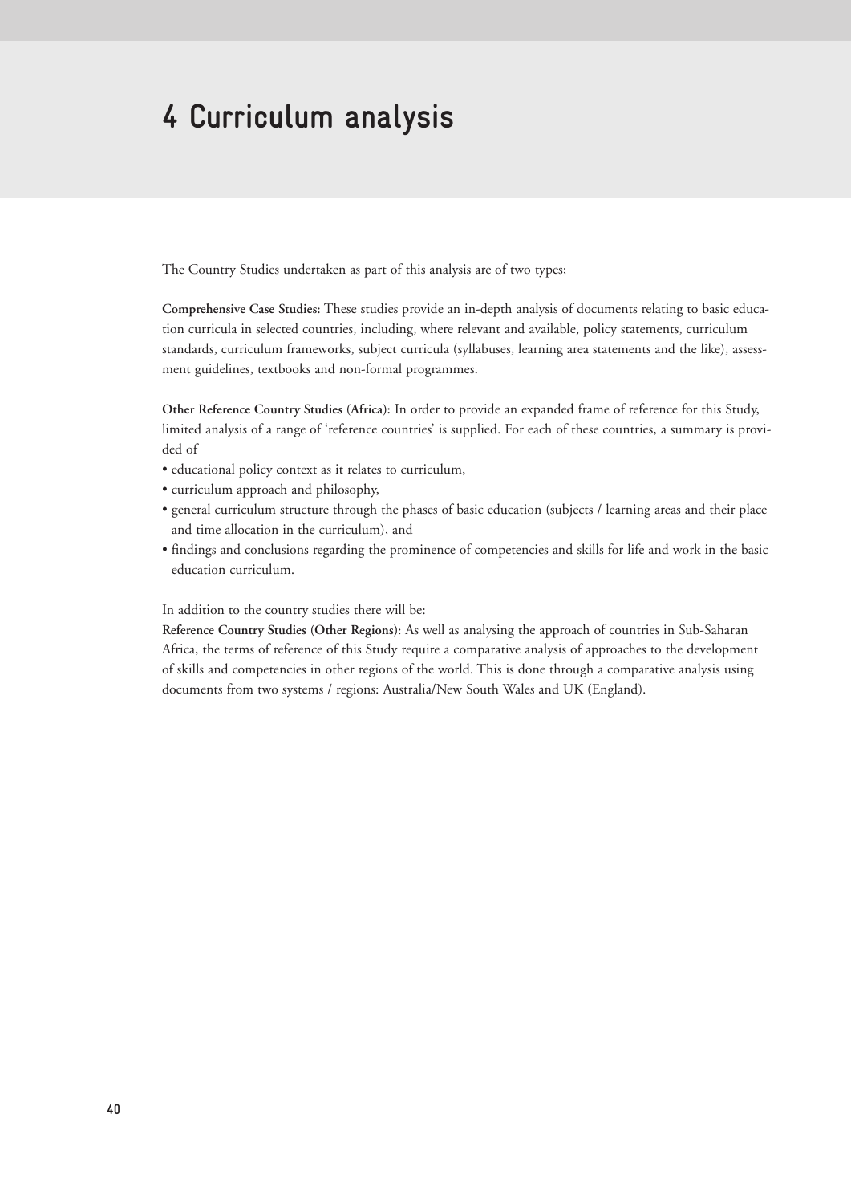# 4 Curriculum analysis

The Country Studies undertaken as part of this analysis are of two types;

**Comprehensive Case Studies:** These studies provide an in-depth analysis of documents relating to basic education curricula in selected countries, including, where relevant and available, policy statements, curriculum standards, curriculum frameworks, subject curricula (syllabuses, learning area statements and the like), assessment guidelines, textbooks and non-formal programmes.

**Other Reference Country Studies (Africa):** In order to provide an expanded frame of reference for this Study, limited analysis of a range of 'reference countries' is supplied. For each of these countries, a summary is provided of

- educational policy context as it relates to curriculum,
- curriculum approach and philosophy,
- general curriculum structure through the phases of basic education (subjects / learning areas and their place and time allocation in the curriculum), and
- findings and conclusions regarding the prominence of competencies and skills for life and work in the basic education curriculum.

In addition to the country studies there will be:

**Reference Country Studies (Other Regions):** As well as analysing the approach of countries in Sub-Saharan Africa, the terms of reference of this Study require a comparative analysis of approaches to the development of skills and competencies in other regions of the world. This is done through a comparative analysis using documents from two systems / regions: Australia/New South Wales and UK (England).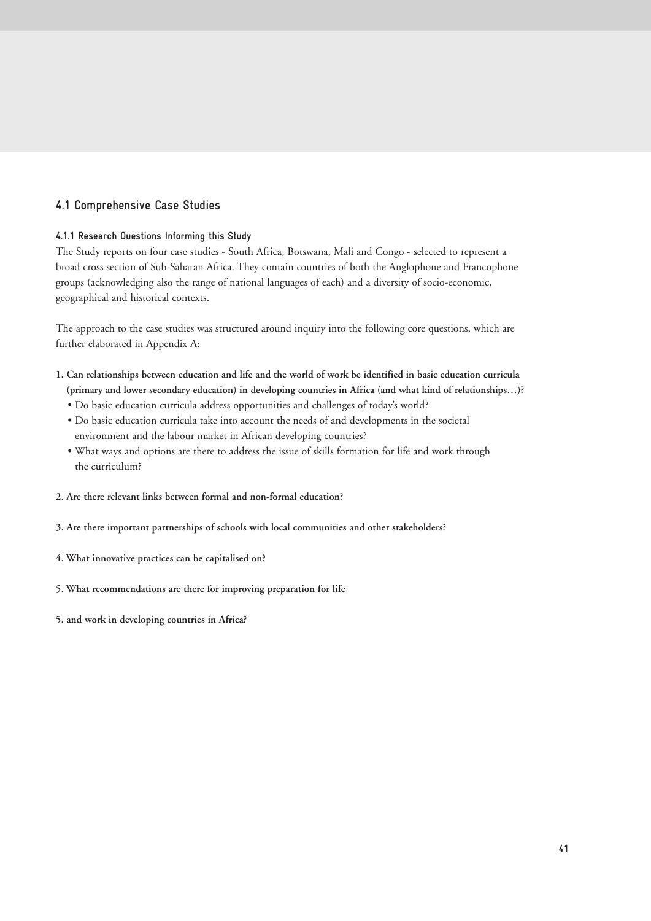## 4.1 Comprehensive Case Studies

### 4.1.1 Research Questions Informing this Study

The Study reports on four case studies - South Africa, Botswana, Mali and Congo - selected to represent a broad cross section of Sub-Saharan Africa. They contain countries of both the Anglophone and Francophone groups (acknowledging also the range of national languages of each) and a diversity of socio-economic, geographical and historical contexts.

The approach to the case studies was structured around inquiry into the following core questions, which are further elaborated in Appendix A:

1. **Can relationships between education and life and the world of work be identified in basic education curricula (primary and lower secondary education) in developing countries in Africa (and what kind of relationships…)?**
   - Do basic education curricula address opportunities and challenges of today's world?
   - Do basic education curricula take into account the needs of and developments in the societal environment and the labour market in African developing countries?
   - What ways and options are there to address the issue of skills formation for life and work through the curriculum?

2. **Are there relevant links between formal and non-formal education?**

3. **Are there important partnerships of schools with local communities and other stakeholders?**

4. **What innovative practices can be capitalised on?**

5. **What recommendations are there for improving preparation for life**

5. **and work in developing countries in Africa?**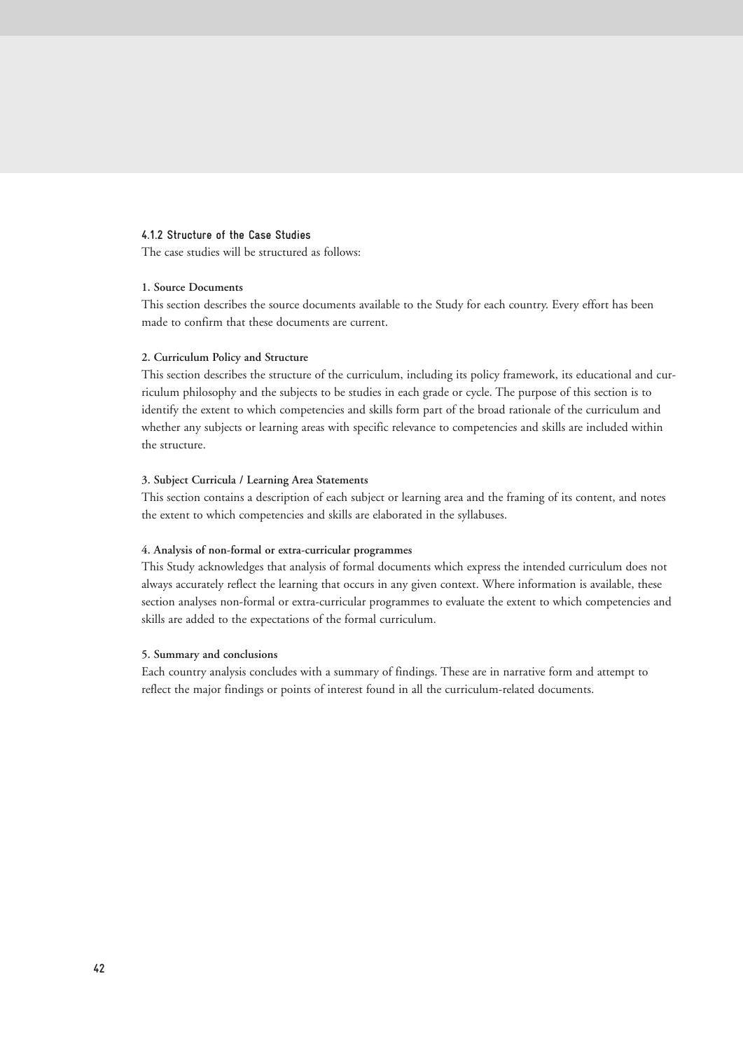#### 4.1.2 Structure of the Case Studies

The case studies will be structured as follows:

**1. Source Documents**

This section describes the source documents available to the Study for each country. Every effort has been made to confirm that these documents are current.

**2. Curriculum Policy and Structure**

This section describes the structure of the curriculum, including its policy framework, its educational and curriculum philosophy and the subjects to be studies in each grade or cycle. The purpose of this section is to identify the extent to which competencies and skills form part of the broad rationale of the curriculum and whether any subjects or learning areas with specific relevance to competencies and skills are included within the structure.

**3. Subject Curricula / Learning Area Statements**

This section contains a description of each subject or learning area and the framing of its content, and notes the extent to which competencies and skills are elaborated in the syllabuses.

**4. Analysis of non-formal or extra-curricular programmes**

This Study acknowledges that analysis of formal documents which express the intended curriculum does not always accurately reflect the learning that occurs in any given context. Where information is available, these section analyses non-formal or extra-curricular programmes to evaluate the extent to which competencies and skills are added to the expectations of the formal curriculum.

**5. Summary and conclusions**

Each country analysis concludes with a summary of findings. These are in narrative form and attempt to reflect the major findings or points of interest found in all the curriculum-related documents.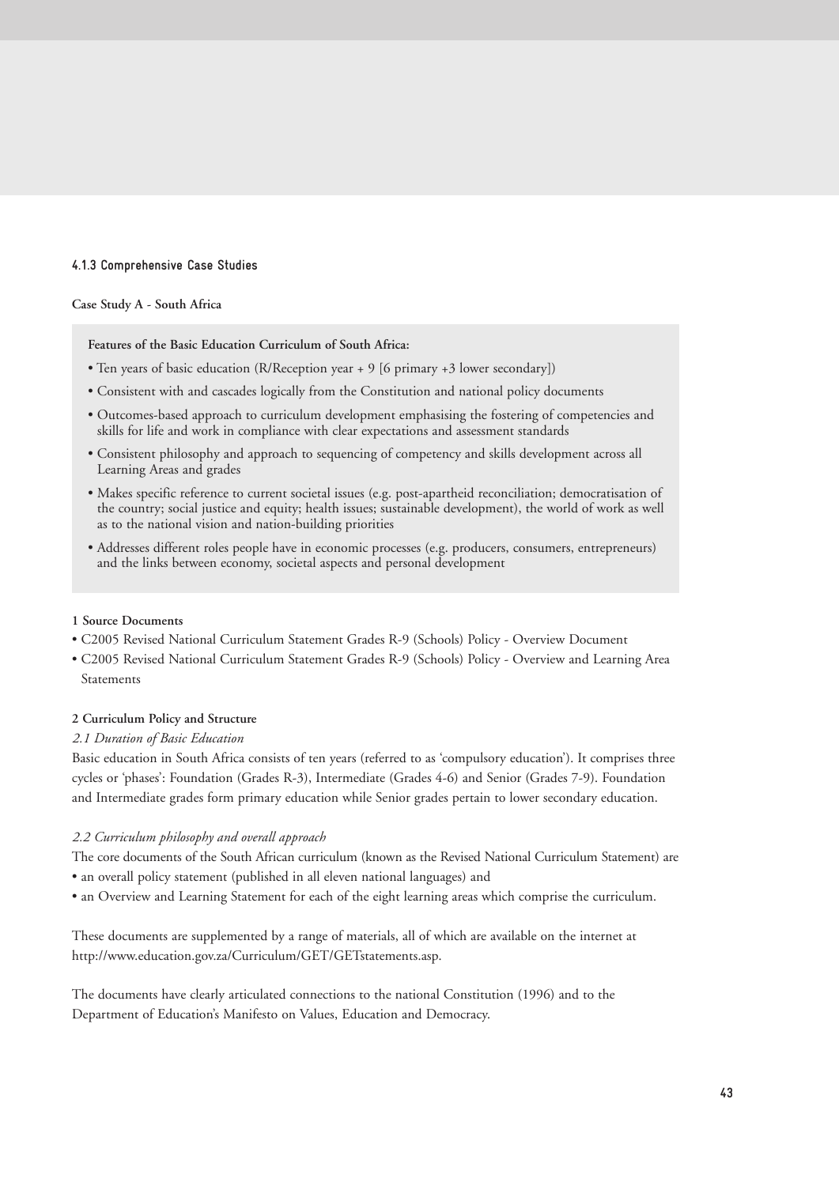### 4.1.3 Comprehensive Case Studies

**Case Study A - South Africa**

**Features of the Basic Education Curriculum of South Africa:**

- Ten years of basic education (R/Reception year + 9 [6 primary +3 lower secondary])
- Consistent with and cascades logically from the Constitution and national policy documents
- Outcomes-based approach to curriculum development emphasising the fostering of competencies and skills for life and work in compliance with clear expectations and assessment standards
- Consistent philosophy and approach to sequencing of competency and skills development across all Learning Areas and grades
- Makes specific reference to current societal issues (e.g. post-apartheid reconciliation; democratisation of the country; social justice and equity; health issues; sustainable development), the world of work as well as to the national vision and nation-building priorities
- Addresses different roles people have in economic processes (e.g. producers, consumers, entrepreneurs) and the links between economy, societal aspects and personal development

**1 Source Documents**

- C2005 Revised National Curriculum Statement Grades R-9 (Schools) Policy - Overview Document
- C2005 Revised National Curriculum Statement Grades R-9 (Schools) Policy - Overview and Learning Area Statements

**2 Curriculum Policy and Structure**

*2.1 Duration of Basic Education*

Basic education in South Africa consists of ten years (referred to as 'compulsory education'). It comprises three cycles or 'phases': Foundation (Grades R-3), Intermediate (Grades 4-6) and Senior (Grades 7-9). Foundation and Intermediate grades form primary education while Senior grades pertain to lower secondary education.

*2.2 Curriculum philosophy and overall approach*

The core documents of the South African curriculum (known as the Revised National Curriculum Statement) are

- an overall policy statement (published in all eleven national languages) and
- an Overview and Learning Statement for each of the eight learning areas which comprise the curriculum.

These documents are supplemented by a range of materials, all of which are available on the internet at http://www.education.gov.za/Curriculum/GET/GETstatements.asp.

The documents have clearly articulated connections to the national Constitution (1996) and to the Department of Education's Manifesto on Values, Education and Democracy.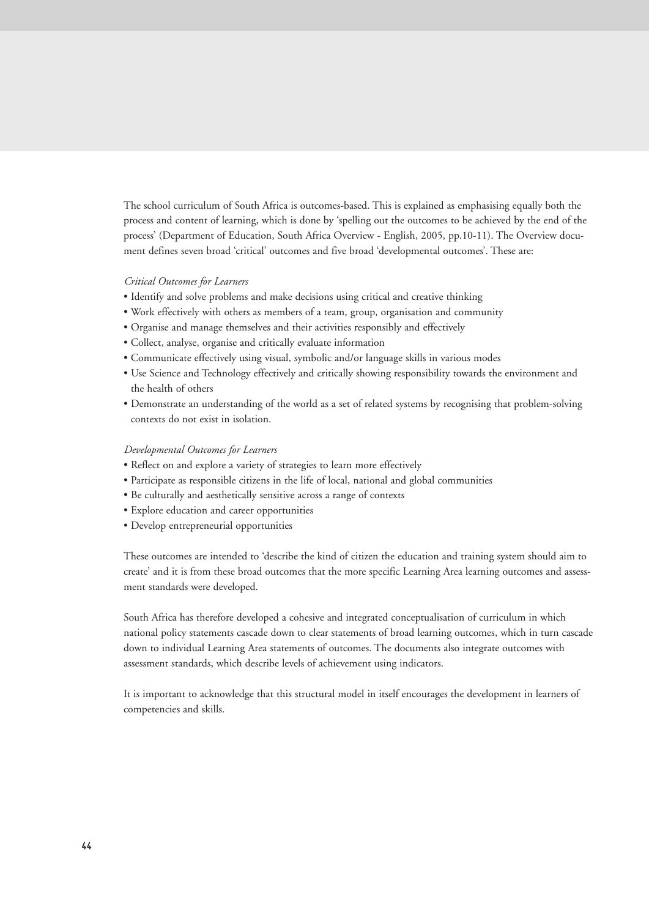The school curriculum of South Africa is outcomes-based. This is explained as emphasising equally both the process and content of learning, which is done by 'spelling out the outcomes to be achieved by the end of the process' (Department of Education, South Africa Overview - English, 2005, pp.10-11). The Overview document defines seven broad 'critical' outcomes and five broad 'developmental outcomes'. These are:

*Critical Outcomes for Learners*

- Identify and solve problems and make decisions using critical and creative thinking
- Work effectively with others as members of a team, group, organisation and community
- Organise and manage themselves and their activities responsibly and effectively
- Collect, analyse, organise and critically evaluate information
- Communicate effectively using visual, symbolic and/or language skills in various modes
- Use Science and Technology effectively and critically showing responsibility towards the environment and the health of others
- Demonstrate an understanding of the world as a set of related systems by recognising that problem-solving contexts do not exist in isolation.

*Developmental Outcomes for Learners*

- Reflect on and explore a variety of strategies to learn more effectively
- Participate as responsible citizens in the life of local, national and global communities
- Be culturally and aesthetically sensitive across a range of contexts
- Explore education and career opportunities
- Develop entrepreneurial opportunities

These outcomes are intended to 'describe the kind of citizen the education and training system should aim to create' and it is from these broad outcomes that the more specific Learning Area learning outcomes and assessment standards were developed.

South Africa has therefore developed a cohesive and integrated conceptualisation of curriculum in which national policy statements cascade down to clear statements of broad learning outcomes, which in turn cascade down to individual Learning Area statements of outcomes. The documents also integrate outcomes with assessment standards, which describe levels of achievement using indicators.

It is important to acknowledge that this structural model in itself encourages the development in learners of competencies and skills.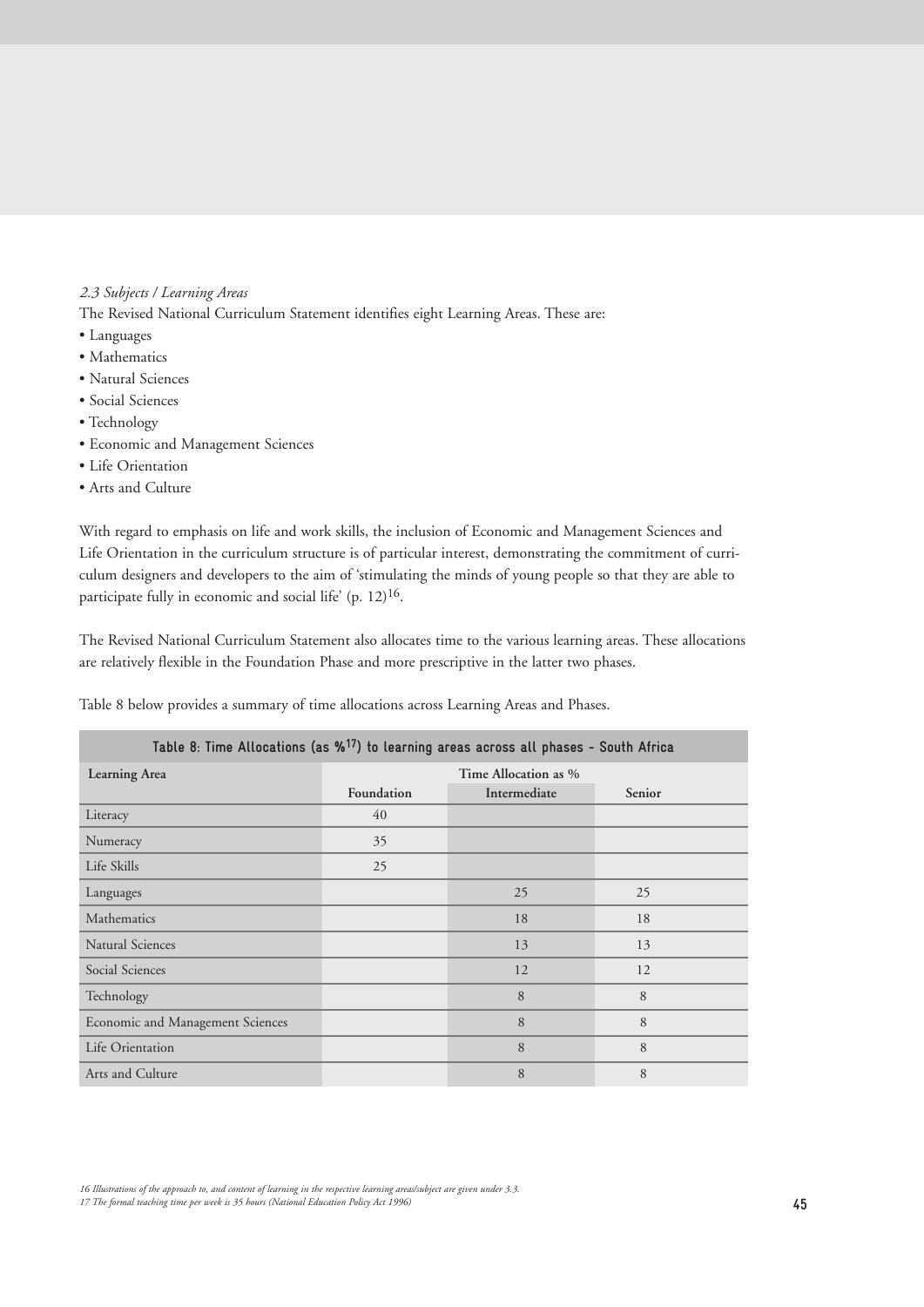*2.3 Subjects / Learning Areas*

The Revised National Curriculum Statement identifies eight Learning Areas. These are:

- Languages
- Mathematics
- Natural Sciences
- Social Sciences
- Technology
- Economic and Management Sciences
- Life Orientation
- Arts and Culture

With regard to emphasis on life and work skills, the inclusion of Economic and Management Sciences and Life Orientation in the curriculum structure is of particular interest, demonstrating the commitment of curriculum designers and developers to the aim of 'stimulating the minds of young people so that they are able to participate fully in economic and social life' (p. 12)[16].

The Revised National Curriculum Statement also allocates time to the various learning areas. These allocations are relatively flexible in the Foundation Phase and more prescriptive in the latter two phases.

Table 8 below provides a summary of time allocations across Learning Areas and Phases.

**Table 8: Time Allocations (as %[17]) to learning areas across all phases - South Africa**

| Learning Area | Time Allocation as % | | |
|---|---|---|---|
| | Foundation | Intermediate | Senior |
| Literacy | 40 | | |
| Numeracy | 35 | | |
| Life Skills | 25 | | |
| Languages | | 25 | 25 |
| Mathematics | | 18 | 18 |
| Natural Sciences | | 13 | 13 |
| Social Sciences | | 12 | 12 |
| Technology | | 8 | 8 |
| Economic and Management Sciences | | 8 | 8 |
| Life Orientation | | 8 | 8 |
| Arts and Culture | | 8 | 8 |

*16 Illustrations of the approach to, and content of learning in the respective learning areas/subject are given under 3.3.*
*17 The formal teaching time per week is 35 hours (National Education Policy Act 1996)*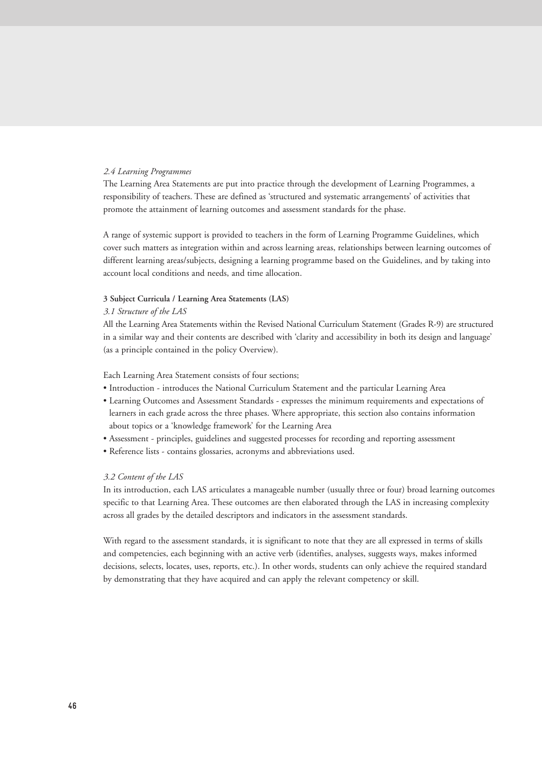*2.4 Learning Programmes*

The Learning Area Statements are put into practice through the development of Learning Programmes, a responsibility of teachers. These are defined as 'structured and systematic arrangements' of activities that promote the attainment of learning outcomes and assessment standards for the phase.

A range of systemic support is provided to teachers in the form of Learning Programme Guidelines, which cover such matters as integration within and across learning areas, relationships between learning outcomes of different learning areas/subjects, designing a learning programme based on the Guidelines, and by taking into account local conditions and needs, and time allocation.

**3 Subject Curricula / Learning Area Statements (LAS)**

*3.1 Structure of the LAS*

All the Learning Area Statements within the Revised National Curriculum Statement (Grades R-9) are structured in a similar way and their contents are described with 'clarity and accessibility in both its design and language' (as a principle contained in the policy Overview).

Each Learning Area Statement consists of four sections;

- Introduction - introduces the National Curriculum Statement and the particular Learning Area
- Learning Outcomes and Assessment Standards - expresses the minimum requirements and expectations of learners in each grade across the three phases. Where appropriate, this section also contains information about topics or a 'knowledge framework' for the Learning Area
- Assessment - principles, guidelines and suggested processes for recording and reporting assessment
- Reference lists - contains glossaries, acronyms and abbreviations used.

*3.2 Content of the LAS*

In its introduction, each LAS articulates a manageable number (usually three or four) broad learning outcomes specific to that Learning Area. These outcomes are then elaborated through the LAS in increasing complexity across all grades by the detailed descriptors and indicators in the assessment standards.

With regard to the assessment standards, it is significant to note that they are all expressed in terms of skills and competencies, each beginning with an active verb (identifies, analyses, suggests ways, makes informed decisions, selects, locates, uses, reports, etc.). In other words, students can only achieve the required standard by demonstrating that they have acquired and can apply the relevant competency or skill.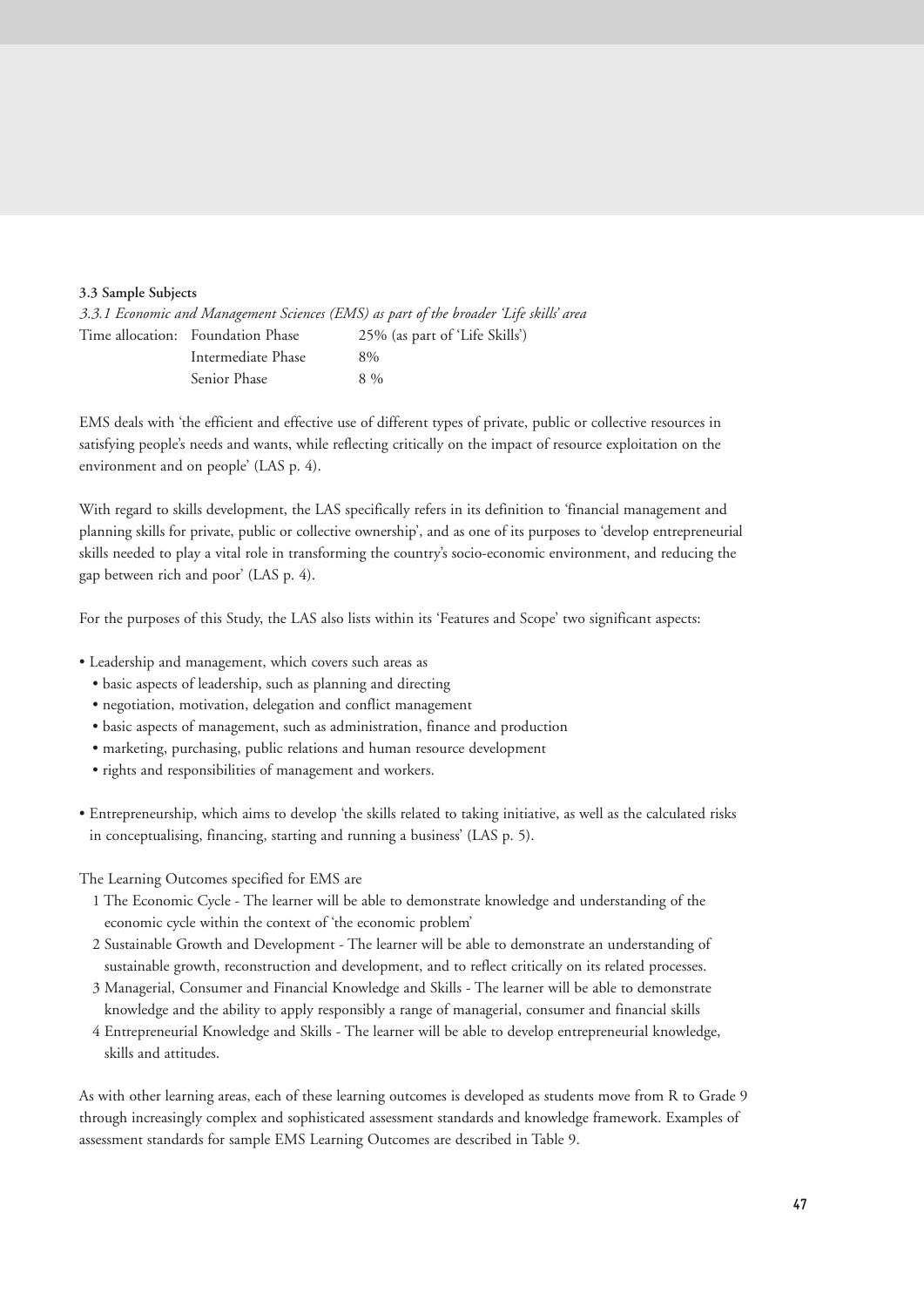### 3.3 Sample Subjects

#### *3.3.1 Economic and Management Sciences (EMS) as part of the broader 'Life skills' area*

| Time allocation: | Foundation Phase | 25% (as part of 'Life Skills') |
|---|---|---|
| | Intermediate Phase | 8% |
| | Senior Phase | 8 % |

EMS deals with 'the efficient and effective use of different types of private, public or collective resources in satisfying people's needs and wants, while reflecting critically on the impact of resource exploitation on the environment and on people' (LAS p. 4).

With regard to skills development, the LAS specifically refers in its definition to 'financial management and planning skills for private, public or collective ownership', and as one of its purposes to 'develop entrepreneurial skills needed to play a vital role in transforming the country's socio-economic environment, and reducing the gap between rich and poor' (LAS p. 4).

For the purposes of this Study, the LAS also lists within its 'Features and Scope' two significant aspects:

- Leadership and management, which covers such areas as
  - basic aspects of leadership, such as planning and directing
  - negotiation, motivation, delegation and conflict management
  - basic aspects of management, such as administration, finance and production
  - marketing, purchasing, public relations and human resource development
  - rights and responsibilities of management and workers.
- Entrepreneurship, which aims to develop 'the skills related to taking initiative, as well as the calculated risks in conceptualising, financing, starting and running a business' (LAS p. 5).

The Learning Outcomes specified for EMS are

1. The Economic Cycle - The learner will be able to demonstrate knowledge and understanding of the economic cycle within the context of 'the economic problem'
2. Sustainable Growth and Development - The learner will be able to demonstrate an understanding of sustainable growth, reconstruction and development, and to reflect critically on its related processes.
3. Managerial, Consumer and Financial Knowledge and Skills - The learner will be able to demonstrate knowledge and the ability to apply responsibly a range of managerial, consumer and financial skills
4. Entrepreneurial Knowledge and Skills - The learner will be able to develop entrepreneurial knowledge, skills and attitudes.

As with other learning areas, each of these learning outcomes is developed as students move from R to Grade 9 through increasingly complex and sophisticated assessment standards and knowledge framework. Examples of assessment standards for sample EMS Learning Outcomes are described in Table 9.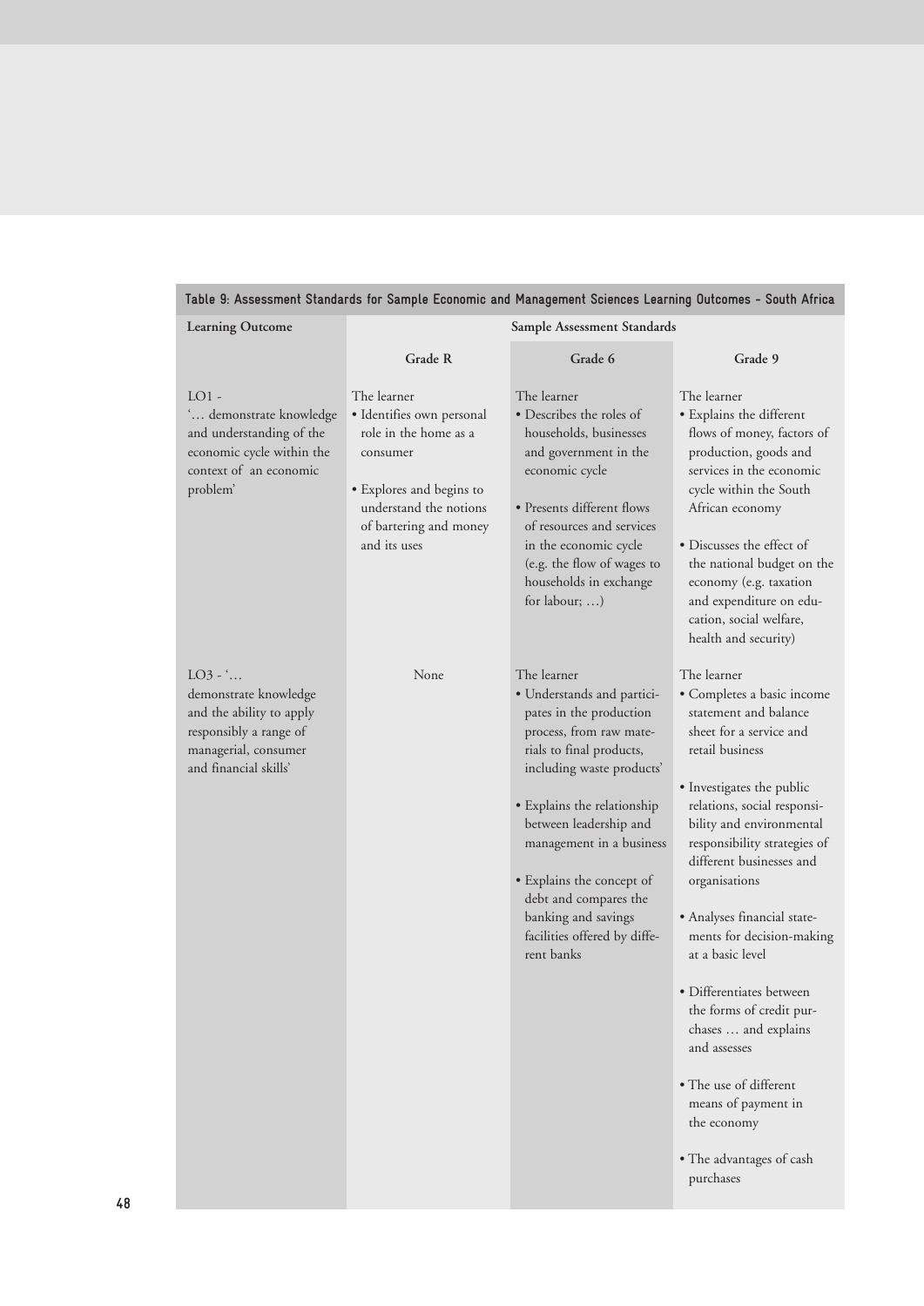**Table 9: Assessment Standards for Sample Economic and Management Sciences Learning Outcomes – South Africa**

| Learning Outcome | Sample Assessment Standards | | |
|---|---|---|---|
| | **Grade R** | **Grade 6** | **Grade 9** |
| LO1 - '… demonstrate knowledge and understanding of the economic cycle within the context of an economic problem' | The learner<br>• Identifies own personal role in the home as a consumer<br><br>• Explores and begins to understand the notions of bartering and money and its uses | The learner<br>• Describes the roles of households, businesses and government in the economic cycle<br><br>• Presents different flows of resources and services in the economic cycle (e.g. the flow of wages to households in exchange for labour; …) | The learner<br>• Explains the different flows of money, factors of production, goods and services in the economic cycle within the South African economy<br><br>• Discusses the effect of the national budget on the economy (e.g. taxation and expenditure on education, social welfare, health and security) |
| LO3 - '… demonstrate knowledge and the ability to apply responsibly a range of managerial, consumer and financial skills' | None | The learner<br>• Understands and participates in the production process, from raw materials to final products, including waste products'<br><br>• Explains the relationship between leadership and management in a business<br><br>• Explains the concept of debt and compares the banking and savings facilities offered by different banks | The learner<br>• Completes a basic income statement and balance sheet for a service and retail business<br><br>• Investigates the public relations, social responsibility and environmental responsibility strategies of different businesses and organisations<br><br>• Analyses financial statements for decision-making at a basic level<br><br>• Differentiates between the forms of credit purchases … and explains and assesses<br><br>• The use of different means of payment in the economy<br><br>• The advantages of cash purchases |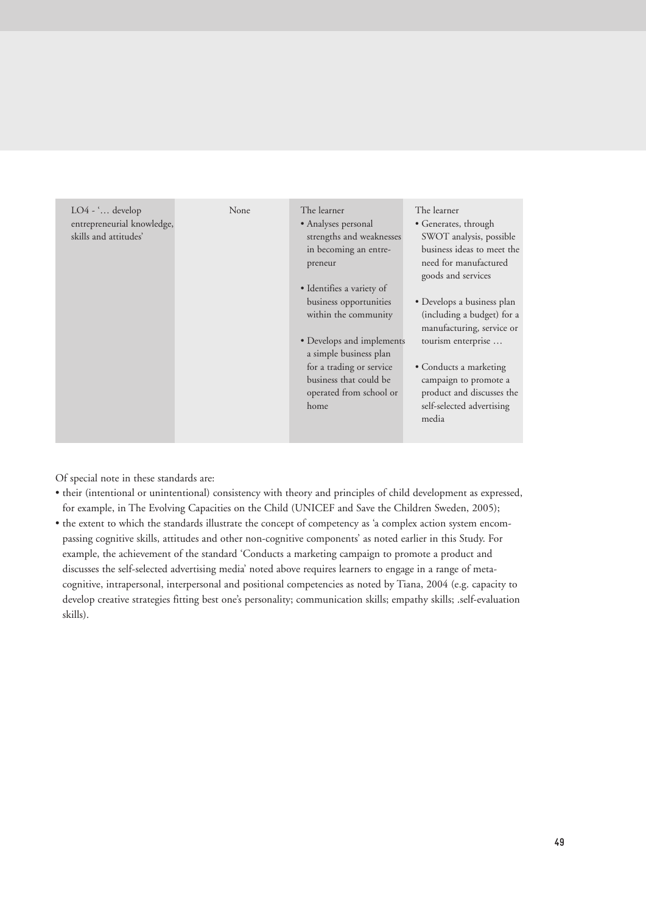| | | | |
|---|---|---|---|
| LO4 - '… develop entrepreneurial knowledge, skills and attitudes' | None | The learner<br>• Analyses personal strengths and weaknesses in becoming an entre-preneur<br>• Identifies a variety of business opportunities within the community<br>• Develops and implements a simple business plan for a trading or service business that could be operated from school or home | The learner<br>• Generates, through SWOT analysis, possible business ideas to meet the need for manufactured goods and services<br>• Develops a business plan (including a budget) for a manufacturing, service or tourism enterprise …<br>• Conducts a marketing campaign to promote a product and discusses the self-selected advertising media |

Of special note in these standards are:

- their (intentional or unintentional) consistency with theory and principles of child development as expressed, for example, in The Evolving Capacities on the Child (UNICEF and Save the Children Sweden, 2005);
- the extent to which the standards illustrate the concept of competency as 'a complex action system encompassing cognitive skills, attitudes and other non-cognitive components' as noted earlier in this Study. For example, the achievement of the standard 'Conducts a marketing campaign to promote a product and discusses the self-selected advertising media' noted above requires learners to engage in a range of meta-cognitive, intrapersonal, interpersonal and positional competencies as noted by Tiana, 2004 (e.g. capacity to develop creative strategies fitting best one's personality; communication skills; empathy skills; .self-evaluation skills).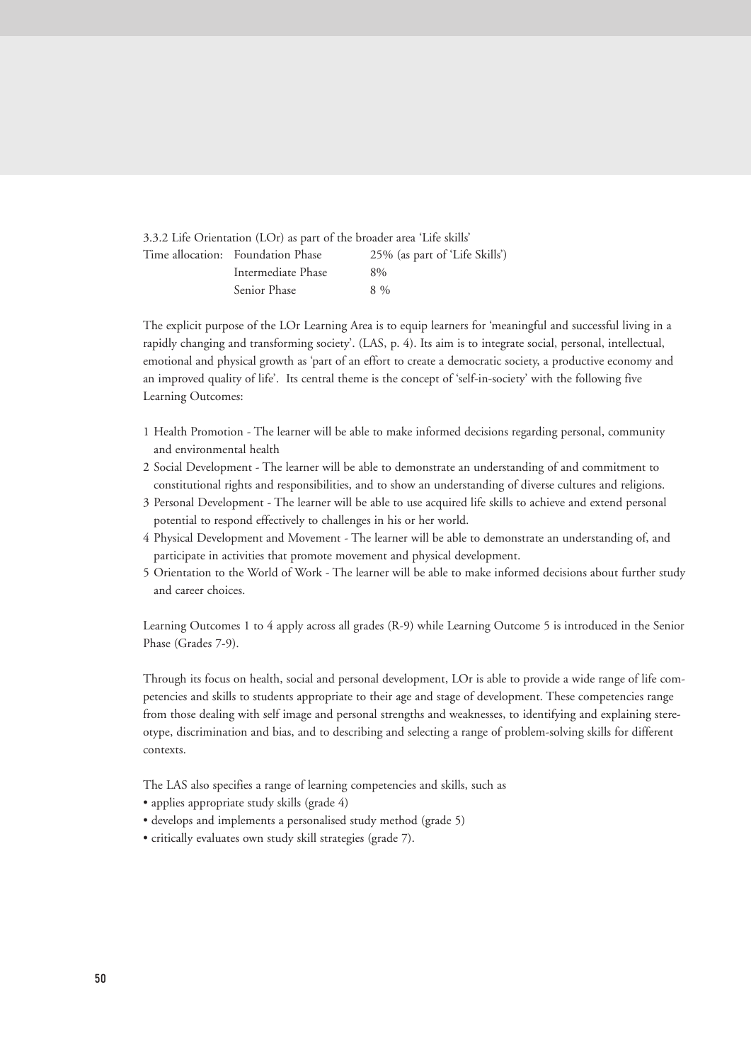### 3.3.2 Life Orientation (LOr) as part of the broader area 'Life skills'

| Time allocation: | | |
|---|---|---|
| | Foundation Phase | 25% (as part of 'Life Skills') |
| | Intermediate Phase | 8% |
| | Senior Phase | 8 % |

The explicit purpose of the LOr Learning Area is to equip learners for 'meaningful and successful living in a rapidly changing and transforming society'. (LAS, p. 4). Its aim is to integrate social, personal, intellectual, emotional and physical growth as 'part of an effort to create a democratic society, a productive economy and an improved quality of life'. Its central theme is the concept of 'self-in-society' with the following five Learning Outcomes:

1. Health Promotion - The learner will be able to make informed decisions regarding personal, community and environmental health
2. Social Development - The learner will be able to demonstrate an understanding of and commitment to constitutional rights and responsibilities, and to show an understanding of diverse cultures and religions.
3. Personal Development - The learner will be able to use acquired life skills to achieve and extend personal potential to respond effectively to challenges in his or her world.
4. Physical Development and Movement - The learner will be able to demonstrate an understanding of, and participate in activities that promote movement and physical development.
5. Orientation to the World of Work - The learner will be able to make informed decisions about further study and career choices.

Learning Outcomes 1 to 4 apply across all grades (R-9) while Learning Outcome 5 is introduced in the Senior Phase (Grades 7-9).

Through its focus on health, social and personal development, LOr is able to provide a wide range of life competencies and skills to students appropriate to their age and stage of development. These competencies range from those dealing with self image and personal strengths and weaknesses, to identifying and explaining stereotype, discrimination and bias, and to describing and selecting a range of problem-solving skills for different contexts.

The LAS also specifies a range of learning competencies and skills, such as

- applies appropriate study skills (grade 4)
- develops and implements a personalised study method (grade 5)
- critically evaluates own study skill strategies (grade 7).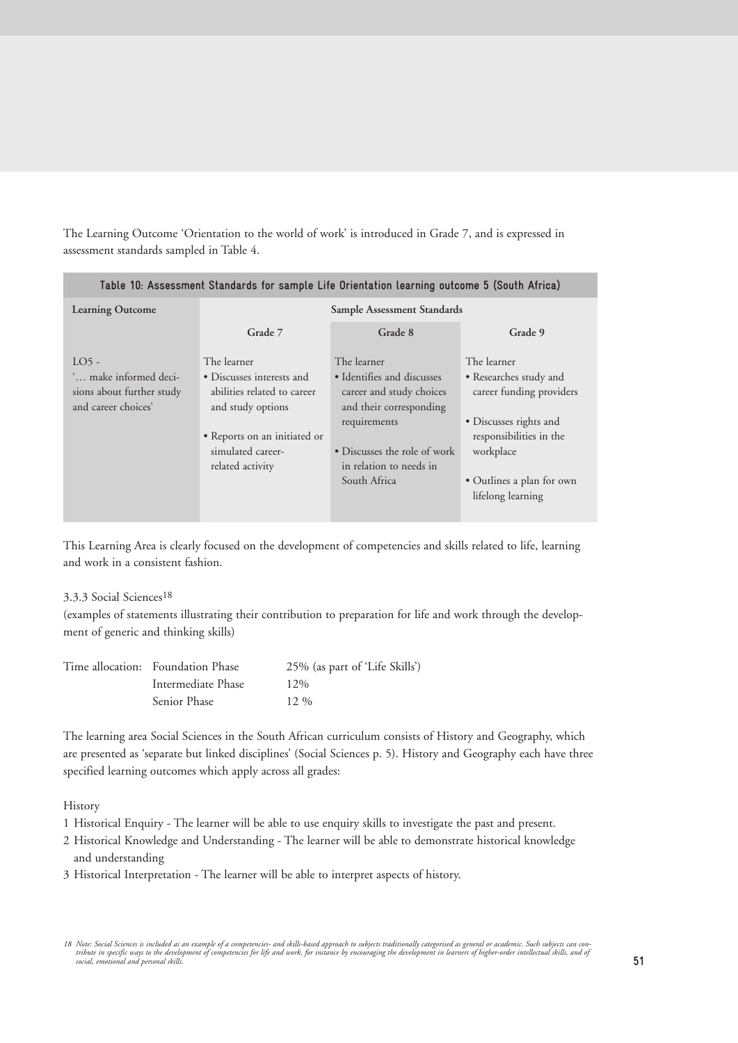The Learning Outcome 'Orientation to the world of work' is introduced in Grade 7, and is expressed in assessment standards sampled in Table 4.

**Table 10: Assessment Standards for sample Life Orientation learning outcome 5 (South Africa)**

| Learning Outcome | Sample Assessment Standards | | |
|---|---|---|---|
| | Grade 7 | Grade 8 | Grade 9 |
| LO5 - '… make informed decisions about further study and career choices' | The learner<br>• Discusses interests and abilities related to career and study options<br>• Reports on an initiated or simulated career-related activity | The learner<br>• Identifies and discusses career and study choices and their corresponding requirements<br>• Discusses the role of work in relation to needs in South Africa | The learner<br>• Researches study and career funding providers<br>• Discusses rights and responsibilities in the workplace<br>• Outlines a plan for own lifelong learning |

This Learning Area is clearly focused on the development of competencies and skills related to life, learning and work in a consistent fashion.

3.3.3 Social Sciences[18]
(examples of statements illustrating their contribution to preparation for life and work through the development of generic and thinking skills)

| Time allocation: | Foundation Phase | 25% (as part of 'Life Skills') |
|---|---|---|
| | Intermediate Phase | 12% |
| | Senior Phase | 12 % |

The learning area Social Sciences in the South African curriculum consists of History and Geography, which are presented as 'separate but linked disciplines' (Social Sciences p. 5). History and Geography each have three specified learning outcomes which apply across all grades:

History

1 Historical Enquiry - The learner will be able to use enquiry skills to investigate the past and present.
2 Historical Knowledge and Understanding - The learner will be able to demonstrate historical knowledge and understanding
3 Historical Interpretation - The learner will be able to interpret aspects of history.

*18 Note: Social Sciences is included as an example of a competencies- and skills-based approach to subjects traditionally categorised as general or academic. Such subjects can contribute in specific ways to the development of competencies for life and work, for instance by encouraging the development in learners of higher-order intellectual skills, and of social, emotional and personal skills.*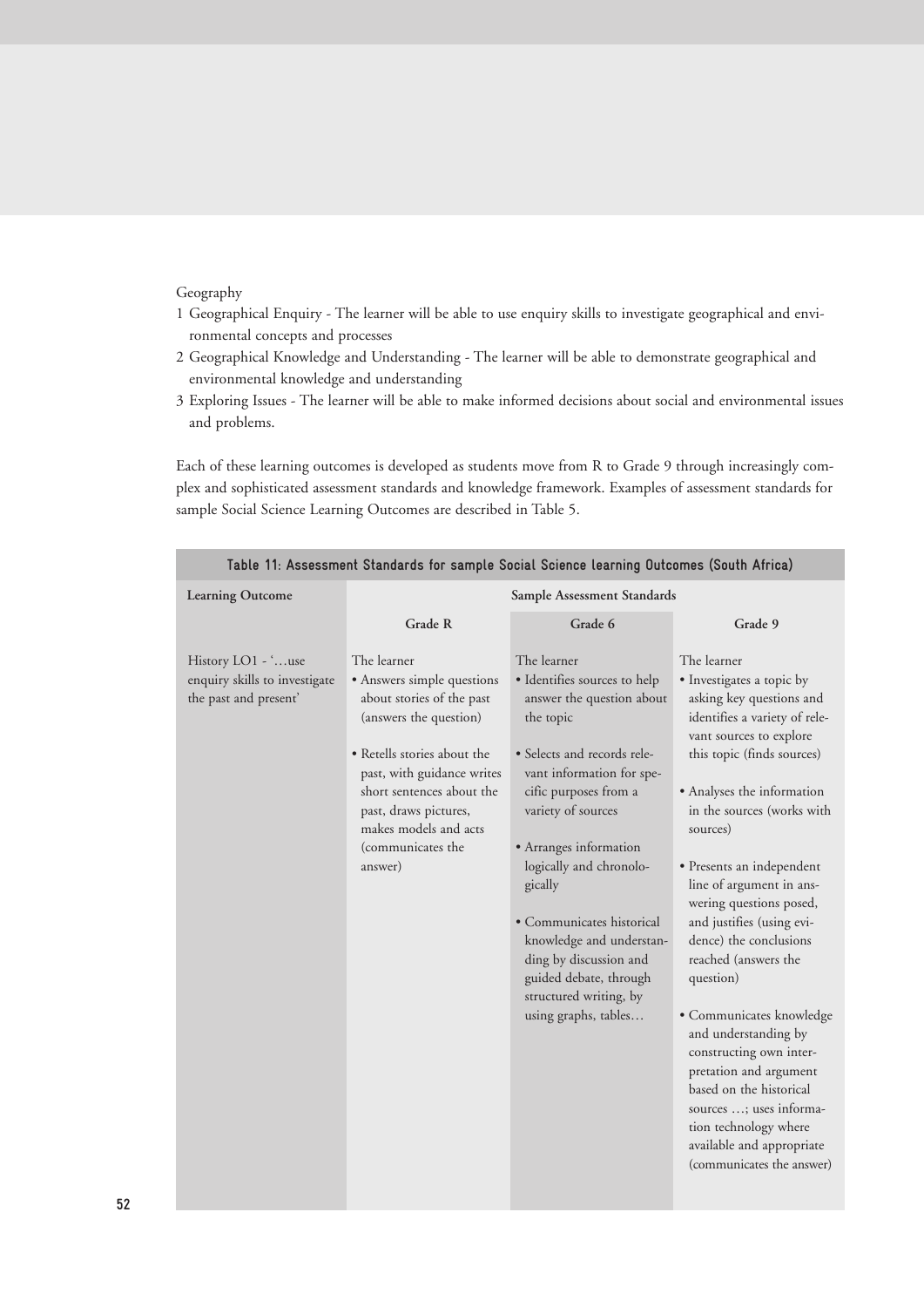Geography

1 Geographical Enquiry - The learner will be able to use enquiry skills to investigate geographical and environmental concepts and processes
2 Geographical Knowledge and Understanding - The learner will be able to demonstrate geographical and environmental knowledge and understanding
3 Exploring Issues - The learner will be able to make informed decisions about social and environmental issues and problems.

Each of these learning outcomes is developed as students move from R to Grade 9 through increasingly complex and sophisticated assessment standards and knowledge framework. Examples of assessment standards for sample Social Science Learning Outcomes are described in Table 5.

**Table 11: Assessment Standards for sample Social Science learning Outcomes (South Africa)**

| Learning Outcome | Sample Assessment Standards | | |
|---|---|---|---|
| | Grade R | Grade 6 | Grade 9 |
| History LO1 - '…use enquiry skills to investigate the past and present' | The learner<br>• Answers simple questions about stories of the past (answers the question)<br><br>• Retells stories about the past, with guidance writes short sentences about the past, draws pictures, makes models and acts (communicates the answer) | The learner<br>• Identifies sources to help answer the question about the topic<br><br>• Selects and records relevant information for specific purposes from a variety of sources<br><br>• Arranges information logically and chronologically<br><br>• Communicates historical knowledge and understanding by discussion and guided debate, through structured writing, by using graphs, tables… | The learner<br>• Investigates a topic by asking key questions and identifies a variety of relevant sources to explore this topic (finds sources)<br><br>• Analyses the information in the sources (works with sources)<br><br>• Presents an independent line of argument in answering questions posed, and justifies (using evidence) the conclusions reached (answers the question)<br><br>• Communicates knowledge and understanding by constructing own interpretation and argument based on the historical sources …; uses information technology where available and appropriate (communicates the answer) |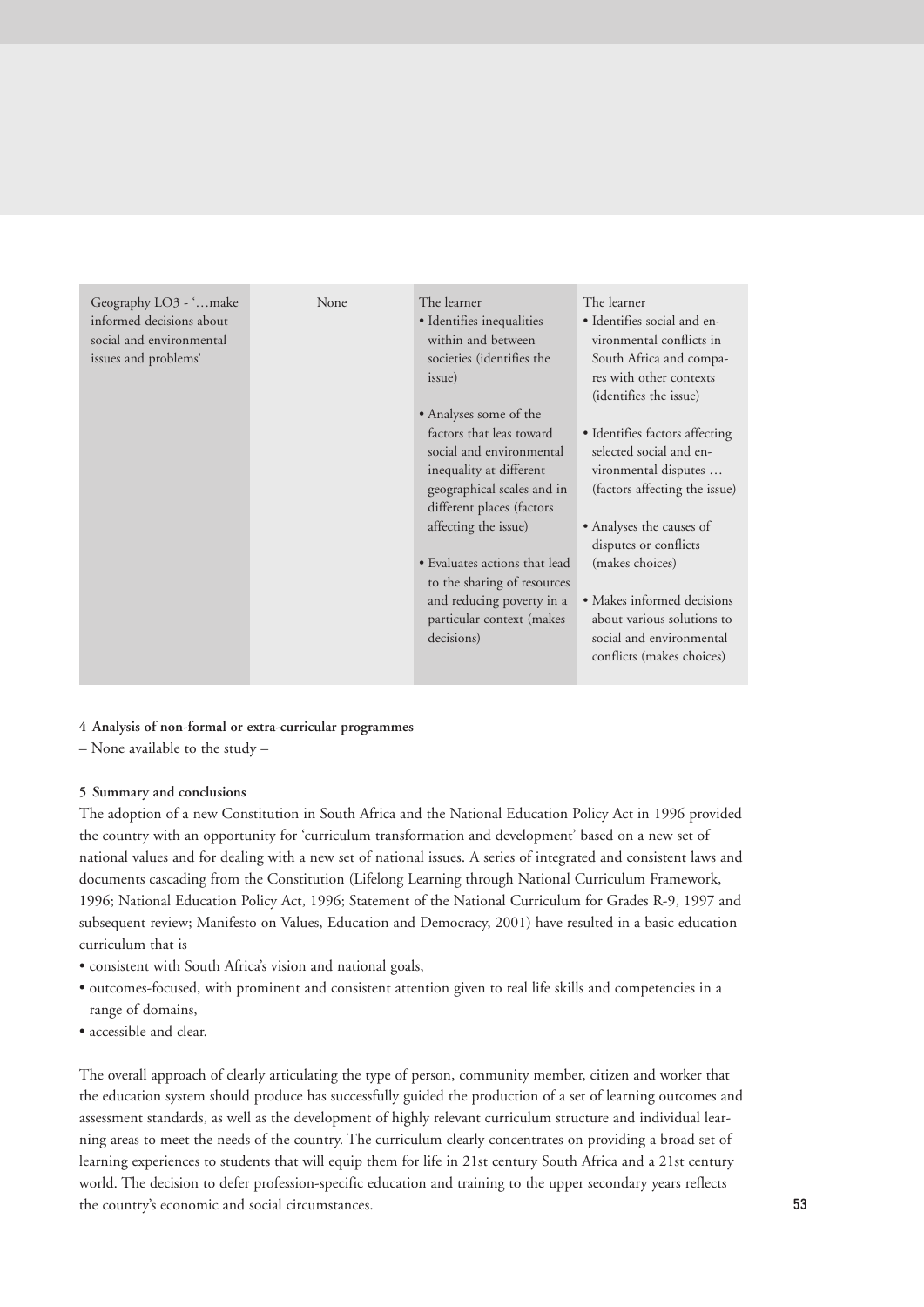| | | | |
|---|---|---|---|
| Geography LO3 - '…make informed decisions about social and environmental issues and problems' | None | The learner<br>• Identifies inequalities within and between societies (identifies the issue)<br>• Analyses some of the factors that leas toward social and environmental inequality at different geographical scales and in different places (factors affecting the issue)<br>• Evaluates actions that lead to the sharing of resources and reducing poverty in a particular context (makes decisions) | The learner<br>• Identifies social and environmental conflicts in South Africa and compares with other contexts (identifies the issue)<br>• Identifies factors affecting selected social and environmental disputes … (factors affecting the issue)<br>• Analyses the causes of disputes or conflicts (makes choices)<br>• Makes informed decisions about various solutions to social and environmental conflicts (makes choices) |

#### 4 Analysis of non-formal or extra-curricular programmes

– None available to the study –

#### 5 Summary and conclusions

The adoption of a new Constitution in South Africa and the National Education Policy Act in 1996 provided the country with an opportunity for 'curriculum transformation and development' based on a new set of national values and for dealing with a new set of national issues. A series of integrated and consistent laws and documents cascading from the Constitution (Lifelong Learning through National Curriculum Framework, 1996; National Education Policy Act, 1996; Statement of the National Curriculum for Grades R-9, 1997 and subsequent review; Manifesto on Values, Education and Democracy, 2001) have resulted in a basic education curriculum that is

- consistent with South Africa's vision and national goals,
- outcomes-focused, with prominent and consistent attention given to real life skills and competencies in a range of domains,
- accessible and clear.

The overall approach of clearly articulating the type of person, community member, citizen and worker that the education system should produce has successfully guided the production of a set of learning outcomes and assessment standards, as well as the development of highly relevant curriculum structure and individual learning areas to meet the needs of the country. The curriculum clearly concentrates on providing a broad set of learning experiences to students that will equip them for life in 21st century South Africa and a 21st century world. The decision to defer profession-specific education and training to the upper secondary years reflects the country's economic and social circumstances.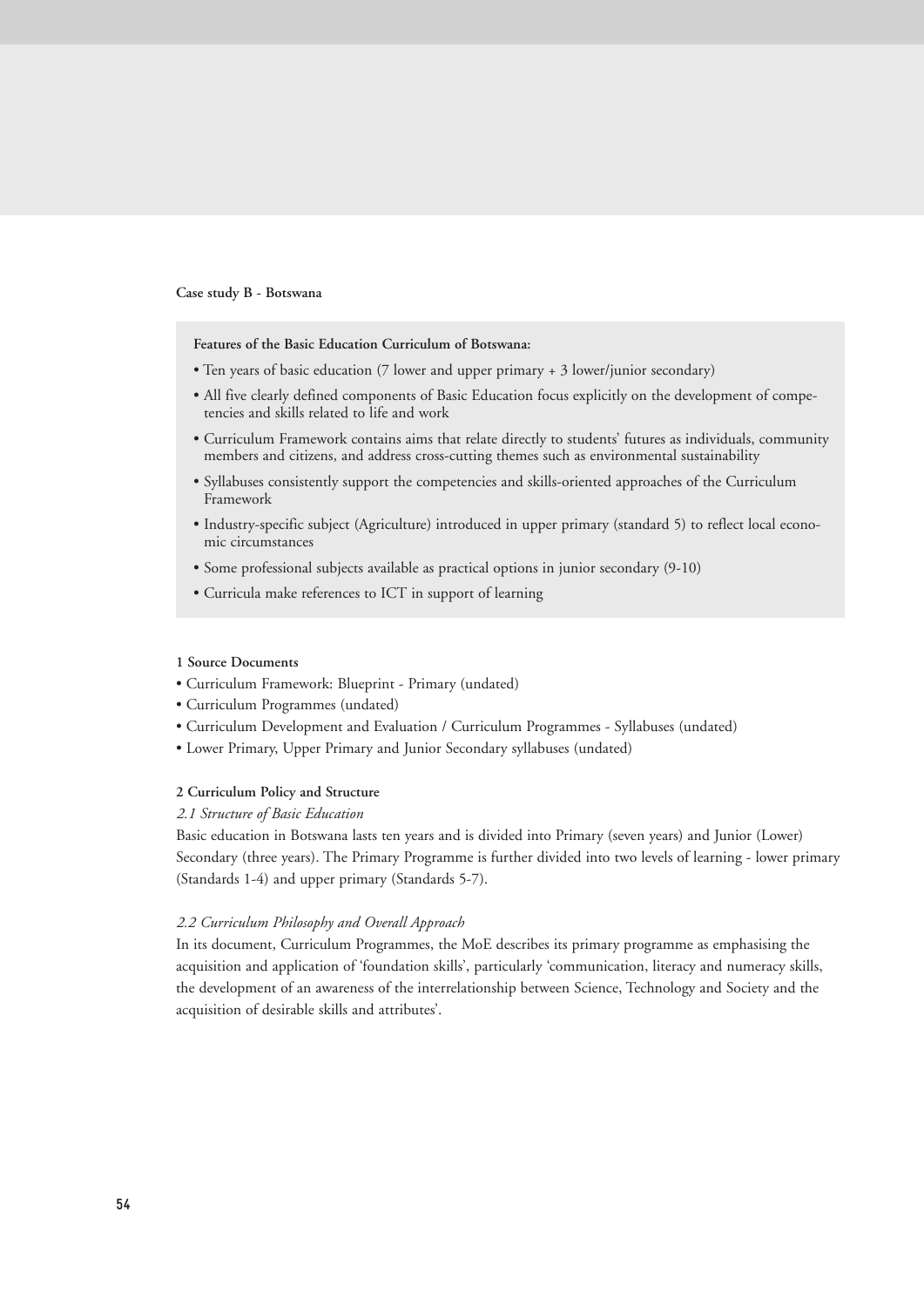## Case study B - Botswana

**Features of the Basic Education Curriculum of Botswana:**

- Ten years of basic education (7 lower and upper primary + 3 lower/junior secondary)
- All five clearly defined components of Basic Education focus explicitly on the development of competencies and skills related to life and work
- Curriculum Framework contains aims that relate directly to students' futures as individuals, community members and citizens, and address cross-cutting themes such as environmental sustainability
- Syllabuses consistently support the competencies and skills-oriented approaches of the Curriculum Framework
- Industry-specific subject (Agriculture) introduced in upper primary (standard 5) to reflect local economic circumstances
- Some professional subjects available as practical options in junior secondary (9-10)
- Curricula make references to ICT in support of learning

### 1 Source Documents

- Curriculum Framework: Blueprint - Primary (undated)
- Curriculum Programmes (undated)
- Curriculum Development and Evaluation / Curriculum Programmes - Syllabuses (undated)
- Lower Primary, Upper Primary and Junior Secondary syllabuses (undated)

### 2 Curriculum Policy and Structure

*2.1 Structure of Basic Education*

Basic education in Botswana lasts ten years and is divided into Primary (seven years) and Junior (Lower) Secondary (three years). The Primary Programme is further divided into two levels of learning - lower primary (Standards 1-4) and upper primary (Standards 5-7).

*2.2 Curriculum Philosophy and Overall Approach*

In its document, Curriculum Programmes, the MoE describes its primary programme as emphasising the acquisition and application of 'foundation skills', particularly 'communication, literacy and numeracy skills, the development of an awareness of the interrelationship between Science, Technology and Society and the acquisition of desirable skills and attributes'.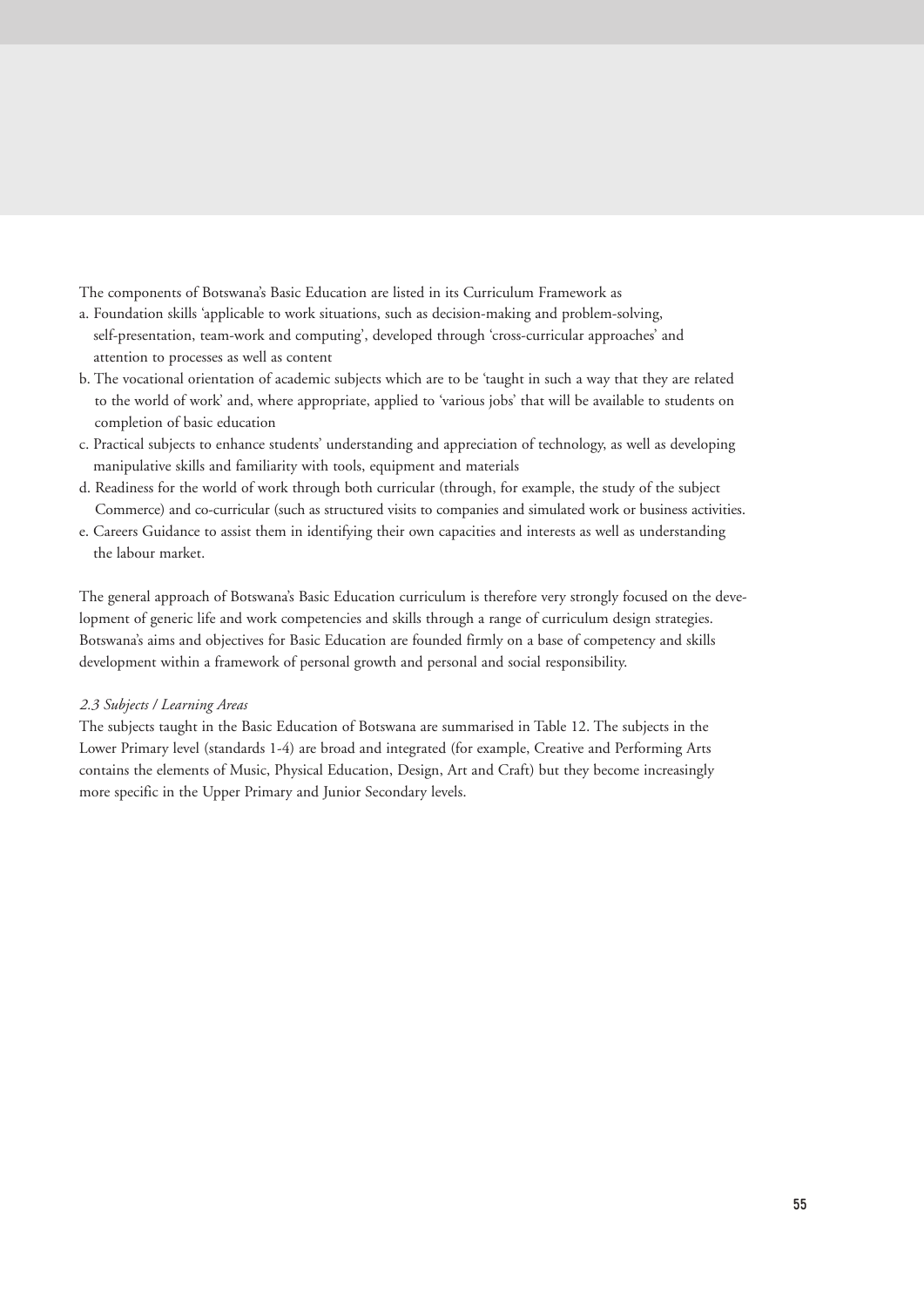The components of Botswana's Basic Education are listed in its Curriculum Framework as

a. Foundation skills 'applicable to work situations, such as decision-making and problem-solving, self-presentation, team-work and computing', developed through 'cross-curricular approaches' and attention to processes as well as content
b. The vocational orientation of academic subjects which are to be 'taught in such a way that they are related to the world of work' and, where appropriate, applied to 'various jobs' that will be available to students on completion of basic education
c. Practical subjects to enhance students' understanding and appreciation of technology, as well as developing manipulative skills and familiarity with tools, equipment and materials
d. Readiness for the world of work through both curricular (through, for example, the study of the subject Commerce) and co-curricular (such as structured visits to companies and simulated work or business activities.
e. Careers Guidance to assist them in identifying their own capacities and interests as well as understanding the labour market.

The general approach of Botswana's Basic Education curriculum is therefore very strongly focused on the development of generic life and work competencies and skills through a range of curriculum design strategies. Botswana's aims and objectives for Basic Education are founded firmly on a base of competency and skills development within a framework of personal growth and personal and social responsibility.

### *2.3 Subjects / Learning Areas*

The subjects taught in the Basic Education of Botswana are summarised in Table 12. The subjects in the Lower Primary level (standards 1-4) are broad and integrated (for example, Creative and Performing Arts contains the elements of Music, Physical Education, Design, Art and Craft) but they become increasingly more specific in the Upper Primary and Junior Secondary levels.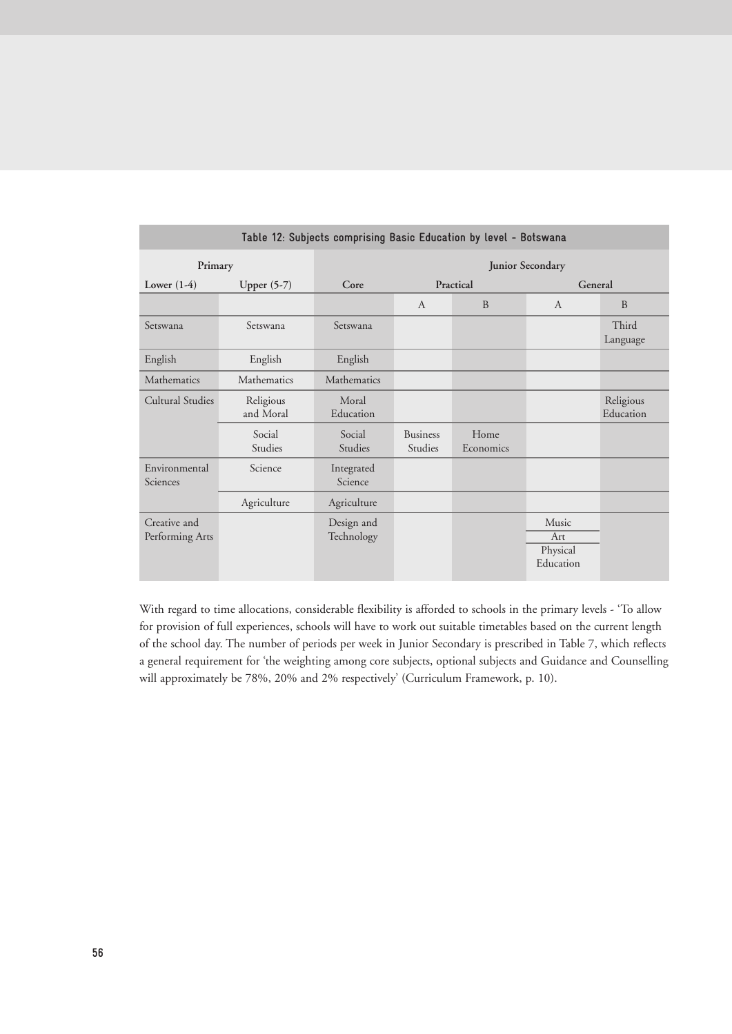**Table 12: Subjects comprising Basic Education by level - Botswana**

| Primary | | Junior Secondary | | | | |
|---|---|---|---|---|---|---|
| Lower (1-4) | Upper (5-7) | Core | Practical | | General | |
| | | | A | B | A | B |
| Setswana | Setswana | Setswana | | | | Third Language |
| English | English | English | | | | |
| Mathematics | Mathematics | Mathematics | | | | |
| Cultural Studies | Religious and Moral | Moral Education | | | | Religious Education |
| | Social Studies | Social Studies | Business Studies | Home Economics | | |
| Environmental Sciences | Science | Integrated Science | | | | |
| | Agriculture | Agriculture | | | | |
| Creative and Performing Arts | | Design and Technology | | | Music<br>Art<br>Physical Education | |

With regard to time allocations, considerable flexibility is afforded to schools in the primary levels - 'To allow for provision of full experiences, schools will have to work out suitable timetables based on the current length of the school day. The number of periods per week in Junior Secondary is prescribed in Table 7, which reflects a general requirement for 'the weighting among core subjects, optional subjects and Guidance and Counselling will approximately be 78%, 20% and 2% respectively' (Curriculum Framework, p. 10).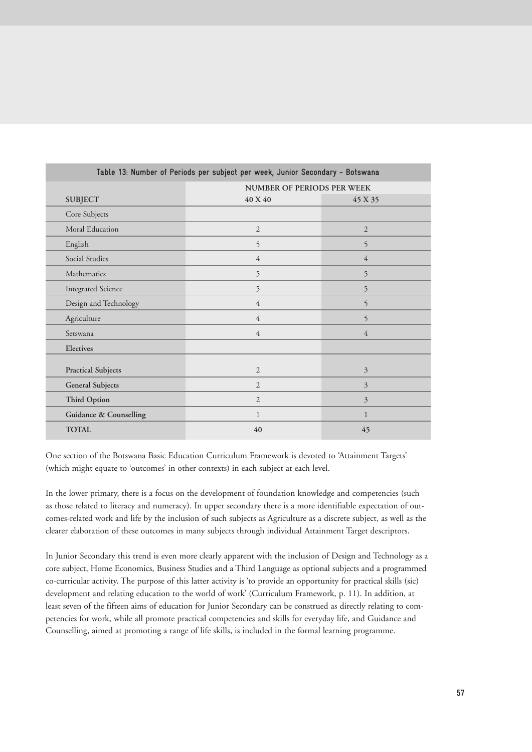**Table 13: Number of Periods per subject per week, Junior Secondary - Botswana**

| SUBJECT | NUMBER OF PERIODS PER WEEK | |
|---|---|---|
| | 40 X 40 | 45 X 35 |
| Core Subjects | | |
| Moral Education | 2 | 2 |
| English | 5 | 5 |
| Social Studies | 4 | 4 |
| Mathematics | 5 | 5 |
| Integrated Science | 5 | 5 |
| Design and Technology | 4 | 5 |
| Agriculture | 4 | 5 |
| Setswana | 4 | 4 |
| **Electives** | | |
| **Practical Subjects** | 2 | 3 |
| **General Subjects** | 2 | 3 |
| **Third Option** | 2 | 3 |
| **Guidance & Counselling** | 1 | 1 |
| **TOTAL** | 40 | 45 |

One section of the Botswana Basic Education Curriculum Framework is devoted to 'Attainment Targets' (which might equate to 'outcomes' in other contexts) in each subject at each level.

In the lower primary, there is a focus on the development of foundation knowledge and competencies (such as those related to literacy and numeracy). In upper secondary there is a more identifiable expectation of outcomes-related work and life by the inclusion of such subjects as Agriculture as a discrete subject, as well as the clearer elaboration of these outcomes in many subjects through individual Attainment Target descriptors.

In Junior Secondary this trend is even more clearly apparent with the inclusion of Design and Technology as a core subject, Home Economics, Business Studies and a Third Language as optional subjects and a programmed co-curricular activity. The purpose of this latter activity is 'to provide an opportunity for practical skills (sic) development and relating education to the world of work' (Curriculum Framework, p. 11). In addition, at least seven of the fifteen aims of education for Junior Secondary can be construed as directly relating to competencies for work, while all promote practical competencies and skills for everyday life, and Guidance and Counselling, aimed at promoting a range of life skills, is included in the formal learning programme.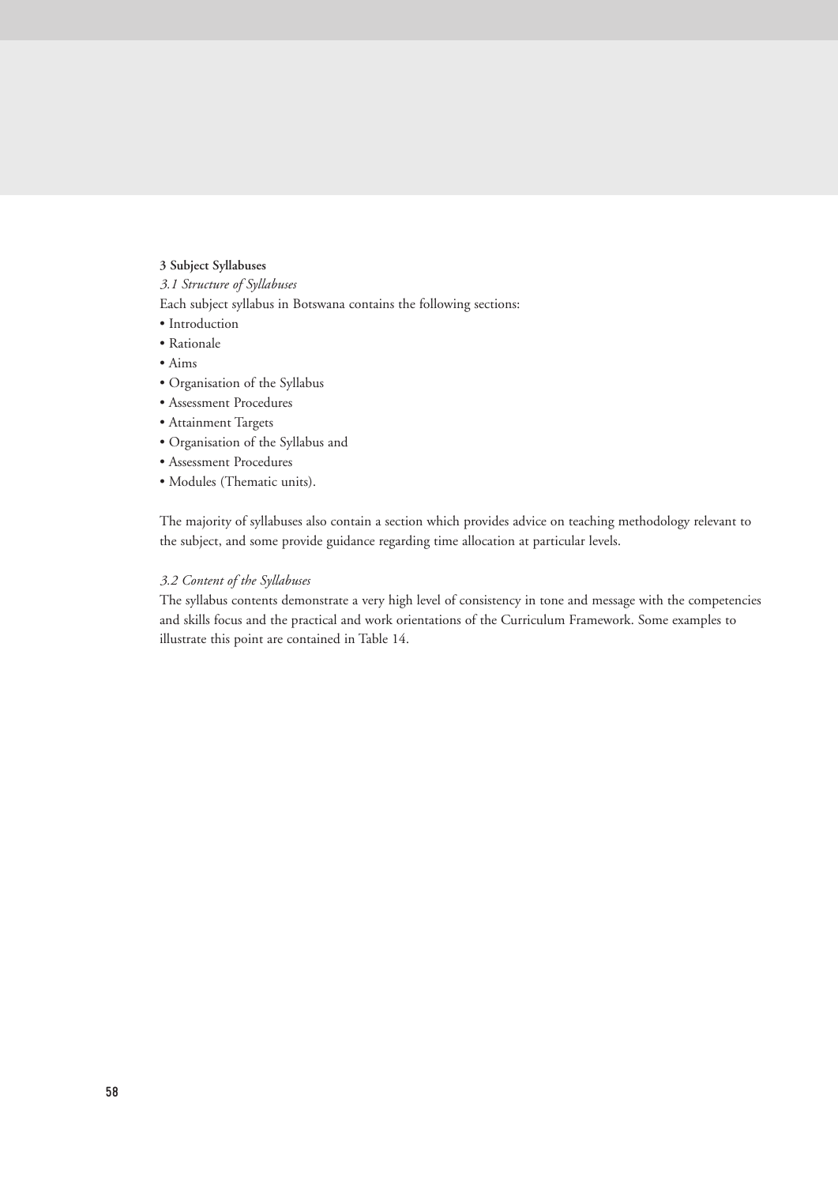**3 Subject Syllabuses**

*3.1 Structure of Syllabuses*

Each subject syllabus in Botswana contains the following sections:

- Introduction
- Rationale
- Aims
- Organisation of the Syllabus
- Assessment Procedures
- Attainment Targets
- Organisation of the Syllabus and
- Assessment Procedures
- Modules (Thematic units).

The majority of syllabuses also contain a section which provides advice on teaching methodology relevant to the subject, and some provide guidance regarding time allocation at particular levels.

*3.2 Content of the Syllabuses*

The syllabus contents demonstrate a very high level of consistency in tone and message with the competencies and skills focus and the practical and work orientations of the Curriculum Framework. Some examples to illustrate this point are contained in Table 14.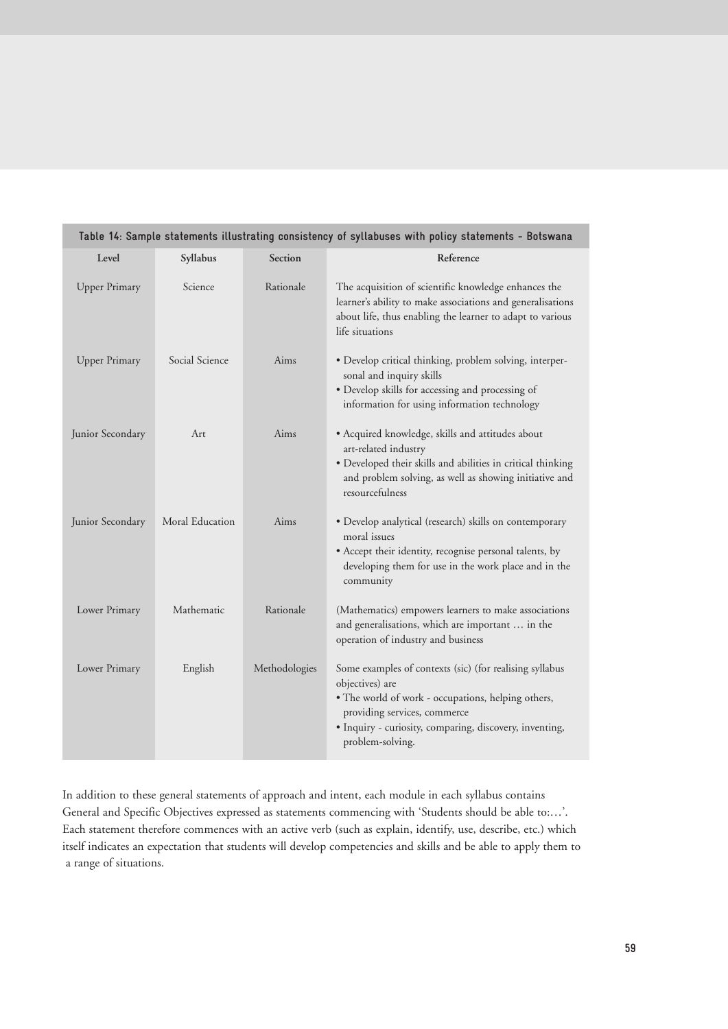**Table 14: Sample statements illustrating consistency of syllabuses with policy statements - Botswana**

| Level | Syllabus | Section | Reference |
|---|---|---|---|
| Upper Primary | Science | Rationale | The acquisition of scientific knowledge enhances the learner's ability to make associations and generalisations about life, thus enabling the learner to adapt to various life situations |
| Upper Primary | Social Science | Aims | • Develop critical thinking, problem solving, interpersonal and inquiry skills<br>• Develop skills for accessing and processing of information for using information technology |
| Junior Secondary | Art | Aims | • Acquired knowledge, skills and attitudes about art-related industry<br>• Developed their skills and abilities in critical thinking and problem solving, as well as showing initiative and resourcefulness |
| Junior Secondary | Moral Education | Aims | • Develop analytical (research) skills on contemporary moral issues<br>• Accept their identity, recognise personal talents, by developing them for use in the work place and in the community |
| Lower Primary | Mathematic | Rationale | (Mathematics) empowers learners to make associations and generalisations, which are important … in the operation of industry and business |
| Lower Primary | English | Methodologies | Some examples of contexts (sic) (for realising syllabus objectives) are<br>• The world of work - occupations, helping others, providing services, commerce<br>• Inquiry - curiosity, comparing, discovery, inventing, problem-solving. |

In addition to these general statements of approach and intent, each module in each syllabus contains General and Specific Objectives expressed as statements commencing with 'Students should be able to:…'. Each statement therefore commences with an active verb (such as explain, identify, use, describe, etc.) which itself indicates an expectation that students will develop competencies and skills and be able to apply them to a range of situations.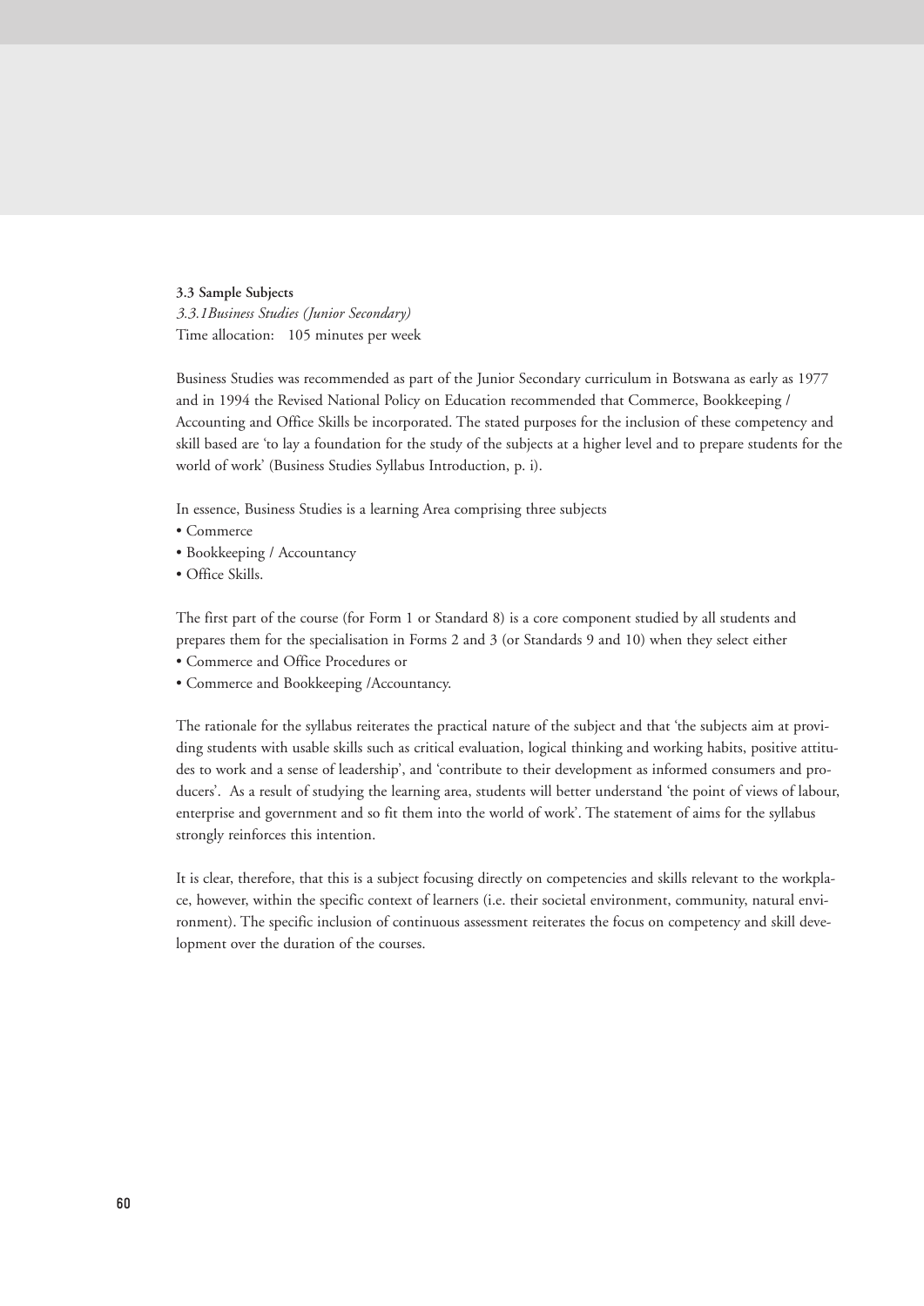**3.3 Sample Subjects**

*3.3.1Business Studies (Junior Secondary)*

Time allocation: 105 minutes per week

Business Studies was recommended as part of the Junior Secondary curriculum in Botswana as early as 1977 and in 1994 the Revised National Policy on Education recommended that Commerce, Bookkeeping / Accounting and Office Skills be incorporated. The stated purposes for the inclusion of these competency and skill based are 'to lay a foundation for the study of the subjects at a higher level and to prepare students for the world of work' (Business Studies Syllabus Introduction, p. i).

In essence, Business Studies is a learning Area comprising three subjects

- Commerce
- Bookkeeping / Accountancy
- Office Skills.

The first part of the course (for Form 1 or Standard 8) is a core component studied by all students and prepares them for the specialisation in Forms 2 and 3 (or Standards 9 and 10) when they select either

- Commerce and Office Procedures or
- Commerce and Bookkeeping /Accountancy.

The rationale for the syllabus reiterates the practical nature of the subject and that 'the subjects aim at providing students with usable skills such as critical evaluation, logical thinking and working habits, positive attitudes to work and a sense of leadership', and 'contribute to their development as informed consumers and producers'. As a result of studying the learning area, students will better understand 'the point of views of labour, enterprise and government and so fit them into the world of work'. The statement of aims for the syllabus strongly reinforces this intention.

It is clear, therefore, that this is a subject focusing directly on competencies and skills relevant to the workplace, however, within the specific context of learners (i.e. their societal environment, community, natural environment). The specific inclusion of continuous assessment reiterates the focus on competency and skill development over the duration of the courses.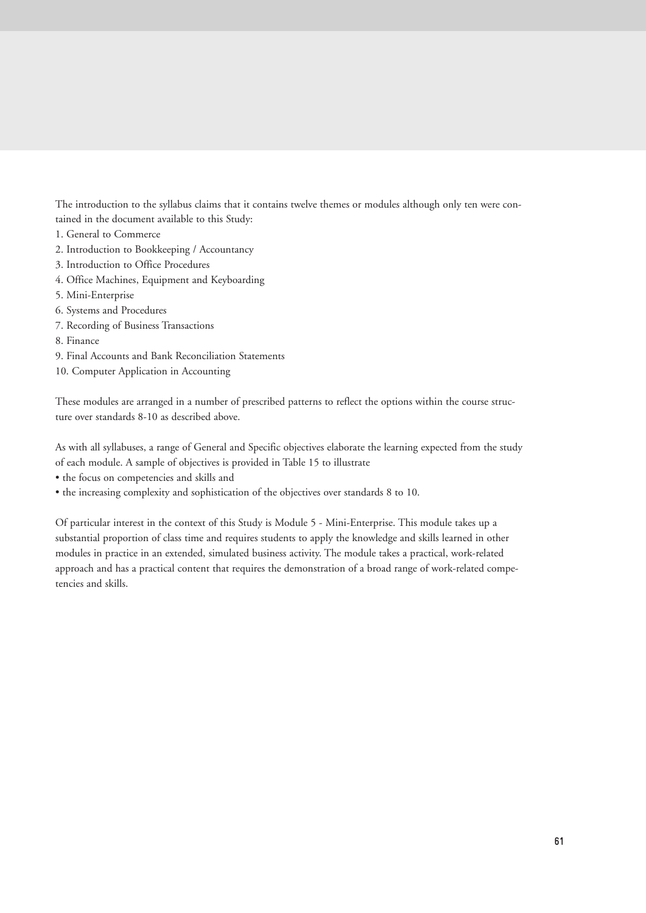The introduction to the syllabus claims that it contains twelve themes or modules although only ten were contained in the document available to this Study:

1. General to Commerce
2. Introduction to Bookkeeping / Accountancy
3. Introduction to Office Procedures
4. Office Machines, Equipment and Keyboarding
5. Mini-Enterprise
6. Systems and Procedures
7. Recording of Business Transactions
8. Finance
9. Final Accounts and Bank Reconciliation Statements
10. Computer Application in Accounting

These modules are arranged in a number of prescribed patterns to reflect the options within the course structure over standards 8-10 as described above.

As with all syllabuses, a range of General and Specific objectives elaborate the learning expected from the study of each module. A sample of objectives is provided in Table 15 to illustrate

- the focus on competencies and skills and
- the increasing complexity and sophistication of the objectives over standards 8 to 10.

Of particular interest in the context of this Study is Module 5 - Mini-Enterprise. This module takes up a substantial proportion of class time and requires students to apply the knowledge and skills learned in other modules in practice in an extended, simulated business activity. The module takes a practical, work-related approach and has a practical content that requires the demonstration of a broad range of work-related competencies and skills.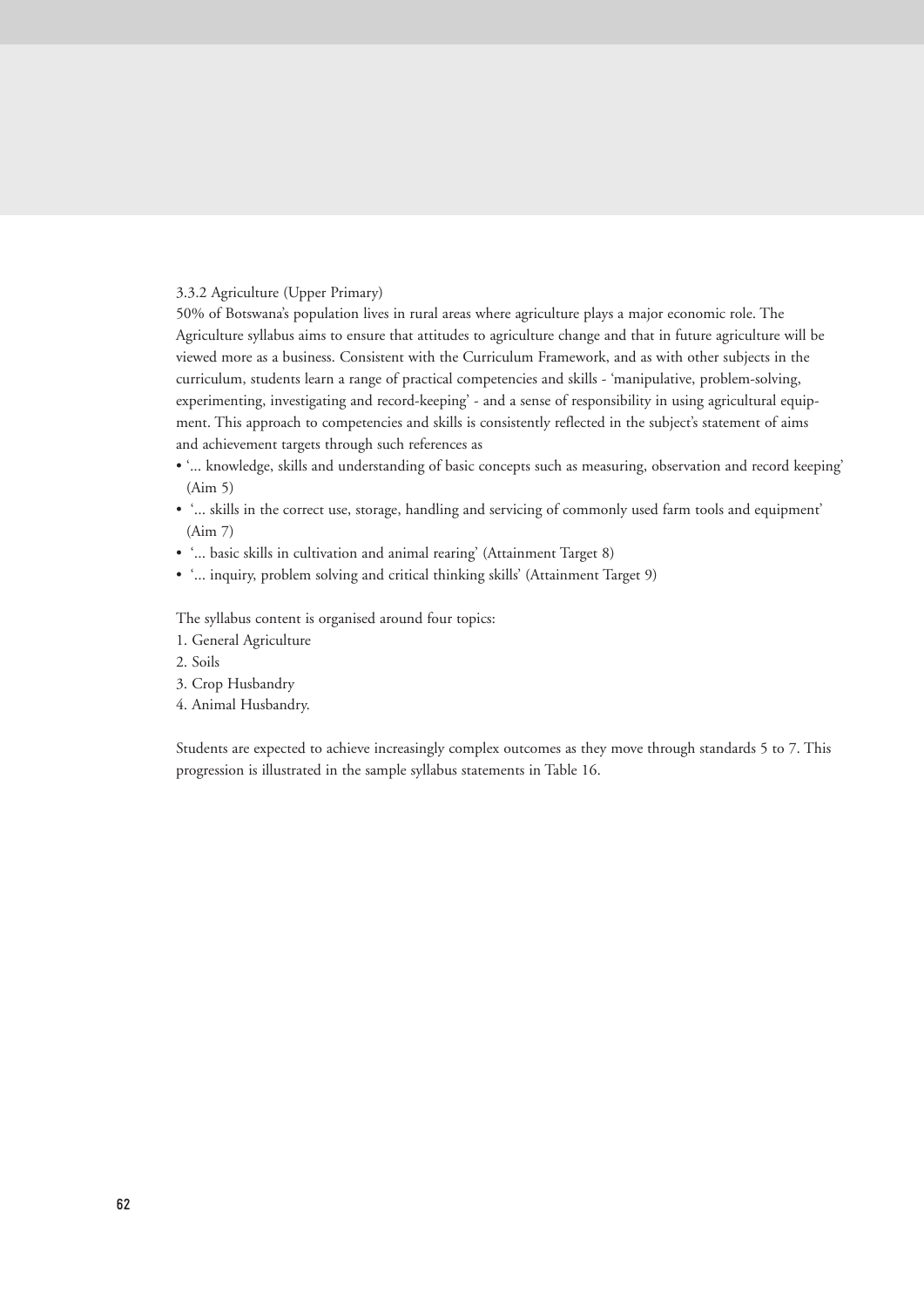### 3.3.2 Agriculture (Upper Primary)

50% of Botswana's population lives in rural areas where agriculture plays a major economic role. The Agriculture syllabus aims to ensure that attitudes to agriculture change and that in future agriculture will be viewed more as a business. Consistent with the Curriculum Framework, and as with other subjects in the curriculum, students learn a range of practical competencies and skills - 'manipulative, problem-solving, experimenting, investigating and record-keeping' - and a sense of responsibility in using agricultural equipment. This approach to competencies and skills is consistently reflected in the subject's statement of aims and achievement targets through such references as

- '... knowledge, skills and understanding of basic concepts such as measuring, observation and record keeping' (Aim 5)
- '... skills in the correct use, storage, handling and servicing of commonly used farm tools and equipment' (Aim 7)
- '... basic skills in cultivation and animal rearing' (Attainment Target 8)
- '... inquiry, problem solving and critical thinking skills' (Attainment Target 9)

The syllabus content is organised around four topics:

1. General Agriculture
2. Soils
3. Crop Husbandry
4. Animal Husbandry.

Students are expected to achieve increasingly complex outcomes as they move through standards 5 to 7. This progression is illustrated in the sample syllabus statements in Table 16.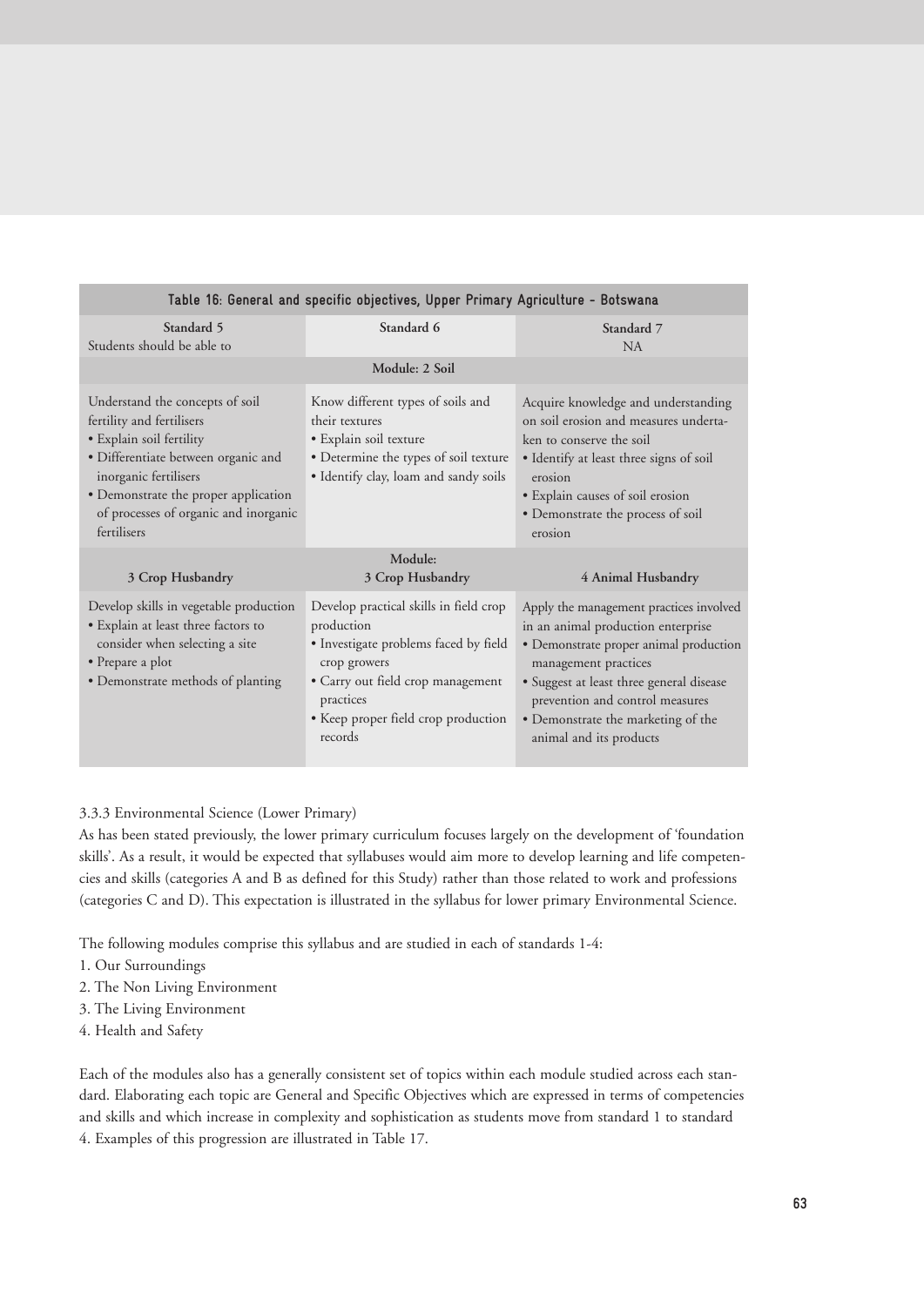**Table 16: General and specific objectives, Upper Primary Agriculture - Botswana**

| Standard 5<br>Students should be able to | Standard 6 | Standard 7<br>NA |
|---|---|---|
| | Module: 2 Soil | |
| Understand the concepts of soil fertility and fertilisers<br>• Explain soil fertility<br>• Differentiate between organic and inorganic fertilisers<br>• Demonstrate the proper application of processes of organic and inorganic fertilisers | Know different types of soils and their textures<br>• Explain soil texture<br>• Determine the types of soil texture<br>• Identify clay, loam and sandy soils | Acquire knowledge and understanding on soil erosion and measures undertaken to conserve the soil<br>• Identify at least three signs of soil erosion<br>• Explain causes of soil erosion<br>• Demonstrate the process of soil erosion |
| 3 Crop Husbandry | Module:<br>3 Crop Husbandry | 4 Animal Husbandry |
| Develop skills in vegetable production<br>• Explain at least three factors to consider when selecting a site<br>• Prepare a plot<br>• Demonstrate methods of planting | Develop practical skills in field crop production<br>• Investigate problems faced by field crop growers<br>• Carry out field crop management practices<br>• Keep proper field crop production records | Apply the management practices involved in an animal production enterprise<br>• Demonstrate proper animal production management practices<br>• Suggest at least three general disease prevention and control measures<br>• Demonstrate the marketing of the animal and its products |

### 3.3.3 Environmental Science (Lower Primary)

As has been stated previously, the lower primary curriculum focuses largely on the development of 'foundation skills'. As a result, it would be expected that syllabuses would aim more to develop learning and life competencies and skills (categories A and B as defined for this Study) rather than those related to work and professions (categories C and D). This expectation is illustrated in the syllabus for lower primary Environmental Science.

The following modules comprise this syllabus and are studied in each of standards 1-4:

1. Our Surroundings
2. The Non Living Environment
3. The Living Environment
4. Health and Safety

Each of the modules also has a generally consistent set of topics within each module studied across each standard. Elaborating each topic are General and Specific Objectives which are expressed in terms of competencies and skills and which increase in complexity and sophistication as students move from standard 1 to standard 4. Examples of this progression are illustrated in Table 17.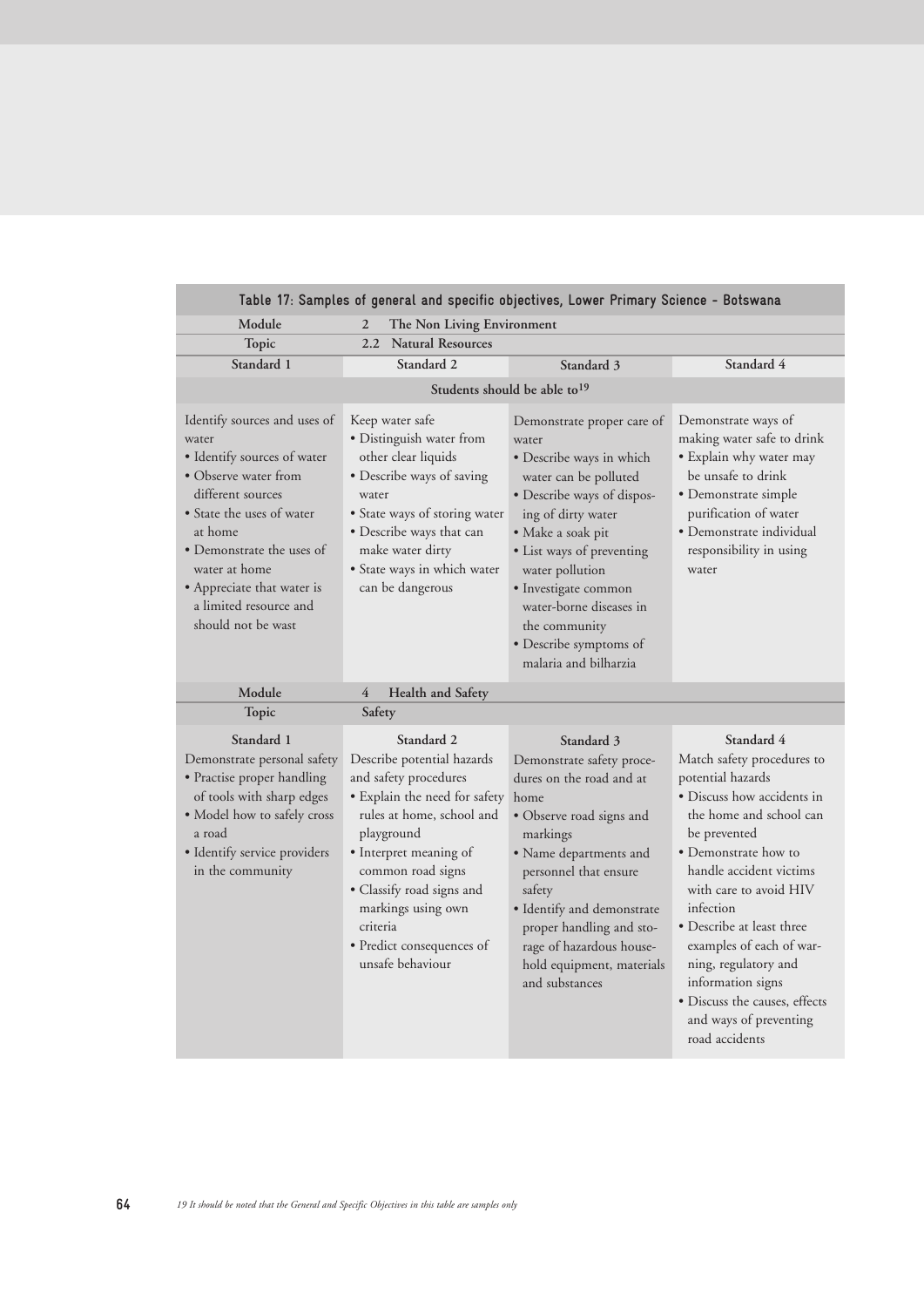**Table 17: Samples of general and specific objectives, Lower Primary Science - Botswana**

| Module | 2 The Non Living Environment | | |
|---|---|---|---|
| **Topic** | **2.2 Natural Resources** | | |
| **Standard 1** | **Standard 2** | **Standard 3** | **Standard 4** |
| **Students should be able to[19]** | | | |
| Identify sources and uses of water<br>• Identify sources of water<br>• Observe water from different sources<br>• State the uses of water at home<br>• Demonstrate the uses of water at home<br>• Appreciate that water is a limited resource and should not be wast | Keep water safe<br>• Distinguish water from other clear liquids<br>• Describe ways of saving water<br>• State ways of storing water<br>• Describe ways that can make water dirty<br>• State ways in which water can be dangerous | Demonstrate proper care of water<br>• Describe ways in which water can be polluted<br>• Describe ways of disposing of dirty water<br>• Make a soak pit<br>• List ways of preventing water pollution<br>• Investigate common water-borne diseases in the community<br>• Describe symptoms of malaria and bilharzia | Demonstrate ways of making water safe to drink<br>• Explain why water may be unsafe to drink<br>• Demonstrate simple purification of water<br>• Demonstrate individual responsibility in using water |
| **Module** | **4 Health and Safety** | | |
| **Topic** | **Safety** | | |
| **Standard 1**<br>Demonstrate personal safety<br>• Practise proper handling of tools with sharp edges<br>• Model how to safely cross a road<br>• Identify service providers in the community | **Standard 2**<br>Describe potential hazards and safety procedures<br>• Explain the need for safety rules at home, school and playground<br>• Interpret meaning of common road signs<br>• Classify road signs and markings using own criteria<br>• Predict consequences of unsafe behaviour | **Standard 3**<br>Demonstrate safety procedures on the road and at home<br>• Observe road signs and markings<br>• Name departments and personnel that ensure safety<br>• Identify and demonstrate proper handling and storage of hazardous household equipment, materials and substances | **Standard 4**<br>Match safety procedures to potential hazards<br>• Discuss how accidents in the home and school can be prevented<br>• Demonstrate how to handle accident victims with care to avoid HIV infection<br>• Describe at least three examples of each of warning, regulatory and information signs<br>• Discuss the causes, effects and ways of preventing road accidents |

*19 It should be noted that the General and Specific Objectives in this table are samples only*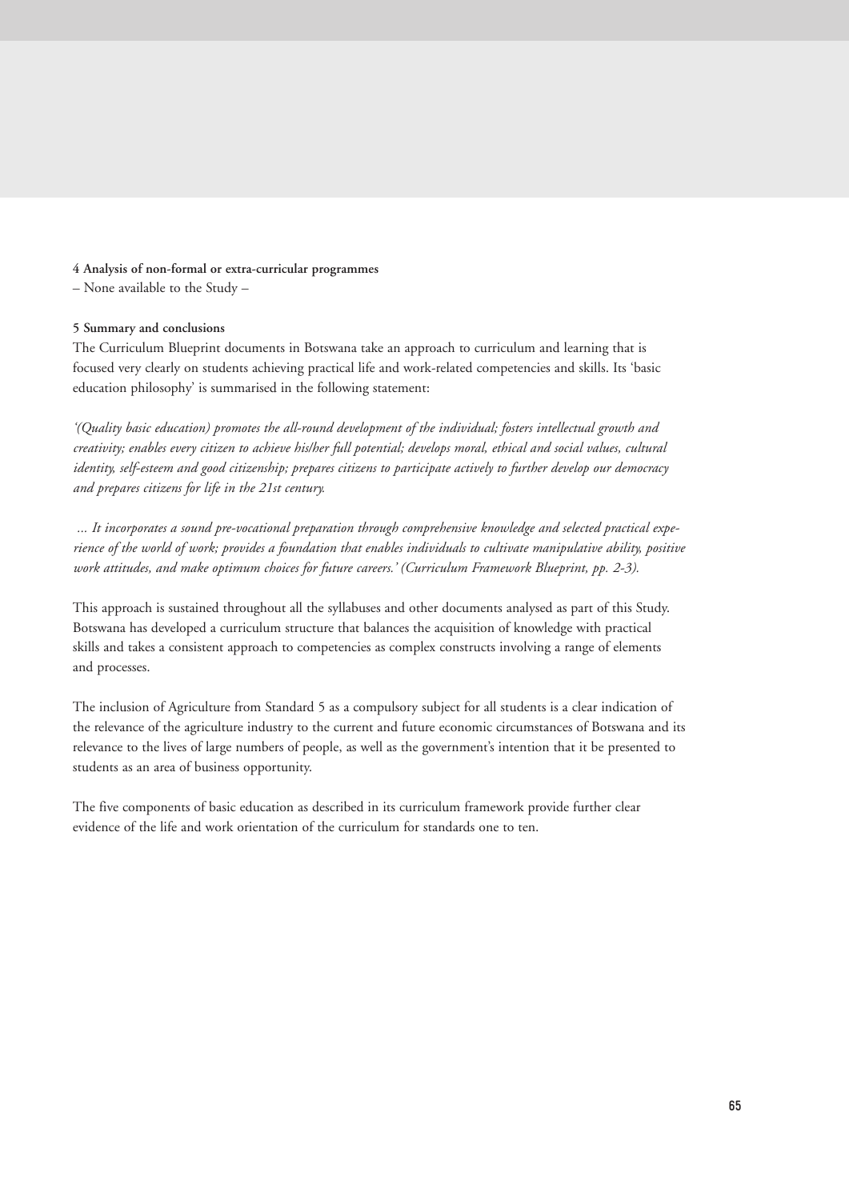#### 4 Analysis of non-formal or extra-curricular programmes

– None available to the Study –

#### 5 Summary and conclusions

The Curriculum Blueprint documents in Botswana take an approach to curriculum and learning that is focused very clearly on students achieving practical life and work-related competencies and skills. Its 'basic education philosophy' is summarised in the following statement:

*'(Quality basic education) promotes the all-round development of the individual; fosters intellectual growth and creativity; enables every citizen to achieve his/her full potential; develops moral, ethical and social values, cultural identity, self-esteem and good citizenship; prepares citizens to participate actively to further develop our democracy and prepares citizens for life in the 21st century.*

*... It incorporates a sound pre-vocational preparation through comprehensive knowledge and selected practical experience of the world of work; provides a foundation that enables individuals to cultivate manipulative ability, positive work attitudes, and make optimum choices for future careers.' (Curriculum Framework Blueprint, pp. 2-3).*

This approach is sustained throughout all the syllabuses and other documents analysed as part of this Study. Botswana has developed a curriculum structure that balances the acquisition of knowledge with practical skills and takes a consistent approach to competencies as complex constructs involving a range of elements and processes.

The inclusion of Agriculture from Standard 5 as a compulsory subject for all students is a clear indication of the relevance of the agriculture industry to the current and future economic circumstances of Botswana and its relevance to the lives of large numbers of people, as well as the government's intention that it be presented to students as an area of business opportunity.

The five components of basic education as described in its curriculum framework provide further clear evidence of the life and work orientation of the curriculum for standards one to ten.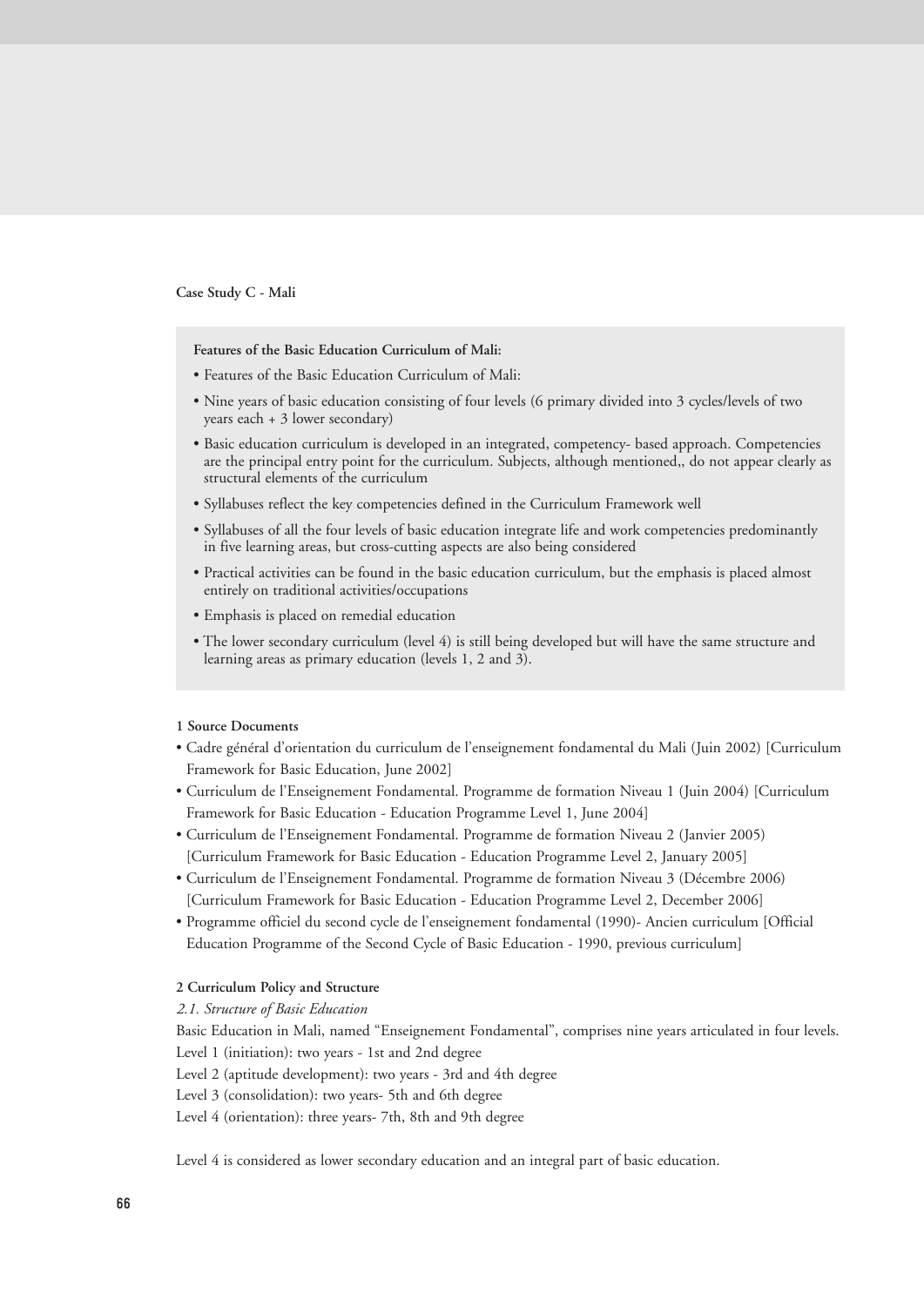**Case Study C - Mali**

> **Features of the Basic Education Curriculum of Mali:**
>
> - Features of the Basic Education Curriculum of Mali:
> - Nine years of basic education consisting of four levels (6 primary divided into 3 cycles/levels of two years each + 3 lower secondary)
> - Basic education curriculum is developed in an integrated, competency- based approach. Competencies are the principal entry point for the curriculum. Subjects, although mentioned,, do not appear clearly as structural elements of the curriculum
> - Syllabuses reflect the key competencies defined in the Curriculum Framework well
> - Syllabuses of all the four levels of basic education integrate life and work competencies predominantly in five learning areas, but cross-cutting aspects are also being considered
> - Practical activities can be found in the basic education curriculum, but the emphasis is placed almost entirely on traditional activities/occupations
> - Emphasis is placed on remedial education
> - The lower secondary curriculum (level 4) is still being developed but will have the same structure and learning areas as primary education (levels 1, 2 and 3).

**1 Source Documents**

- Cadre général d'orientation du curriculum de l'enseignement fondamental du Mali (Juin 2002) [Curriculum Framework for Basic Education, June 2002]
- Curriculum de l'Enseignement Fondamental. Programme de formation Niveau 1 (Juin 2004) [Curriculum Framework for Basic Education - Education Programme Level 1, June 2004]
- Curriculum de l'Enseignement Fondamental. Programme de formation Niveau 2 (Janvier 2005) [Curriculum Framework for Basic Education - Education Programme Level 2, January 2005]
- Curriculum de l'Enseignement Fondamental. Programme de formation Niveau 3 (Décembre 2006) [Curriculum Framework for Basic Education - Education Programme Level 2, December 2006]
- Programme officiel du second cycle de l'enseignement fondamental (1990)- Ancien curriculum [Official Education Programme of the Second Cycle of Basic Education - 1990, previous curriculum]

**2 Curriculum Policy and Structure**

*2.1. Structure of Basic Education*

Basic Education in Mali, named "Enseignement Fondamental", comprises nine years articulated in four levels.

Level 1 (initiation): two years - 1st and 2nd degree

Level 2 (aptitude development): two years - 3rd and 4th degree

Level 3 (consolidation): two years- 5th and 6th degree

Level 4 (orientation): three years- 7th, 8th and 9th degree

Level 4 is considered as lower secondary education and an integral part of basic education.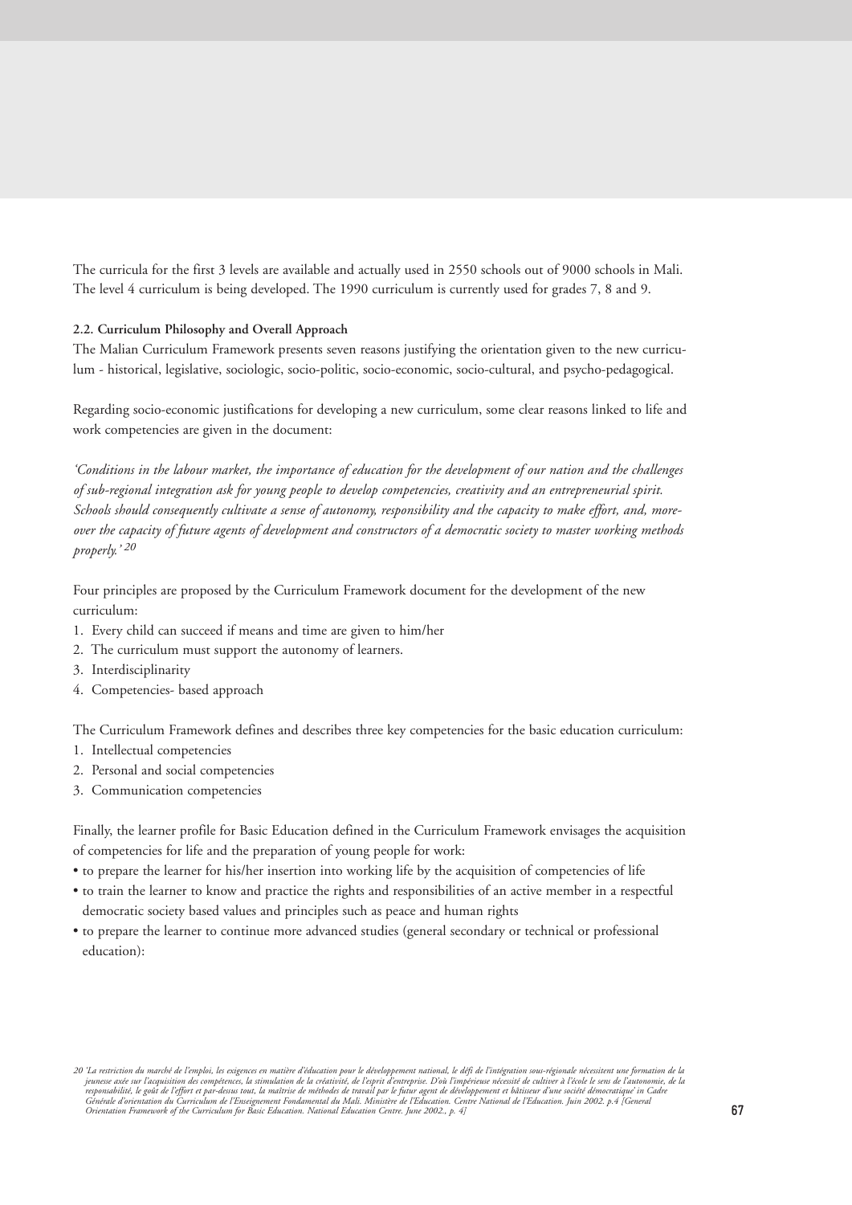The curricula for the first 3 levels are available and actually used in 2550 schools out of 9000 schools in Mali. The level 4 curriculum is being developed. The 1990 curriculum is currently used for grades 7, 8 and 9.

#### 2.2. Curriculum Philosophy and Overall Approach

The Malian Curriculum Framework presents seven reasons justifying the orientation given to the new curriculum - historical, legislative, sociologic, socio-politic, socio-economic, socio-cultural, and psycho-pedagogical.

Regarding socio-economic justifications for developing a new curriculum, some clear reasons linked to life and work competencies are given in the document:

*'Conditions in the labour market, the importance of education for the development of our nation and the challenges of sub-regional integration ask for young people to develop competencies, creativity and an entrepreneurial spirit. Schools should consequently cultivate a sense of autonomy, responsibility and the capacity to make effort, and, moreover the capacity of future agents of development and constructors of a democratic society to master working methods properly.'* [20]

Four principles are proposed by the Curriculum Framework document for the development of the new curriculum:

1. Every child can succeed if means and time are given to him/her
2. The curriculum must support the autonomy of learners.
3. Interdisciplinarity
4. Competencies- based approach

The Curriculum Framework defines and describes three key competencies for the basic education curriculum:

1. Intellectual competencies
2. Personal and social competencies
3. Communication competencies

Finally, the learner profile for Basic Education defined in the Curriculum Framework envisages the acquisition of competencies for life and the preparation of young people for work:

- to prepare the learner for his/her insertion into working life by the acquisition of competencies of life
- to train the learner to know and practice the rights and responsibilities of an active member in a respectful democratic society based values and principles such as peace and human rights
- to prepare the learner to continue more advanced studies (general secondary or technical or professional education):

*20 'La restriction du marché de l'emploi, les exigences en matière d'éducation pour le développement national, le défi de l'intégration sous-régionale nécessitent une formation de la jeunesse axée sur l'acquisition des compétences, la stimulation de la créativité, de l'esprit d'entreprise. D'où l'impérieuse nécessité de cultiver à l'école le sens de l'autonomie, de la responsabilité, le goût de l'effort et par-dessus tout, la maîtrise de méthodes de travail par le futur agent de développement et bâtisseur d'une société démocratique' in Cadre Générale d'orientation du Curriculum de l'Enseignement Fondamental du Mali. Ministère de l'Education. Centre National de l'Education. Juin 2002. p.4 [General Orientation Framework of the Curriculum for Basic Education. National Education Centre. June 2002., p. 4]*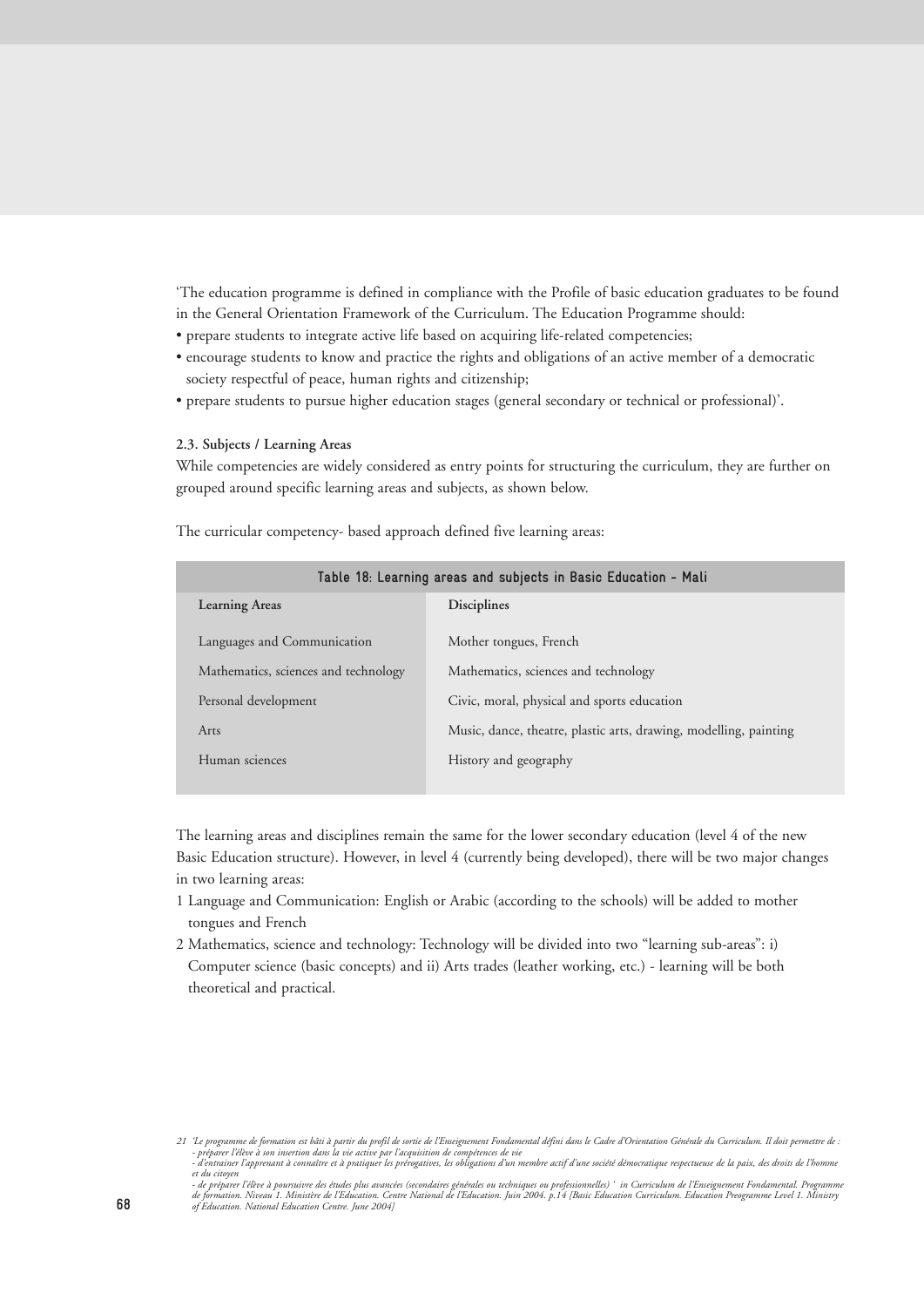'The education programme is defined in compliance with the Profile of basic education graduates to be found in the General Orientation Framework of the Curriculum. The Education Programme should:

- prepare students to integrate active life based on acquiring life-related competencies;
- encourage students to know and practice the rights and obligations of an active member of a democratic society respectful of peace, human rights and citizenship;
- prepare students to pursue higher education stages (general secondary or technical or professional)'.

#### 2.3. Subjects / Learning Areas

While competencies are widely considered as entry points for structuring the curriculum, they are further on grouped around specific learning areas and subjects, as shown below.

The curricular competency- based approach defined five learning areas:

**Table 18: Learning areas and subjects in Basic Education - Mali**

| Learning Areas | Disciplines |
|---|---|
| Languages and Communication | Mother tongues, French |
| Mathematics, sciences and technology | Mathematics, sciences and technology |
| Personal development | Civic, moral, physical and sports education |
| Arts | Music, dance, theatre, plastic arts, drawing, modelling, painting |
| Human sciences | History and geography |

The learning areas and disciplines remain the same for the lower secondary education (level 4 of the new Basic Education structure). However, in level 4 (currently being developed), there will be two major changes in two learning areas:

1. Language and Communication: English or Arabic (according to the schools) will be added to mother tongues and French
2. Mathematics, science and technology: Technology will be divided into two "learning sub-areas": i) Computer science (basic concepts) and ii) Arts trades (leather working, etc.) - learning will be both theoretical and practical.

---

*21 'Le programme de formation est bâti à partir du profil de sortie de l'Enseignement Fondamental défini dans le Cadre d'Orientation Générale du Curriculum. Il doit permettre de :*
*- préparer l'élève à son insertion dans la vie active par l'acquisition de compétences de vie*
*- d'entrainer l'apprenant à connaître et à pratiquer les prérogatives, les obligations d'un membre actif d'une société démocratique respectueuse de la paix, des droits de l'homme et du citoyen*
*- de préparer l'élève à poursuivre des études plus avancées (secondaires générales ou techniques ou professionnelles) ' in Curriculum de l'Enseignement Fondamental. Programme de formation. Niveau 1. Ministère de l'Education. Centre National de l'Education. Juin 2004. p.14 [Basic Education Curriculum. Education Preogramme Level 1. Ministry of Education. National Education Centre. June 2004]*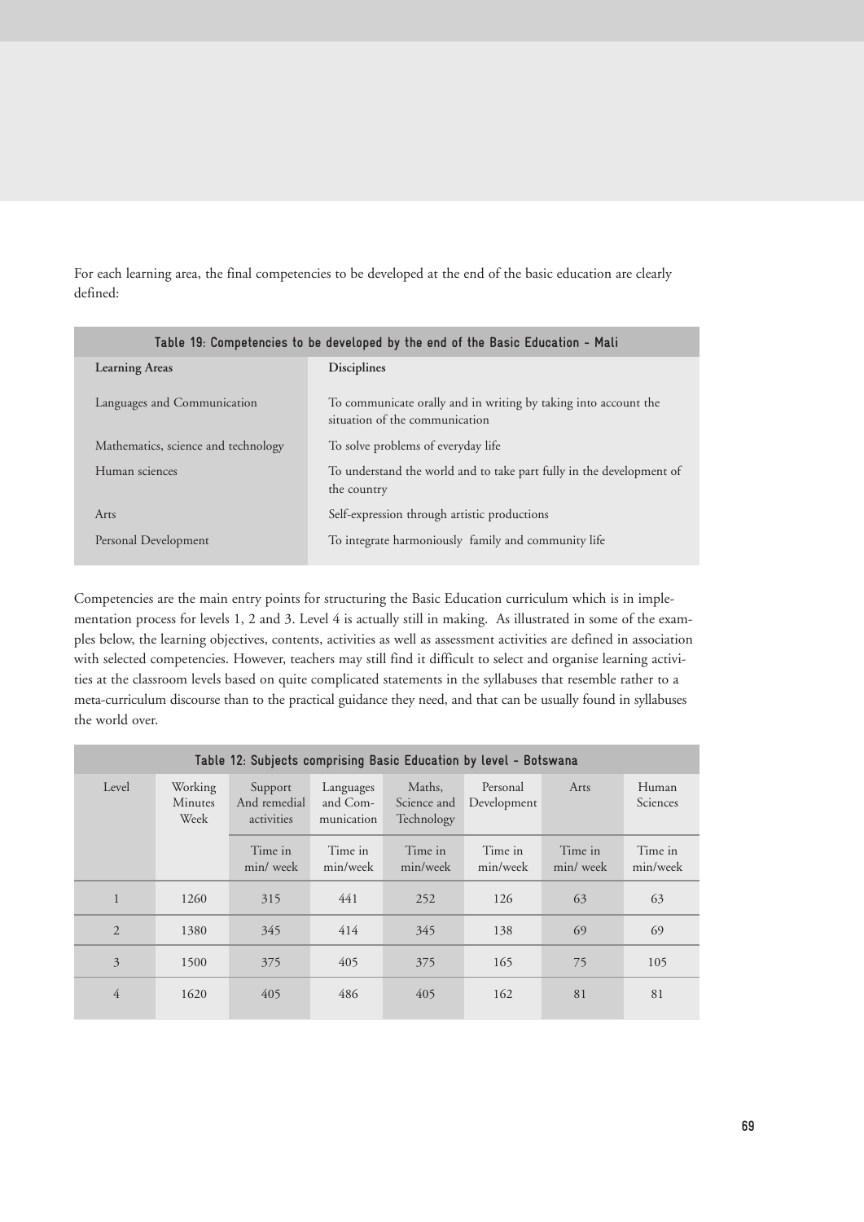For each learning area, the final competencies to be developed at the end of the basic education are clearly defined:

**Table 19: Competencies to be developed by the end of the Basic Education - Mali**

| Learning Areas | Disciplines |
|---|---|
| Languages and Communication | To communicate orally and in writing by taking into account the situation of the communication |
| Mathematics, science and technology | To solve problems of everyday life |
| Human sciences | To understand the world and to take part fully in the development of the country |
| Arts | Self-expression through artistic productions |
| Personal Development | To integrate harmoniously family and community life |

Competencies are the main entry points for structuring the Basic Education curriculum which is in implementation process for levels 1, 2 and 3. Level 4 is actually still in making. As illustrated in some of the examples below, the learning objectives, contents, activities as well as assessment activities are defined in association with selected competencies. However, teachers may still find it difficult to select and organise learning activities at the classroom levels based on quite complicated statements in the syllabuses that resemble rather to a meta-curriculum discourse than to the practical guidance they need, and that can be usually found in syllabuses the world over.

**Table 12: Subjects comprising Basic Education by level - Botswana**

| Level | Working Minutes Week | Support And remedial activities | Languages and Communication | Maths, Science and Technology | Personal Development | Arts | Human Sciences |
|---|---|---|---|---|---|---|---|
| | | Time in min/ week | Time in min/week | Time in min/week | Time in min/week | Time in min/ week | Time in min/week |
| 1 | 1260 | 315 | 441 | 252 | 126 | 63 | 63 |
| 2 | 1380 | 345 | 414 | 345 | 138 | 69 | 69 |
| 3 | 1500 | 375 | 405 | 375 | 165 | 75 | 105 |
| 4 | 1620 | 405 | 486 | 405 | 162 | 81 | 81 |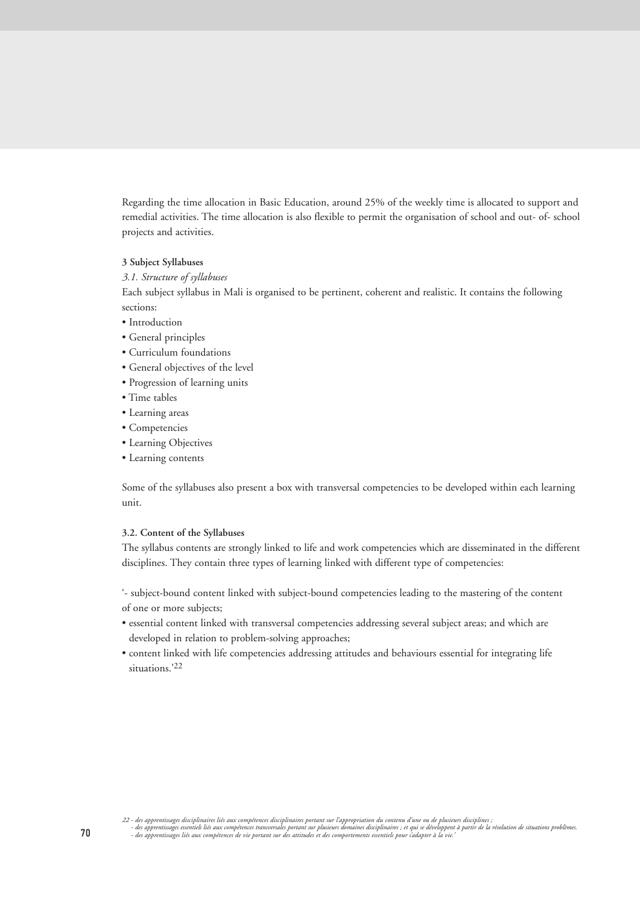Regarding the time allocation in Basic Education, around 25% of the weekly time is allocated to support and remedial activities. The time allocation is also flexible to permit the organisation of school and out- of- school projects and activities.

#### 3 Subject Syllabuses

*3.1. Structure of syllabuses*

Each subject syllabus in Mali is organised to be pertinent, coherent and realistic. It contains the following sections:

- Introduction
- General principles
- Curriculum foundations
- General objectives of the level
- Progression of learning units
- Time tables
- Learning areas
- Competencies
- Learning Objectives
- Learning contents

Some of the syllabuses also present a box with transversal competencies to be developed within each learning unit.

#### 3.2. Content of the Syllabuses

The syllabus contents are strongly linked to life and work competencies which are disseminated in the different disciplines. They contain three types of learning linked with different type of competencies:

'- subject-bound content linked with subject-bound competencies leading to the mastering of the content of one or more subjects;

- essential content linked with transversal competencies addressing several subject areas; and which are developed in relation to problem-solving approaches;
- content linked with life competencies addressing attitudes and behaviours essential for integrating life situations.'[22]

*22 - des apprentissages disciplinaires liés aux compétences disciplinaires portant sur l'appropriation du contenu d'une ou de plusieurs disciplines ;*
*- des apprentissages essentiels liés aux compétences transversales portant sur plusieurs domaines disciplinaires ; et qui se développent à partir de la résolution de situations problèmes.*
*- des apprentissages liés aux compétences de vie portant sur des attitudes et des comportements essentiels pour s'adapter à la vie.'*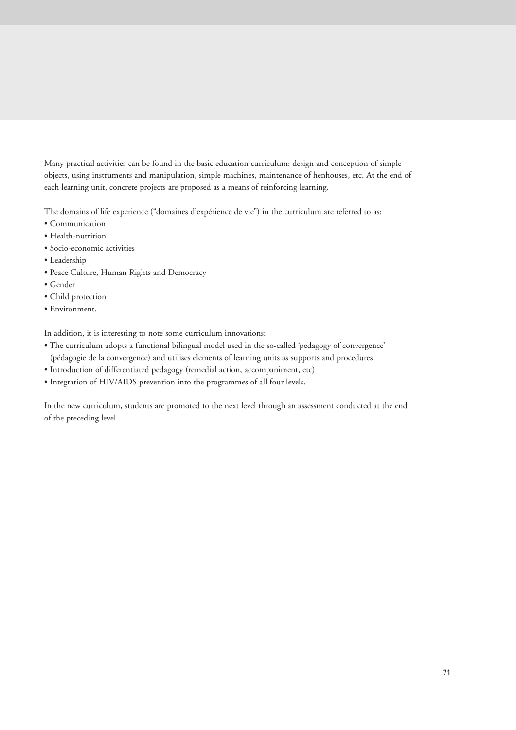Many practical activities can be found in the basic education curriculum: design and conception of simple objects, using instruments and manipulation, simple machines, maintenance of henhouses, etc. At the end of each learning unit, concrete projects are proposed as a means of reinforcing learning.

The domains of life experience ("domaines d'expérience de vie") in the curriculum are referred to as:

- Communication
- Health-nutrition
- Socio-economic activities
- Leadership
- Peace Culture, Human Rights and Democracy
- Gender
- Child protection
- Environment.

In addition, it is interesting to note some curriculum innovations:

- The curriculum adopts a functional bilingual model used in the so-called 'pedagogy of convergence' (pédagogie de la convergence) and utilises elements of learning units as supports and procedures
- Introduction of differentiated pedagogy (remedial action, accompaniment, etc)
- Integration of HIV/AIDS prevention into the programmes of all four levels.

In the new curriculum, students are promoted to the next level through an assessment conducted at the end of the preceding level.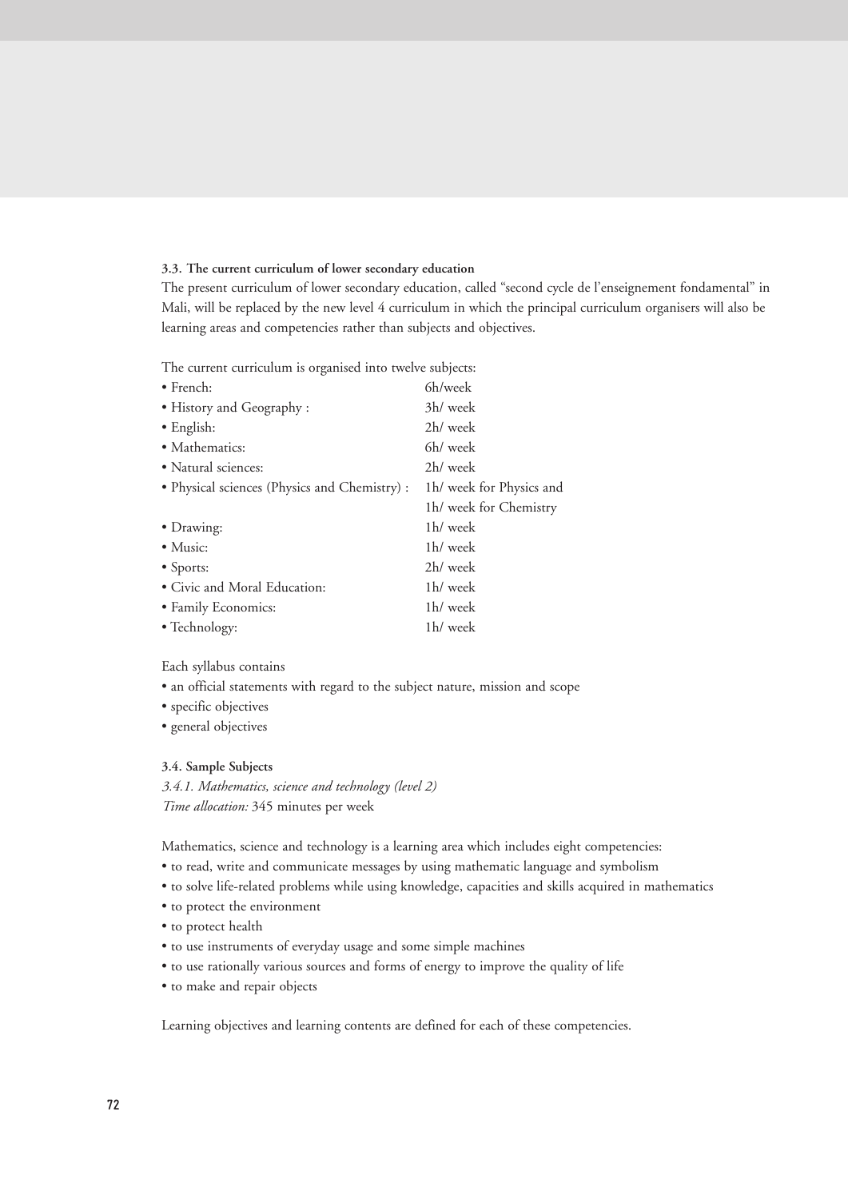### 3.3. The current curriculum of lower secondary education

The present curriculum of lower secondary education, called "second cycle de l'enseignement fondamental" in Mali, will be replaced by the new level 4 curriculum in which the principal curriculum organisers will also be learning areas and competencies rather than subjects and objectives.

The current curriculum is organised into twelve subjects:

| | |
|---|---|
| • French: | 6h/week |
| • History and Geography : | 3h/ week |
| • English: | 2h/ week |
| • Mathematics: | 6h/ week |
| • Natural sciences: | 2h/ week |
| • Physical sciences (Physics and Chemistry) : | 1h/ week for Physics and 1h/ week for Chemistry |
| • Drawing: | 1h/ week |
| • Music: | 1h/ week |
| • Sports: | 2h/ week |
| • Civic and Moral Education: | 1h/ week |
| • Family Economics: | 1h/ week |
| • Technology: | 1h/ week |

Each syllabus contains

- an official statements with regard to the subject nature, mission and scope
- specific objectives
- general objectives

### 3.4. Sample Subjects

*3.4.1. Mathematics, science and technology (level 2)*

*Time allocation:* 345 minutes per week

Mathematics, science and technology is a learning area which includes eight competencies:

- to read, write and communicate messages by using mathematic language and symbolism
- to solve life-related problems while using knowledge, capacities and skills acquired in mathematics
- to protect the environment
- to protect health
- to use instruments of everyday usage and some simple machines
- to use rationally various sources and forms of energy to improve the quality of life
- to make and repair objects

Learning objectives and learning contents are defined for each of these competencies.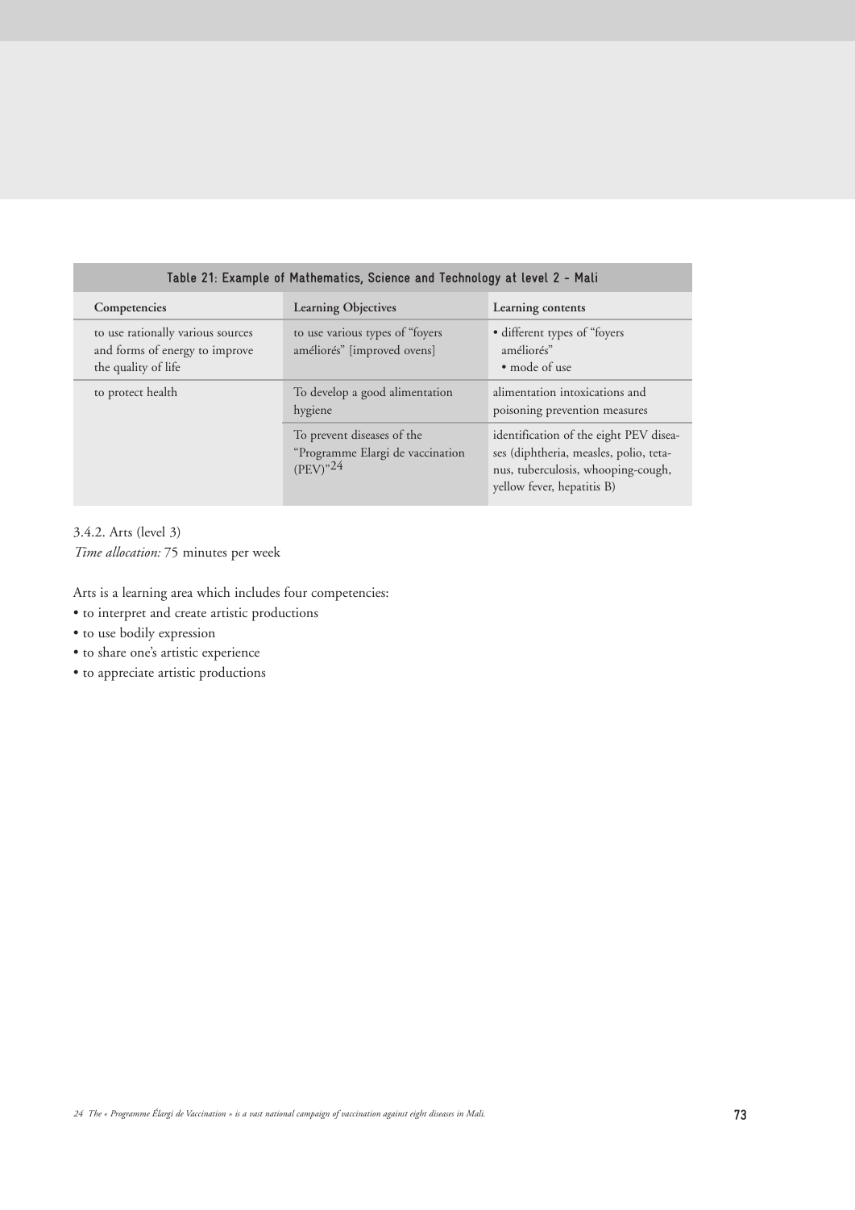**Table 21: Example of Mathematics, Science and Technology at level 2 - Mali**

| Competencies | Learning Objectives | Learning contents |
|---|---|---|
| to use rationally various sources and forms of energy to improve the quality of life | to use various types of "foyers améliorés" [improved ovens] | • different types of "foyers améliorés"<br>• mode of use |
| to protect health | To develop a good alimentation hygiene | alimentation intoxications and poisoning prevention measures |
| | To prevent diseases of the "Programme Elargi de vaccination (PEV)"[24] | identification of the eight PEV diseases (diphtheria, measles, polio, tetanus, tuberculosis, whooping-cough, yellow fever, hepatitis B) |

3.4.2. Arts (level 3)
*Time allocation:* 75 minutes per week

Arts is a learning area which includes four competencies:

- to interpret and create artistic productions
- to use bodily expression
- to share one's artistic experience
- to appreciate artistic productions

*24 The « Programme Élargi de Vaccination » is a vast national campaign of vaccination against eight diseases in Mali.*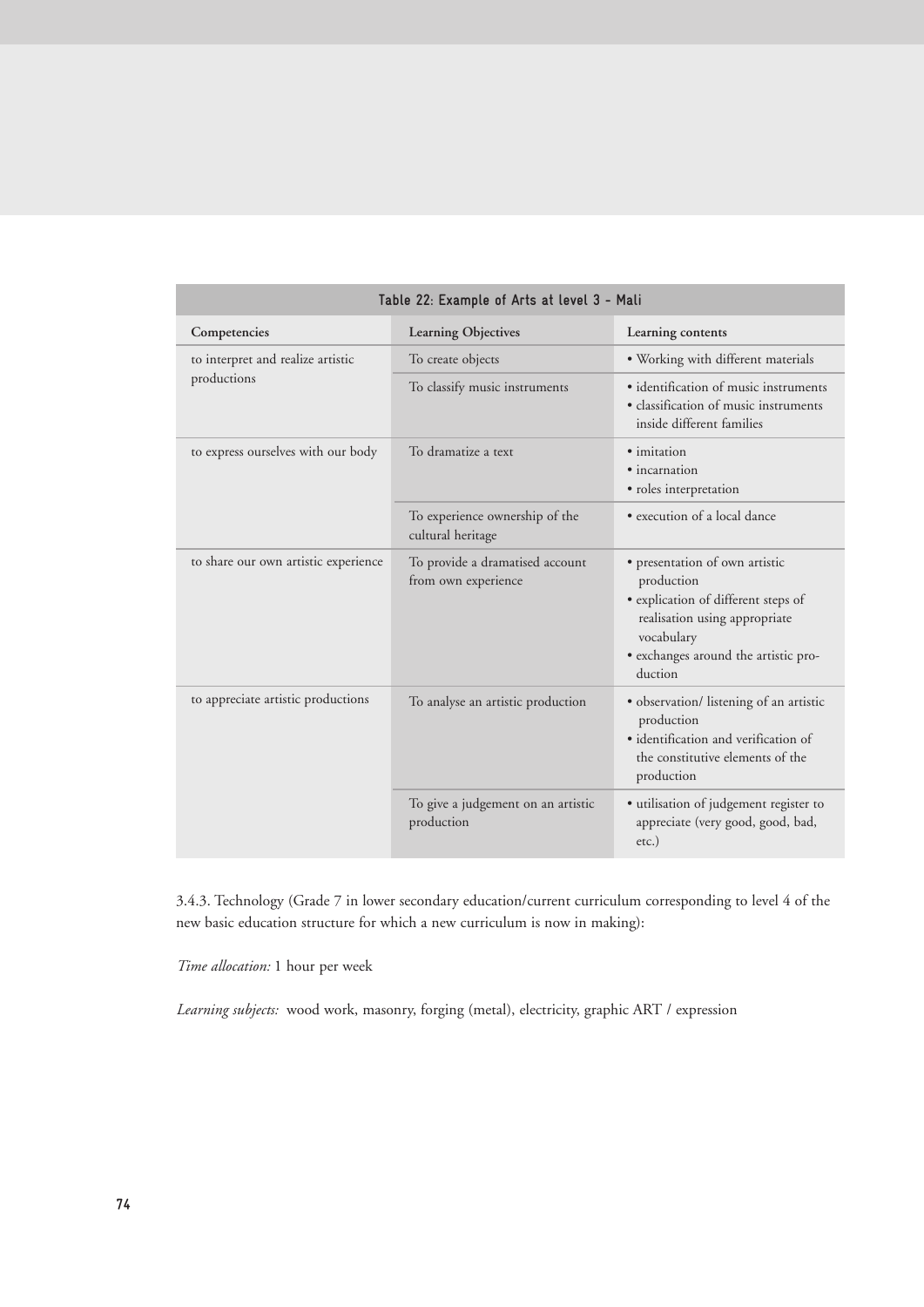**Table 22: Example of Arts at level 3 - Mali**

| Competencies | Learning Objectives | Learning contents |
| --- | --- | --- |
| to interpret and realize artistic productions | To create objects | • Working with different materials |
| | To classify music instruments | • identification of music instruments<br>• classification of music instruments inside different families |
| to express ourselves with our body | To dramatize a text | • imitation<br>• incarnation<br>• roles interpretation |
| | To experience ownership of the cultural heritage | • execution of a local dance |
| to share our own artistic experience | To provide a dramatised account from own experience | • presentation of own artistic production<br>• explication of different steps of realisation using appropriate vocabulary<br>• exchanges around the artistic production |
| to appreciate artistic productions | To analyse an artistic production | • observation/ listening of an artistic production<br>• identification and verification of the constitutive elements of the production |
| | To give a judgement on an artistic production | • utilisation of judgement register to appreciate (very good, good, bad, etc.) |

3.4.3. Technology (Grade 7 in lower secondary education/current curriculum corresponding to level 4 of the new basic education structure for which a new curriculum is now in making):

*Time allocation:* 1 hour per week

*Learning subjects:* wood work, masonry, forging (metal), electricity, graphic ART / expression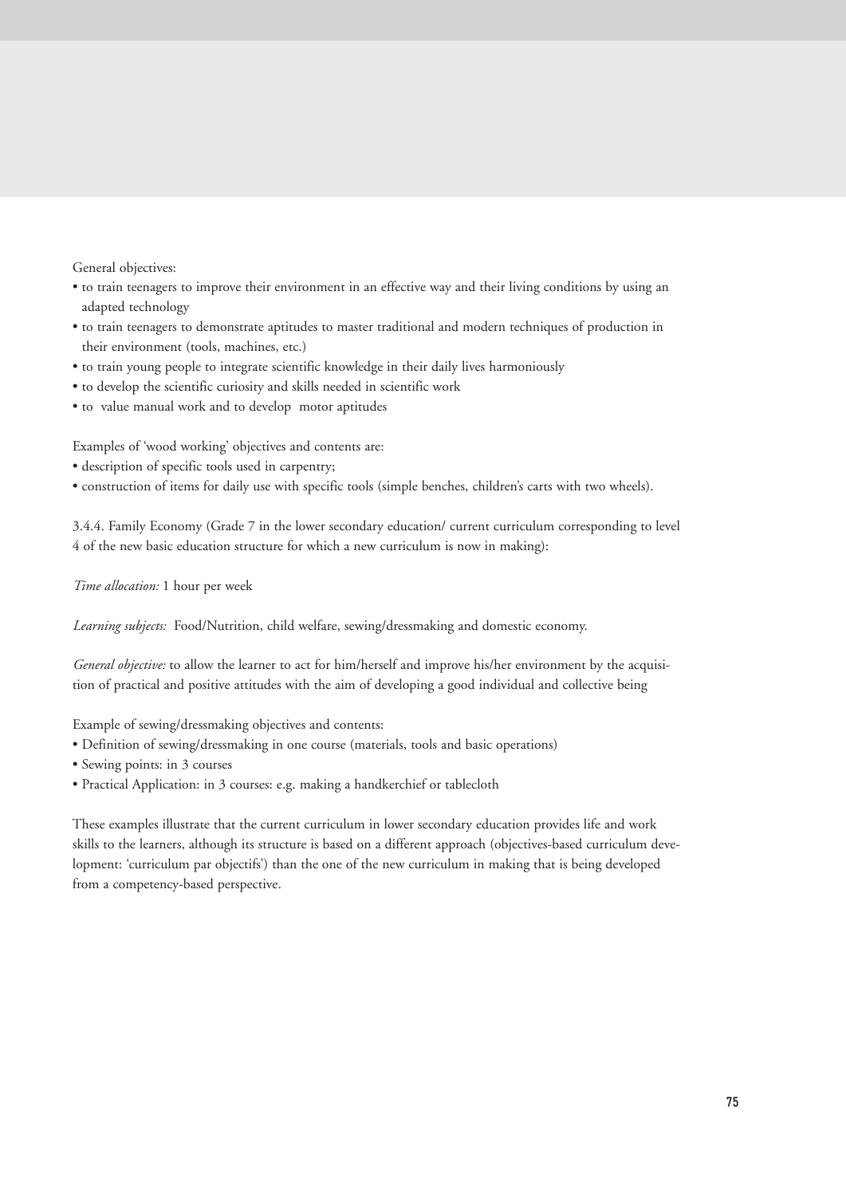General objectives:

- to train teenagers to improve their environment in an effective way and their living conditions by using an adapted technology
- to train teenagers to demonstrate aptitudes to master traditional and modern techniques of production in their environment (tools, machines, etc.)
- to train young people to integrate scientific knowledge in their daily lives harmoniously
- to develop the scientific curiosity and skills needed in scientific work
- to value manual work and to develop motor aptitudes

Examples of 'wood working' objectives and contents are:

- description of specific tools used in carpentry;
- construction of items for daily use with specific tools (simple benches, children's carts with two wheels).

3.4.4. Family Economy (Grade 7 in the lower secondary education/ current curriculum corresponding to level 4 of the new basic education structure for which a new curriculum is now in making):

*Time allocation:* 1 hour per week

*Learning subjects:* Food/Nutrition, child welfare, sewing/dressmaking and domestic economy.

*General objective:* to allow the learner to act for him/herself and improve his/her environment by the acquisition of practical and positive attitudes with the aim of developing a good individual and collective being

Example of sewing/dressmaking objectives and contents:

- Definition of sewing/dressmaking in one course (materials, tools and basic operations)
- Sewing points: in 3 courses
- Practical Application: in 3 courses: e.g. making a handkerchief or tablecloth

These examples illustrate that the current curriculum in lower secondary education provides life and work skills to the learners, although its structure is based on a different approach (objectives-based curriculum development: 'curriculum par objectifs') than the one of the new curriculum in making that is being developed from a competency-based perspective.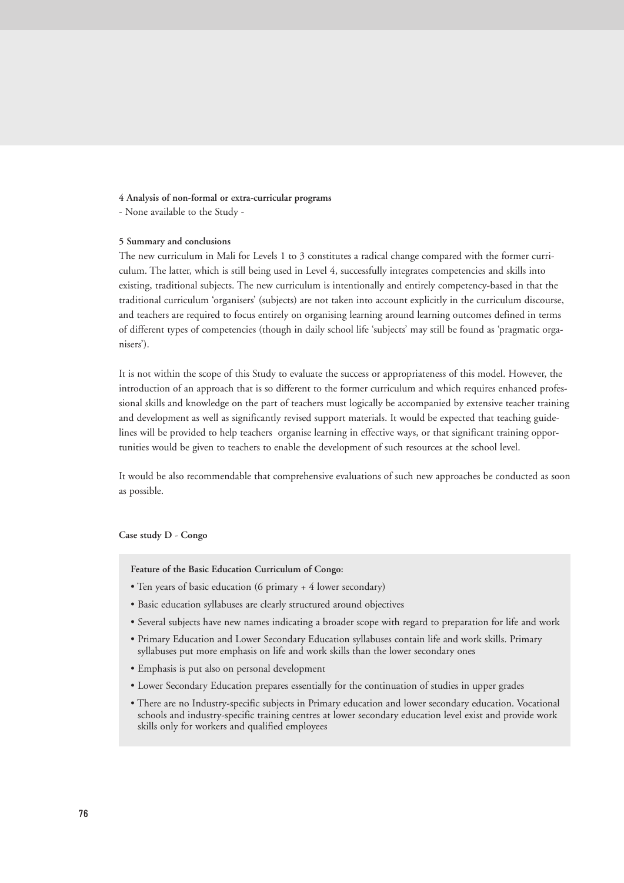#### 4 Analysis of non-formal or extra-curricular programs

- None available to the Study -

#### 5 Summary and conclusions

The new curriculum in Mali for Levels 1 to 3 constitutes a radical change compared with the former curriculum. The latter, which is still being used in Level 4, successfully integrates competencies and skills into existing, traditional subjects. The new curriculum is intentionally and entirely competency-based in that the traditional curriculum 'organisers' (subjects) are not taken into account explicitly in the curriculum discourse, and teachers are required to focus entirely on organising learning around learning outcomes defined in terms of different types of competencies (though in daily school life 'subjects' may still be found as 'pragmatic organisers').

It is not within the scope of this Study to evaluate the success or appropriateness of this model. However, the introduction of an approach that is so different to the former curriculum and which requires enhanced professional skills and knowledge on the part of teachers must logically be accompanied by extensive teacher training and development as well as significantly revised support materials. It would be expected that teaching guidelines will be provided to help teachers organise learning in effective ways, or that significant training opportunities would be given to teachers to enable the development of such resources at the school level.

It would be also recommendable that comprehensive evaluations of such new approaches be conducted as soon as possible.

### Case study D - Congo

**Feature of the Basic Education Curriculum of Congo:**

- Ten years of basic education (6 primary + 4 lower secondary)
- Basic education syllabuses are clearly structured around objectives
- Several subjects have new names indicating a broader scope with regard to preparation for life and work
- Primary Education and Lower Secondary Education syllabuses contain life and work skills. Primary syllabuses put more emphasis on life and work skills than the lower secondary ones
- Emphasis is put also on personal development
- Lower Secondary Education prepares essentially for the continuation of studies in upper grades
- There are no Industry-specific subjects in Primary education and lower secondary education. Vocational schools and industry-specific training centres at lower secondary education level exist and provide work skills only for workers and qualified employees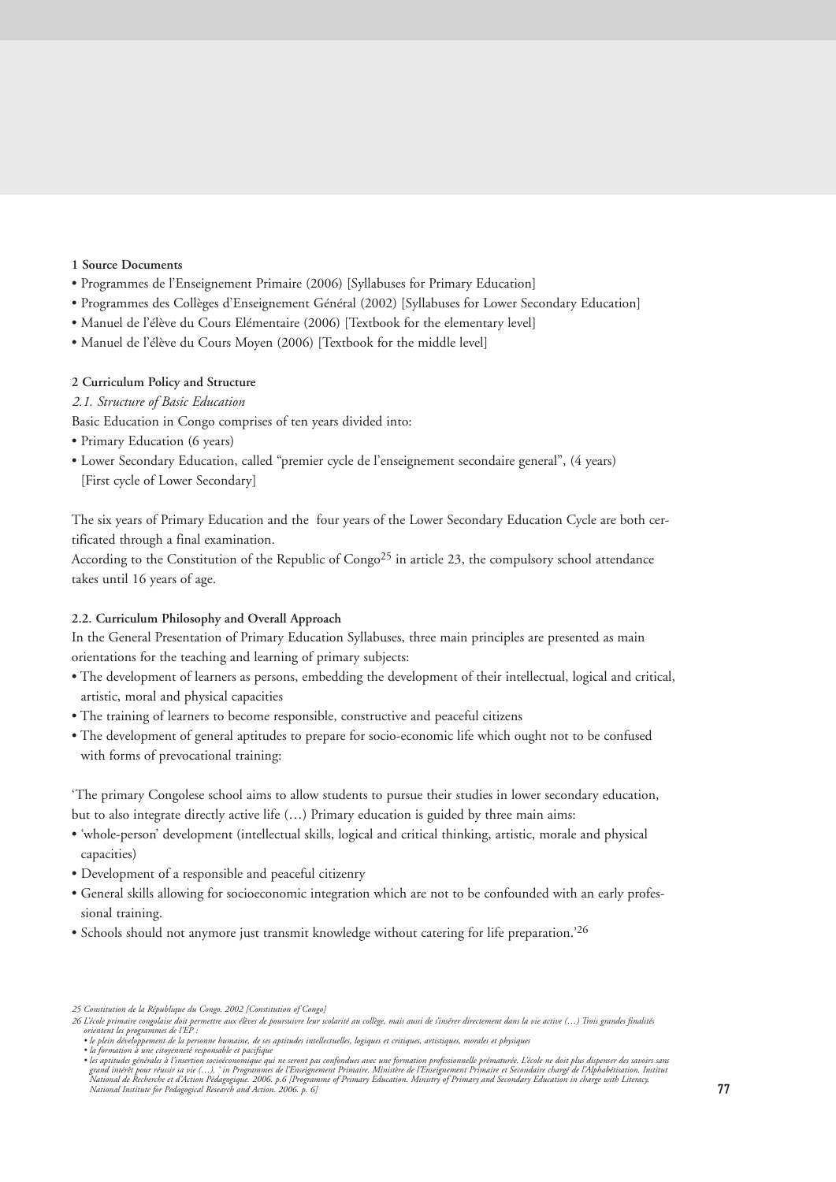### 1 Source Documents

- Programmes de l'Enseignement Primaire (2006) [Syllabuses for Primary Education]
- Programmes des Collèges d'Enseignement Général (2002) [Syllabuses for Lower Secondary Education]
- Manuel de l'élève du Cours Elémentaire (2006) [Textbook for the elementary level]
- Manuel de l'élève du Cours Moyen (2006) [Textbook for the middle level]

### 2 Curriculum Policy and Structure

*2.1. Structure of Basic Education*

Basic Education in Congo comprises of ten years divided into:

- Primary Education (6 years)
- Lower Secondary Education, called "premier cycle de l'enseignement secondaire general", (4 years) [First cycle of Lower Secondary]

The six years of Primary Education and the four years of the Lower Secondary Education Cycle are both certificated through a final examination.

According to the Constitution of the Republic of Congo[25] in article 23, the compulsory school attendance takes until 16 years of age.

#### 2.2. Curriculum Philosophy and Overall Approach

In the General Presentation of Primary Education Syllabuses, three main principles are presented as main orientations for the teaching and learning of primary subjects:

- The development of learners as persons, embedding the development of their intellectual, logical and critical, artistic, moral and physical capacities
- The training of learners to become responsible, constructive and peaceful citizens
- The development of general aptitudes to prepare for socio-economic life which ought not to be confused with forms of prevocational training:

'The primary Congolese school aims to allow students to pursue their studies in lower secondary education, but to also integrate directly active life (…) Primary education is guided by three main aims:

- 'whole-person' development (intellectual skills, logical and critical thinking, artistic, morale and physical capacities)
- Development of a responsible and peaceful citizenry
- General skills allowing for socioeconomic integration which are not to be confounded with an early professional training.
- Schools should not anymore just transmit knowledge without catering for life preparation.'[26]

---

*25 Constitution de la République du Congo. 2002 [Constitution of Congo]*

*26 L'école primaire congolaise doit permettre aux élèves de poursuivre leur scolarité au collège, mais aussi de s'insérer directement dans la vie active (…) Trois grandes finalités orientent les programmes de l'EP :*
- *le plein développement de la personne humaine, de ses aptitudes intellectuelles, logiques et critiques, artistiques, morales et physiques*
- *la formation à une citoyenneté responsable et pacifique*
- *les aptitudes générales à l'insertion socioéconomique qui ne seront pas confondues avec une formation professionnelle prématurée. L'école ne doit plus dispenser des savoirs sans grand intérêt pour réussir sa vie (…). ' in Programmes de l'Enseignement Primaire. Ministère de l'Enseignement Primaire et Secondaire chargé de l'Alphabétisation. Institut National de Recherche et d'Action Pédagogique. 2006. p.6 [Programme of Primary Education. Ministry of Primary and Secondary Education in charge with Literacy. National Institute for Pedagogical Research and Action. 2006. p. 6]*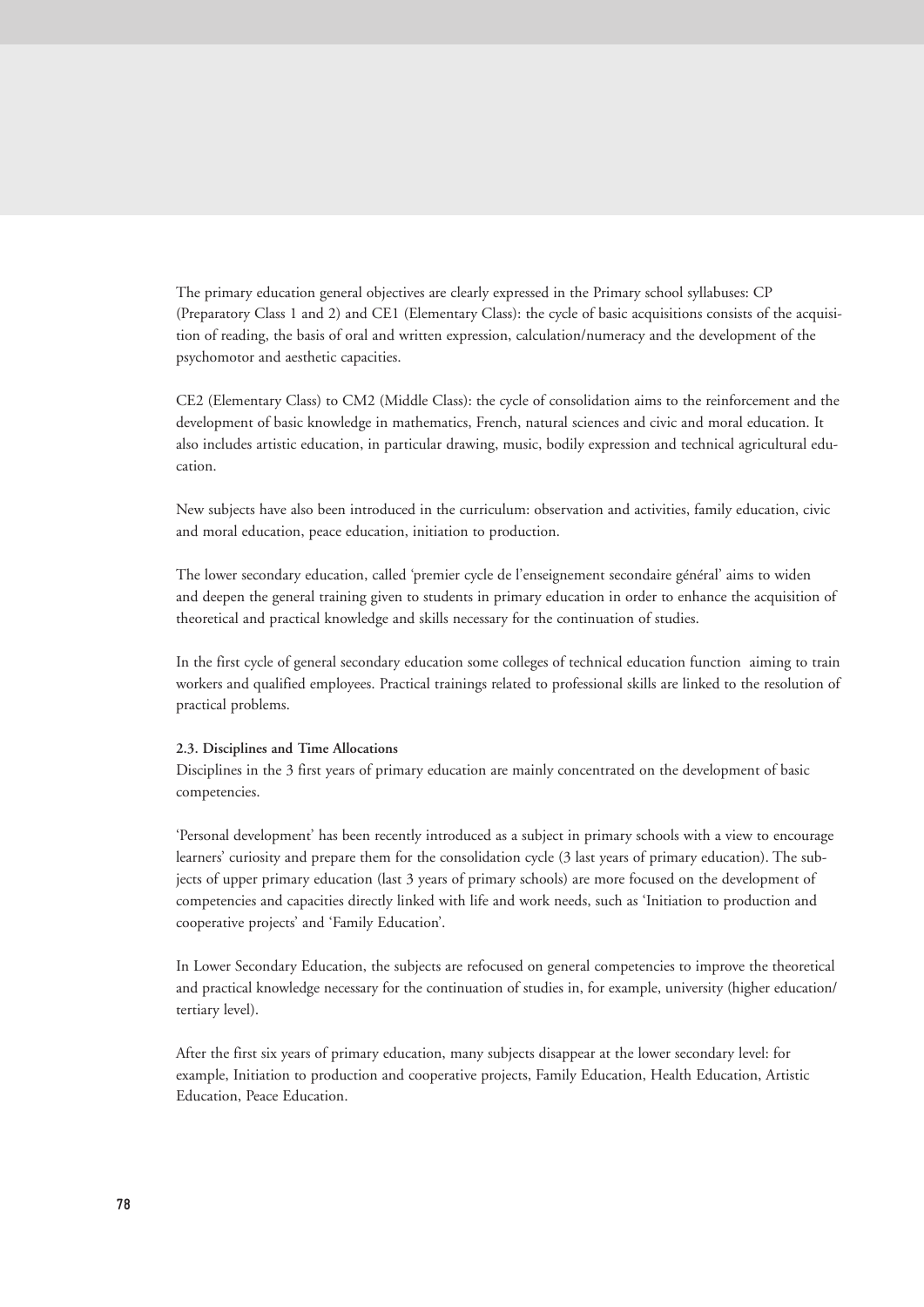The primary education general objectives are clearly expressed in the Primary school syllabuses: CP (Preparatory Class 1 and 2) and CE1 (Elementary Class): the cycle of basic acquisitions consists of the acquisition of reading, the basis of oral and written expression, calculation/numeracy and the development of the psychomotor and aesthetic capacities.

CE2 (Elementary Class) to CM2 (Middle Class): the cycle of consolidation aims to the reinforcement and the development of basic knowledge in mathematics, French, natural sciences and civic and moral education. It also includes artistic education, in particular drawing, music, bodily expression and technical agricultural education.

New subjects have also been introduced in the curriculum: observation and activities, family education, civic and moral education, peace education, initiation to production.

The lower secondary education, called 'premier cycle de l'enseignement secondaire général' aims to widen and deepen the general training given to students in primary education in order to enhance the acquisition of theoretical and practical knowledge and skills necessary for the continuation of studies.

In the first cycle of general secondary education some colleges of technical education function aiming to train workers and qualified employees. Practical trainings related to professional skills are linked to the resolution of practical problems.

**2.3. Disciplines and Time Allocations**

Disciplines in the 3 first years of primary education are mainly concentrated on the development of basic competencies.

'Personal development' has been recently introduced as a subject in primary schools with a view to encourage learners' curiosity and prepare them for the consolidation cycle (3 last years of primary education). The subjects of upper primary education (last 3 years of primary schools) are more focused on the development of competencies and capacities directly linked with life and work needs, such as 'Initiation to production and cooperative projects' and 'Family Education'.

In Lower Secondary Education, the subjects are refocused on general competencies to improve the theoretical and practical knowledge necessary for the continuation of studies in, for example, university (higher education/ tertiary level).

After the first six years of primary education, many subjects disappear at the lower secondary level: for example, Initiation to production and cooperative projects, Family Education, Health Education, Artistic Education, Peace Education.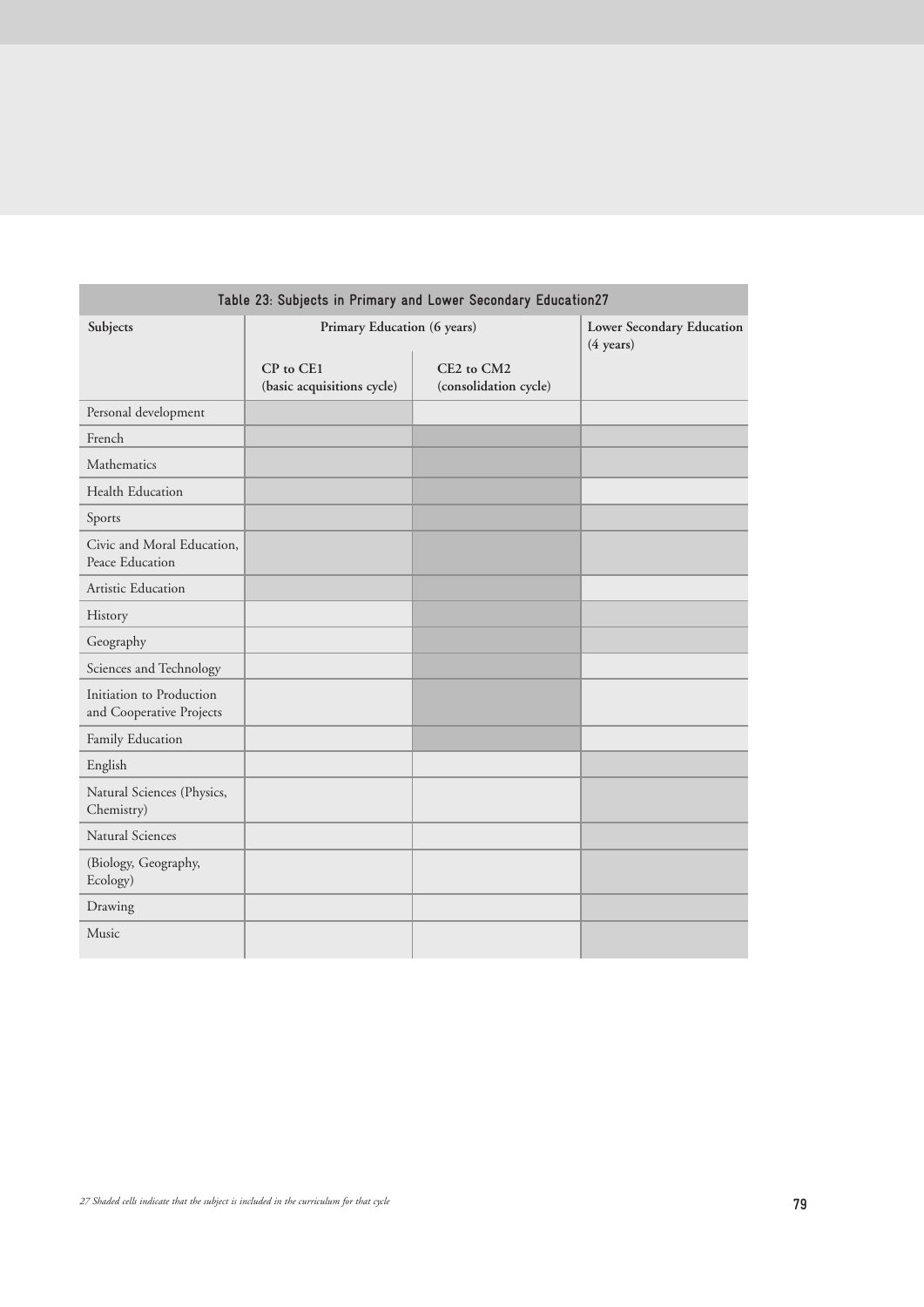**Table 23: Subjects in Primary and Lower Secondary Education[27]**

| Subjects | Primary Education (6 years) | | Lower Secondary Education (4 years) |
|---|---|---|---|
| | CP to CE1 (basic acquisitions cycle) | CE2 to CM2 (consolidation cycle) | |
| Personal development | ■ | | |
| French | ■ | ■ | ■ |
| Mathematics | ■ | ■ | ■ |
| Health Education | ■ | ■ | |
| Sports | ■ | ■ | ■ |
| Civic and Moral Education, Peace Education | ■ | ■ | ■ |
| Artistic Education | ■ | ■ | |
| History | | ■ | ■ |
| Geography | | ■ | ■ |
| Sciences and Technology | | ■ | |
| Initiation to Production and Cooperative Projects | | ■ | |
| Family Education | | ■ | |
| English | | | ■ |
| Natural Sciences (Physics, Chemistry) | | | ■ |
| Natural Sciences | | | ■ |
| (Biology, Geography, Ecology) | | | ■ |
| Drawing | | | ■ |
| Music | | | ■ |

*27 Shaded cells indicate that the subject is included in the curriculum for that cycle*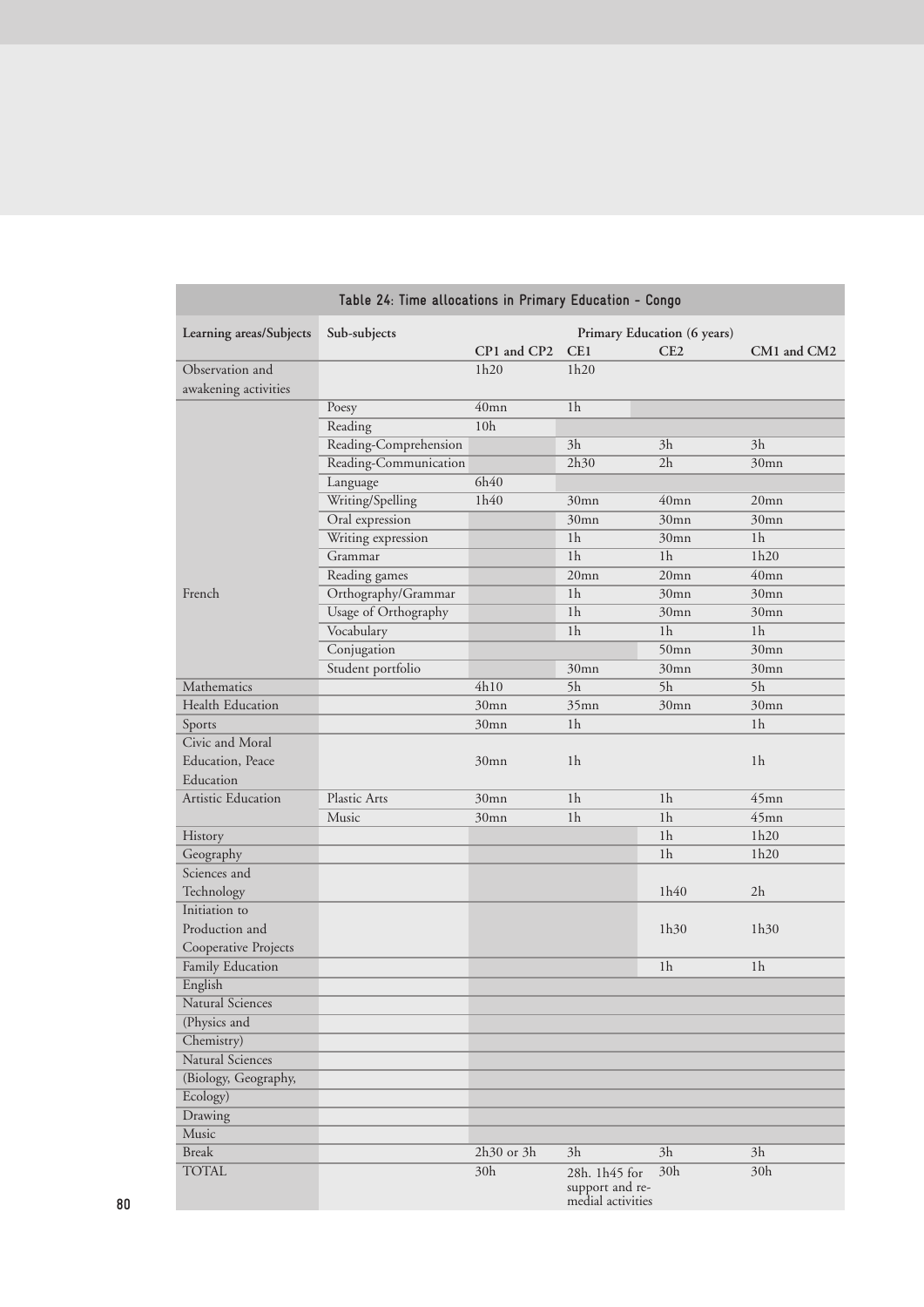**Table 24: Time allocations in Primary Education - Congo**

| Learning areas/Subjects | Sub-subjects | Primary Education (6 years) | | | |
|---|---|---|---|---|---|
| | | CP1 and CP2 | CE1 | CE2 | CM1 and CM2 |
| Observation and awakening activities | | 1h20 | 1h20 | | |
| French | Poesy | 40mn | 1h | | |
| | Reading | 10h | | | |
| | Reading-Comprehension | | 3h | 3h | 3h |
| | Reading-Communication | | 2h30 | 2h | 30mn |
| | Language | 6h40 | | | |
| | Writing/Spelling | 1h40 | 30mn | 40mn | 20mn |
| | Oral expression | | 30mn | 30mn | 30mn |
| | Writing expression | | 1h | 30mn | 1h |
| | Grammar | | 1h | 1h | 1h20 |
| | Reading games | | 20mn | 20mn | 40mn |
| | Orthography/Grammar | | 1h | 30mn | 30mn |
| | Usage of Orthography | | 1h | 30mn | 30mn |
| | Vocabulary | | 1h | 1h | 1h |
| | Conjugation | | | 50mn | 30mn |
| | Student portfolio | | 30mn | 30mn | 30mn |
| Mathematics | | 4h10 | 5h | 5h | 5h |
| Health Education | | 30mn | 35mn | 30mn | 30mn |
| Sports | | 30mn | 1h | | 1h |
| Civic and Moral Education, Peace Education | | 30mn | 1h | | 1h |
| Artistic Education | Plastic Arts | 30mn | 1h | 1h | 45mn |
| | Music | 30mn | 1h | 1h | 45mn |
| History | | | | 1h | 1h20 |
| Geography | | | | 1h | 1h20 |
| Sciences and Technology | | | | 1h40 | 2h |
| Initiation to Production and Cooperative Projects | | | | 1h30 | 1h30 |
| Family Education | | | | 1h | 1h |
| English | | | | | |
| Natural Sciences (Physics and Chemistry) | | | | | |
| Natural Sciences (Biology, Geography, Ecology) | | | | | |
| Drawing | | | | | |
| Music | | | | | |
| Break | | 2h30 or 3h | 3h | 3h | 3h |
| TOTAL | | 30h | 28h. 1h45 for support and remedial activities | 30h | 30h |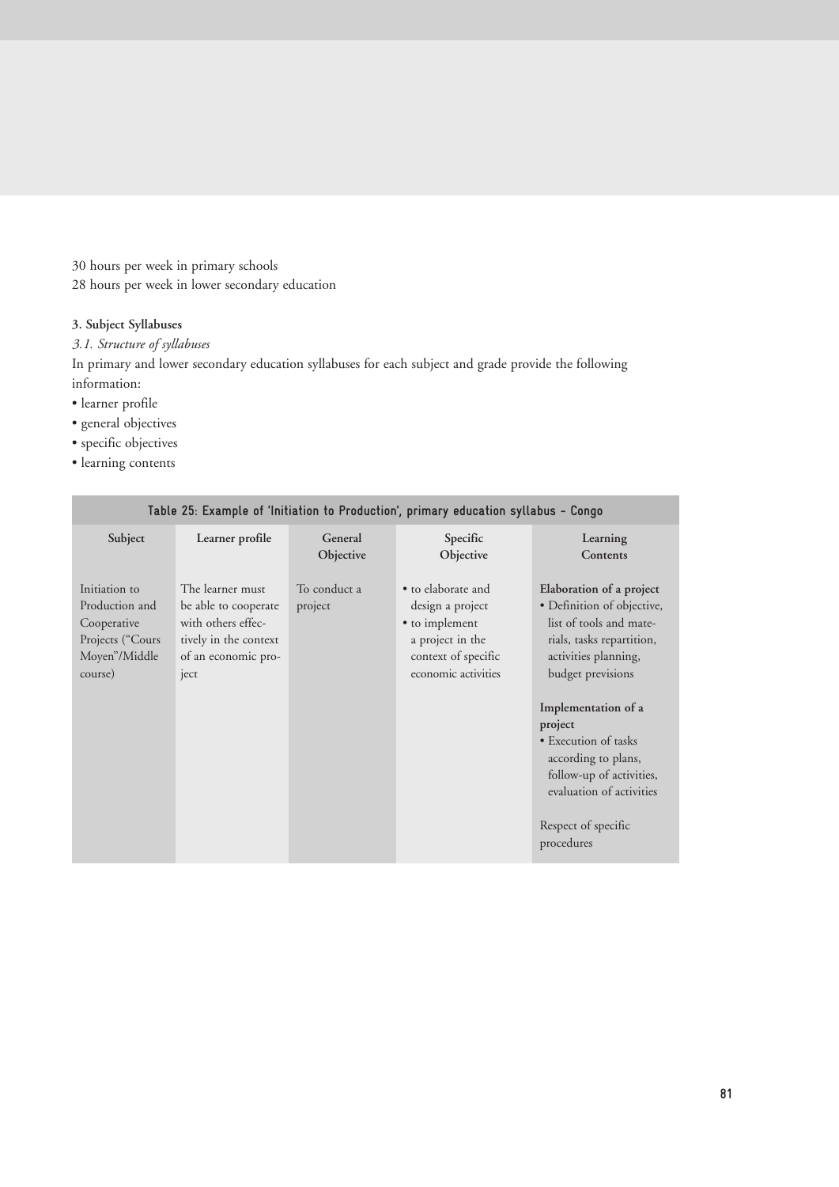30 hours per week in primary schools
28 hours per week in lower secondary education

**3. Subject Syllabuses**

*3.1. Structure of syllabuses*

In primary and lower secondary education syllabuses for each subject and grade provide the following information:

- learner profile
- general objectives
- specific objectives
- learning contents

**Table 25: Example of 'Initiation to Production', primary education syllabus - Congo**

| Subject | Learner profile | General Objective | Specific Objective | Learning Contents |
|---|---|---|---|---|
| Initiation to Production and Cooperative Projects ("Cours Moyen"/Middle course) | The learner must be able to cooperate with others effectively in the context of an economic project | To conduct a project | • to elaborate and design a project<br>• to implement a project in the context of specific economic activities | **Elaboration of a project**<br>• Definition of objective, list of tools and materials, tasks repartition, activities planning, budget previsions<br><br>**Implementation of a project**<br>• Execution of tasks according to plans, follow-up of activities, evaluation of activities<br><br>Respect of specific procedures |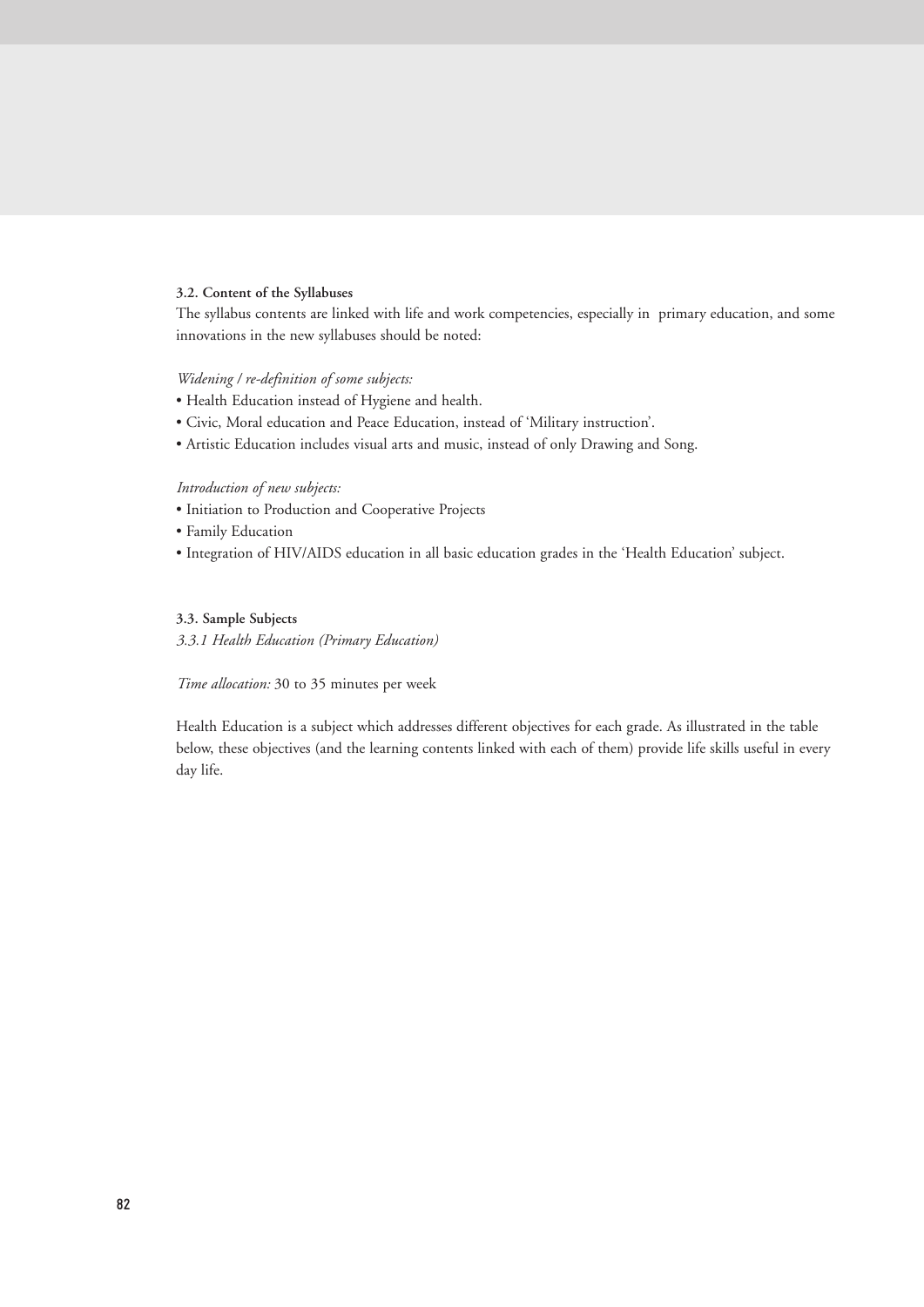### 3.2. Content of the Syllabuses

The syllabus contents are linked with life and work competencies, especially in primary education, and some innovations in the new syllabuses should be noted:

*Widening / re-definition of some subjects:*

- Health Education instead of Hygiene and health.
- Civic, Moral education and Peace Education, instead of 'Military instruction'.
- Artistic Education includes visual arts and music, instead of only Drawing and Song.

*Introduction of new subjects:*

- Initiation to Production and Cooperative Projects
- Family Education
- Integration of HIV/AIDS education in all basic education grades in the 'Health Education' subject.

### 3.3. Sample Subjects

*3.3.1 Health Education (Primary Education)*

*Time allocation:* 30 to 35 minutes per week

Health Education is a subject which addresses different objectives for each grade. As illustrated in the table below, these objectives (and the learning contents linked with each of them) provide life skills useful in every day life.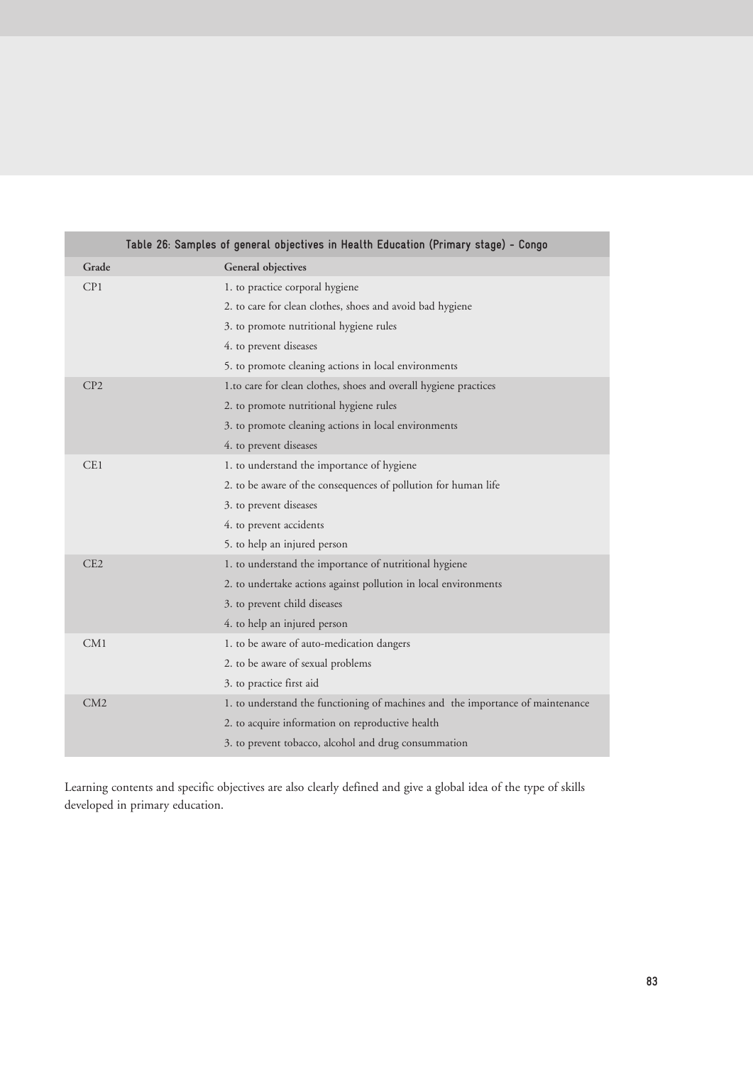| Table 26: Samples of general objectives in Health Education (Primary stage) - Congo | |
|---|---|
| Grade | General objectives |
| CP1 | 1. to practice corporal hygiene |
| | 2. to care for clean clothes, shoes and avoid bad hygiene |
| | 3. to promote nutritional hygiene rules |
| | 4. to prevent diseases |
| | 5. to promote cleaning actions in local environments |
| CP2 | 1.to care for clean clothes, shoes and overall hygiene practices |
| | 2. to promote nutritional hygiene rules |
| | 3. to promote cleaning actions in local environments |
| | 4. to prevent diseases |
| CE1 | 1. to understand the importance of hygiene |
| | 2. to be aware of the consequences of pollution for human life |
| | 3. to prevent diseases |
| | 4. to prevent accidents |
| | 5. to help an injured person |
| CE2 | 1. to understand the importance of nutritional hygiene |
| | 2. to undertake actions against pollution in local environments |
| | 3. to prevent child diseases |
| | 4. to help an injured person |
| CM1 | 1. to be aware of auto-medication dangers |
| | 2. to be aware of sexual problems |
| | 3. to practice first aid |
| CM2 | 1. to understand the functioning of machines and the importance of maintenance |
| | 2. to acquire information on reproductive health |
| | 3. to prevent tobacco, alcohol and drug consummation |

Learning contents and specific objectives are also clearly defined and give a global idea of the type of skills developed in primary education.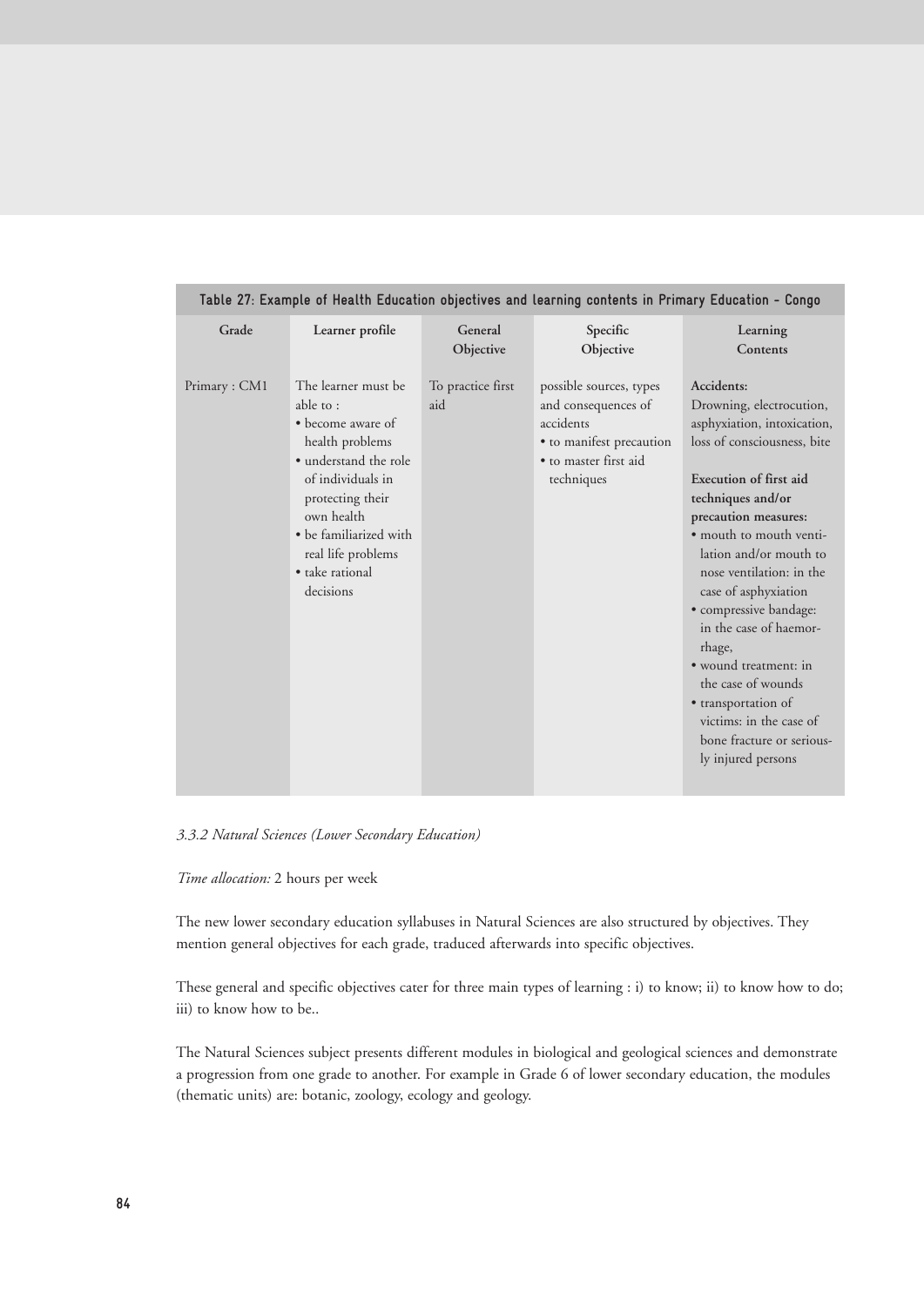**Table 27: Example of Health Education objectives and learning contents in Primary Education - Congo**

| Grade | Learner profile | General Objective | Specific Objective | Learning Contents |
|---|---|---|---|---|
| Primary : CM1 | The learner must be able to :<br>• become aware of health problems<br>• understand the role of individuals in protecting their own health<br>• be familiarized with real life problems<br>• take rational decisions | To practice first aid | possible sources, types and consequences of accidents<br>• to manifest precaution<br>• to master first aid techniques | **Accidents:**<br>Drowning, electrocution, asphyxiation, intoxication, loss of consciousness, bite<br><br>**Execution of first aid techniques and/or precaution measures:**<br>• mouth to mouth ventilation and/or mouth to nose ventilation: in the case of asphyxiation<br>• compressive bandage: in the case of haemorrhage,<br>• wound treatment: in the case of wounds<br>• transportation of victims: in the case of bone fracture or seriously injured persons |

*3.3.2 Natural Sciences (Lower Secondary Education)*

*Time allocation:* 2 hours per week

The new lower secondary education syllabuses in Natural Sciences are also structured by objectives. They mention general objectives for each grade, traduced afterwards into specific objectives.

These general and specific objectives cater for three main types of learning : i) to know; ii) to know how to do; iii) to know how to be..

The Natural Sciences subject presents different modules in biological and geological sciences and demonstrate a progression from one grade to another. For example in Grade 6 of lower secondary education, the modules (thematic units) are: botanic, zoology, ecology and geology.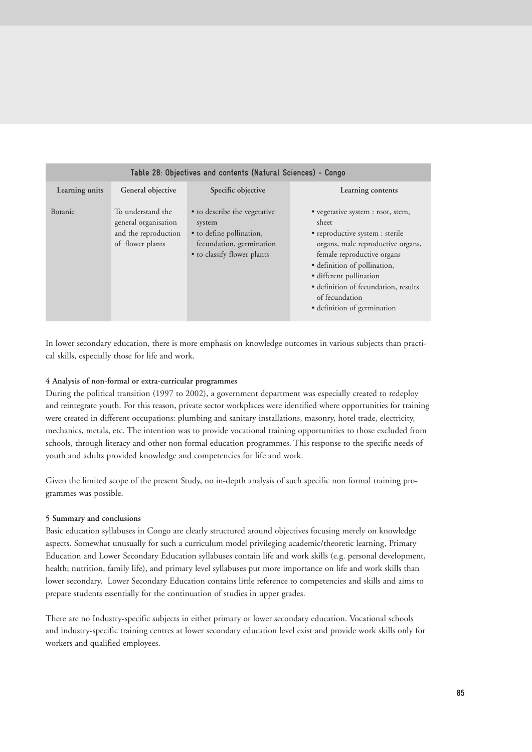**Table 28: Objectives and contents (Natural Sciences) - Congo**

| Learning units | General objective | Specific objective | Learning contents |
|---|---|---|---|
| Botanic | To understand the general organisation and the reproduction of flower plants | • to describe the vegetative system<br>• to define pollination, fecundation, germination<br>• to classify flower plants | • vegetative system : root, stem, sheet<br>• reproductive system : sterile organs, male reproductive organs, female reproductive organs<br>• definition of pollination,<br>• different pollination<br>• definition of fecundation, results of fecundation<br>• definition of germination |

In lower secondary education, there is more emphasis on knowledge outcomes in various subjects than practical skills, especially those for life and work.

#### 4 Analysis of non-formal or extra-curricular programmes

During the political transition (1997 to 2002), a government department was especially created to redeploy and reintegrate youth. For this reason, private sector workplaces were identified where opportunities for training were created in different occupations: plumbing and sanitary installations, masonry, hotel trade, electricity, mechanics, metals, etc. The intention was to provide vocational training opportunities to those excluded from schools, through literacy and other non formal education programmes. This response to the specific needs of youth and adults provided knowledge and competencies for life and work.

Given the limited scope of the present Study, no in-depth analysis of such specific non formal training programmes was possible.

#### 5 Summary and conclusions

Basic education syllabuses in Congo are clearly structured around objectives focusing merely on knowledge aspects. Somewhat unusually for such a curriculum model privileging academic/theoretic learning, Primary Education and Lower Secondary Education syllabuses contain life and work skills (e.g. personal development, health; nutrition, family life), and primary level syllabuses put more importance on life and work skills than lower secondary. Lower Secondary Education contains little reference to competencies and skills and aims to prepare students essentially for the continuation of studies in upper grades.

There are no Industry-specific subjects in either primary or lower secondary education. Vocational schools and industry-specific training centres at lower secondary education level exist and provide work skills only for workers and qualified employees.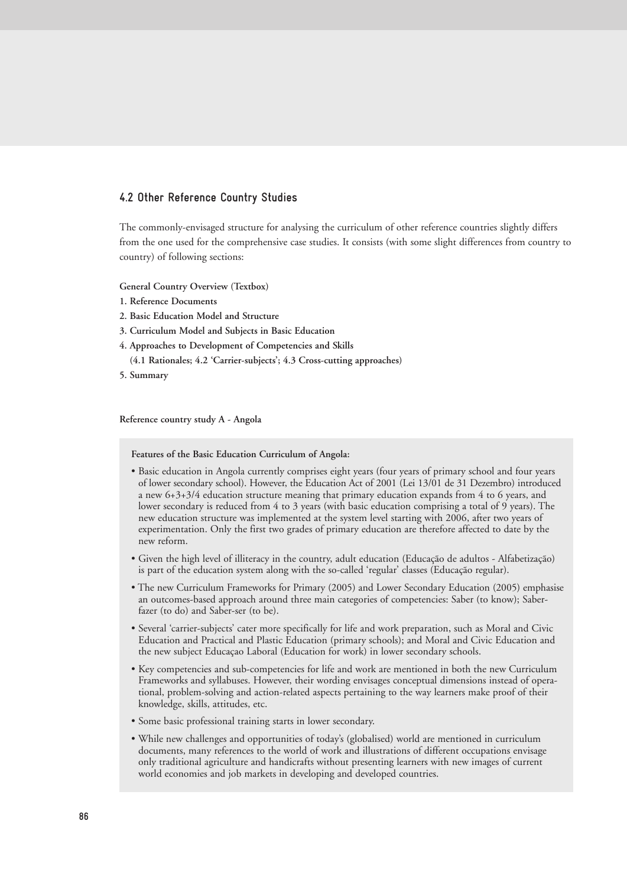## 4.2 Other Reference Country Studies

The commonly-envisaged structure for analysing the curriculum of other reference countries slightly differs from the one used for the comprehensive case studies. It consists (with some slight differences from country to country) of following sections:

**General Country Overview (Textbox)**

**1. Reference Documents**

**2. Basic Education Model and Structure**

**3. Curriculum Model and Subjects in Basic Education**

**4. Approaches to Development of Competencies and Skills**
**(4.1 Rationales; 4.2 'Carrier-subjects'; 4.3 Cross-cutting approaches)**

**5. Summary**

**Reference country study A - Angola**

**Features of the Basic Education Curriculum of Angola:**

- Basic education in Angola currently comprises eight years (four years of primary school and four years of lower secondary school). However, the Education Act of 2001 (Lei 13/01 de 31 Dezembro) introduced a new 6+3+3/4 education structure meaning that primary education expands from 4 to 6 years, and lower secondary is reduced from 4 to 3 years (with basic education comprising a total of 9 years). The new education structure was implemented at the system level starting with 2006, after two years of experimentation. Only the first two grades of primary education are therefore affected to date by the new reform.
- Given the high level of illiteracy in the country, adult education (Educação de adultos - Alfabetização) is part of the education system along with the so-called 'regular' classes (Educação regular).
- The new Curriculum Frameworks for Primary (2005) and Lower Secondary Education (2005) emphasise an outcomes-based approach around three main categories of competencies: Saber (to know); Saber-fazer (to do) and Saber-ser (to be).
- Several 'carrier-subjects' cater more specifically for life and work preparation, such as Moral and Civic Education and Practical and Plastic Education (primary schools); and Moral and Civic Education and the new subject Educaçao Laboral (Education for work) in lower secondary schools.
- Key competencies and sub-competencies for life and work are mentioned in both the new Curriculum Frameworks and syllabuses. However, their wording envisages conceptual dimensions instead of operational, problem-solving and action-related aspects pertaining to the way learners make proof of their knowledge, skills, attitudes, etc.
- Some basic professional training starts in lower secondary.
- While new challenges and opportunities of today's (globalised) world are mentioned in curriculum documents, many references to the world of work and illustrations of different occupations envisage only traditional agriculture and handicrafts without presenting learners with new images of current world economies and job markets in developing and developed countries.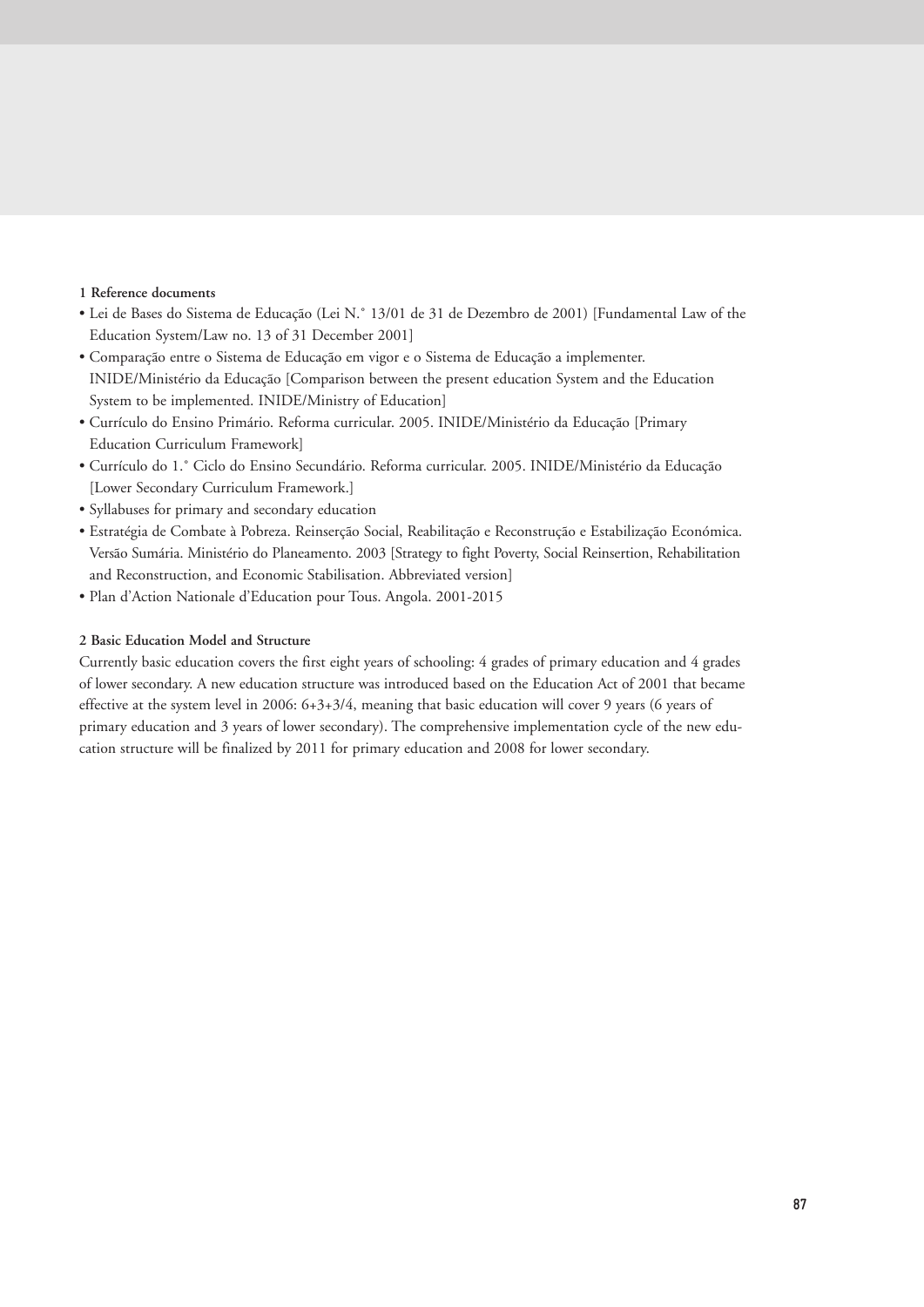### 1 Reference documents

- Lei de Bases do Sistema de Educação (Lei N.° 13/01 de 31 de Dezembro de 2001) [Fundamental Law of the Education System/Law no. 13 of 31 December 2001]
- Comparação entre o Sistema de Educação em vigor e o Sistema de Educação a implementer. INIDE/Ministério da Educação [Comparison between the present education System and the Education System to be implemented. INIDE/Ministry of Education]
- Currículo do Ensino Primário. Reforma curricular. 2005. INIDE/Ministério da Educação [Primary Education Curriculum Framework]
- Currículo do 1.° Ciclo do Ensino Secundário. Reforma curricular. 2005. INIDE/Ministério da Educação [Lower Secondary Curriculum Framework.]
- Syllabuses for primary and secondary education
- Estratégia de Combate à Pobreza. Reinserção Social, Reabilitação e Reconstrução e Estabilização Económica. Versão Sumária. Ministério do Planeamento. 2003 [Strategy to fight Poverty, Social Reinsertion, Rehabilitation and Reconstruction, and Economic Stabilisation. Abbreviated version]
- Plan d'Action Nationale d'Education pour Tous. Angola. 2001-2015

### 2 Basic Education Model and Structure

Currently basic education covers the first eight years of schooling: 4 grades of primary education and 4 grades of lower secondary. A new education structure was introduced based on the Education Act of 2001 that became effective at the system level in 2006: 6+3+3/4, meaning that basic education will cover 9 years (6 years of primary education and 3 years of lower secondary). The comprehensive implementation cycle of the new education structure will be finalized by 2011 for primary education and 2008 for lower secondary.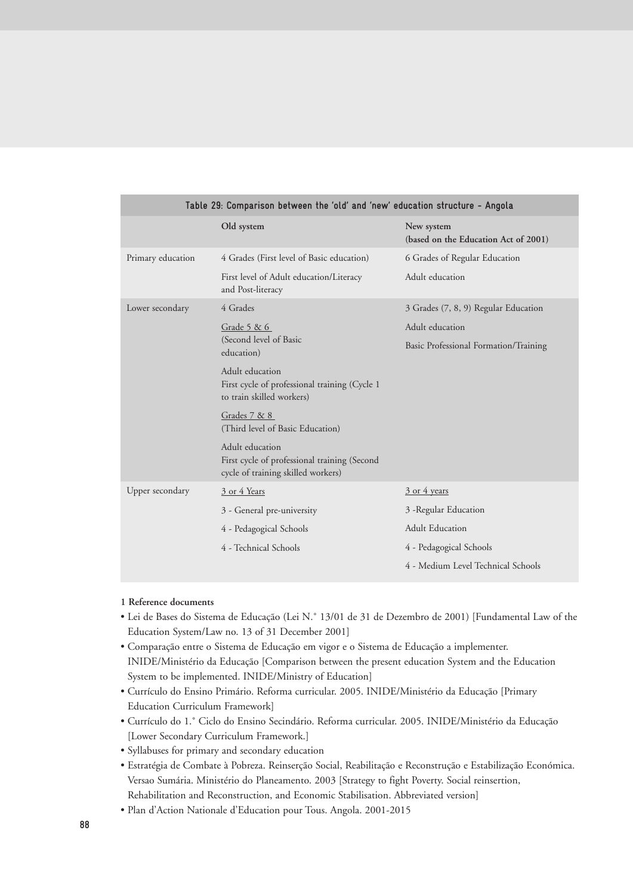**Table 29: Comparison between the 'old' and 'new' education structure - Angola**

| | Old system | New system (based on the Education Act of 2001) |
|---|---|---|
| Primary education | 4 Grades (First level of Basic education)<br>First level of Adult education/Literacy and Post-literacy | 6 Grades of Regular Education<br>Adult education |
| Lower secondary | 4 Grades<br><u>Grade 5 & 6</u><br>(Second level of Basic education)<br>Adult education<br>First cycle of professional training (Cycle 1 to train skilled workers)<br><u>Grades 7 & 8</u><br>(Third level of Basic Education)<br>Adult education<br>First cycle of professional training (Second cycle of training skilled workers) | 3 Grades (7, 8, 9) Regular Education<br>Adult education<br>Basic Professional Formation/Training |
| Upper secondary | <u>3 or 4 Years</u><br>3 - General pre-university<br>4 - Pedagogical Schools<br>4 - Technical Schools | <u>3 or 4 years</u><br>3 -Regular Education<br>Adult Education<br>4 - Pedagogical Schools<br>4 - Medium Level Technical Schools |

**1 Reference documents**

- Lei de Bases do Sistema de Educação (Lei N.° 13/01 de 31 de Dezembro de 2001) [Fundamental Law of the Education System/Law no. 13 of 31 December 2001]
- Comparação entre o Sistema de Educação em vigor e o Sistema de Educação a implementer. INIDE/Ministério da Educação [Comparison between the present education System and the Education System to be implemented. INIDE/Ministry of Education]
- Currículo do Ensino Primário. Reforma curricular. 2005. INIDE/Ministério da Educação [Primary Education Curriculum Framework]
- Currículo do 1.° Ciclo do Ensino Secindário. Reforma curricular. 2005. INIDE/Ministério da Educação [Lower Secondary Curriculum Framework.]
- Syllabuses for primary and secondary education
- Estratégia de Combate à Pobreza. Reinserção Social, Reabilitação e Reconstrução e Estabilização Económica. Versao Sumária. Ministério do Planeamento. 2003 [Strategy to fight Poverty. Social reinsertion, Rehabilitation and Reconstruction, and Economic Stabilisation. Abbreviated version]
- Plan d'Action Nationale d'Education pour Tous. Angola. 2001-2015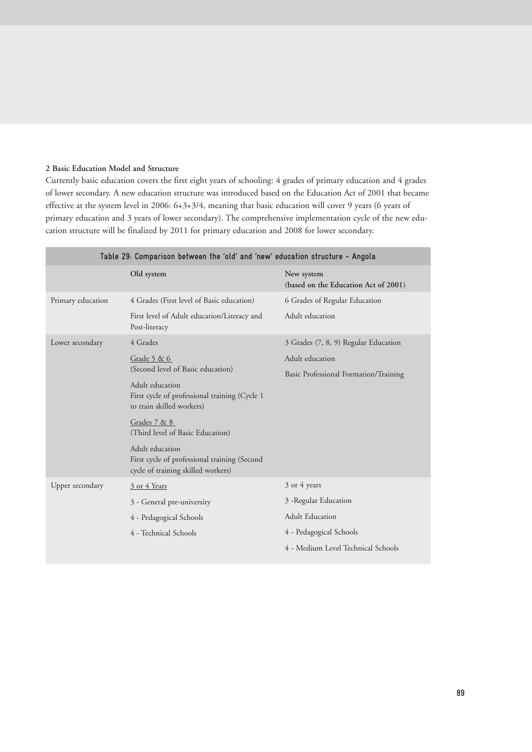**2 Basic Education Model and Structure**

Currently basic education covers the first eight years of schooling: 4 grades of primary education and 4 grades of lower secondary. A new education structure was introduced based on the Education Act of 2001 that became effective at the system level in 2006: 6+3+3/4, meaning that basic education will cover 9 years (6 years of primary education and 3 years of lower secondary). The comprehensive implementation cycle of the new education structure will be finalized by 2011 for primary education and 2008 for lower secondary.

**Table 29: Comparison between the 'old' and 'new' education structure - Angola**

| | Old system | New system (based on the Education Act of 2001) |
|---|---|---|
| Primary education | 4 Grades (First level of Basic education) | 6 Grades of Regular Education |
| | First level of Adult education/Literacy and Post-literacy | Adult education |
| Lower secondary | 4 Grades | 3 Grades (7, 8, 9) Regular Education |
| | Grade 5 & 6 (Second level of Basic education) | Adult education |
| | Adult education First cycle of professional training (Cycle 1 to train skilled workers) | Basic Professional Formation/Training |
| | Grades 7 & 8 (Third level of Basic Education) | |
| | Adult education First cycle of professional training (Second cycle of training skilled workers) | |
| Upper secondary | 3 or 4 Years | 3 or 4 years |
| | 3 - General pre-university | 3 -Regular Education |
| | 4 - Pedagogical Schools | Adult Education |
| | 4 - Technical Schools | 4 - Pedagogical Schools |
| | | 4 - Medium Level Technical Schools |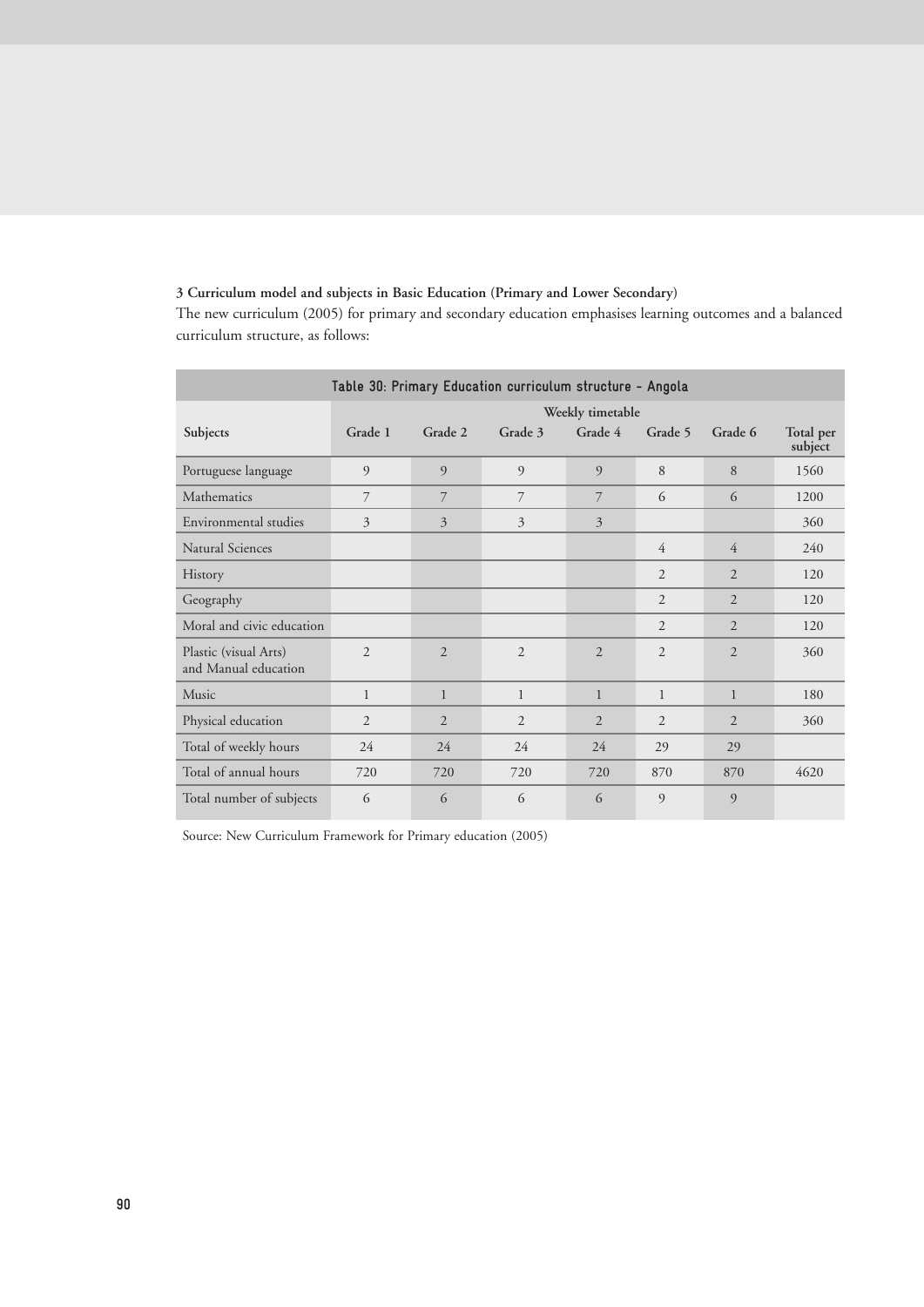**3 Curriculum model and subjects in Basic Education (Primary and Lower Secondary)**

The new curriculum (2005) for primary and secondary education emphasises learning outcomes and a balanced curriculum structure, as follows:

**Table 30: Primary Education curriculum structure - Angola**

| Subjects | Weekly timetable | | | | | | |
|---|---|---|---|---|---|---|---|
| | Grade 1 | Grade 2 | Grade 3 | Grade 4 | Grade 5 | Grade 6 | Total per subject |
| Portuguese language | 9 | 9 | 9 | 9 | 8 | 8 | 1560 |
| Mathematics | 7 | 7 | 7 | 7 | 6 | 6 | 1200 |
| Environmental studies | 3 | 3 | 3 | 3 | | | 360 |
| Natural Sciences | | | | | 4 | 4 | 240 |
| History | | | | | 2 | 2 | 120 |
| Geography | | | | | 2 | 2 | 120 |
| Moral and civic education | | | | | 2 | 2 | 120 |
| Plastic (visual Arts) and Manual education | 2 | 2 | 2 | 2 | 2 | 2 | 360 |
| Music | 1 | 1 | 1 | 1 | 1 | 1 | 180 |
| Physical education | 2 | 2 | 2 | 2 | 2 | 2 | 360 |
| Total of weekly hours | 24 | 24 | 24 | 24 | 29 | 29 | |
| Total of annual hours | 720 | 720 | 720 | 720 | 870 | 870 | 4620 |
| Total number of subjects | 6 | 6 | 6 | 6 | 9 | 9 | |

Source: New Curriculum Framework for Primary education (2005)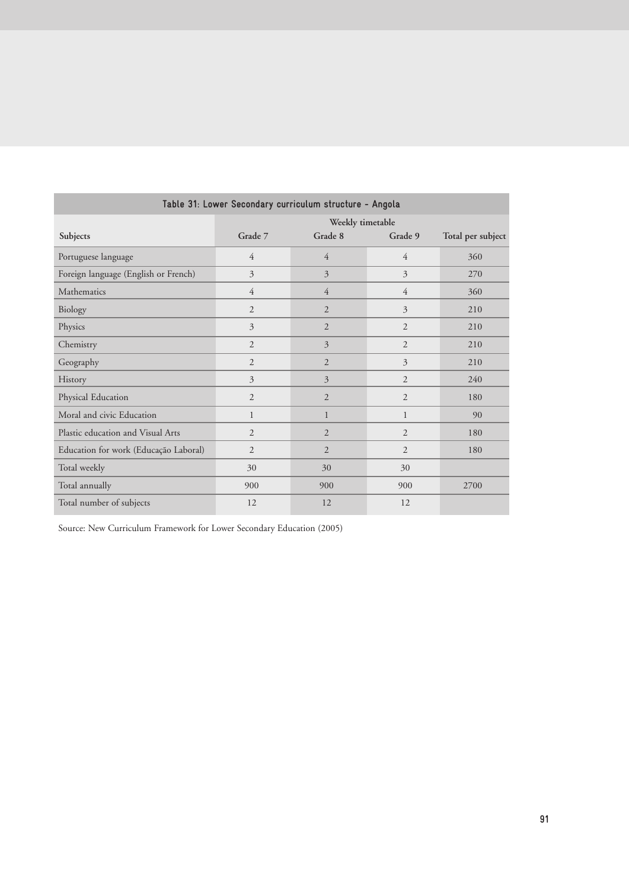**Table 31: Lower Secondary curriculum structure - Angola**

| Subjects | Weekly timetable | | | |
|---|---|---|---|---|
| | Grade 7 | Grade 8 | Grade 9 | Total per subject |
| Portuguese language | 4 | 4 | 4 | 360 |
| Foreign language (English or French) | 3 | 3 | 3 | 270 |
| Mathematics | 4 | 4 | 4 | 360 |
| Biology | 2 | 2 | 3 | 210 |
| Physics | 3 | 2 | 2 | 210 |
| Chemistry | 2 | 3 | 2 | 210 |
| Geography | 2 | 2 | 3 | 210 |
| History | 3 | 3 | 2 | 240 |
| Physical Education | 2 | 2 | 2 | 180 |
| Moral and civic Education | 1 | 1 | 1 | 90 |
| Plastic education and Visual Arts | 2 | 2 | 2 | 180 |
| Education for work (Educação Laboral) | 2 | 2 | 2 | 180 |
| Total weekly | 30 | 30 | 30 | |
| Total annually | 900 | 900 | 900 | 2700 |
| Total number of subjects | 12 | 12 | 12 | |

Source: New Curriculum Framework for Lower Secondary Education (2005)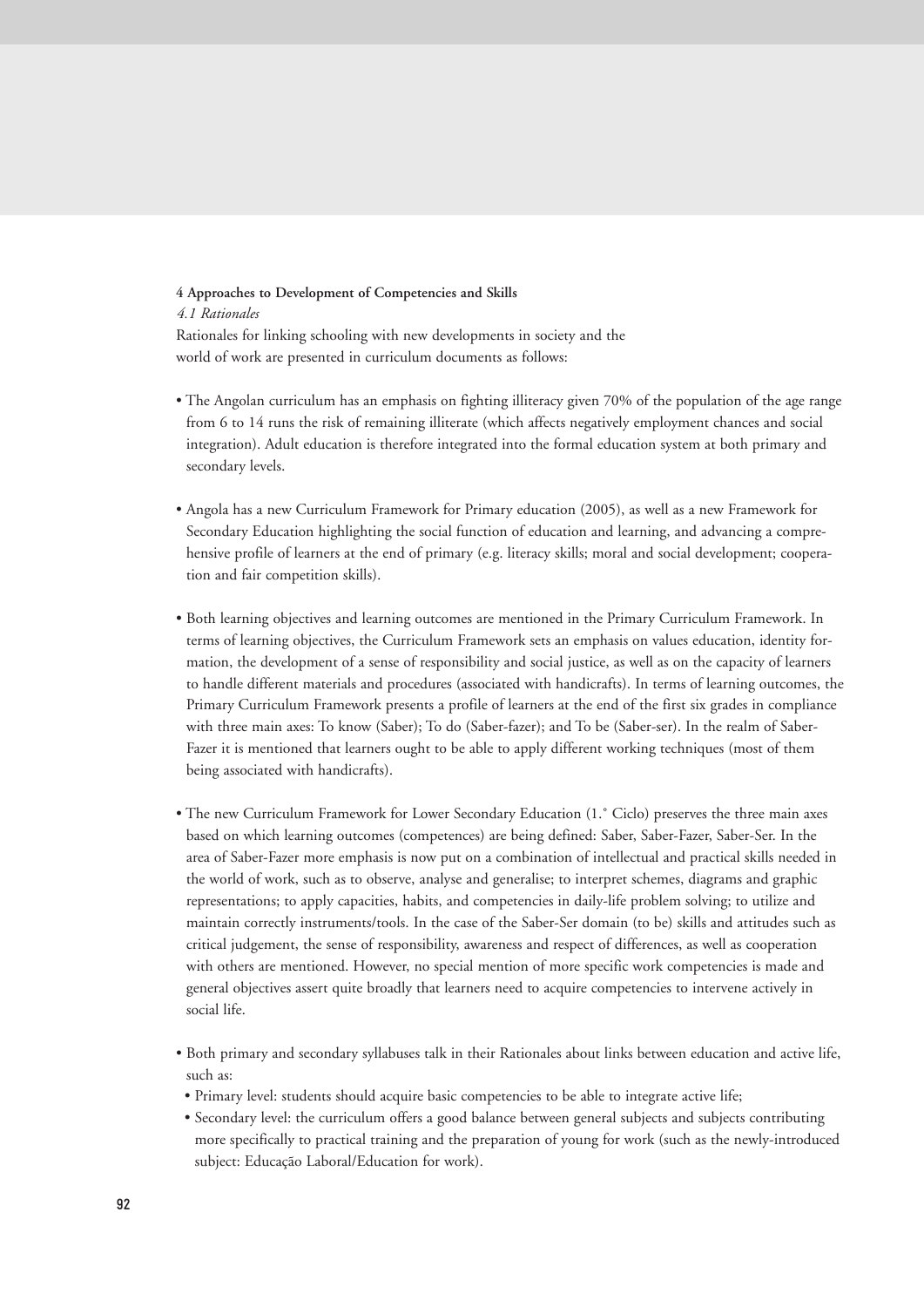## 4 Approaches to Development of Competencies and Skills

### *4.1 Rationales*

Rationales for linking schooling with new developments in society and the world of work are presented in curriculum documents as follows:

- The Angolan curriculum has an emphasis on fighting illiteracy given 70% of the population of the age range from 6 to 14 runs the risk of remaining illiterate (which affects negatively employment chances and social integration). Adult education is therefore integrated into the formal education system at both primary and secondary levels.

- Angola has a new Curriculum Framework for Primary education (2005), as well as a new Framework for Secondary Education highlighting the social function of education and learning, and advancing a comprehensive profile of learners at the end of primary (e.g. literacy skills; moral and social development; cooperation and fair competition skills).

- Both learning objectives and learning outcomes are mentioned in the Primary Curriculum Framework. In terms of learning objectives, the Curriculum Framework sets an emphasis on values education, identity formation, the development of a sense of responsibility and social justice, as well as on the capacity of learners to handle different materials and procedures (associated with handicrafts). In terms of learning outcomes, the Primary Curriculum Framework presents a profile of learners at the end of the first six grades in compliance with three main axes: To know (Saber); To do (Saber-fazer); and To be (Saber-ser). In the realm of Saber-Fazer it is mentioned that learners ought to be able to apply different working techniques (most of them being associated with handicrafts).

- The new Curriculum Framework for Lower Secondary Education (1.° Ciclo) preserves the three main axes based on which learning outcomes (competences) are being defined: Saber, Saber-Fazer, Saber-Ser. In the area of Saber-Fazer more emphasis is now put on a combination of intellectual and practical skills needed in the world of work, such as to observe, analyse and generalise; to interpret schemes, diagrams and graphic representations; to apply capacities, habits, and competencies in daily-life problem solving; to utilize and maintain correctly instruments/tools. In the case of the Saber-Ser domain (to be) skills and attitudes such as critical judgement, the sense of responsibility, awareness and respect of differences, as well as cooperation with others are mentioned. However, no special mention of more specific work competencies is made and general objectives assert quite broadly that learners need to acquire competencies to intervene actively in social life.

- Both primary and secondary syllabuses talk in their Rationales about links between education and active life, such as:
  - Primary level: students should acquire basic competencies to be able to integrate active life;
  - Secondary level: the curriculum offers a good balance between general subjects and subjects contributing more specifically to practical training and the preparation of young for work (such as the newly-introduced subject: Educação Laboral/Education for work).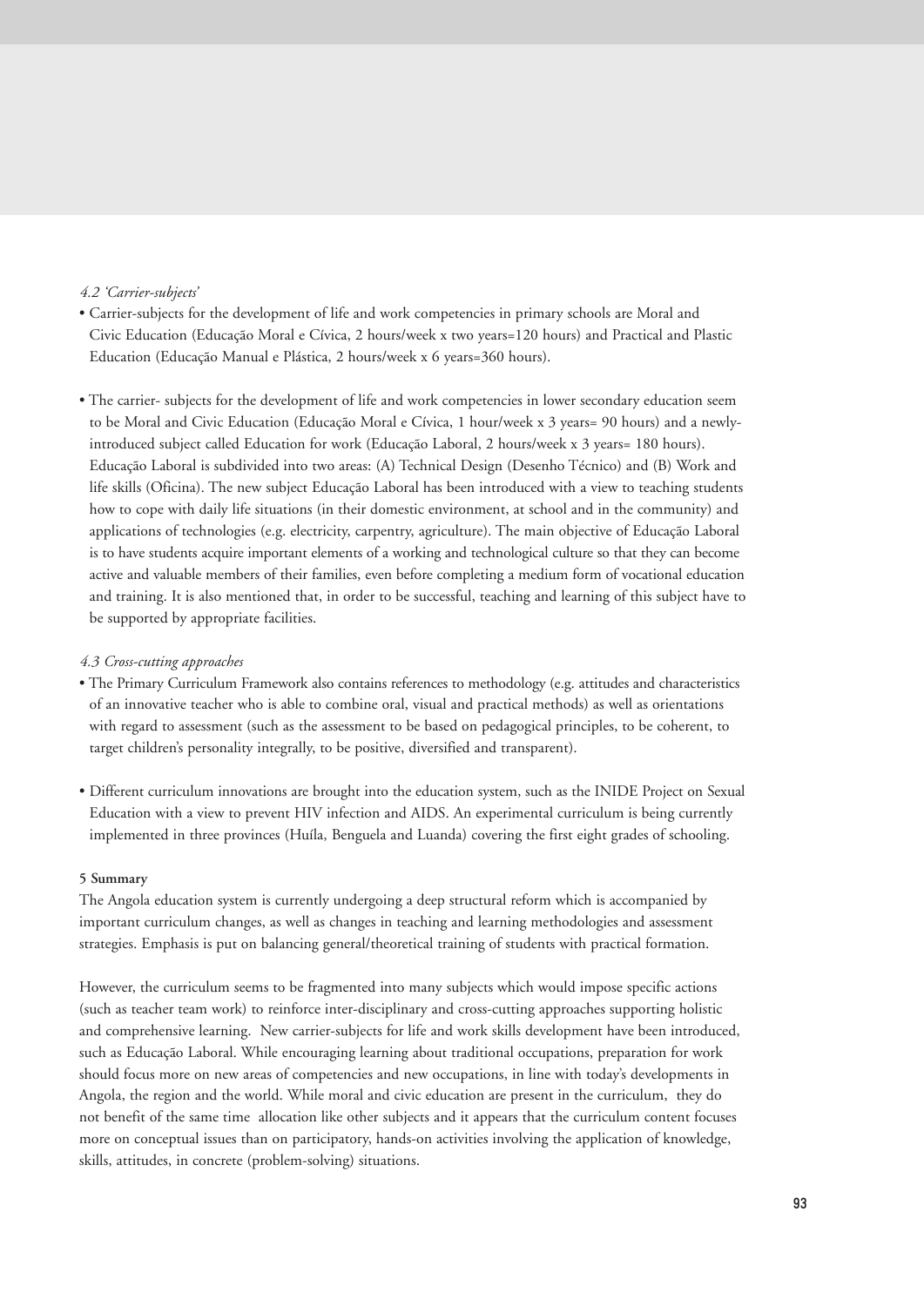*4.2 'Carrier-subjects'*

- Carrier-subjects for the development of life and work competencies in primary schools are Moral and Civic Education (Educação Moral e Cívica, 2 hours/week x two years=120 hours) and Practical and Plastic Education (Educação Manual e Plástica, 2 hours/week x 6 years=360 hours).

- The carrier- subjects for the development of life and work competencies in lower secondary education seem to be Moral and Civic Education (Educação Moral e Cívica, 1 hour/week x 3 years= 90 hours) and a newly-introduced subject called Education for work (Educação Laboral, 2 hours/week x 3 years= 180 hours). Educação Laboral is subdivided into two areas: (A) Technical Design (Desenho Técnico) and (B) Work and life skills (Oficina). The new subject Educação Laboral has been introduced with a view to teaching students how to cope with daily life situations (in their domestic environment, at school and in the community) and applications of technologies (e.g. electricity, carpentry, agriculture). The main objective of Educação Laboral is to have students acquire important elements of a working and technological culture so that they can become active and valuable members of their families, even before completing a medium form of vocational education and training. It is also mentioned that, in order to be successful, teaching and learning of this subject have to be supported by appropriate facilities.

*4.3 Cross-cutting approaches*

- The Primary Curriculum Framework also contains references to methodology (e.g. attitudes and characteristics of an innovative teacher who is able to combine oral, visual and practical methods) as well as orientations with regard to assessment (such as the assessment to be based on pedagogical principles, to be coherent, to target children's personality integrally, to be positive, diversified and transparent).

- Different curriculum innovations are brought into the education system, such as the INIDE Project on Sexual Education with a view to prevent HIV infection and AIDS. An experimental curriculum is being currently implemented in three provinces (Huíla, Benguela and Luanda) covering the first eight grades of schooling.

**5 Summary**

The Angola education system is currently undergoing a deep structural reform which is accompanied by important curriculum changes, as well as changes in teaching and learning methodologies and assessment strategies. Emphasis is put on balancing general/theoretical training of students with practical formation.

However, the curriculum seems to be fragmented into many subjects which would impose specific actions (such as teacher team work) to reinforce inter-disciplinary and cross-cutting approaches supporting holistic and comprehensive learning. New carrier-subjects for life and work skills development have been introduced, such as Educação Laboral. While encouraging learning about traditional occupations, preparation for work should focus more on new areas of competencies and new occupations, in line with today's developments in Angola, the region and the world. While moral and civic education are present in the curriculum, they do not benefit of the same time allocation like other subjects and it appears that the curriculum content focuses more on conceptual issues than on participatory, hands-on activities involving the application of knowledge, skills, attitudes, in concrete (problem-solving) situations.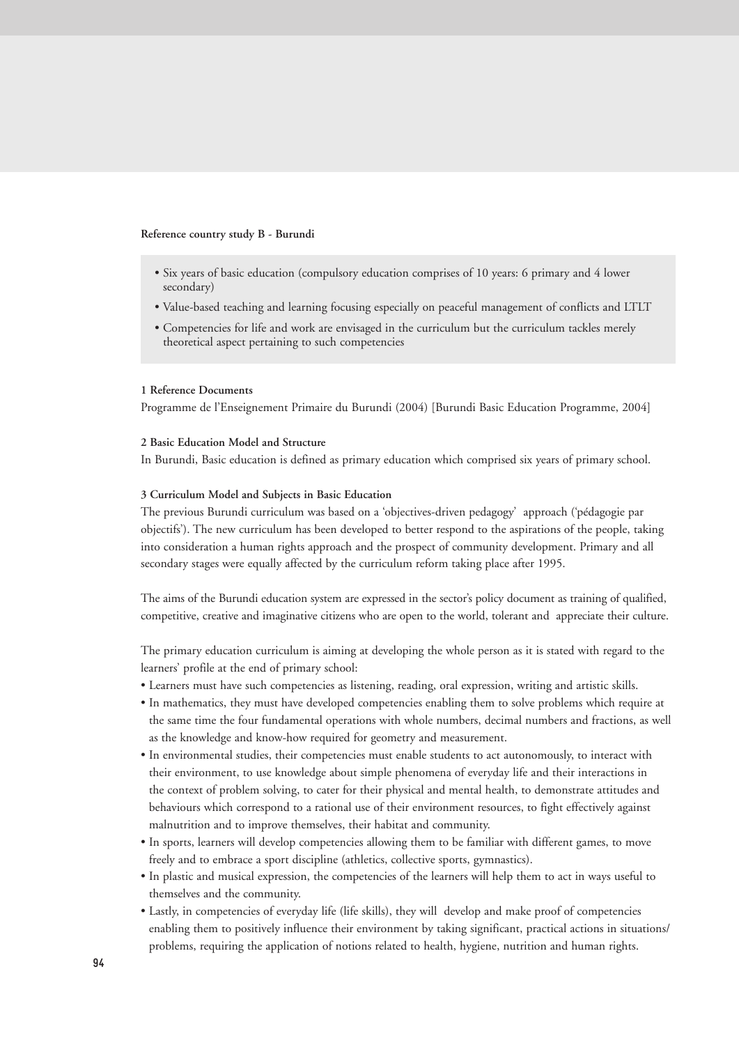**Reference country study B - Burundi**

- Six years of basic education (compulsory education comprises of 10 years: 6 primary and 4 lower secondary)
- Value-based teaching and learning focusing especially on peaceful management of conflicts and LTLT
- Competencies for life and work are envisaged in the curriculum but the curriculum tackles merely theoretical aspect pertaining to such competencies

**1 Reference Documents**

Programme de l'Enseignement Primaire du Burundi (2004) [Burundi Basic Education Programme, 2004]

**2 Basic Education Model and Structure**

In Burundi, Basic education is defined as primary education which comprised six years of primary school.

**3 Curriculum Model and Subjects in Basic Education**

The previous Burundi curriculum was based on a 'objectives-driven pedagogy' approach ('pédagogie par objectifs'). The new curriculum has been developed to better respond to the aspirations of the people, taking into consideration a human rights approach and the prospect of community development. Primary and all secondary stages were equally affected by the curriculum reform taking place after 1995.

The aims of the Burundi education system are expressed in the sector's policy document as training of qualified, competitive, creative and imaginative citizens who are open to the world, tolerant and appreciate their culture.

The primary education curriculum is aiming at developing the whole person as it is stated with regard to the learners' profile at the end of primary school:

- Learners must have such competencies as listening, reading, oral expression, writing and artistic skills.
- In mathematics, they must have developed competencies enabling them to solve problems which require at the same time the four fundamental operations with whole numbers, decimal numbers and fractions, as well as the knowledge and know-how required for geometry and measurement.
- In environmental studies, their competencies must enable students to act autonomously, to interact with their environment, to use knowledge about simple phenomena of everyday life and their interactions in the context of problem solving, to cater for their physical and mental health, to demonstrate attitudes and behaviours which correspond to a rational use of their environment resources, to fight effectively against malnutrition and to improve themselves, their habitat and community.
- In sports, learners will develop competencies allowing them to be familiar with different games, to move freely and to embrace a sport discipline (athletics, collective sports, gymnastics).
- In plastic and musical expression, the competencies of the learners will help them to act in ways useful to themselves and the community.
- Lastly, in competencies of everyday life (life skills), they will develop and make proof of competencies enabling them to positively influence their environment by taking significant, practical actions in situations/ problems, requiring the application of notions related to health, hygiene, nutrition and human rights.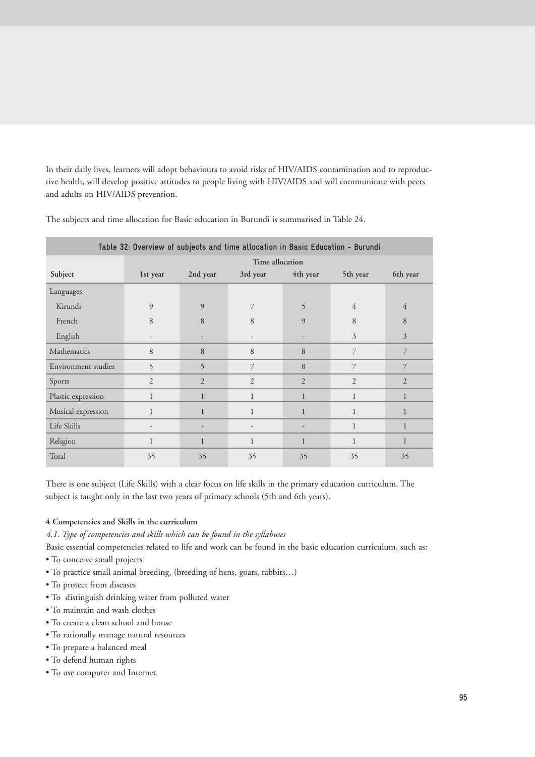In their daily lives, learners will adopt behaviours to avoid risks of HIV/AIDS contamination and to reproductive health, will develop positive attitudes to people living with HIV/AIDS and will communicate with peers and adults on HIV/AIDS prevention.

The subjects and time allocation for Basic education in Burundi is summarised in Table 24.

**Table 32: Overview of subjects and time allocation in Basic Education - Burundi**

| Subject | Time allocation | | | | | |
|---|---|---|---|---|---|---|
| | 1st year | 2nd year | 3rd year | 4th year | 5th year | 6th year |
| Languages | | | | | | |
| Kirundi | 9 | 9 | 7 | 5 | 4 | 4 |
| French | 8 | 8 | 8 | 9 | 8 | 8 |
| English | - | - | - | - | 3 | 3 |
| Mathematics | 8 | 8 | 8 | 8 | 7 | 7 |
| Environment studies | 5 | 5 | 7 | 8 | 7 | 7 |
| Sports | 2 | 2 | 2 | 2 | 2 | 2 |
| Plastic expression | 1 | 1 | 1 | 1 | 1 | 1 |
| Musical expression | 1 | 1 | 1 | 1 | 1 | 1 |
| Life Skills | - | - | - | - | 1 | 1 |
| Religion | 1 | 1 | 1 | 1 | 1 | 1 |
| Total | 35 | 35 | 35 | 35 | 35 | 35 |

There is one subject (Life Skills) with a clear focus on life skills in the primary education curriculum. The subject is taught only in the last two years of primary schools (5th and 6th years).

#### 4 Competencies and Skills in the curriculum

*4.1. Type of competencies and skills which can be found in the syllabuses*

Basic essential competencies related to life and work can be found in the basic education curriculum, such as:

- To conceive small projects
- To practice small animal breeding, (breeding of hens, goats, rabbits…)
- To protect from diseases
- To distinguish drinking water from polluted water
- To maintain and wash clothes
- To create a clean school and house
- To rationally manage natural resources
- To prepare a balanced meal
- To defend human rights
- To use computer and Internet.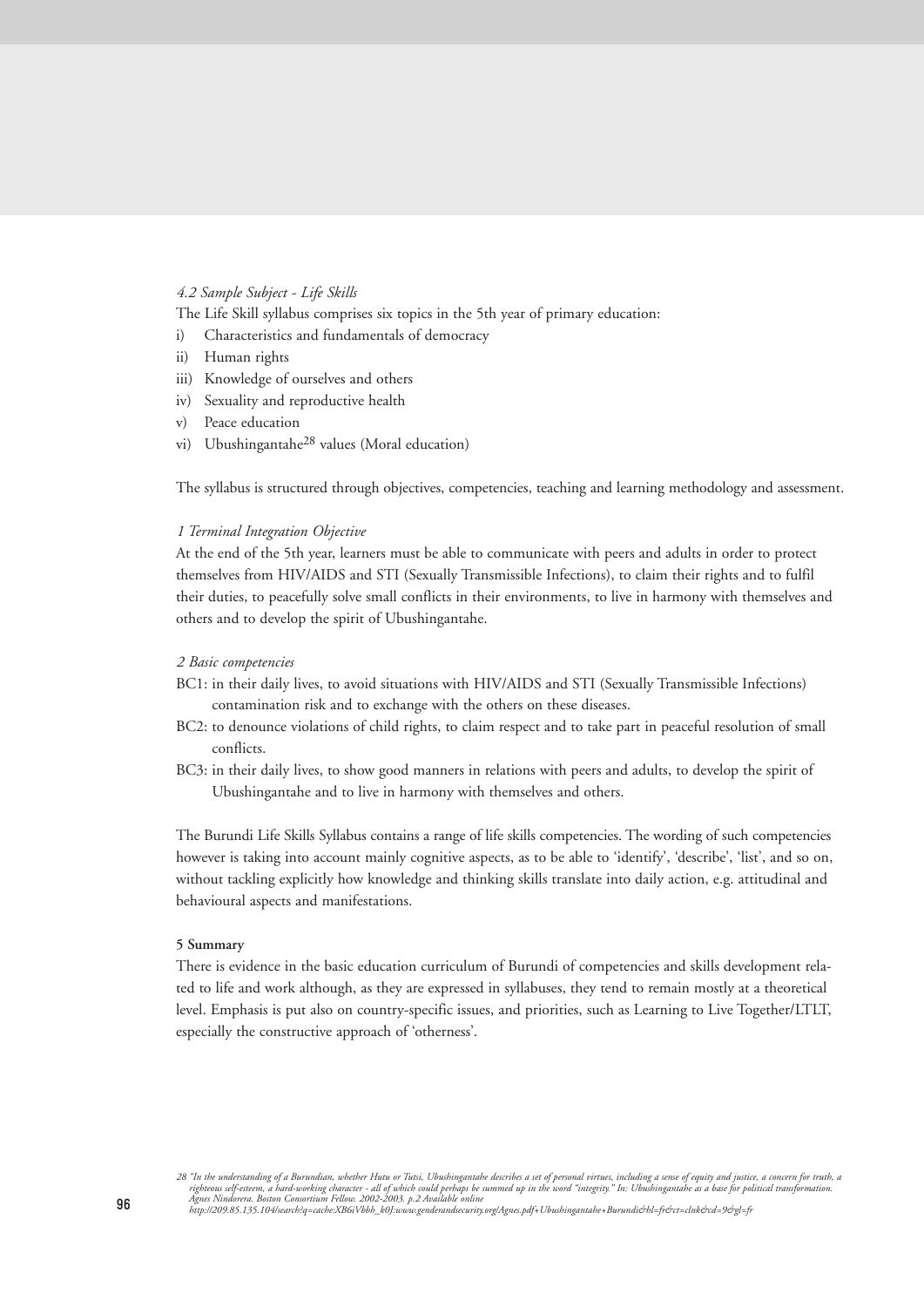*4.2 Sample Subject - Life Skills*

The Life Skill syllabus comprises six topics in the 5th year of primary education:

i) Characteristics and fundamentals of democracy
ii) Human rights
iii) Knowledge of ourselves and others
iv) Sexuality and reproductive health
v) Peace education
vi) Ubushingantahe[28] values (Moral education)

The syllabus is structured through objectives, competencies, teaching and learning methodology and assessment.

*1 Terminal Integration Objective*

At the end of the 5th year, learners must be able to communicate with peers and adults in order to protect themselves from HIV/AIDS and STI (Sexually Transmissible Infections), to claim their rights and to fulfil their duties, to peacefully solve small conflicts in their environments, to live in harmony with themselves and others and to develop the spirit of Ubushingantahe.

*2 Basic competencies*

BC1: in their daily lives, to avoid situations with HIV/AIDS and STI (Sexually Transmissible Infections) contamination risk and to exchange with the others on these diseases.

BC2: to denounce violations of child rights, to claim respect and to take part in peaceful resolution of small conflicts.

BC3: in their daily lives, to show good manners in relations with peers and adults, to develop the spirit of Ubushingantahe and to live in harmony with themselves and others.

The Burundi Life Skills Syllabus contains a range of life skills competencies. The wording of such competencies however is taking into account mainly cognitive aspects, as to be able to 'identify', 'describe', 'list', and so on, without tackling explicitly how knowledge and thinking skills translate into daily action, e.g. attitudinal and behavioural aspects and manifestations.

**5 Summary**

There is evidence in the basic education curriculum of Burundi of competencies and skills development related to life and work although, as they are expressed in syllabuses, they tend to remain mostly at a theoretical level. Emphasis is put also on country-specific issues, and priorities, such as Learning to Live Together/LTLT, especially the constructive approach of 'otherness'.

*28 "In the understanding of a Burundian, whether Hutu or Tutsi, Ubushingantahe describes a set of personal virtues, including a sense of equity and justice, a concern for truth, a righteous self-esteem, a hard-working character - all of which could perhaps be summed up in the word "integrity." In: Ubushingantahe as a base for political transformation. Agnes Nindorera. Boston Consortium Fellow. 2002-2003. p.2 Available online http://209.85.135.104/search?q=cache:XB6iVbbh_k0J:www.genderandsecurity.org/Agnes.pdf+Ubushingantahe+Burundi&hl=fr&ct=clnk&cd=9&gl=fr*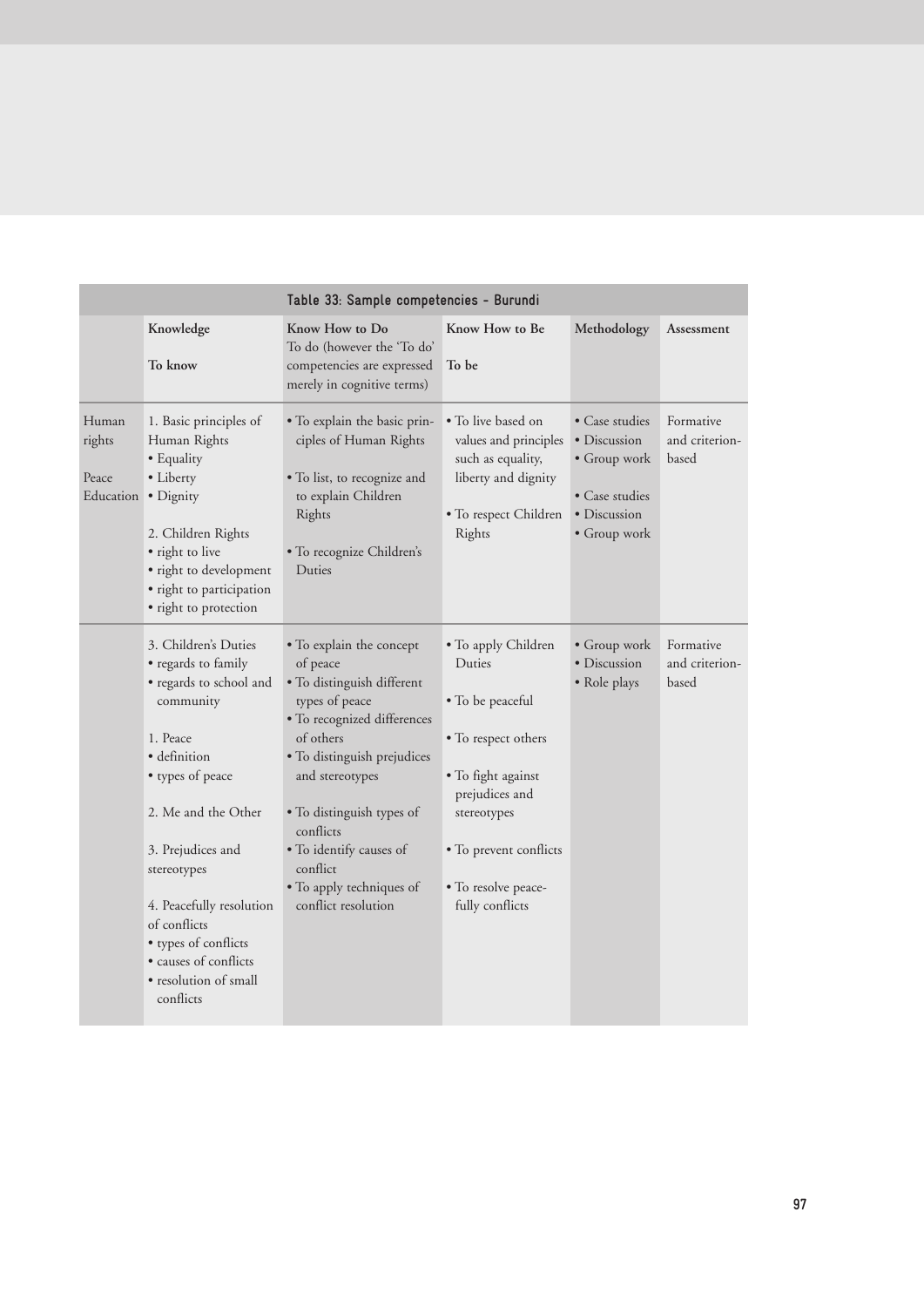**Table 33: Sample competencies - Burundi**

| | Knowledge<br><br>To know | Know How to Do<br>To do (however the 'To do' competencies are expressed merely in cognitive terms) | Know How to Be<br><br>To be | Methodology | Assessment |
|---|---|---|---|---|---|
| Human rights<br><br>Peace Education | 1. Basic principles of Human Rights<br>• Equality<br>• Liberty<br>• Dignity<br><br>2. Children Rights<br>• right to live<br>• right to development<br>• right to participation<br>• right to protection | • To explain the basic principles of Human Rights<br><br>• To list, to recognize and to explain Children Rights<br><br>• To recognize Children's Duties | • To live based on values and principles such as equality, liberty and dignity<br><br>• To respect Children Rights | • Case studies<br>• Discussion<br>• Group work<br><br>• Case studies<br>• Discussion<br>• Group work | Formative and criterion-based |
| | 3. Children's Duties<br>• regards to family<br>• regards to school and community<br><br>1. Peace<br>• definition<br>• types of peace<br><br>2. Me and the Other<br><br>3. Prejudices and stereotypes<br><br>4. Peacefully resolution of conflicts<br>• types of conflicts<br>• causes of conflicts<br>• resolution of small conflicts | • To explain the concept of peace<br>• To distinguish different types of peace<br>• To recognized differences of others<br>• To distinguish prejudices and stereotypes<br><br>• To distinguish types of conflicts<br>• To identify causes of conflict<br>• To apply techniques of conflict resolution | • To apply Children Duties<br><br>• To be peaceful<br><br>• To respect others<br><br>• To fight against prejudices and stereotypes<br><br>• To prevent conflicts<br><br>• To resolve peacefully conflicts | • Group work<br>• Discussion<br>• Role plays | Formative and criterion-based |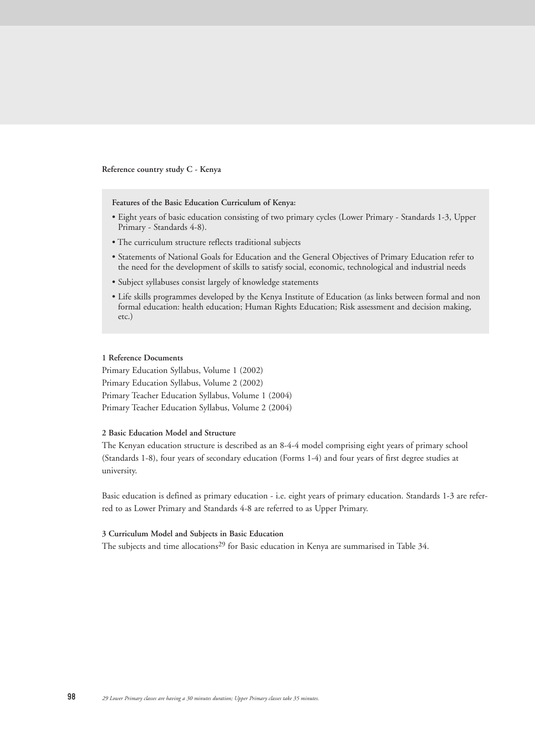**Reference country study C - Kenya**

**Features of the Basic Education Curriculum of Kenya:**

- Eight years of basic education consisting of two primary cycles (Lower Primary - Standards 1-3, Upper Primary - Standards 4-8).
- The curriculum structure reflects traditional subjects
- Statements of National Goals for Education and the General Objectives of Primary Education refer to the need for the development of skills to satisfy social, economic, technological and industrial needs
- Subject syllabuses consist largely of knowledge statements
- Life skills programmes developed by the Kenya Institute of Education (as links between formal and non formal education: health education; Human Rights Education; Risk assessment and decision making, etc.)

**1 Reference Documents**

Primary Education Syllabus, Volume 1 (2002)
Primary Education Syllabus, Volume 2 (2002)
Primary Teacher Education Syllabus, Volume 1 (2004)
Primary Teacher Education Syllabus, Volume 2 (2004)

**2 Basic Education Model and Structure**

The Kenyan education structure is described as an 8-4-4 model comprising eight years of primary school (Standards 1-8), four years of secondary education (Forms 1-4) and four years of first degree studies at university.

Basic education is defined as primary education - i.e. eight years of primary education. Standards 1-3 are referred to as Lower Primary and Standards 4-8 are referred to as Upper Primary.

**3 Curriculum Model and Subjects in Basic Education**

The subjects and time allocations[29] for Basic education in Kenya are summarised in Table 34.

*29 Lower Primary classes are having a 30 minutes duration; Upper Primary classes take 35 minutes.*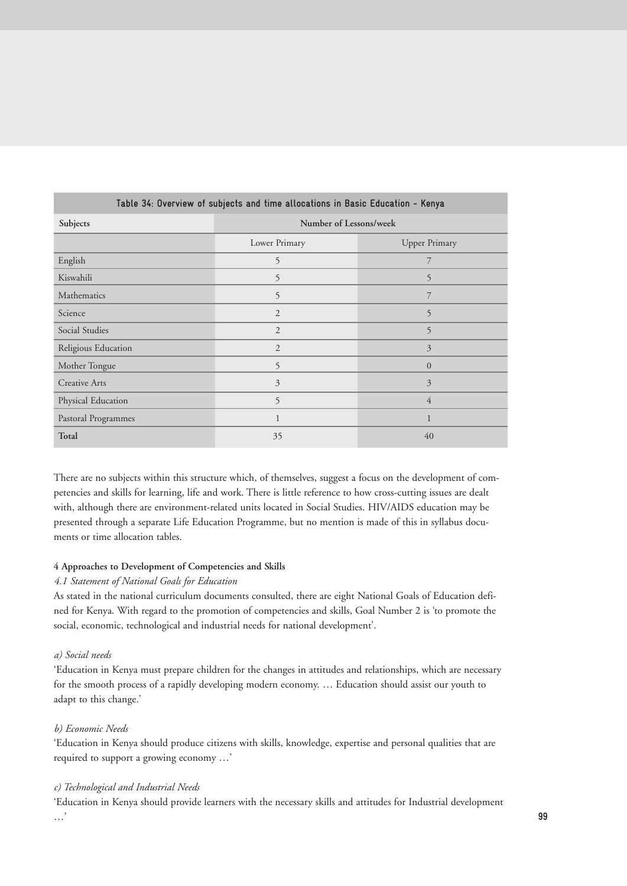**Table 34: Overview of subjects and time allocations in Basic Education - Kenya**

| Subjects | Number of Lessons/week | |
|---|---|---|
| | Lower Primary | Upper Primary |
| English | 5 | 7 |
| Kiswahili | 5 | 5 |
| Mathematics | 5 | 7 |
| Science | 2 | 5 |
| Social Studies | 2 | 5 |
| Religious Education | 2 | 3 |
| Mother Tongue | 5 | 0 |
| Creative Arts | 3 | 3 |
| Physical Education | 5 | 4 |
| Pastoral Programmes | 1 | 1 |
| **Total** | 35 | 40 |

There are no subjects within this structure which, of themselves, suggest a focus on the development of competencies and skills for learning, life and work. There is little reference to how cross-cutting issues are dealt with, although there are environment-related units located in Social Studies. HIV/AIDS education may be presented through a separate Life Education Programme, but no mention is made of this in syllabus documents or time allocation tables.

### 4 Approaches to Development of Competencies and Skills

#### *4.1 Statement of National Goals for Education*

As stated in the national curriculum documents consulted, there are eight National Goals of Education defined for Kenya. With regard to the promotion of competencies and skills, Goal Number 2 is 'to promote the social, economic, technological and industrial needs for national development'.

*a) Social needs*

'Education in Kenya must prepare children for the changes in attitudes and relationships, which are necessary for the smooth process of a rapidly developing modern economy. … Education should assist our youth to adapt to this change.'

*b) Economic Needs*

'Education in Kenya should produce citizens with skills, knowledge, expertise and personal qualities that are required to support a growing economy …'

*c) Technological and Industrial Needs*

'Education in Kenya should provide learners with the necessary skills and attitudes for Industrial development …'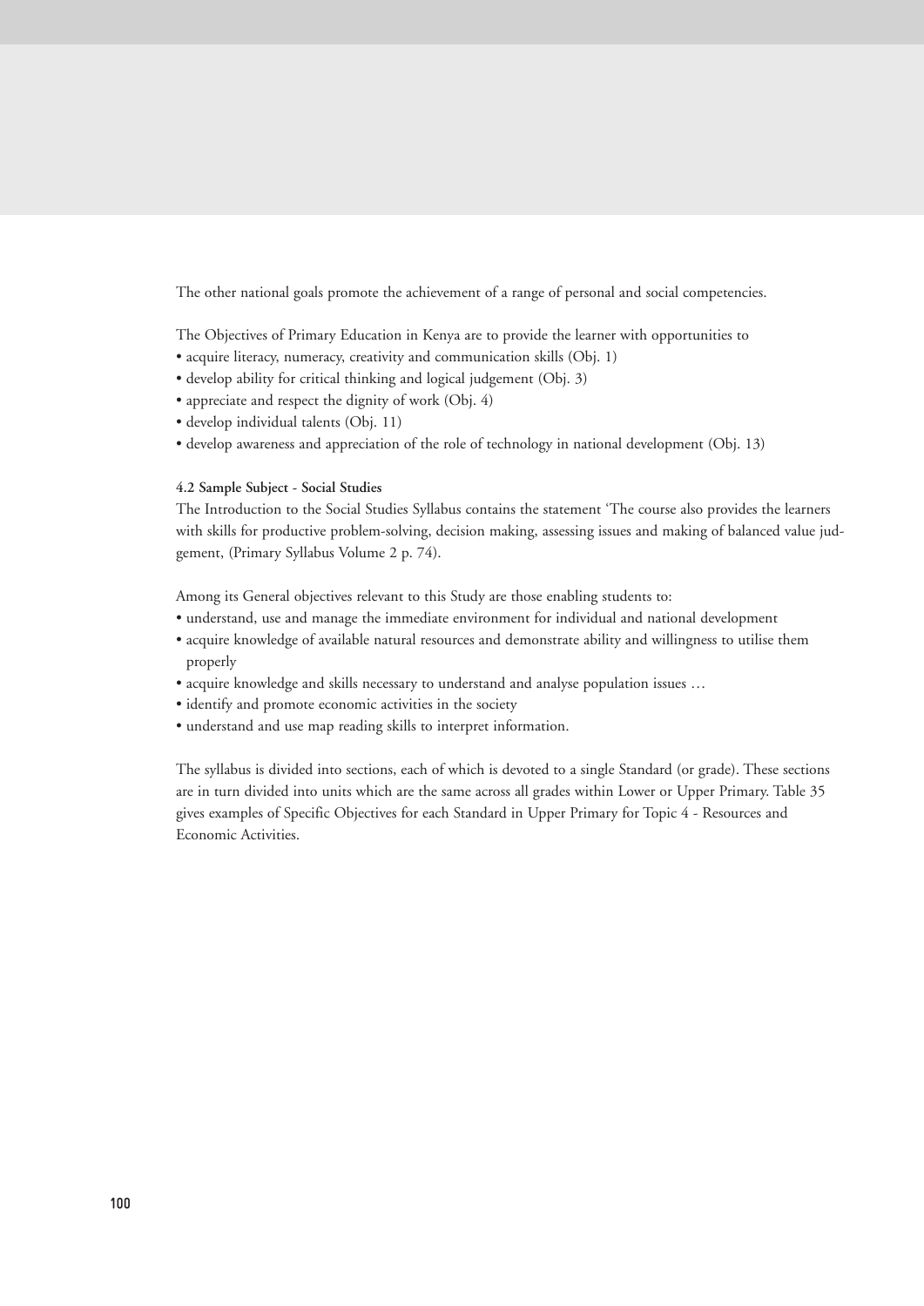The other national goals promote the achievement of a range of personal and social competencies.

The Objectives of Primary Education in Kenya are to provide the learner with opportunities to

- acquire literacy, numeracy, creativity and communication skills (Obj. 1)
- develop ability for critical thinking and logical judgement (Obj. 3)
- appreciate and respect the dignity of work (Obj. 4)
- develop individual talents (Obj. 11)
- develop awareness and appreciation of the role of technology in national development (Obj. 13)

**4.2 Sample Subject - Social Studies**

The Introduction to the Social Studies Syllabus contains the statement 'The course also provides the learners with skills for productive problem-solving, decision making, assessing issues and making of balanced value judgement, (Primary Syllabus Volume 2 p. 74).

Among its General objectives relevant to this Study are those enabling students to:

- understand, use and manage the immediate environment for individual and national development
- acquire knowledge of available natural resources and demonstrate ability and willingness to utilise them properly
- acquire knowledge and skills necessary to understand and analyse population issues …
- identify and promote economic activities in the society
- understand and use map reading skills to interpret information.

The syllabus is divided into sections, each of which is devoted to a single Standard (or grade). These sections are in turn divided into units which are the same across all grades within Lower or Upper Primary. Table 35 gives examples of Specific Objectives for each Standard in Upper Primary for Topic 4 - Resources and Economic Activities.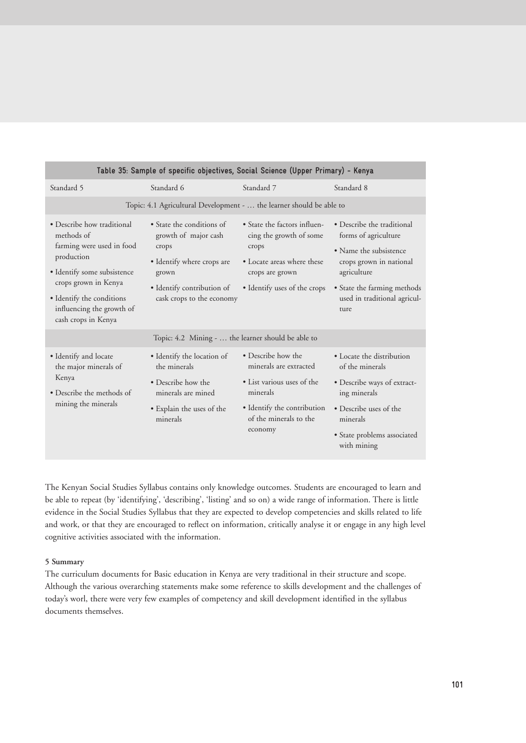**Table 35: Sample of specific objectives, Social Science (Upper Primary) - Kenya**

| Standard 5 | Standard 6 | Standard 7 | Standard 8 |
|---|---|---|---|
| Topic: 4.1 Agricultural Development - … the learner should be able to | | | |
| • Describe how traditional methods of farming were used in food production<br>• Identify some subsistence crops grown in Kenya<br>• Identify the conditions influencing the growth of cash crops in Kenya | • State the conditions of growth of major cash crops<br>• Identify where crops are grown<br>• Identify contribution of cask crops to the economy | • State the factors influencing the growth of some crops<br>• Locate areas where these crops are grown<br>• Identify uses of the crops | • Describe the traditional forms of agriculture<br>• Name the subsistence crops grown in national agriculture<br>• State the farming methods used in traditional agriculture |
| Topic: 4.2 Mining - … the learner should be able to | | | |
| • Identify and locate the major minerals of Kenya<br>• Describe the methods of mining the minerals | • Identify the location of the minerals<br>• Describe how the minerals are mined<br>• Explain the uses of the minerals | • Describe how the minerals are extracted<br>• List various uses of the minerals<br>• Identify the contribution of the minerals to the economy | • Locate the distribution of the minerals<br>• Describe ways of extracting minerals<br>• Describe uses of the minerals<br>• State problems associated with mining |

The Kenyan Social Studies Syllabus contains only knowledge outcomes. Students are encouraged to learn and be able to repeat (by 'identifying', 'describing', 'listing' and so on) a wide range of information. There is little evidence in the Social Studies Syllabus that they are expected to develop competencies and skills related to life and work, or that they are encouraged to reflect on information, critically analyse it or engage in any high level cognitive activities associated with the information.

### 5 Summary

The curriculum documents for Basic education in Kenya are very traditional in their structure and scope. Although the various overarching statements make some reference to skills development and the challenges of today's worl, there were very few examples of competency and skill development identified in the syllabus documents themselves.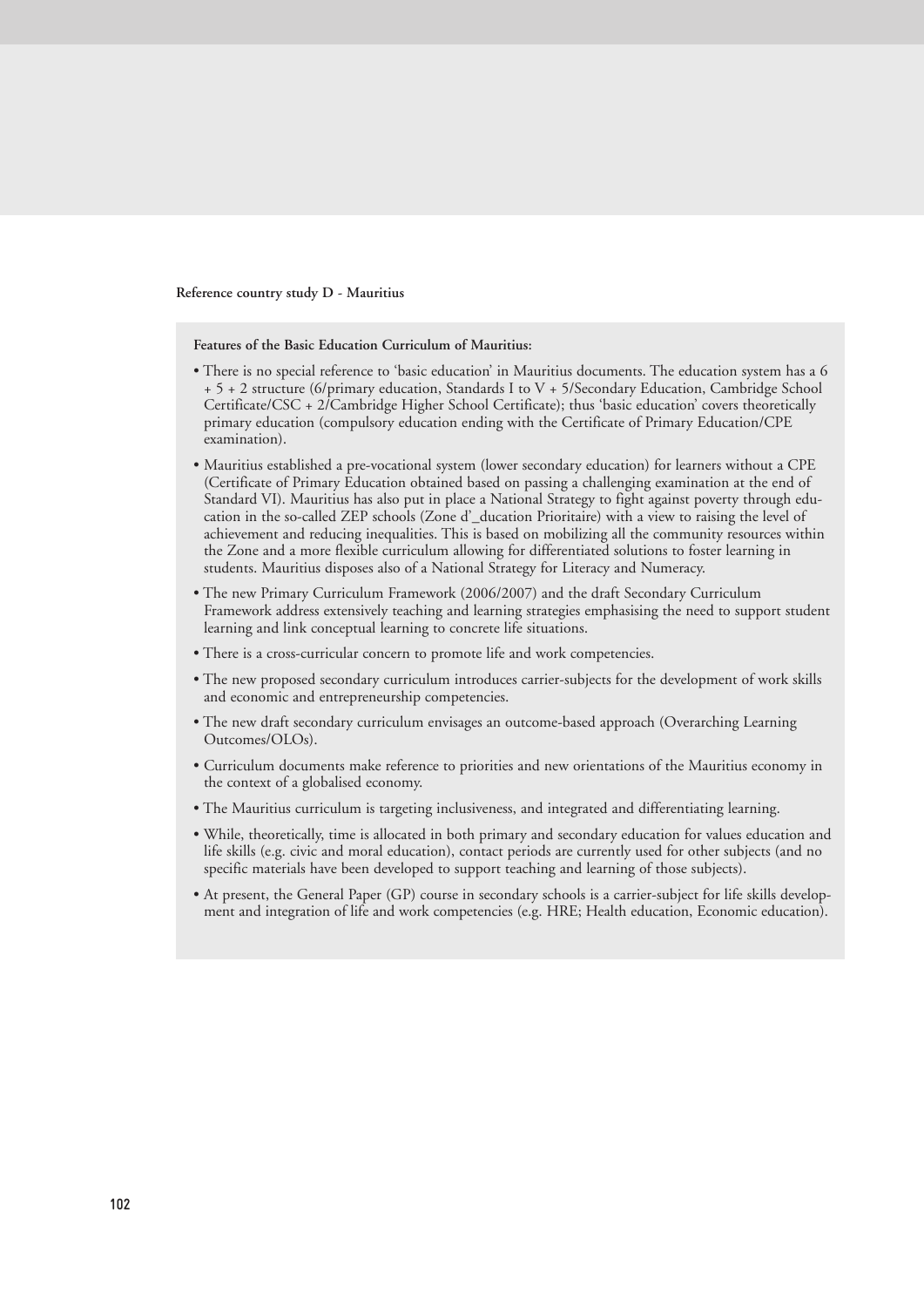**Reference country study D - Mauritius**

**Features of the Basic Education Curriculum of Mauritius:**

- There is no special reference to 'basic education' in Mauritius documents. The education system has a 6 + 5 + 2 structure (6/primary education, Standards I to V + 5/Secondary Education, Cambridge School Certificate/CSC + 2/Cambridge Higher School Certificate); thus 'basic education' covers theoretically primary education (compulsory education ending with the Certificate of Primary Education/CPE examination).
- Mauritius established a pre-vocational system (lower secondary education) for learners without a CPE (Certificate of Primary Education obtained based on passing a challenging examination at the end of Standard VI). Mauritius has also put in place a National Strategy to fight against poverty through education in the so-called ZEP schools (Zone d'_ducation Prioritaire) with a view to raising the level of achievement and reducing inequalities. This is based on mobilizing all the community resources within the Zone and a more flexible curriculum allowing for differentiated solutions to foster learning in students. Mauritius disposes also of a National Strategy for Literacy and Numeracy.
- The new Primary Curriculum Framework (2006/2007) and the draft Secondary Curriculum Framework address extensively teaching and learning strategies emphasising the need to support student learning and link conceptual learning to concrete life situations.
- There is a cross-curricular concern to promote life and work competencies.
- The new proposed secondary curriculum introduces carrier-subjects for the development of work skills and economic and entrepreneurship competencies.
- The new draft secondary curriculum envisages an outcome-based approach (Overarching Learning Outcomes/OLOs).
- Curriculum documents make reference to priorities and new orientations of the Mauritius economy in the context of a globalised economy.
- The Mauritius curriculum is targeting inclusiveness, and integrated and differentiating learning.
- While, theoretically, time is allocated in both primary and secondary education for values education and life skills (e.g. civic and moral education), contact periods are currently used for other subjects (and no specific materials have been developed to support teaching and learning of those subjects).
- At present, the General Paper (GP) course in secondary schools is a carrier-subject for life skills development and integration of life and work competencies (e.g. HRE; Health education, Economic education).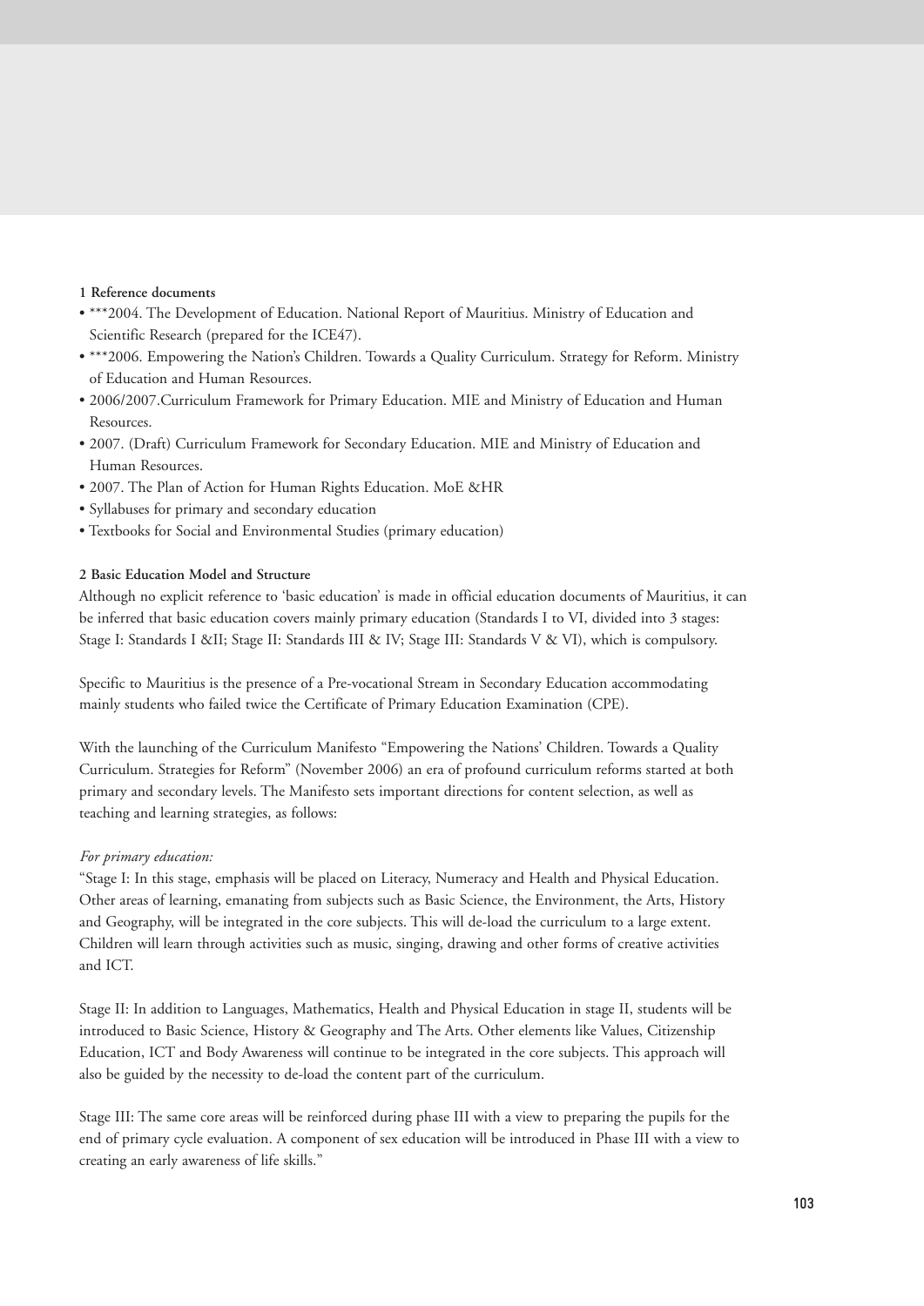**1 Reference documents**

- ***2004. The Development of Education. National Report of Mauritius. Ministry of Education and Scientific Research (prepared for the ICE47).
- ***2006. Empowering the Nation's Children. Towards a Quality Curriculum. Strategy for Reform. Ministry of Education and Human Resources.
- 2006/2007.Curriculum Framework for Primary Education. MIE and Ministry of Education and Human Resources.
- 2007. (Draft) Curriculum Framework for Secondary Education. MIE and Ministry of Education and Human Resources.
- 2007. The Plan of Action for Human Rights Education. MoE &HR
- Syllabuses for primary and secondary education
- Textbooks for Social and Environmental Studies (primary education)

**2 Basic Education Model and Structure**

Although no explicit reference to 'basic education' is made in official education documents of Mauritius, it can be inferred that basic education covers mainly primary education (Standards I to VI, divided into 3 stages: Stage I: Standards I &II; Stage II: Standards III & IV; Stage III: Standards V & VI), which is compulsory.

Specific to Mauritius is the presence of a Pre-vocational Stream in Secondary Education accommodating mainly students who failed twice the Certificate of Primary Education Examination (CPE).

With the launching of the Curriculum Manifesto "Empowering the Nations' Children. Towards a Quality Curriculum. Strategies for Reform" (November 2006) an era of profound curriculum reforms started at both primary and secondary levels. The Manifesto sets important directions for content selection, as well as teaching and learning strategies, as follows:

*For primary education:*

"Stage I: In this stage, emphasis will be placed on Literacy, Numeracy and Health and Physical Education. Other areas of learning, emanating from subjects such as Basic Science, the Environment, the Arts, History and Geography, will be integrated in the core subjects. This will de-load the curriculum to a large extent. Children will learn through activities such as music, singing, drawing and other forms of creative activities and ICT.

Stage II: In addition to Languages, Mathematics, Health and Physical Education in stage II, students will be introduced to Basic Science, History & Geography and The Arts. Other elements like Values, Citizenship Education, ICT and Body Awareness will continue to be integrated in the core subjects. This approach will also be guided by the necessity to de-load the content part of the curriculum.

Stage III: The same core areas will be reinforced during phase III with a view to preparing the pupils for the end of primary cycle evaluation. A component of sex education will be introduced in Phase III with a view to creating an early awareness of life skills."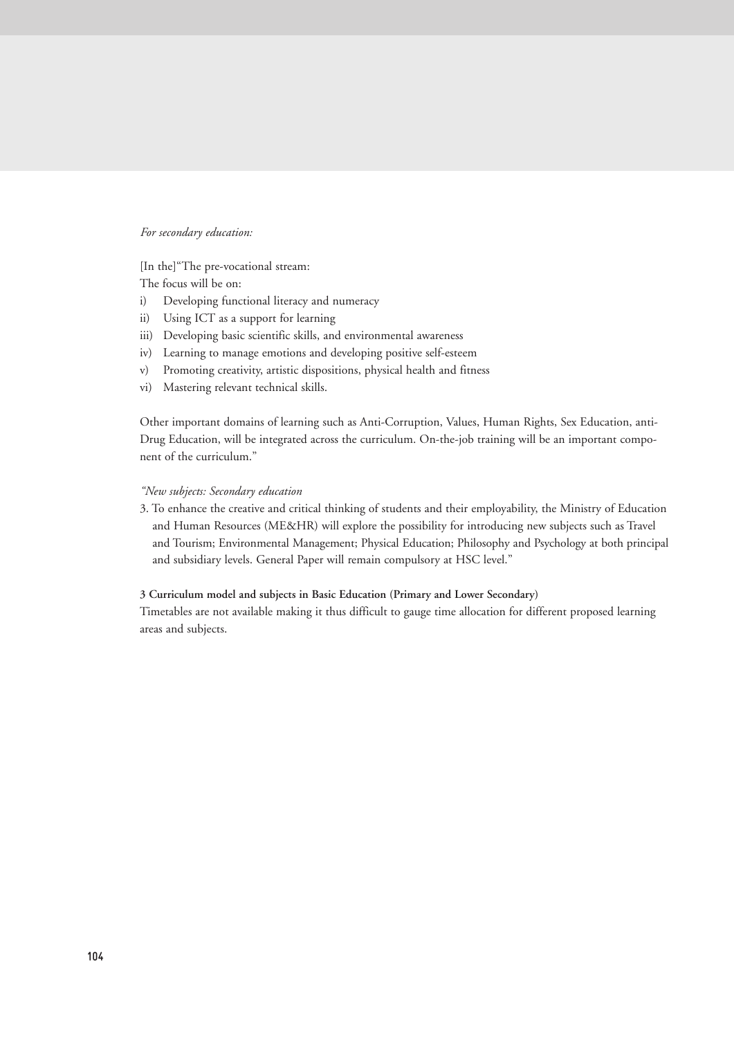*For secondary education:*

[In the]"The pre-vocational stream:
The focus will be on:

i) Developing functional literacy and numeracy
ii) Using ICT as a support for learning
iii) Developing basic scientific skills, and environmental awareness
iv) Learning to manage emotions and developing positive self-esteem
v) Promoting creativity, artistic dispositions, physical health and fitness
vi) Mastering relevant technical skills.

Other important domains of learning such as Anti-Corruption, Values, Human Rights, Sex Education, anti-Drug Education, will be integrated across the curriculum. On-the-job training will be an important component of the curriculum."

*"New subjects: Secondary education*

3. To enhance the creative and critical thinking of students and their employability, the Ministry of Education and Human Resources (ME&HR) will explore the possibility for introducing new subjects such as Travel and Tourism; Environmental Management; Physical Education; Philosophy and Psychology at both principal and subsidiary levels. General Paper will remain compulsory at HSC level."

**3 Curriculum model and subjects in Basic Education (Primary and Lower Secondary)**

Timetables are not available making it thus difficult to gauge time allocation for different proposed learning areas and subjects.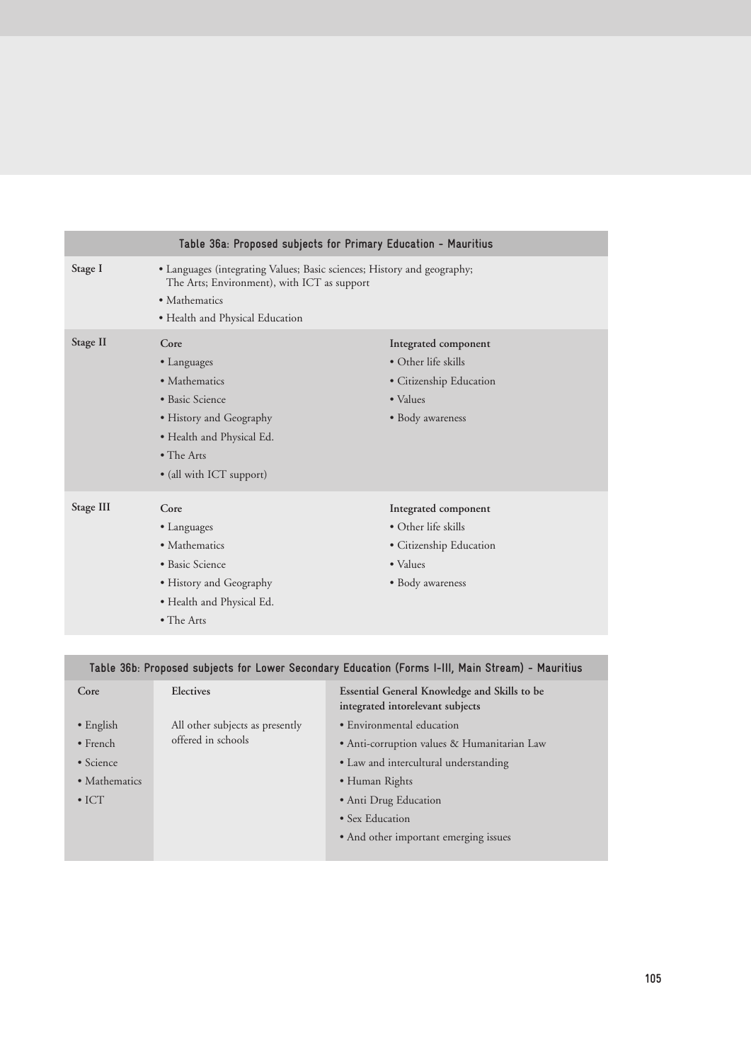**Table 36a: Proposed subjects for Primary Education - Mauritius**

| Stage | Core | Integrated component |
|---|---|---|
| Stage I | • Languages (integrating Values; Basic sciences; History and geography; The Arts; Environment), with ICT as support<br>• Mathematics<br>• Health and Physical Education | |
| Stage II | **Core**<br>• Languages<br>• Mathematics<br>• Basic Science<br>• History and Geography<br>• Health and Physical Ed.<br>• The Arts<br>• (all with ICT support) | **Integrated component**<br>• Other life skills<br>• Citizenship Education<br>• Values<br>• Body awareness |
| Stage III | **Core**<br>• Languages<br>• Mathematics<br>• Basic Science<br>• History and Geography<br>• Health and Physical Ed.<br>• The Arts | **Integrated component**<br>• Other life skills<br>• Citizenship Education<br>• Values<br>• Body awareness |

**Table 36b: Proposed subjects for Lower Secondary Education (Forms I-III, Main Stream) - Mauritius**

| Core | Electives | Essential General Knowledge and Skills to be integrated intorelevant subjects |
|---|---|---|
| • English<br>• French<br>• Science<br>• Mathematics<br>• ICT | All other subjects as presently offered in schools | • Environmental education<br>• Anti-corruption values & Humanitarian Law<br>• Law and intercultural understanding<br>• Human Rights<br>• Anti Drug Education<br>• Sex Education<br>• And other important emerging issues |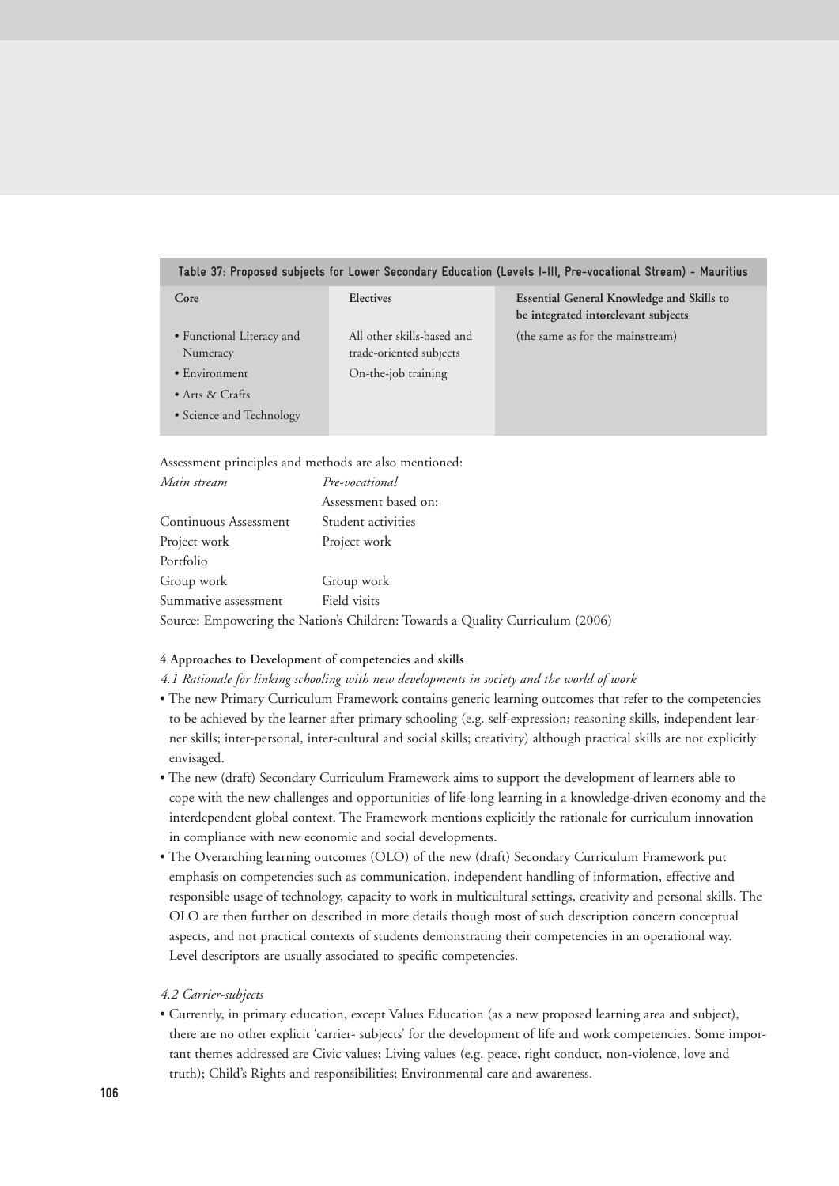**Table 37: Proposed subjects for Lower Secondary Education (Levels I-III, Pre-vocational Stream) - Mauritius**

| Core | Electives | Essential General Knowledge and Skills to be integrated intorelevant subjects |
|---|---|---|
| • Functional Literacy and Numeracy<br>• Environment<br>• Arts & Crafts<br>• Science and Technology | All other skills-based and trade-oriented subjects<br>On-the-job training | (the same as for the mainstream) |

Assessment principles and methods are also mentioned:

| *Main stream* | *Pre-vocational* |
|---|---|
| | Assessment based on: |
| Continuous Assessment | Student activities |
| Project work | Project work |
| Portfolio | |
| Group work | Group work |
| Summative assessment | Field visits |

Source: Empowering the Nation's Children: Towards a Quality Curriculum (2006)

**4 Approaches to Development of competencies and skills**

*4.1 Rationale for linking schooling with new developments in society and the world of work*

- The new Primary Curriculum Framework contains generic learning outcomes that refer to the competencies to be achieved by the learner after primary schooling (e.g. self-expression; reasoning skills, independent learner skills; inter-personal, inter-cultural and social skills; creativity) although practical skills are not explicitly envisaged.
- The new (draft) Secondary Curriculum Framework aims to support the development of learners able to cope with the new challenges and opportunities of life-long learning in a knowledge-driven economy and the interdependent global context. The Framework mentions explicitly the rationale for curriculum innovation in compliance with new economic and social developments.
- The Overarching learning outcomes (OLO) of the new (draft) Secondary Curriculum Framework put emphasis on competencies such as communication, independent handling of information, effective and responsible usage of technology, capacity to work in multicultural settings, creativity and personal skills. The OLO are then further on described in more details though most of such description concern conceptual aspects, and not practical contexts of students demonstrating their competencies in an operational way. Level descriptors are usually associated to specific competencies.

*4.2 Carrier-subjects*

- Currently, in primary education, except Values Education (as a new proposed learning area and subject), there are no other explicit 'carrier- subjects' for the development of life and work competencies. Some important themes addressed are Civic values; Living values (e.g. peace, right conduct, non-violence, love and truth); Child's Rights and responsibilities; Environmental care and awareness.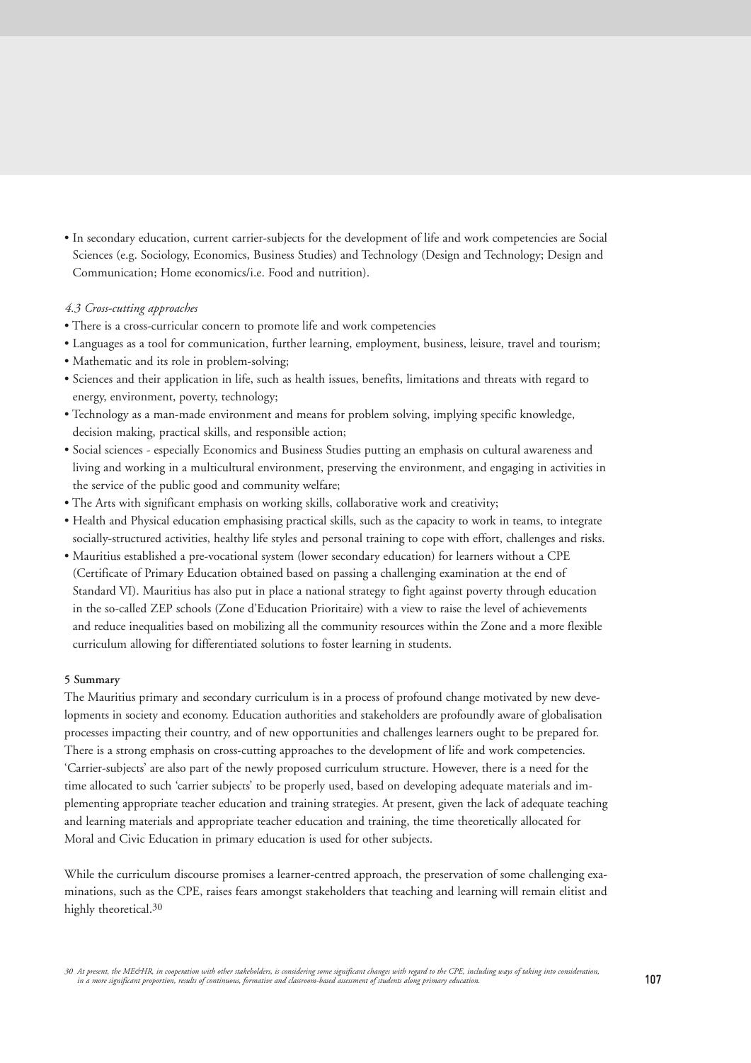- In secondary education, current carrier-subjects for the development of life and work competencies are Social Sciences (e.g. Sociology, Economics, Business Studies) and Technology (Design and Technology; Design and Communication; Home economics/i.e. Food and nutrition).

*4.3 Cross-cutting approaches*

- There is a cross-curricular concern to promote life and work competencies
- Languages as a tool for communication, further learning, employment, business, leisure, travel and tourism;
- Mathematic and its role in problem-solving;
- Sciences and their application in life, such as health issues, benefits, limitations and threats with regard to energy, environment, poverty, technology;
- Technology as a man-made environment and means for problem solving, implying specific knowledge, decision making, practical skills, and responsible action;
- Social sciences - especially Economics and Business Studies putting an emphasis on cultural awareness and living and working in a multicultural environment, preserving the environment, and engaging in activities in the service of the public good and community welfare;
- The Arts with significant emphasis on working skills, collaborative work and creativity;
- Health and Physical education emphasising practical skills, such as the capacity to work in teams, to integrate socially-structured activities, healthy life styles and personal training to cope with effort, challenges and risks.
- Mauritius established a pre-vocational system (lower secondary education) for learners without a CPE (Certificate of Primary Education obtained based on passing a challenging examination at the end of Standard VI). Mauritius has also put in place a national strategy to fight against poverty through education in the so-called ZEP schools (Zone d'Education Prioritaire) with a view to raise the level of achievements and reduce inequalities based on mobilizing all the community resources within the Zone and a more flexible curriculum allowing for differentiated solutions to foster learning in students.

**5 Summary**

The Mauritius primary and secondary curriculum is in a process of profound change motivated by new developments in society and economy. Education authorities and stakeholders are profoundly aware of globalisation processes impacting their country, and of new opportunities and challenges learners ought to be prepared for. There is a strong emphasis on cross-cutting approaches to the development of life and work competencies. 'Carrier-subjects' are also part of the newly proposed curriculum structure. However, there is a need for the time allocated to such 'carrier subjects' to be properly used, based on developing adequate materials and implementing appropriate teacher education and training strategies. At present, given the lack of adequate teaching and learning materials and appropriate teacher education and training, the time theoretically allocated for Moral and Civic Education in primary education is used for other subjects.

While the curriculum discourse promises a learner-centred approach, the preservation of some challenging examinations, such as the CPE, raises fears amongst stakeholders that teaching and learning will remain elitist and highly theoretical.[30]

*30 At present, the ME&HR, in cooperation with other stakeholders, is considering some significant changes with regard to the CPE, including ways of taking into consideration, in a more significant proportion, results of continuous, formative and classroom-based assessment of students along primary education.*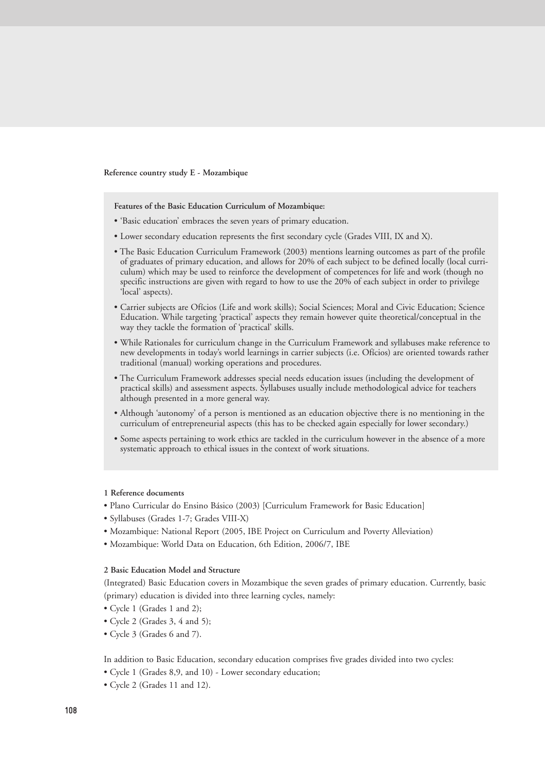**Reference country study E - Mozambique**

**Features of the Basic Education Curriculum of Mozambique:**

- 'Basic education' embraces the seven years of primary education.
- Lower secondary education represents the first secondary cycle (Grades VIII, IX and X).
- The Basic Education Curriculum Framework (2003) mentions learning outcomes as part of the profile of graduates of primary education, and allows for 20% of each subject to be defined locally (local curriculum) which may be used to reinforce the development of competences for life and work (though no specific instructions are given with regard to how to use the 20% of each subject in order to privilege 'local' aspects).
- Carrier subjects are Ofícios (Life and work skills); Social Sciences; Moral and Civic Education; Science Education. While targeting 'practical' aspects they remain however quite theoretical/conceptual in the way they tackle the formation of 'practical' skills.
- While Rationales for curriculum change in the Curriculum Framework and syllabuses make reference to new developments in today's world learnings in carrier subjects (i.e. Ofícios) are oriented towards rather traditional (manual) working operations and procedures.
- The Curriculum Framework addresses special needs education issues (including the development of practical skills) and assessment aspects. Syllabuses usually include methodological advice for teachers although presented in a more general way.
- Although 'autonomy' of a person is mentioned as an education objective there is no mentioning in the curriculum of entrepreneurial aspects (this has to be checked again especially for lower secondary.)
- Some aspects pertaining to work ethics are tackled in the curriculum however in the absence of a more systematic approach to ethical issues in the context of work situations.

**1 Reference documents**

- Plano Curricular do Ensino Básico (2003) [Curriculum Framework for Basic Education]
- Syllabuses (Grades 1-7; Grades VIII-X)
- Mozambique: National Report (2005, IBE Project on Curriculum and Poverty Alleviation)
- Mozambique: World Data on Education, 6th Edition, 2006/7, IBE

**2 Basic Education Model and Structure**

(Integrated) Basic Education covers in Mozambique the seven grades of primary education. Currently, basic (primary) education is divided into three learning cycles, namely:

- Cycle 1 (Grades 1 and 2);
- Cycle 2 (Grades 3, 4 and 5);
- Cycle 3 (Grades 6 and 7).

In addition to Basic Education, secondary education comprises five grades divided into two cycles:

- Cycle 1 (Grades 8,9, and 10) - Lower secondary education;
- Cycle 2 (Grades 11 and 12).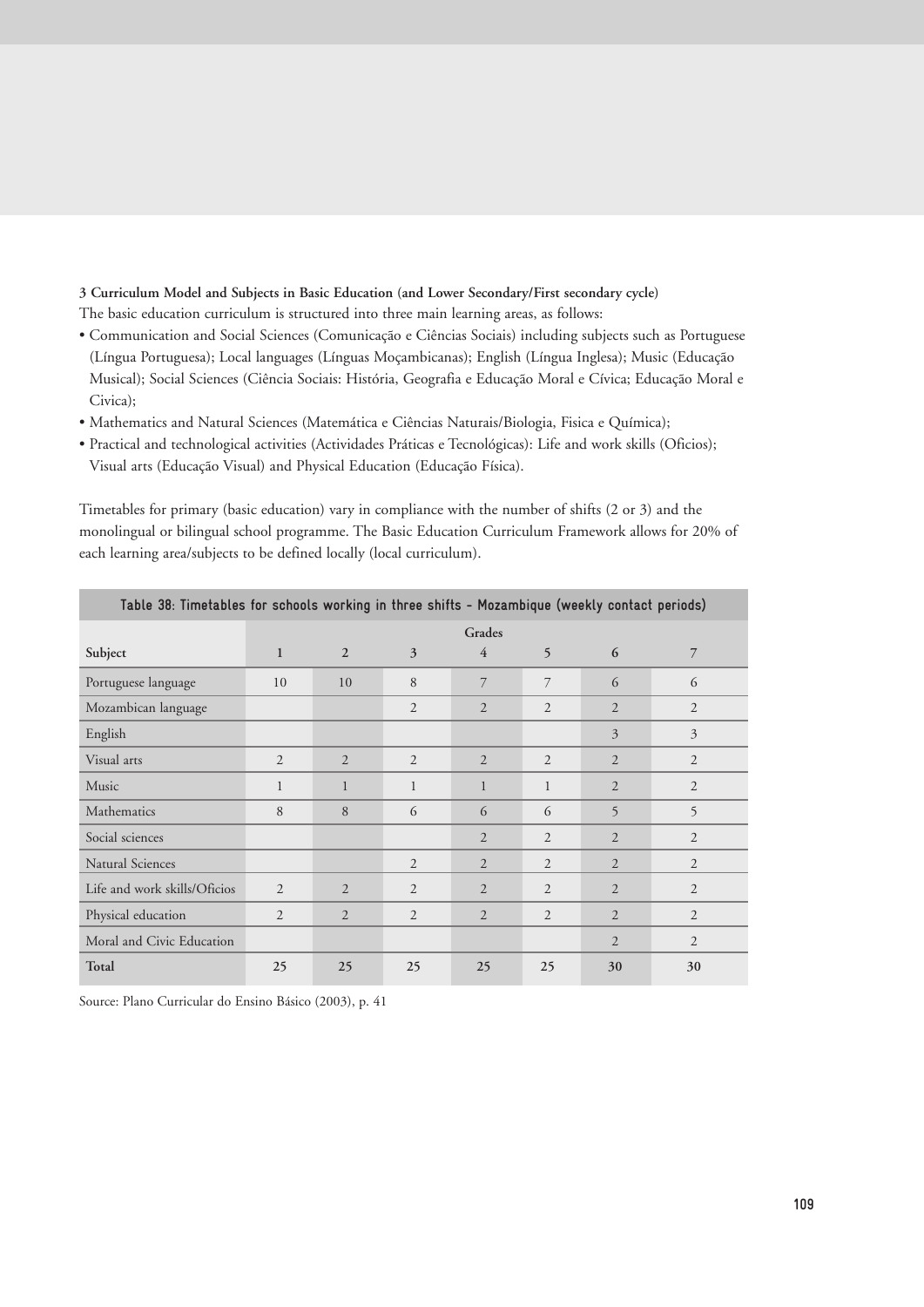**3 Curriculum Model and Subjects in Basic Education (and Lower Secondary/First secondary cycle)**

The basic education curriculum is structured into three main learning areas, as follows:

- Communication and Social Sciences (Comunicação e Ciências Sociais) including subjects such as Portuguese (Língua Portuguesa); Local languages (Línguas Moçambicanas); English (Língua Inglesa); Music (Educação Musical); Social Sciences (Ciência Sociais: História, Geografia e Educação Moral e Cívica; Educação Moral e Civica);
- Mathematics and Natural Sciences (Matemática e Ciências Naturais/Biologia, Fisica e Química);
- Practical and technological activities (Actividades Práticas e Tecnológicas): Life and work skills (Oficios); Visual arts (Educação Visual) and Physical Education (Educação Física).

Timetables for primary (basic education) vary in compliance with the number of shifts (2 or 3) and the monolingual or bilingual school programme. The Basic Education Curriculum Framework allows for 20% of each learning area/subjects to be defined locally (local curriculum).

**Table 38: Timetables for schools working in three shifts - Mozambique (weekly contact periods)**

| Subject | Grades | | | | | | |
|---|---|---|---|---|---|---|---|
| | 1 | 2 | 3 | 4 | 5 | 6 | 7 |
| Portuguese language | 10 | 10 | 8 | 7 | 7 | 6 | 6 |
| Mozambican language | | | 2 | 2 | 2 | 2 | 2 |
| English | | | | | | 3 | 3 |
| Visual arts | 2 | 2 | 2 | 2 | 2 | 2 | 2 |
| Music | 1 | 1 | 1 | 1 | 1 | 2 | 2 |
| Mathematics | 8 | 8 | 6 | 6 | 6 | 5 | 5 |
| Social sciences | | | | 2 | 2 | 2 | 2 |
| Natural Sciences | | | 2 | 2 | 2 | 2 | 2 |
| Life and work skills/Oficios | 2 | 2 | 2 | 2 | 2 | 2 | 2 |
| Physical education | 2 | 2 | 2 | 2 | 2 | 2 | 2 |
| Moral and Civic Education | | | | | | 2 | 2 |
| **Total** | **25** | **25** | **25** | **25** | **25** | **30** | **30** |

Source: Plano Curricular do Ensino Básico (2003), p. 41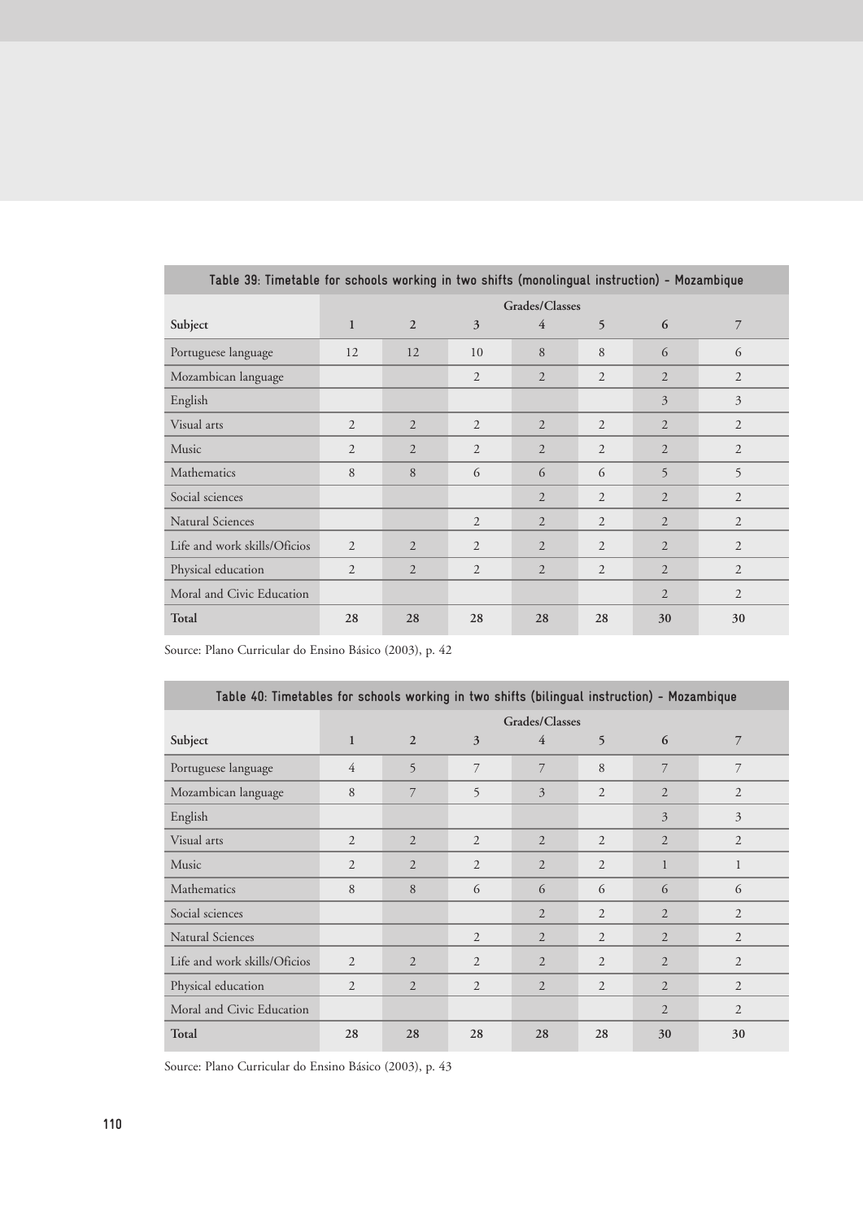**Table 39: Timetable for schools working in two shifts (monolingual instruction) - Mozambique**

| Subject | Grades/Classes | | | | | | |
|---|---|---|---|---|---|---|---|
| | 1 | 2 | 3 | 4 | 5 | 6 | 7 |
| Portuguese language | 12 | 12 | 10 | 8 | 8 | 6 | 6 |
| Mozambican language | | | 2 | 2 | 2 | 2 | 2 |
| English | | | | | | 3 | 3 |
| Visual arts | 2 | 2 | 2 | 2 | 2 | 2 | 2 |
| Music | 2 | 2 | 2 | 2 | 2 | 2 | 2 |
| Mathematics | 8 | 8 | 6 | 6 | 6 | 5 | 5 |
| Social sciences | | | | 2 | 2 | 2 | 2 |
| Natural Sciences | | | 2 | 2 | 2 | 2 | 2 |
| Life and work skills/Oficios | 2 | 2 | 2 | 2 | 2 | 2 | 2 |
| Physical education | 2 | 2 | 2 | 2 | 2 | 2 | 2 |
| Moral and Civic Education | | | | | | 2 | 2 |
| **Total** | **28** | **28** | **28** | **28** | **28** | **30** | **30** |

Source: Plano Curricular do Ensino Básico (2003), p. 42

**Table 40: Timetables for schools working in two shifts (bilingual instruction) - Mozambique**

| Subject | Grades/Classes | | | | | | |
|---|---|---|---|---|---|---|---|
| | 1 | 2 | 3 | 4 | 5 | 6 | 7 |
| Portuguese language | 4 | 5 | 7 | 7 | 8 | 7 | 7 |
| Mozambican language | 8 | 7 | 5 | 3 | 2 | 2 | 2 |
| English | | | | | | 3 | 3 |
| Visual arts | 2 | 2 | 2 | 2 | 2 | 2 | 2 |
| Music | 2 | 2 | 2 | 2 | 2 | 1 | 1 |
| Mathematics | 8 | 8 | 6 | 6 | 6 | 6 | 6 |
| Social sciences | | | | 2 | 2 | 2 | 2 |
| Natural Sciences | | | 2 | 2 | 2 | 2 | 2 |
| Life and work skills/Oficios | 2 | 2 | 2 | 2 | 2 | 2 | 2 |
| Physical education | 2 | 2 | 2 | 2 | 2 | 2 | 2 |
| Moral and Civic Education | | | | | | 2 | 2 |
| **Total** | **28** | **28** | **28** | **28** | **28** | **30** | **30** |

Source: Plano Curricular do Ensino Básico (2003), p. 43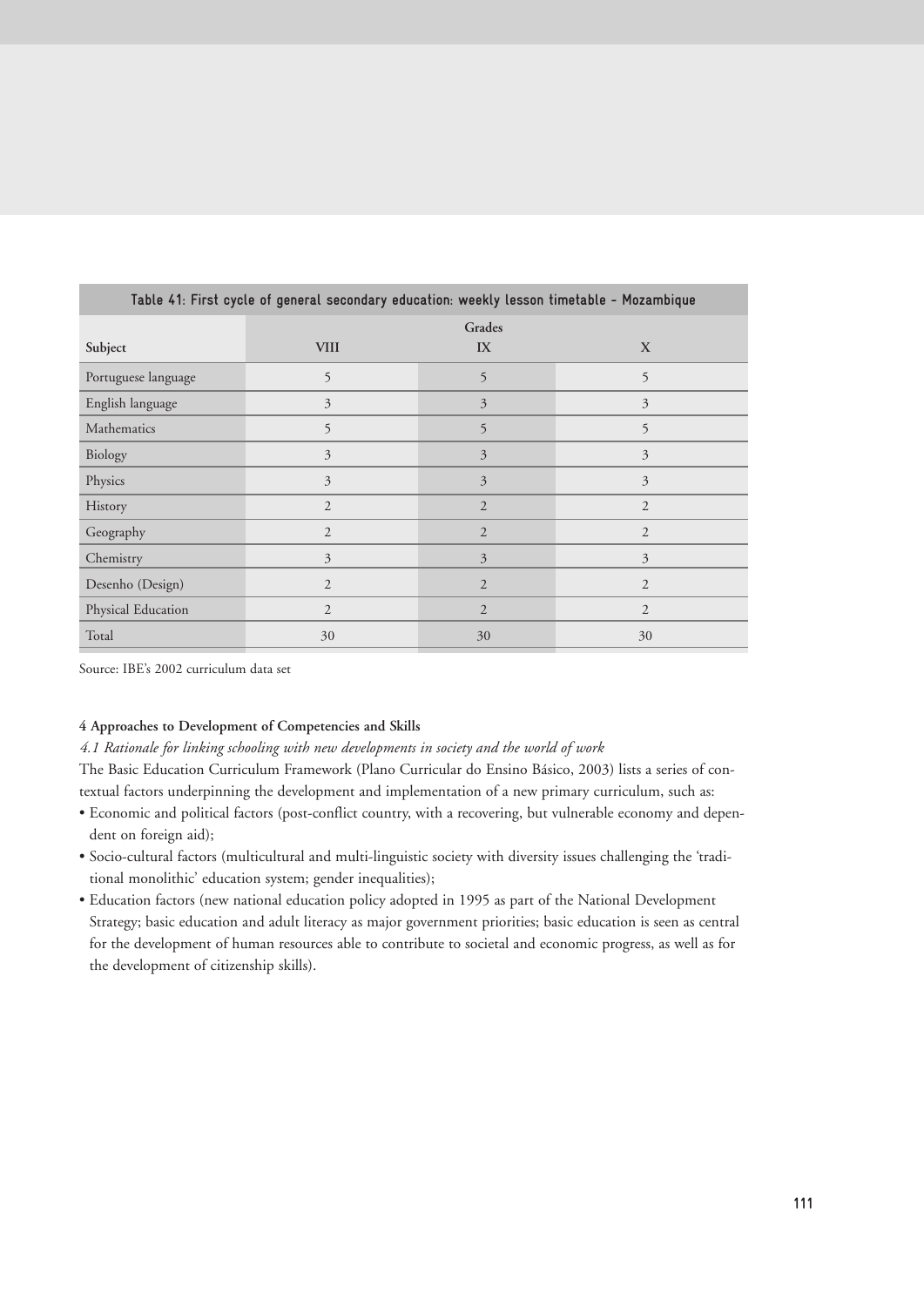**Table 41: First cycle of general secondary education: weekly lesson timetable - Mozambique**

| Subject | Grades | | |
|---|---|---|---|
| | VIII | IX | X |
| Portuguese language | 5 | 5 | 5 |
| English language | 3 | 3 | 3 |
| Mathematics | 5 | 5 | 5 |
| Biology | 3 | 3 | 3 |
| Physics | 3 | 3 | 3 |
| History | 2 | 2 | 2 |
| Geography | 2 | 2 | 2 |
| Chemistry | 3 | 3 | 3 |
| Desenho (Design) | 2 | 2 | 2 |
| Physical Education | 2 | 2 | 2 |
| Total | 30 | 30 | 30 |

Source: IBE's 2002 curriculum data set

**4 Approaches to Development of Competencies and Skills**

*4.1 Rationale for linking schooling with new developments in society and the world of work*

The Basic Education Curriculum Framework (Plano Curricular do Ensino Básico, 2003) lists a series of contextual factors underpinning the development and implementation of a new primary curriculum, such as:

- Economic and political factors (post-conflict country, with a recovering, but vulnerable economy and dependent on foreign aid);
- Socio-cultural factors (multicultural and multi-linguistic society with diversity issues challenging the 'traditional monolithic' education system; gender inequalities);
- Education factors (new national education policy adopted in 1995 as part of the National Development Strategy; basic education and adult literacy as major government priorities; basic education is seen as central for the development of human resources able to contribute to societal and economic progress, as well as for the development of citizenship skills).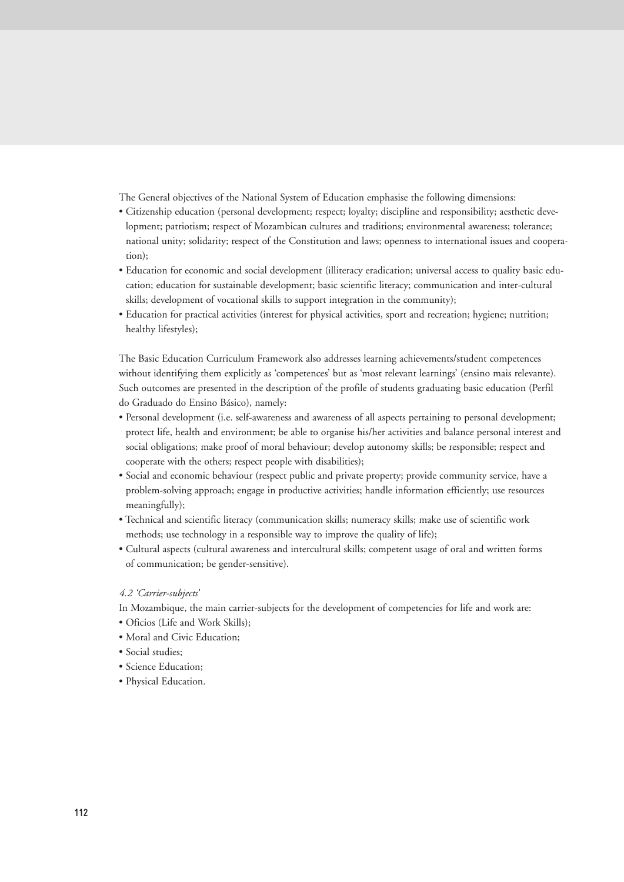The General objectives of the National System of Education emphasise the following dimensions:

- Citizenship education (personal development; respect; loyalty; discipline and responsibility; aesthetic development; patriotism; respect of Mozambican cultures and traditions; environmental awareness; tolerance; national unity; solidarity; respect of the Constitution and laws; openness to international issues and cooperation);
- Education for economic and social development (illiteracy eradication; universal access to quality basic education; education for sustainable development; basic scientific literacy; communication and inter-cultural skills; development of vocational skills to support integration in the community);
- Education for practical activities (interest for physical activities, sport and recreation; hygiene; nutrition; healthy lifestyles);

The Basic Education Curriculum Framework also addresses learning achievements/student competences without identifying them explicitly as 'competences' but as 'most relevant learnings' (ensino mais relevante). Such outcomes are presented in the description of the profile of students graduating basic education (Perfil do Graduado do Ensino Básico), namely:

- Personal development (i.e. self-awareness and awareness of all aspects pertaining to personal development; protect life, health and environment; be able to organise his/her activities and balance personal interest and social obligations; make proof of moral behaviour; develop autonomy skills; be responsible; respect and cooperate with the others; respect people with disabilities);
- Social and economic behaviour (respect public and private property; provide community service, have a problem-solving approach; engage in productive activities; handle information efficiently; use resources meaningfully);
- Technical and scientific literacy (communication skills; numeracy skills; make use of scientific work methods; use technology in a responsible way to improve the quality of life);
- Cultural aspects (cultural awareness and intercultural skills; competent usage of oral and written forms of communication; be gender-sensitive).

*4.2 'Carrier-subjects'*

In Mozambique, the main carrier-subjects for the development of competencies for life and work are:

- Oficios (Life and Work Skills);
- Moral and Civic Education;
- Social studies;
- Science Education;
- Physical Education.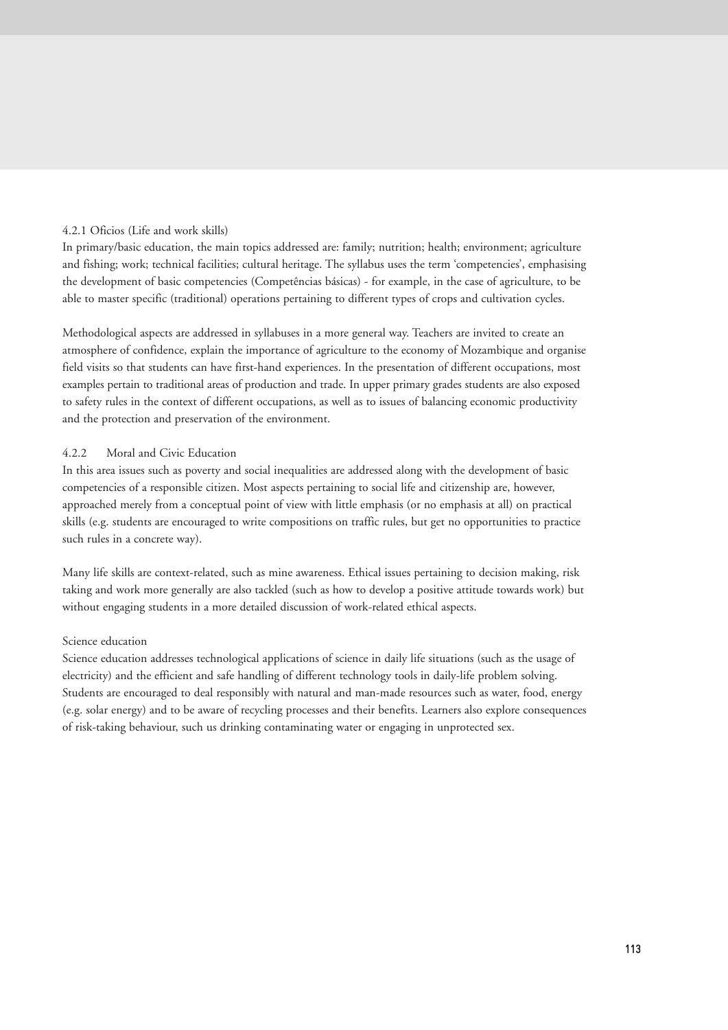#### 4.2.1 Oficios (Life and work skills)

In primary/basic education, the main topics addressed are: family; nutrition; health; environment; agriculture and fishing; work; technical facilities; cultural heritage. The syllabus uses the term 'competencies', emphasising the development of basic competencies (Competências básicas) - for example, in the case of agriculture, to be able to master specific (traditional) operations pertaining to different types of crops and cultivation cycles.

Methodological aspects are addressed in syllabuses in a more general way. Teachers are invited to create an atmosphere of confidence, explain the importance of agriculture to the economy of Mozambique and organise field visits so that students can have first-hand experiences. In the presentation of different occupations, most examples pertain to traditional areas of production and trade. In upper primary grades students are also exposed to safety rules in the context of different occupations, as well as to issues of balancing economic productivity and the protection and preservation of the environment.

#### 4.2.2 Moral and Civic Education

In this area issues such as poverty and social inequalities are addressed along with the development of basic competencies of a responsible citizen. Most aspects pertaining to social life and citizenship are, however, approached merely from a conceptual point of view with little emphasis (or no emphasis at all) on practical skills (e.g. students are encouraged to write compositions on traffic rules, but get no opportunities to practice such rules in a concrete way).

Many life skills are context-related, such as mine awareness. Ethical issues pertaining to decision making, risk taking and work more generally are also tackled (such as how to develop a positive attitude towards work) but without engaging students in a more detailed discussion of work-related ethical aspects.

#### Science education

Science education addresses technological applications of science in daily life situations (such as the usage of electricity) and the efficient and safe handling of different technology tools in daily-life problem solving. Students are encouraged to deal responsibly with natural and man-made resources such as water, food, energy (e.g. solar energy) and to be aware of recycling processes and their benefits. Learners also explore consequences of risk-taking behaviour, such us drinking contaminating water or engaging in unprotected sex.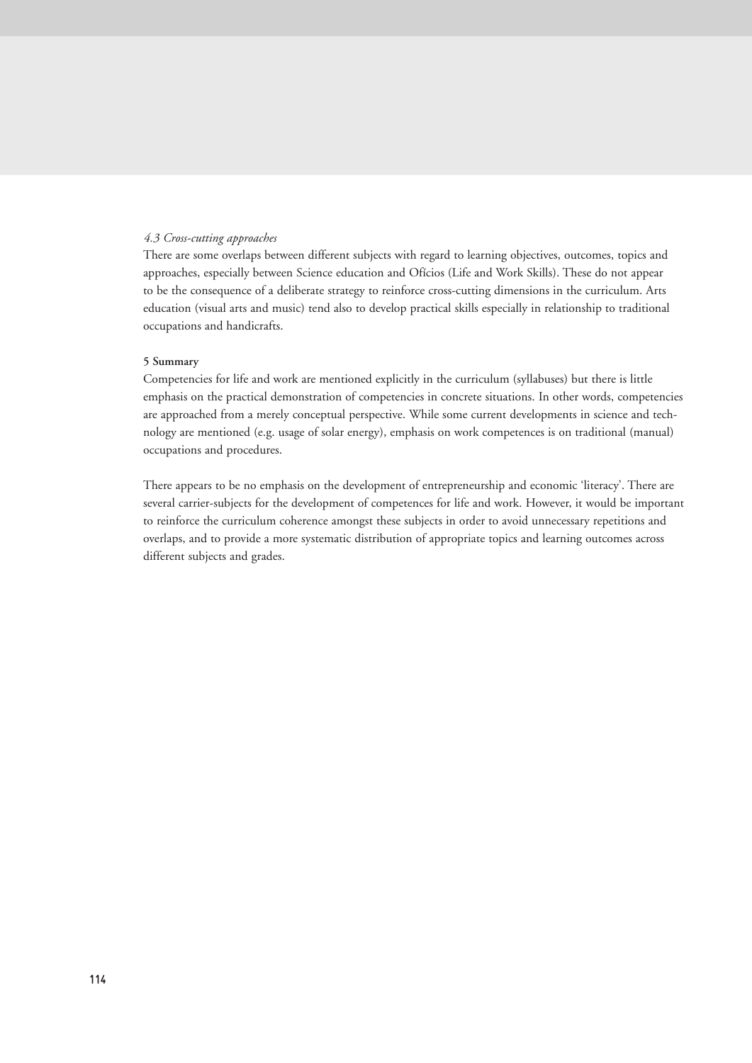### *4.3 Cross-cutting approaches*

There are some overlaps between different subjects with regard to learning objectives, outcomes, topics and approaches, especially between Science education and Ofícios (Life and Work Skills). These do not appear to be the consequence of a deliberate strategy to reinforce cross-cutting dimensions in the curriculum. Arts education (visual arts and music) tend also to develop practical skills especially in relationship to traditional occupations and handicrafts.

## 5 Summary

Competencies for life and work are mentioned explicitly in the curriculum (syllabuses) but there is little emphasis on the practical demonstration of competencies in concrete situations. In other words, competencies are approached from a merely conceptual perspective. While some current developments in science and technology are mentioned (e.g. usage of solar energy), emphasis on work competences is on traditional (manual) occupations and procedures.

There appears to be no emphasis on the development of entrepreneurship and economic 'literacy'. There are several carrier-subjects for the development of competences for life and work. However, it would be important to reinforce the curriculum coherence amongst these subjects in order to avoid unnecessary repetitions and overlaps, and to provide a more systematic distribution of appropriate topics and learning outcomes across different subjects and grades.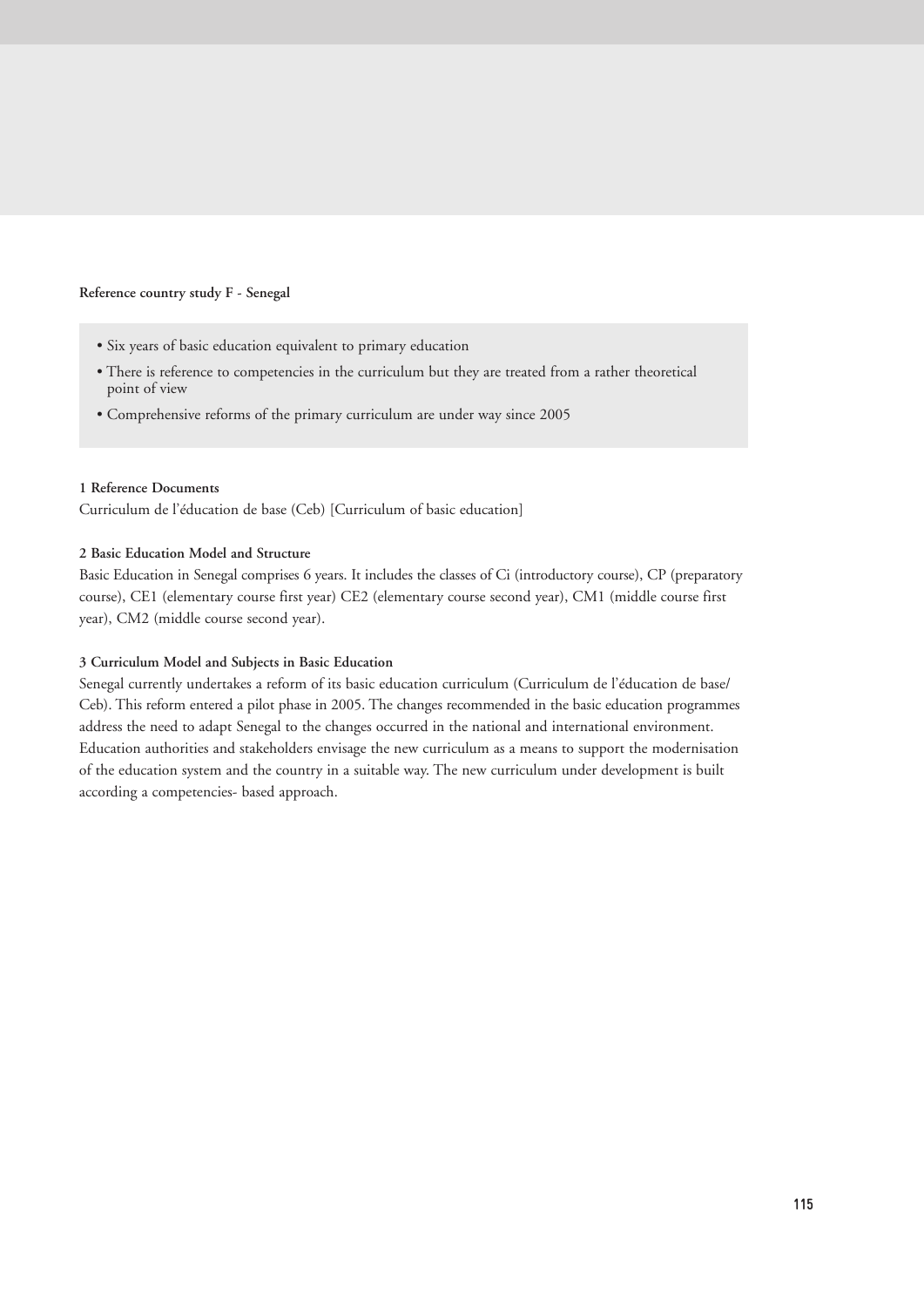**Reference country study F - Senegal**

- Six years of basic education equivalent to primary education
- There is reference to competencies in the curriculum but they are treated from a rather theoretical point of view
- Comprehensive reforms of the primary curriculum are under way since 2005

**1 Reference Documents**

Curriculum de l'éducation de base (Ceb) [Curriculum of basic education]

**2 Basic Education Model and Structure**

Basic Education in Senegal comprises 6 years. It includes the classes of Ci (introductory course), CP (preparatory course), CE1 (elementary course first year) CE2 (elementary course second year), CM1 (middle course first year), CM2 (middle course second year).

**3 Curriculum Model and Subjects in Basic Education**

Senegal currently undertakes a reform of its basic education curriculum (Curriculum de l'éducation de base/ Ceb). This reform entered a pilot phase in 2005. The changes recommended in the basic education programmes address the need to adapt Senegal to the changes occurred in the national and international environment. Education authorities and stakeholders envisage the new curriculum as a means to support the modernisation of the education system and the country in a suitable way. The new curriculum under development is built according a competencies- based approach.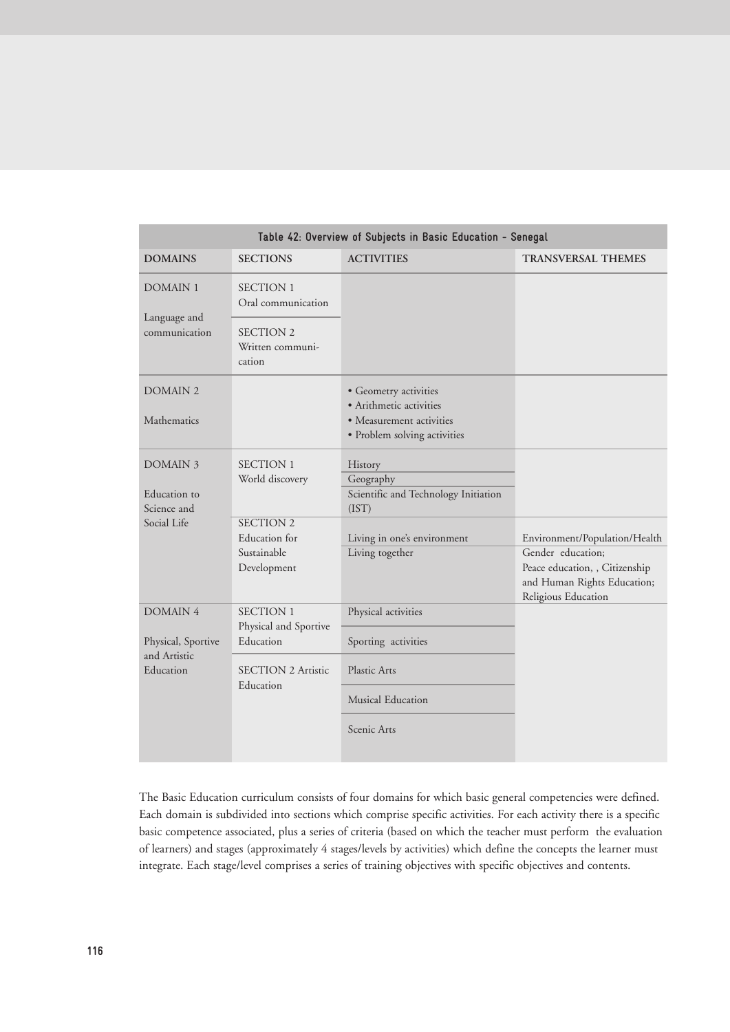Table 42: Overview of Subjects in Basic Education - Senegal

| DOMAINS | SECTIONS | ACTIVITIES | TRANSVERSAL THEMES |
|---|---|---|---|
| DOMAIN 1<br><br>Language and communication | SECTION 1<br>Oral communication | | |
| | SECTION 2<br>Written communi-cation | | |
| DOMAIN 2<br><br>Mathematics | | • Geometry activities<br>• Arithmetic activities<br>• Measurement activities<br>• Problem solving activities | |
| DOMAIN 3<br><br>Education to Science and Social Life | SECTION 1<br>World discovery | History | |
| | | Geography | |
| | | Scientific and Technology Initiation (IST) | |
| | SECTION 2<br>Education for Sustainable Development | Living in one's environment<br>Living together | Environment/Population/Health<br>Gender education;<br>Peace education, , Citizenship and Human Rights Education;<br>Religious Education |
| DOMAIN 4<br><br>Physical, Sportive and Artistic Education | SECTION 1<br>Physical and Sportive Education | Physical activities | |
| | | Sporting activities | |
| | SECTION 2 Artistic Education | Plastic Arts | |
| | | Musical Education | |
| | | Scenic Arts | |

The Basic Education curriculum consists of four domains for which basic general competencies were defined. Each domain is subdivided into sections which comprise specific activities. For each activity there is a specific basic competence associated, plus a series of criteria (based on which the teacher must perform the evaluation of learners) and stages (approximately 4 stages/levels by activities) which define the concepts the learner must integrate. Each stage/level comprises a series of training objectives with specific objectives and contents.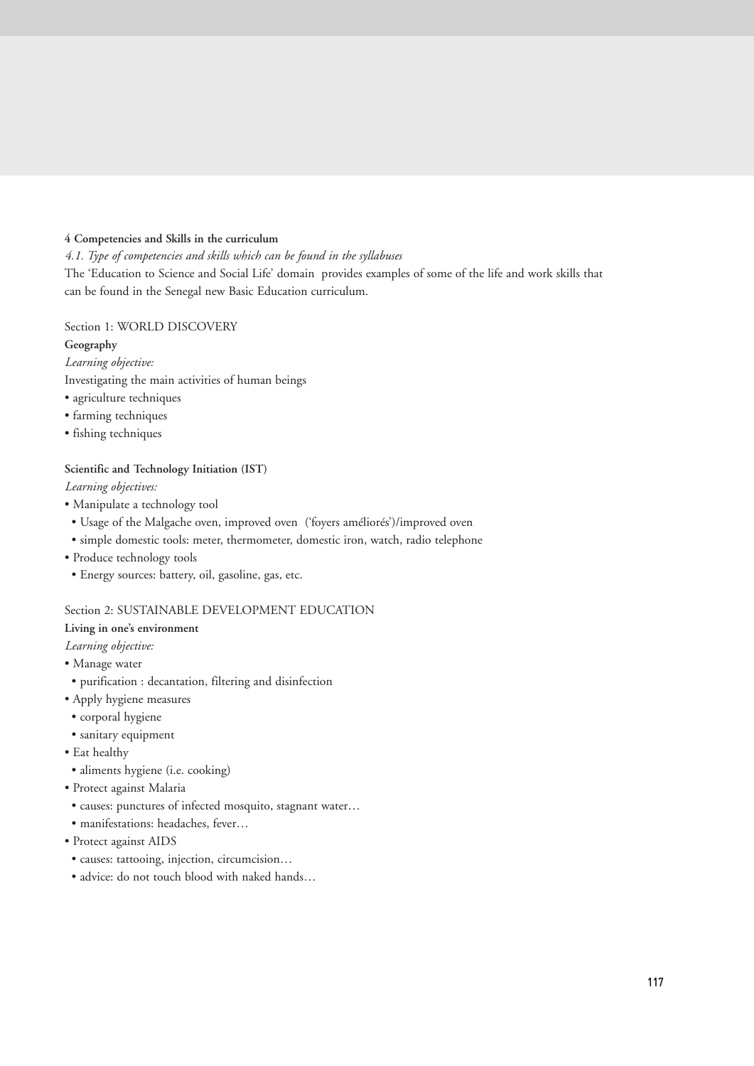**4 Competencies and Skills in the curriculum**

*4.1. Type of competencies and skills which can be found in the syllabuses*

The 'Education to Science and Social Life' domain provides examples of some of the life and work skills that can be found in the Senegal new Basic Education curriculum.

Section 1: WORLD DISCOVERY

**Geography**

*Learning objective:*

Investigating the main activities of human beings

- agriculture techniques
- farming techniques
- fishing techniques

**Scientific and Technology Initiation (IST)**

*Learning objectives:*

- Manipulate a technology tool
  - Usage of the Malgache oven, improved oven ('foyers améliorés')/improved oven
  - simple domestic tools: meter, thermometer, domestic iron, watch, radio telephone
- Produce technology tools
  - Energy sources: battery, oil, gasoline, gas, etc.

Section 2: SUSTAINABLE DEVELOPMENT EDUCATION

**Living in one's environment**

*Learning objective:*

- Manage water
  - purification : decantation, filtering and disinfection
- Apply hygiene measures
  - corporal hygiene
  - sanitary equipment
- Eat healthy
  - aliments hygiene (i.e. cooking)
- Protect against Malaria
  - causes: punctures of infected mosquito, stagnant water…
  - manifestations: headaches, fever…
- Protect against AIDS
  - causes: tattooing, injection, circumcision…
  - advice: do not touch blood with naked hands…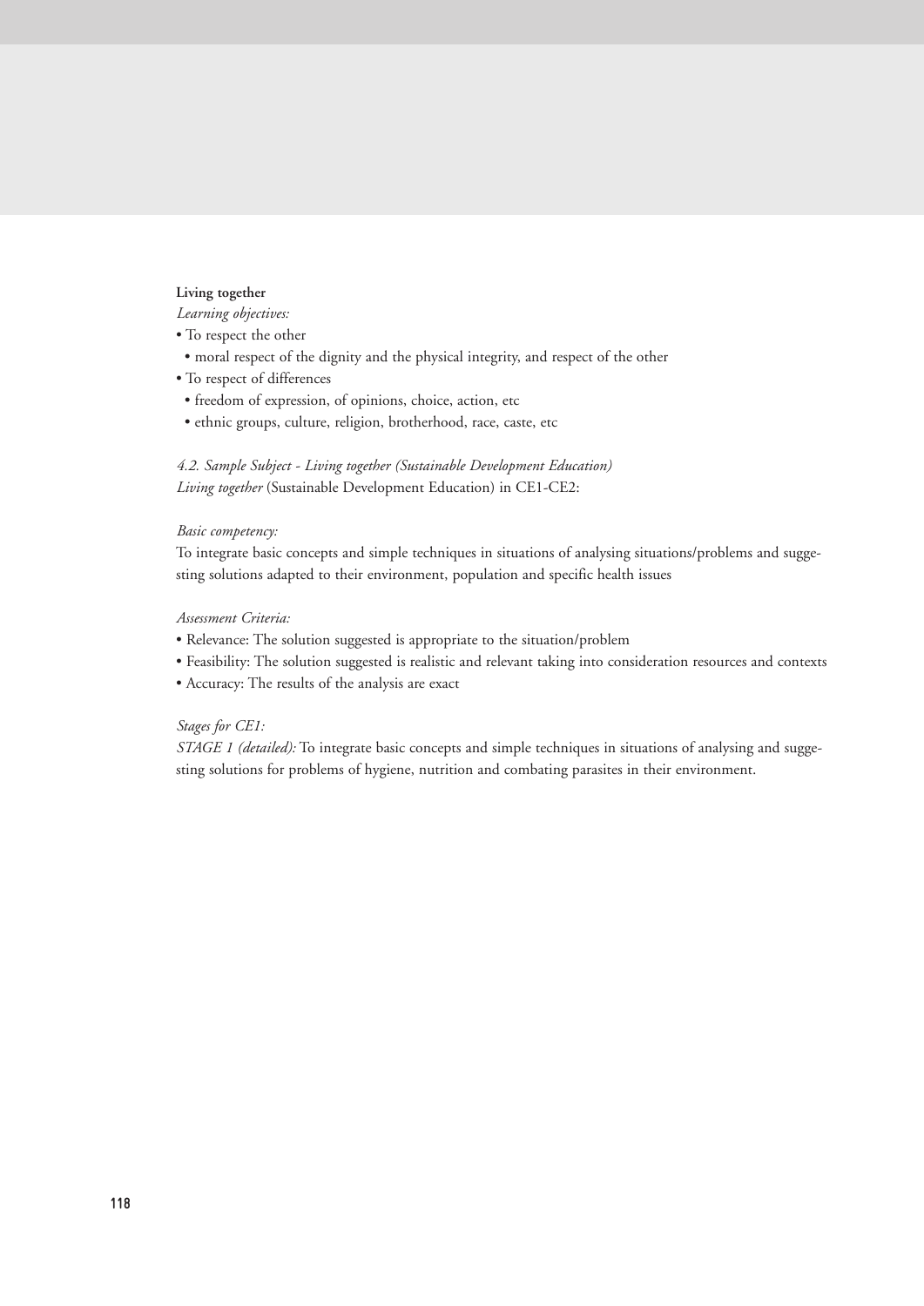**Living together**

*Learning objectives:*

- To respect the other
  - moral respect of the dignity and the physical integrity, and respect of the other
- To respect of differences
  - freedom of expression, of opinions, choice, action, etc
  - ethnic groups, culture, religion, brotherhood, race, caste, etc

*4.2. Sample Subject - Living together (Sustainable Development Education)*

*Living together* (Sustainable Development Education) in CE1-CE2:

*Basic competency:*

To integrate basic concepts and simple techniques in situations of analysing situations/problems and suggesting solutions adapted to their environment, population and specific health issues

*Assessment Criteria:*

- Relevance: The solution suggested is appropriate to the situation/problem
- Feasibility: The solution suggested is realistic and relevant taking into consideration resources and contexts
- Accuracy: The results of the analysis are exact

*Stages for CE1:*

*STAGE 1 (detailed):* To integrate basic concepts and simple techniques in situations of analysing and suggesting solutions for problems of hygiene, nutrition and combating parasites in their environment.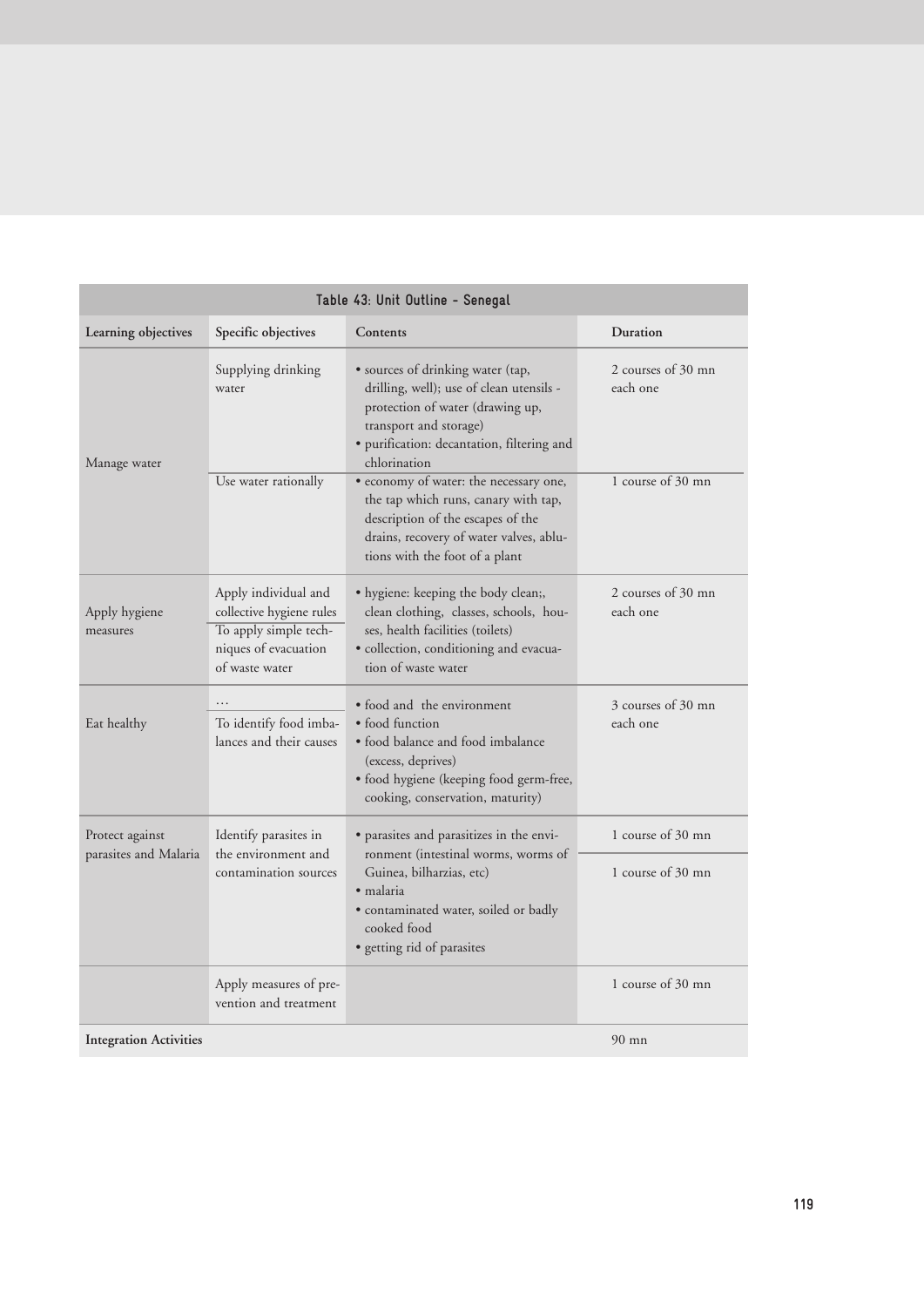**Table 43: Unit Outline - Senegal**

| Learning objectives | Specific objectives | Contents | Duration |
|---|---|---|---|
| Manage water | Supplying drinking water | • sources of drinking water (tap, drilling, well); use of clean utensils - protection of water (drawing up, transport and storage)<br>• purification: decantation, filtering and chlorination | 2 courses of 30 mn each one |
| | Use water rationally | • economy of water: the necessary one, the tap which runs, canary with tap, description of the escapes of the drains, recovery of water valves, ablutions with the foot of a plant | 1 course of 30 mn |
| Apply hygiene measures | Apply individual and collective hygiene rules<br>To apply simple techniques of evacuation of waste water | • hygiene: keeping the body clean;, clean clothing, classes, schools, houses, health facilities (toilets)<br>• collection, conditioning and evacuation of waste water | 2 courses of 30 mn each one |
| Eat healthy | …<br>To identify food imbalances and their causes | • food and the environment<br>• food function<br>• food balance and food imbalance (excess, deprives)<br>• food hygiene (keeping food germ-free, cooking, conservation, maturity) | 3 courses of 30 mn each one |
| Protect against parasites and Malaria | Identify parasites in the environment and contamination sources | • parasites and parasitizes in the environment (intestinal worms, worms of Guinea, bilharzias, etc)<br>• malaria<br>• contaminated water, soiled or badly cooked food<br>• getting rid of parasites | 1 course of 30 mn<br>1 course of 30 mn |
| | Apply measures of prevention and treatment | | 1 course of 30 mn |
| **Integration Activities** | | | 90 mn |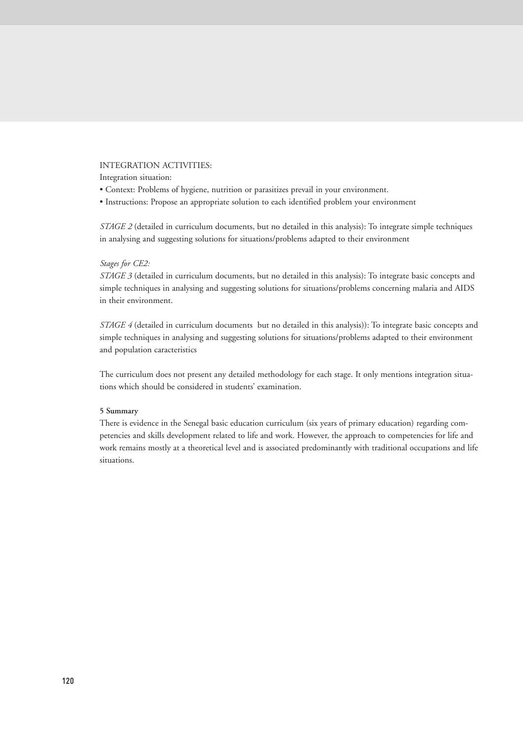INTEGRATION ACTIVITIES:

Integration situation:

- Context: Problems of hygiene, nutrition or parasitizes prevail in your environment.
- Instructions: Propose an appropriate solution to each identified problem your environment

*STAGE 2* (detailed in curriculum documents, but no detailed in this analysis): To integrate simple techniques in analysing and suggesting solutions for situations/problems adapted to their environment

*Stages for CE2:*

*STAGE 3* (detailed in curriculum documents, but no detailed in this analysis): To integrate basic concepts and simple techniques in analysing and suggesting solutions for situations/problems concerning malaria and AIDS in their environment.

*STAGE 4* (detailed in curriculum documents but no detailed in this analysis)): To integrate basic concepts and simple techniques in analysing and suggesting solutions for situations/problems adapted to their environment and population caracteristics

The curriculum does not present any detailed methodology for each stage. It only mentions integration situations which should be considered in students' examination.

### 5 Summary

There is evidence in the Senegal basic education curriculum (six years of primary education) regarding competencies and skills development related to life and work. However, the approach to competencies for life and work remains mostly at a theoretical level and is associated predominantly with traditional occupations and life situations.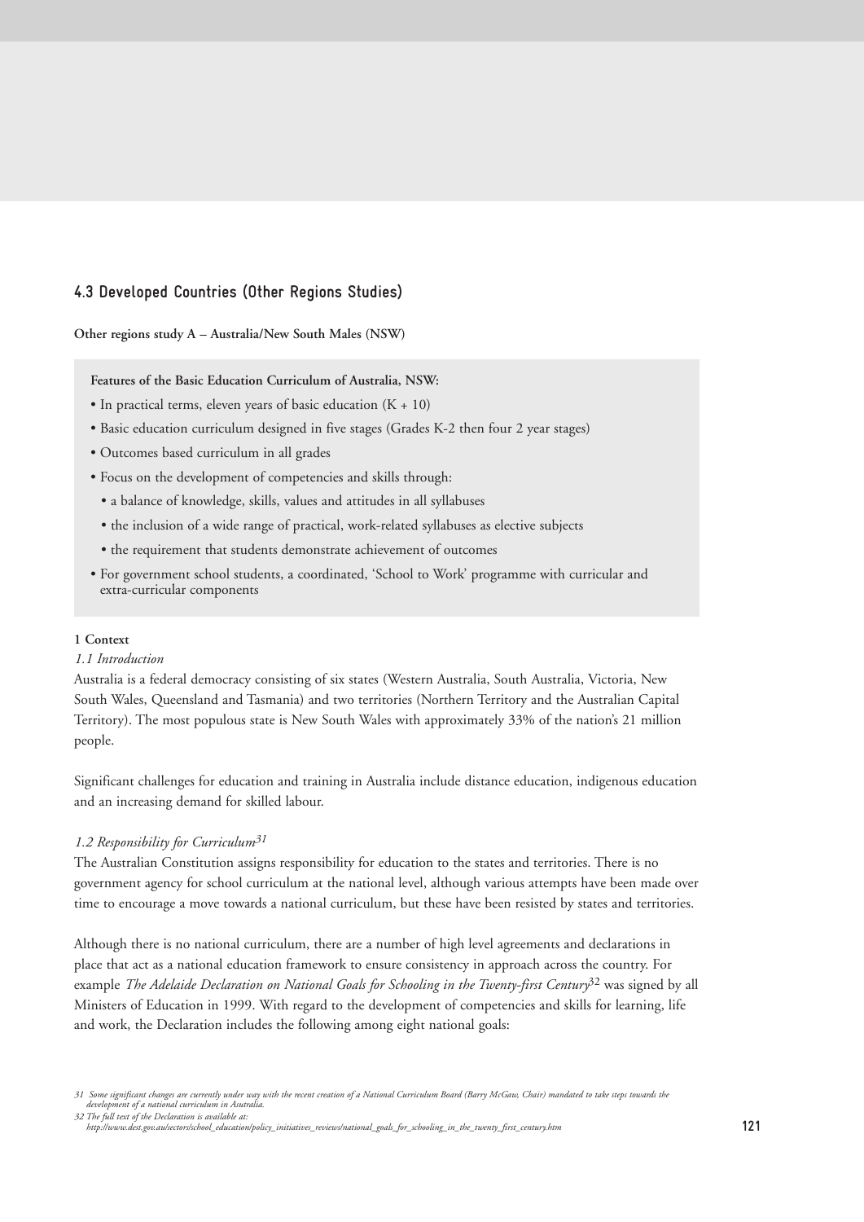## 4.3 Developed Countries (Other Regions Studies)

**Other regions study A – Australia/New South Males (NSW)**

**Features of the Basic Education Curriculum of Australia, NSW:**

- In practical terms, eleven years of basic education (K + 10)
- Basic education curriculum designed in five stages (Grades K-2 then four 2 year stages)
- Outcomes based curriculum in all grades
- Focus on the development of competencies and skills through:
  - a balance of knowledge, skills, values and attitudes in all syllabuses
  - the inclusion of a wide range of practical, work-related syllabuses as elective subjects
  - the requirement that students demonstrate achievement of outcomes
- For government school students, a coordinated, 'School to Work' programme with curricular and extra-curricular components

**1 Context**

*1.1 Introduction*

Australia is a federal democracy consisting of six states (Western Australia, South Australia, Victoria, New South Wales, Queensland and Tasmania) and two territories (Northern Territory and the Australian Capital Territory). The most populous state is New South Wales with approximately 33% of the nation's 21 million people.

Significant challenges for education and training in Australia include distance education, indigenous education and an increasing demand for skilled labour.

*1.2 Responsibility for Curriculum[31]*

The Australian Constitution assigns responsibility for education to the states and territories. There is no government agency for school curriculum at the national level, although various attempts have been made over time to encourage a move towards a national curriculum, but these have been resisted by states and territories.

Although there is no national curriculum, there are a number of high level agreements and declarations in place that act as a national education framework to ensure consistency in approach across the country. For example *The Adelaide Declaration on National Goals for Schooling in the Twenty-first Century*[32] was signed by all Ministers of Education in 1999. With regard to the development of competencies and skills for learning, life and work, the Declaration includes the following among eight national goals:

---

*31 Some significant changes are currently under way with the recent creation of a National Curriculum Board (Barry McGaw, Chair) mandated to take steps towards the development of a national curriculum in Australia.*

*32 The full text of the Declaration is available at: http://www.dest.gov.au/sectors/school_education/policy_initiatives_reviews/national_goals_for_schooling_in_the_twenty_first_century.htm*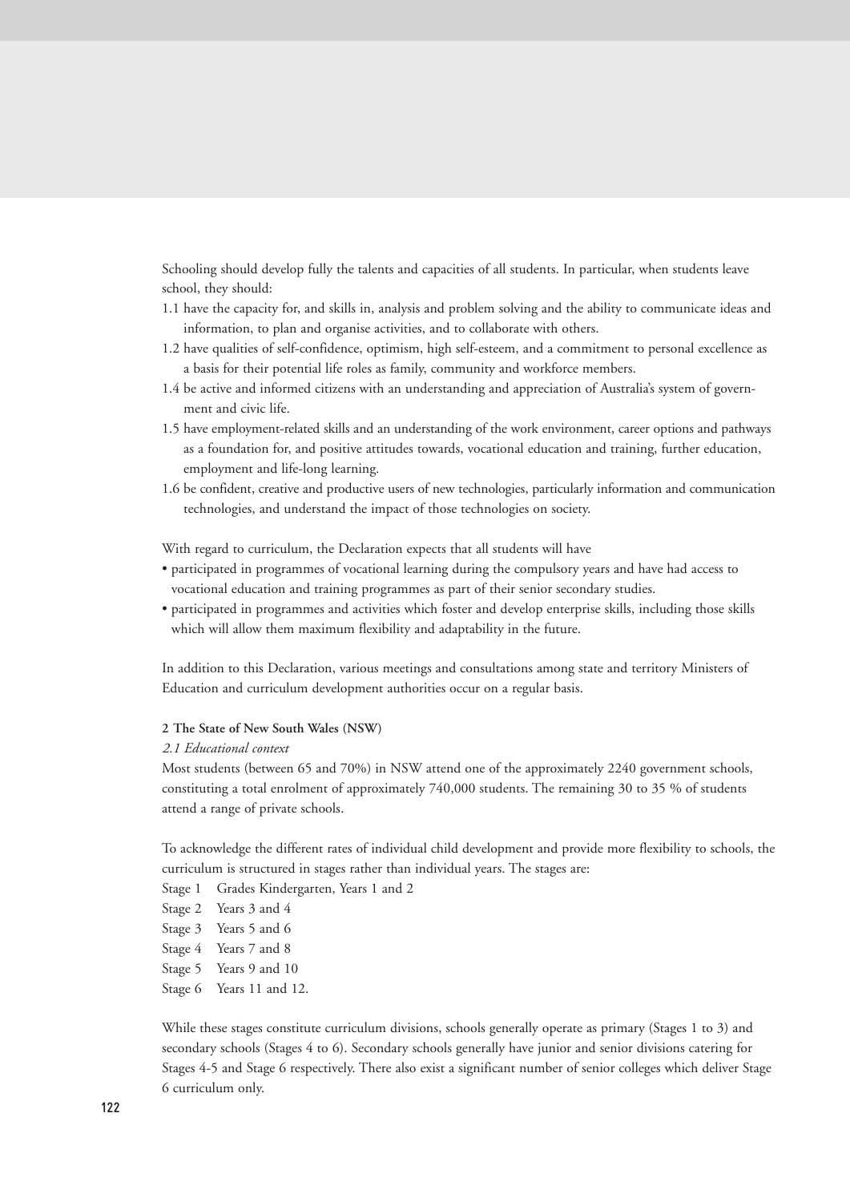Schooling should develop fully the talents and capacities of all students. In particular, when students leave school, they should:

1.1 have the capacity for, and skills in, analysis and problem solving and the ability to communicate ideas and information, to plan and organise activities, and to collaborate with others.

1.2 have qualities of self-confidence, optimism, high self-esteem, and a commitment to personal excellence as a basis for their potential life roles as family, community and workforce members.

1.4 be active and informed citizens with an understanding and appreciation of Australia's system of government and civic life.

1.5 have employment-related skills and an understanding of the work environment, career options and pathways as a foundation for, and positive attitudes towards, vocational education and training, further education, employment and life-long learning.

1.6 be confident, creative and productive users of new technologies, particularly information and communication technologies, and understand the impact of those technologies on society.

With regard to curriculum, the Declaration expects that all students will have

- participated in programmes of vocational learning during the compulsory years and have had access to vocational education and training programmes as part of their senior secondary studies.
- participated in programmes and activities which foster and develop enterprise skills, including those skills which will allow them maximum flexibility and adaptability in the future.

In addition to this Declaration, various meetings and consultations among state and territory Ministers of Education and curriculum development authorities occur on a regular basis.

**2 The State of New South Wales (NSW)**

*2.1 Educational context*

Most students (between 65 and 70%) in NSW attend one of the approximately 2240 government schools, constituting a total enrolment of approximately 740,000 students. The remaining 30 to 35 % of students attend a range of private schools.

To acknowledge the different rates of individual child development and provide more flexibility to schools, the curriculum is structured in stages rather than individual years. The stages are:

Stage 1 Grades Kindergarten, Years 1 and 2
Stage 2 Years 3 and 4
Stage 3 Years 5 and 6
Stage 4 Years 7 and 8
Stage 5 Years 9 and 10
Stage 6 Years 11 and 12.

While these stages constitute curriculum divisions, schools generally operate as primary (Stages 1 to 3) and secondary schools (Stages 4 to 6). Secondary schools generally have junior and senior divisions catering for Stages 4-5 and Stage 6 respectively. There also exist a significant number of senior colleges which deliver Stage 6 curriculum only.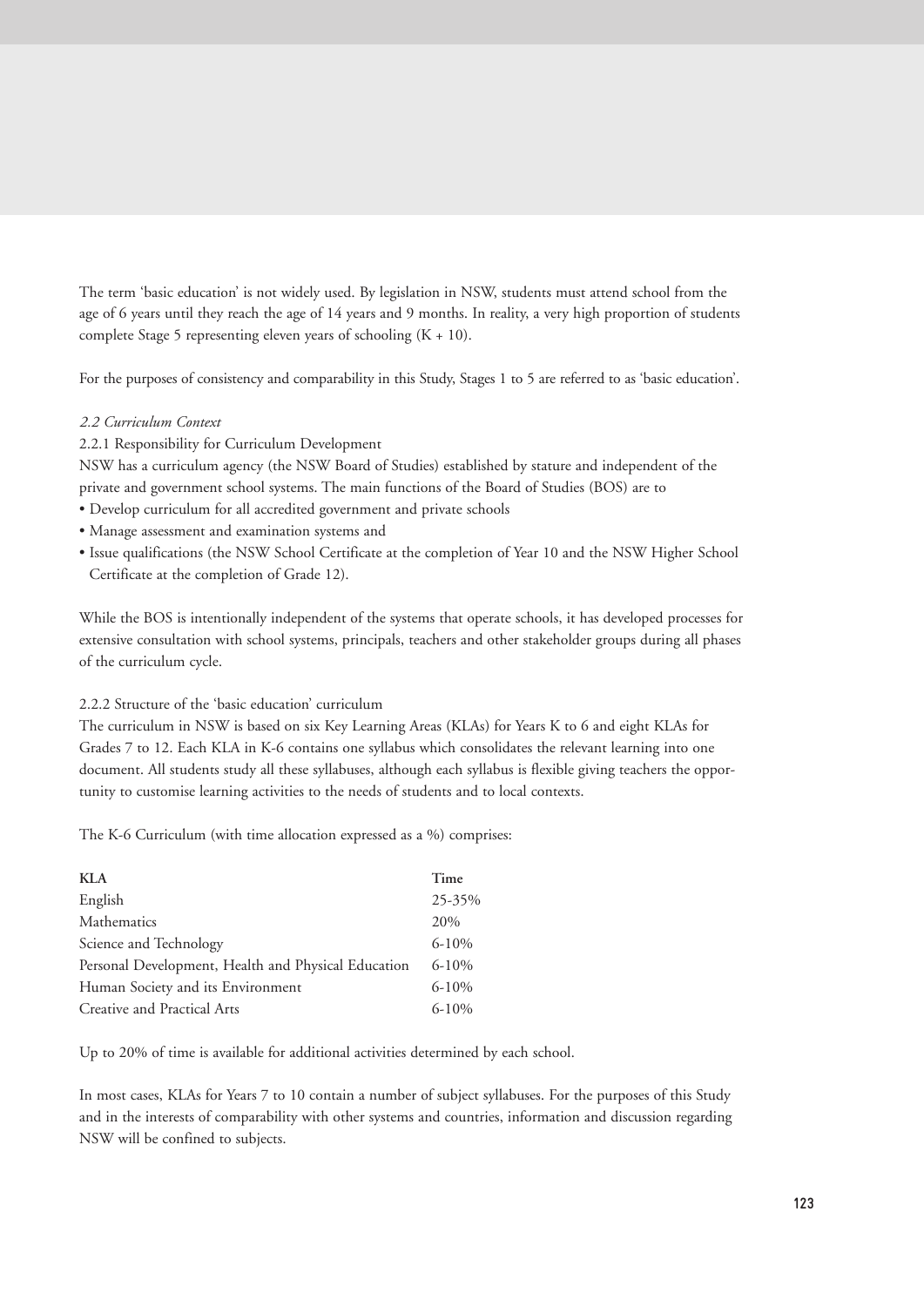The term 'basic education' is not widely used. By legislation in NSW, students must attend school from the age of 6 years until they reach the age of 14 years and 9 months. In reality, a very high proportion of students complete Stage 5 representing eleven years of schooling (K + 10).

For the purposes of consistency and comparability in this Study, Stages 1 to 5 are referred to as 'basic education'.

### *2.2 Curriculum Context*

#### 2.2.1 Responsibility for Curriculum Development

NSW has a curriculum agency (the NSW Board of Studies) established by stature and independent of the private and government school systems. The main functions of the Board of Studies (BOS) are to

- Develop curriculum for all accredited government and private schools
- Manage assessment and examination systems and
- Issue qualifications (the NSW School Certificate at the completion of Year 10 and the NSW Higher School Certificate at the completion of Grade 12).

While the BOS is intentionally independent of the systems that operate schools, it has developed processes for extensive consultation with school systems, principals, teachers and other stakeholder groups during all phases of the curriculum cycle.

#### 2.2.2 Structure of the 'basic education' curriculum

The curriculum in NSW is based on six Key Learning Areas (KLAs) for Years K to 6 and eight KLAs for Grades 7 to 12. Each KLA in K-6 contains one syllabus which consolidates the relevant learning into one document. All students study all these syllabuses, although each syllabus is flexible giving teachers the opportunity to customise learning activities to the needs of students and to local contexts.

The K-6 Curriculum (with time allocation expressed as a %) comprises:

| KLA | Time |
|---|---|
| English | 25-35% |
| Mathematics | 20% |
| Science and Technology | 6-10% |
| Personal Development, Health and Physical Education | 6-10% |
| Human Society and its Environment | 6-10% |
| Creative and Practical Arts | 6-10% |

Up to 20% of time is available for additional activities determined by each school.

In most cases, KLAs for Years 7 to 10 contain a number of subject syllabuses. For the purposes of this Study and in the interests of comparability with other systems and countries, information and discussion regarding NSW will be confined to subjects.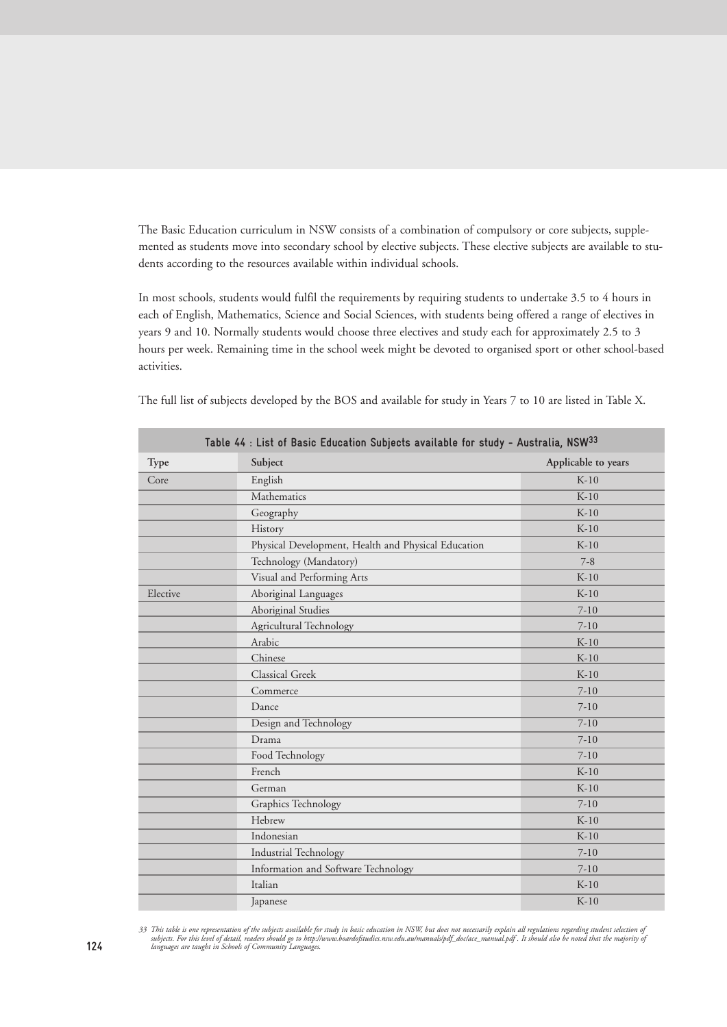The Basic Education curriculum in NSW consists of a combination of compulsory or core subjects, supplemented as students move into secondary school by elective subjects. These elective subjects are available to students according to the resources available within individual schools.

In most schools, students would fulfil the requirements by requiring students to undertake 3.5 to 4 hours in each of English, Mathematics, Science and Social Sciences, with students being offered a range of electives in years 9 and 10. Normally students would choose three electives and study each for approximately 2.5 to 3 hours per week. Remaining time in the school week might be devoted to organised sport or other school-based activities.

The full list of subjects developed by the BOS and available for study in Years 7 to 10 are listed in Table X.

**Table 44 : List of Basic Education Subjects available for study - Australia, NSW[33]**

| Type | Subject | Applicable to years |
|---|---|---|
| Core | English | K-10 |
| | Mathematics | K-10 |
| | Geography | K-10 |
| | History | K-10 |
| | Physical Development, Health and Physical Education | K-10 |
| | Technology (Mandatory) | 7-8 |
| | Visual and Performing Arts | K-10 |
| Elective | Aboriginal Languages | K-10 |
| | Aboriginal Studies | 7-10 |
| | Agricultural Technology | 7-10 |
| | Arabic | K-10 |
| | Chinese | K-10 |
| | Classical Greek | K-10 |
| | Commerce | 7-10 |
| | Dance | 7-10 |
| | Design and Technology | 7-10 |
| | Drama | 7-10 |
| | Food Technology | 7-10 |
| | French | K-10 |
| | German | K-10 |
| | Graphics Technology | 7-10 |
| | Hebrew | K-10 |
| | Indonesian | K-10 |
| | Industrial Technology | 7-10 |
| | Information and Software Technology | 7-10 |
| | Italian | K-10 |
| | Japanese | K-10 |

*33 This table is one representation of the subjects available for study in basic education in NSW, but does not necessarily explain all regulations regarding student selection of subjects. For this level of detail, readers should go to http://www.boardofstudies.nsw.edu.au/manuals/pdf_doc/ace_manual.pdf . It should also be noted that the majority of languages are taught in Schools of Community Languages.*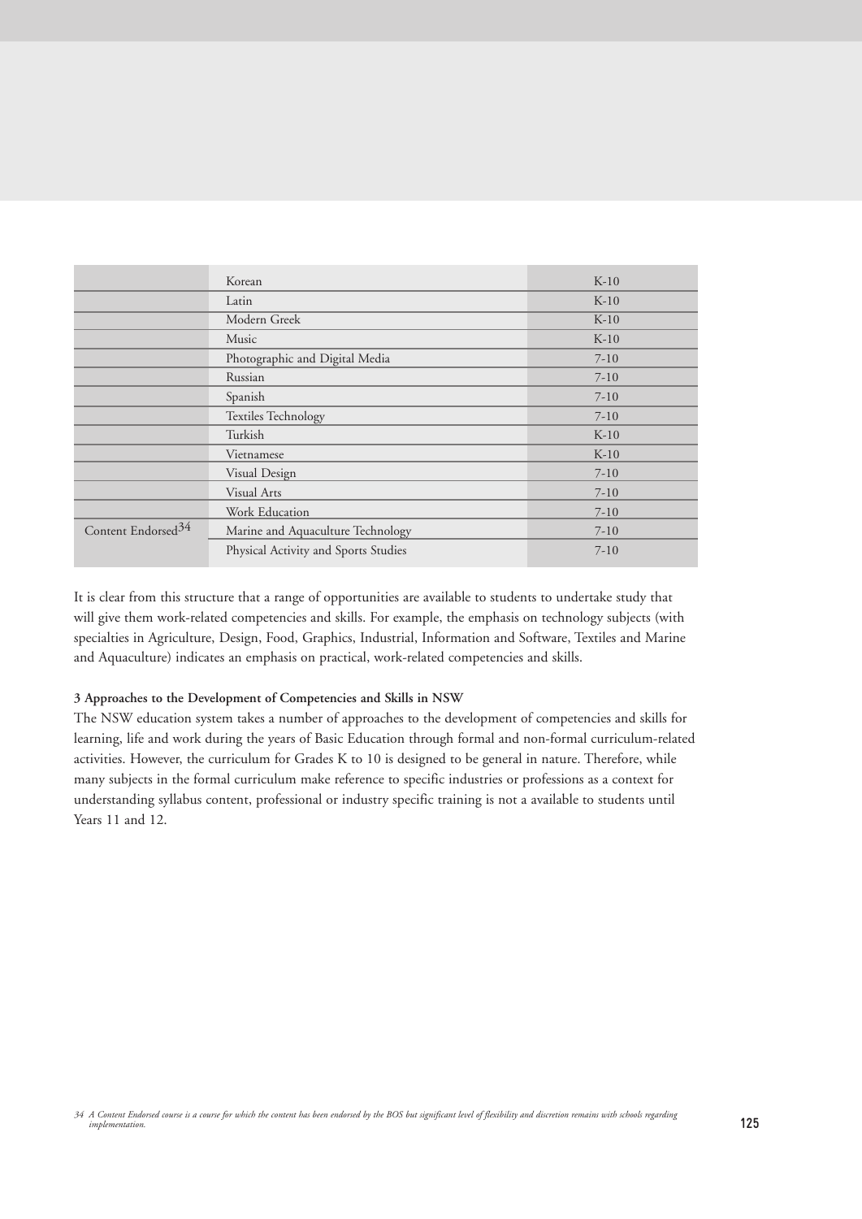| | | |
|---|---|---|
| | Korean | K-10 |
| | Latin | K-10 |
| | Modern Greek | K-10 |
| | Music | K-10 |
| | Photographic and Digital Media | 7-10 |
| | Russian | 7-10 |
| | Spanish | 7-10 |
| | Textiles Technology | 7-10 |
| | Turkish | K-10 |
| | Vietnamese | K-10 |
| | Visual Design | 7-10 |
| | Visual Arts | 7-10 |
| | Work Education | 7-10 |
| Content Endorsed[34] | Marine and Aquaculture Technology | 7-10 |
| | Physical Activity and Sports Studies | 7-10 |

It is clear from this structure that a range of opportunities are available to students to undertake study that will give them work-related competencies and skills. For example, the emphasis on technology subjects (with specialties in Agriculture, Design, Food, Graphics, Industrial, Information and Software, Textiles and Marine and Aquaculture) indicates an emphasis on practical, work-related competencies and skills.

**3 Approaches to the Development of Competencies and Skills in NSW**

The NSW education system takes a number of approaches to the development of competencies and skills for learning, life and work during the years of Basic Education through formal and non-formal curriculum-related activities. However, the curriculum for Grades K to 10 is designed to be general in nature. Therefore, while many subjects in the formal curriculum make reference to specific industries or professions as a context for understanding syllabus content, professional or industry specific training is not a available to students until Years 11 and 12.

*34 A Content Endorsed course is a course for which the content has been endorsed by the BOS but significant level of flexibility and discretion remains with schools regarding implementation.*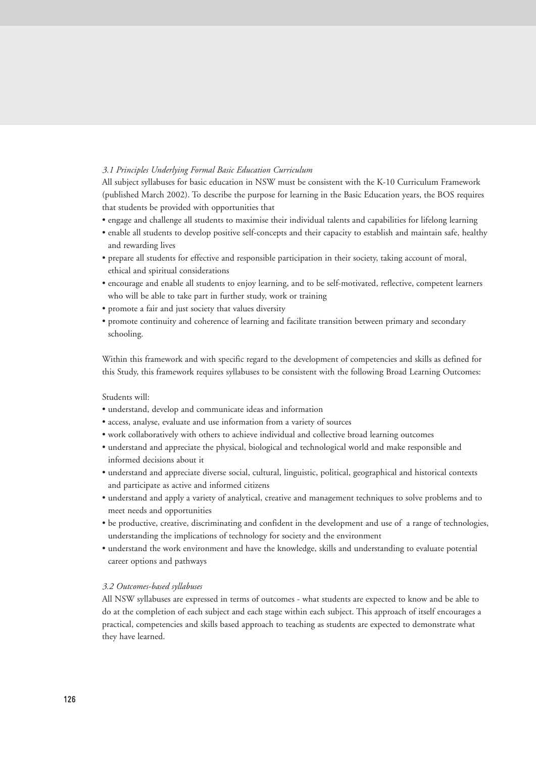### *3.1 Principles Underlying Formal Basic Education Curriculum*

All subject syllabuses for basic education in NSW must be consistent with the K-10 Curriculum Framework (published March 2002). To describe the purpose for learning in the Basic Education years, the BOS requires that students be provided with opportunities that

- engage and challenge all students to maximise their individual talents and capabilities for lifelong learning
- enable all students to develop positive self-concepts and their capacity to establish and maintain safe, healthy and rewarding lives
- prepare all students for effective and responsible participation in their society, taking account of moral, ethical and spiritual considerations
- encourage and enable all students to enjoy learning, and to be self-motivated, reflective, competent learners who will be able to take part in further study, work or training
- promote a fair and just society that values diversity
- promote continuity and coherence of learning and facilitate transition between primary and secondary schooling.

Within this framework and with specific regard to the development of competencies and skills as defined for this Study, this framework requires syllabuses to be consistent with the following Broad Learning Outcomes:

Students will:

- understand, develop and communicate ideas and information
- access, analyse, evaluate and use information from a variety of sources
- work collaboratively with others to achieve individual and collective broad learning outcomes
- understand and appreciate the physical, biological and technological world and make responsible and informed decisions about it
- understand and appreciate diverse social, cultural, linguistic, political, geographical and historical contexts and participate as active and informed citizens
- understand and apply a variety of analytical, creative and management techniques to solve problems and to meet needs and opportunities
- be productive, creative, discriminating and confident in the development and use of a range of technologies, understanding the implications of technology for society and the environment
- understand the work environment and have the knowledge, skills and understanding to evaluate potential career options and pathways

### *3.2 Outcomes-based syllabuses*

All NSW syllabuses are expressed in terms of outcomes - what students are expected to know and be able to do at the completion of each subject and each stage within each subject. This approach of itself encourages a practical, competencies and skills based approach to teaching as students are expected to demonstrate what they have learned.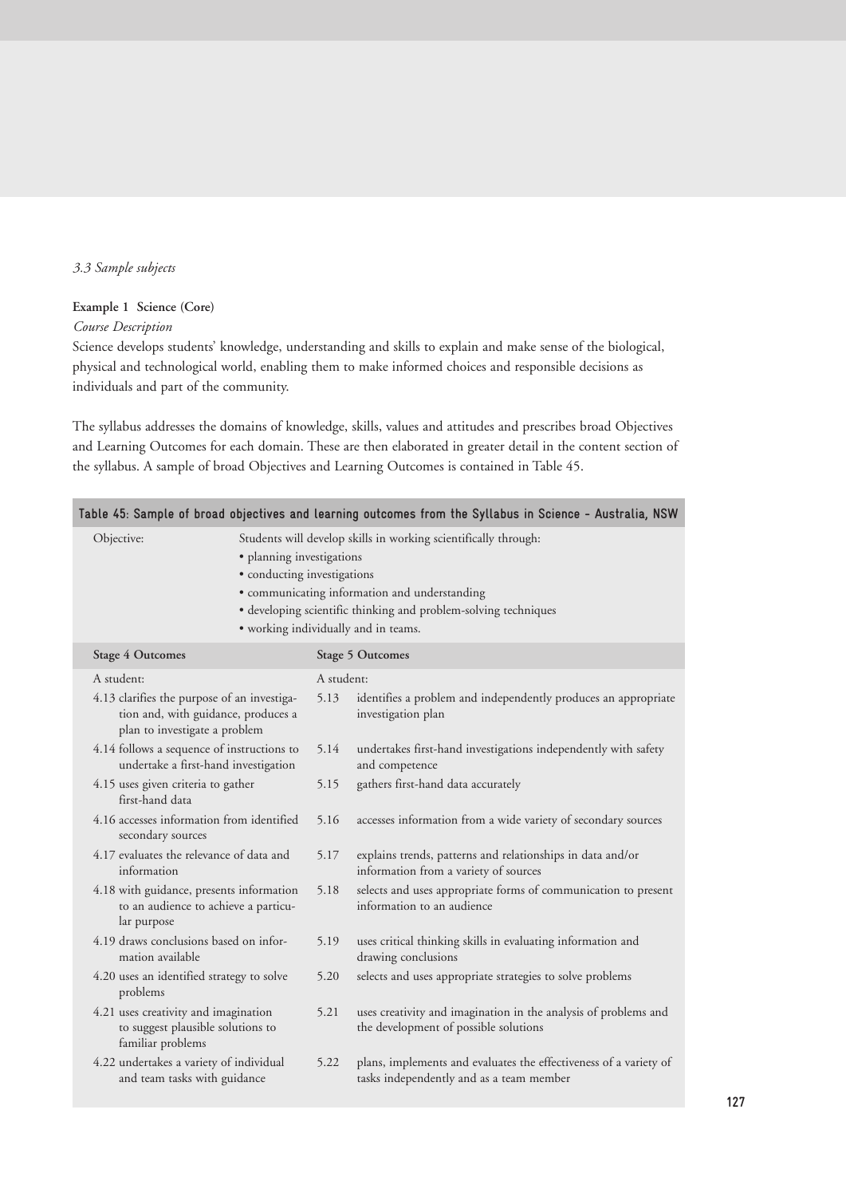*3.3 Sample subjects*

**Example 1 Science (Core)**

*Course Description*

Science develops students' knowledge, understanding and skills to explain and make sense of the biological, physical and technological world, enabling them to make informed choices and responsible decisions as individuals and part of the community.

The syllabus addresses the domains of knowledge, skills, values and attitudes and prescribes broad Objectives and Learning Outcomes for each domain. These are then elaborated in greater detail in the content section of the syllabus. A sample of broad Objectives and Learning Outcomes is contained in Table 45.

**Table 45: Sample of broad objectives and learning outcomes from the Syllabus in Science - Australia, NSW**

Objective: Students will develop skills in working scientifically through:

- planning investigations
- conducting investigations
- communicating information and understanding
- developing scientific thinking and problem-solving techniques
- working individually and in teams.

| Stage 4 Outcomes | Stage 5 Outcomes | |
|---|---|---|
| A student: | A student: | |
| 4.13 clarifies the purpose of an investigation and, with guidance, produces a plan to investigate a problem | 5.13 | identifies a problem and independently produces an appropriate investigation plan |
| 4.14 follows a sequence of instructions to undertake a first-hand investigation | 5.14 | undertakes first-hand investigations independently with safety and competence |
| 4.15 uses given criteria to gather first-hand data | 5.15 | gathers first-hand data accurately |
| 4.16 accesses information from identified secondary sources | 5.16 | accesses information from a wide variety of secondary sources |
| 4.17 evaluates the relevance of data and information | 5.17 | explains trends, patterns and relationships in data and/or information from a variety of sources |
| 4.18 with guidance, presents information to an audience to achieve a particular purpose | 5.18 | selects and uses appropriate forms of communication to present information to an audience |
| 4.19 draws conclusions based on information available | 5.19 | uses critical thinking skills in evaluating information and drawing conclusions |
| 4.20 uses an identified strategy to solve problems | 5.20 | selects and uses appropriate strategies to solve problems |
| 4.21 uses creativity and imagination to suggest plausible solutions to familiar problems | 5.21 | uses creativity and imagination in the analysis of problems and the development of possible solutions |
| 4.22 undertakes a variety of individual and team tasks with guidance | 5.22 | plans, implements and evaluates the effectiveness of a variety of tasks independently and as a team member |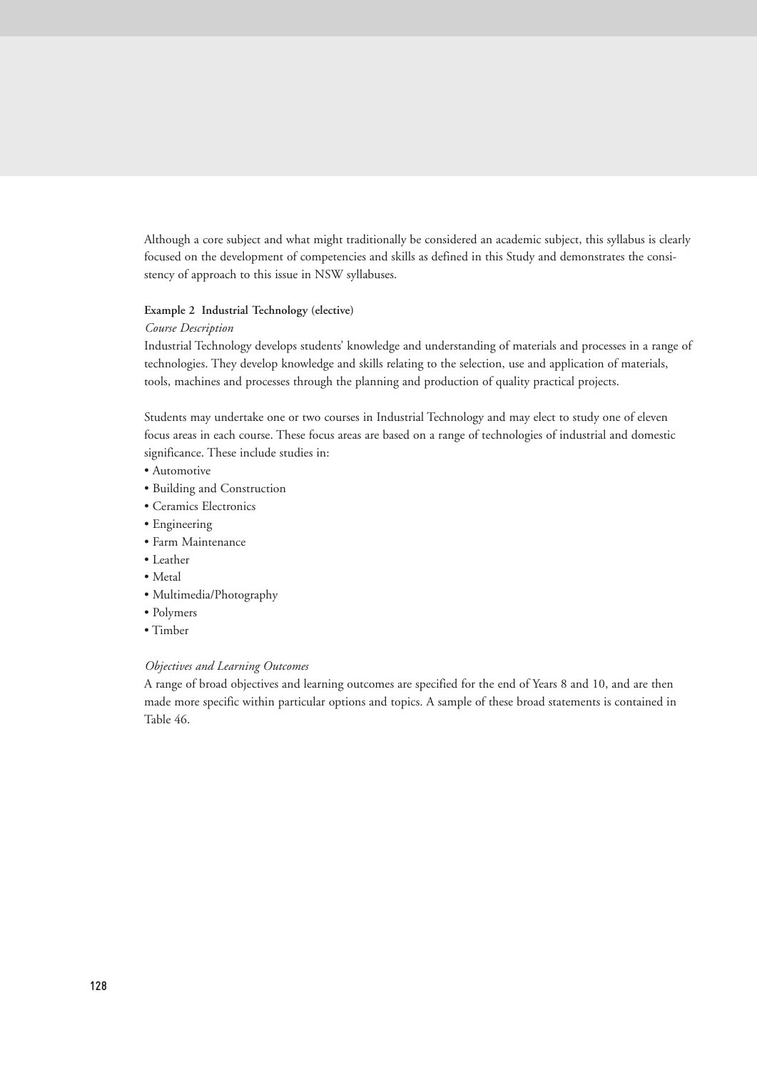Although a core subject and what might traditionally be considered an academic subject, this syllabus is clearly focused on the development of competencies and skills as defined in this Study and demonstrates the consistency of approach to this issue in NSW syllabuses.

**Example 2 Industrial Technology (elective)**

*Course Description*

Industrial Technology develops students' knowledge and understanding of materials and processes in a range of technologies. They develop knowledge and skills relating to the selection, use and application of materials, tools, machines and processes through the planning and production of quality practical projects.

Students may undertake one or two courses in Industrial Technology and may elect to study one of eleven focus areas in each course. These focus areas are based on a range of technologies of industrial and domestic significance. These include studies in:

- Automotive
- Building and Construction
- Ceramics Electronics
- Engineering
- Farm Maintenance
- Leather
- Metal
- Multimedia/Photography
- Polymers
- Timber

*Objectives and Learning Outcomes*

A range of broad objectives and learning outcomes are specified for the end of Years 8 and 10, and are then made more specific within particular options and topics. A sample of these broad statements is contained in Table 46.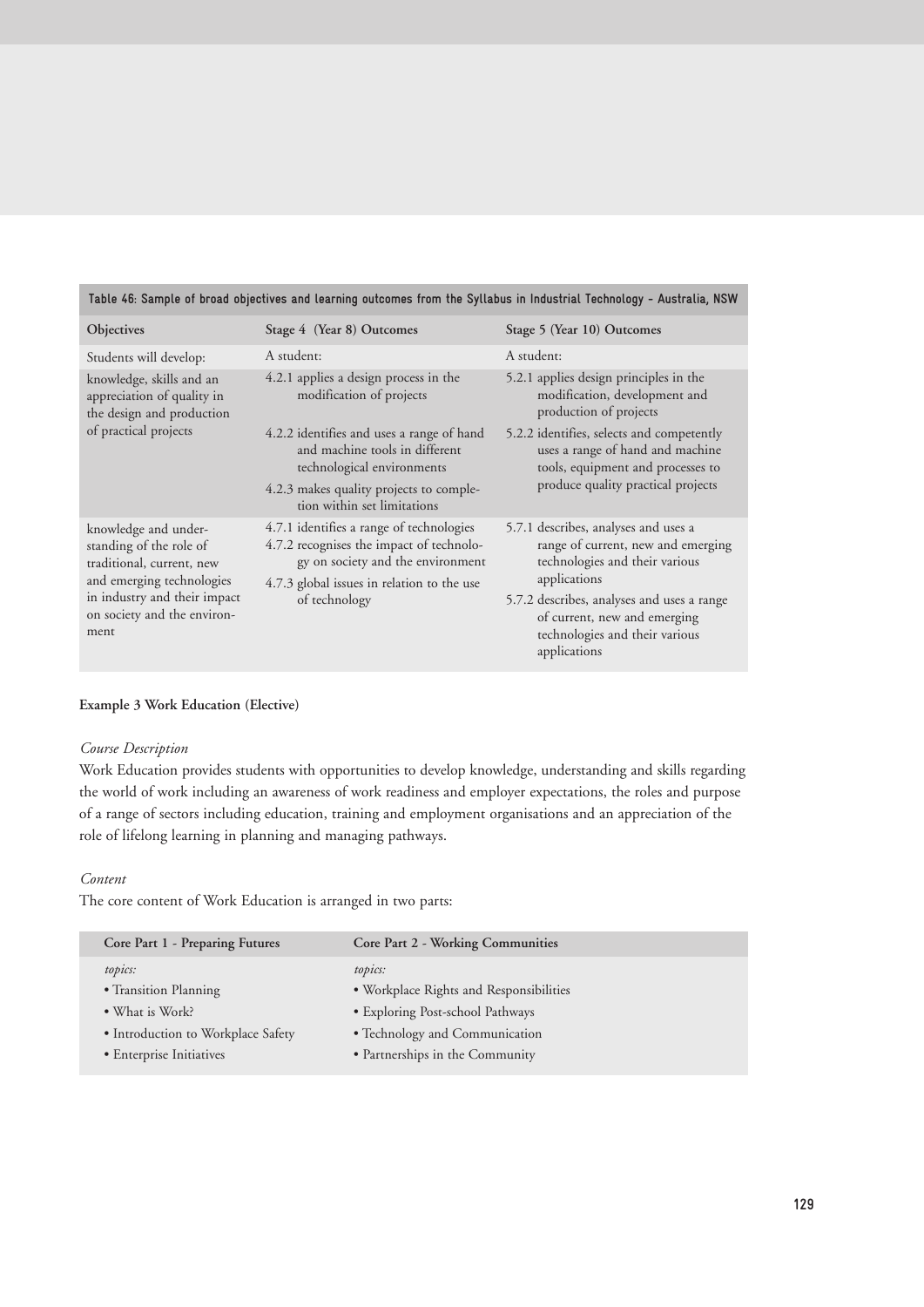**Table 46: Sample of broad objectives and learning outcomes from the Syllabus in Industrial Technology - Australia, NSW**

| Objectives | Stage 4 (Year 8) Outcomes | Stage 5 (Year 10) Outcomes |
|---|---|---|
| Students will develop: | A student: | A student: |
| knowledge, skills and an appreciation of quality in the design and production of practical projects | 4.2.1 applies a design process in the modification of projects<br>4.2.2 identifies and uses a range of hand and machine tools in different technological environments<br>4.2.3 makes quality projects to completion within set limitations | 5.2.1 applies design principles in the modification, development and production of projects<br>5.2.2 identifies, selects and competently uses a range of hand and machine tools, equipment and processes to produce quality practical projects |
| knowledge and understanding of the role of traditional, current, new and emerging technologies in industry and their impact on society and the environment | 4.7.1 identifies a range of technologies<br>4.7.2 recognises the impact of technology on society and the environment<br>4.7.3 global issues in relation to the use of technology | 5.7.1 describes, analyses and uses a range of current, new and emerging technologies and their various applications<br>5.7.2 describes, analyses and uses a range of current, new and emerging technologies and their various applications |

**Example 3 Work Education (Elective)**

*Course Description*

Work Education provides students with opportunities to develop knowledge, understanding and skills regarding the world of work including an awareness of work readiness and employer expectations, the roles and purpose of a range of sectors including education, training and employment organisations and an appreciation of the role of lifelong learning in planning and managing pathways.

*Content*

The core content of Work Education is arranged in two parts:

| Core Part 1 - Preparing Futures | Core Part 2 - Working Communities |
|---|---|
| *topics:* | *topics:* |
| • Transition Planning | • Workplace Rights and Responsibilities |
| • What is Work? | • Exploring Post-school Pathways |
| • Introduction to Workplace Safety | • Technology and Communication |
| • Enterprise Initiatives | • Partnerships in the Community |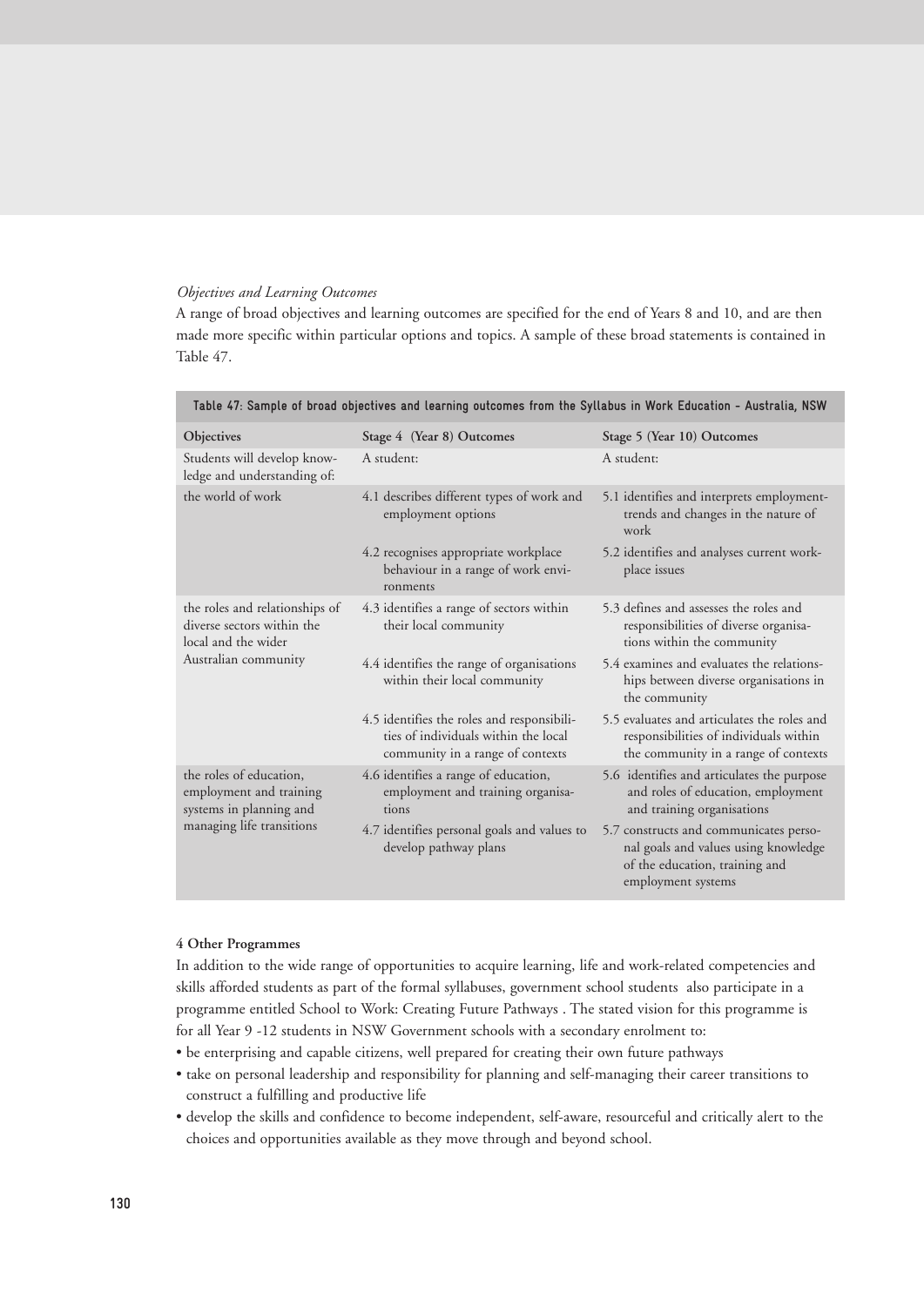*Objectives and Learning Outcomes*

A range of broad objectives and learning outcomes are specified for the end of Years 8 and 10, and are then made more specific within particular options and topics. A sample of these broad statements is contained in Table 47.

**Table 47: Sample of broad objectives and learning outcomes from the Syllabus in Work Education - Australia, NSW**

| Objectives | Stage 4 (Year 8) Outcomes | Stage 5 (Year 10) Outcomes |
|---|---|---|
| Students will develop knowledge and understanding of: | A student: | A student: |
| the world of work | 4.1 describes different types of work and employment options | 5.1 identifies and interprets employment-trends and changes in the nature of work |
| | 4.2 recognises appropriate workplace behaviour in a range of work environments | 5.2 identifies and analyses current workplace issues |
| the roles and relationships of diverse sectors within the local and the wider Australian community | 4.3 identifies a range of sectors within their local community | 5.3 defines and assesses the roles and responsibilities of diverse organisations within the community |
| | 4.4 identifies the range of organisations within their local community | 5.4 examines and evaluates the relationships between diverse organisations in the community |
| | 4.5 identifies the roles and responsibilities of individuals within the local community in a range of contexts | 5.5 evaluates and articulates the roles and responsibilities of individuals within the community in a range of contexts |
| the roles of education, employment and training systems in planning and managing life transitions | 4.6 identifies a range of education, employment and training organisations | 5.6 identifies and articulates the purpose and roles of education, employment and training organisations |
| | 4.7 identifies personal goals and values to develop pathway plans | 5.7 constructs and communicates personal goals and values using knowledge of the education, training and employment systems |

**4 Other Programmes**

In addition to the wide range of opportunities to acquire learning, life and work-related competencies and skills afforded students as part of the formal syllabuses, government school students also participate in a programme entitled School to Work: Creating Future Pathways . The stated vision for this programme is for all Year 9 -12 students in NSW Government schools with a secondary enrolment to:

- be enterprising and capable citizens, well prepared for creating their own future pathways
- take on personal leadership and responsibility for planning and self-managing their career transitions to construct a fulfilling and productive life
- develop the skills and confidence to become independent, self-aware, resourceful and critically alert to the choices and opportunities available as they move through and beyond school.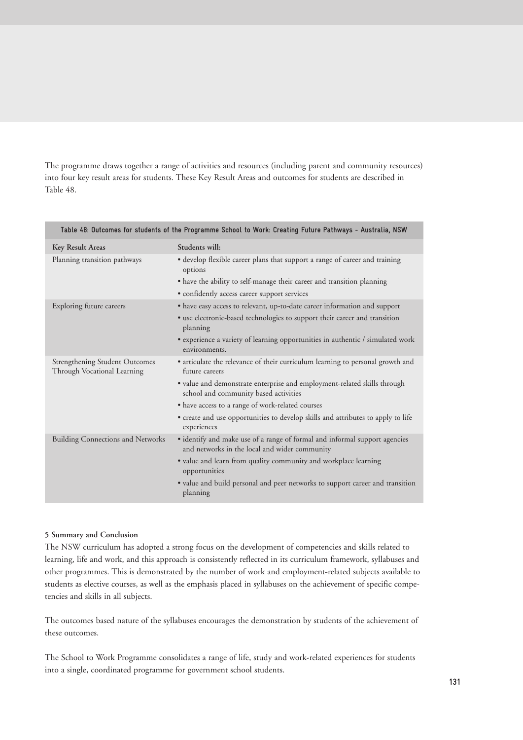The programme draws together a range of activities and resources (including parent and community resources) into four key result areas for students. These Key Result Areas and outcomes for students are described in Table 48.

**Table 48: Outcomes for students of the Programme School to Work: Creating Future Pathways - Australia, NSW**

| Key Result Areas | Students will: |
|---|---|
| Planning transition pathways | • develop flexible career plans that support a range of career and training options<br>• have the ability to self-manage their career and transition planning<br>• confidently access career support services |
| Exploring future careers | • have easy access to relevant, up-to-date career information and support<br>• use electronic-based technologies to support their career and transition planning<br>• experience a variety of learning opportunities in authentic / simulated work environments. |
| Strengthening Student Outcomes Through Vocational Learning | • articulate the relevance of their curriculum learning to personal growth and future careers<br>• value and demonstrate enterprise and employment-related skills through school and community based activities<br>• have access to a range of work-related courses<br>• create and use opportunities to develop skills and attributes to apply to life experiences |
| Building Connections and Networks | • identify and make use of a range of formal and informal support agencies and networks in the local and wider community<br>• value and learn from quality community and workplace learning opportunities<br>• value and build personal and peer networks to support career and transition planning |

**5 Summary and Conclusion**

The NSW curriculum has adopted a strong focus on the development of competencies and skills related to learning, life and work, and this approach is consistently reflected in its curriculum framework, syllabuses and other programmes. This is demonstrated by the number of work and employment-related subjects available to students as elective courses, as well as the emphasis placed in syllabuses on the achievement of specific competencies and skills in all subjects.

The outcomes based nature of the syllabuses encourages the demonstration by students of the achievement of these outcomes.

The School to Work Programme consolidates a range of life, study and work-related experiences for students into a single, coordinated programme for government school students.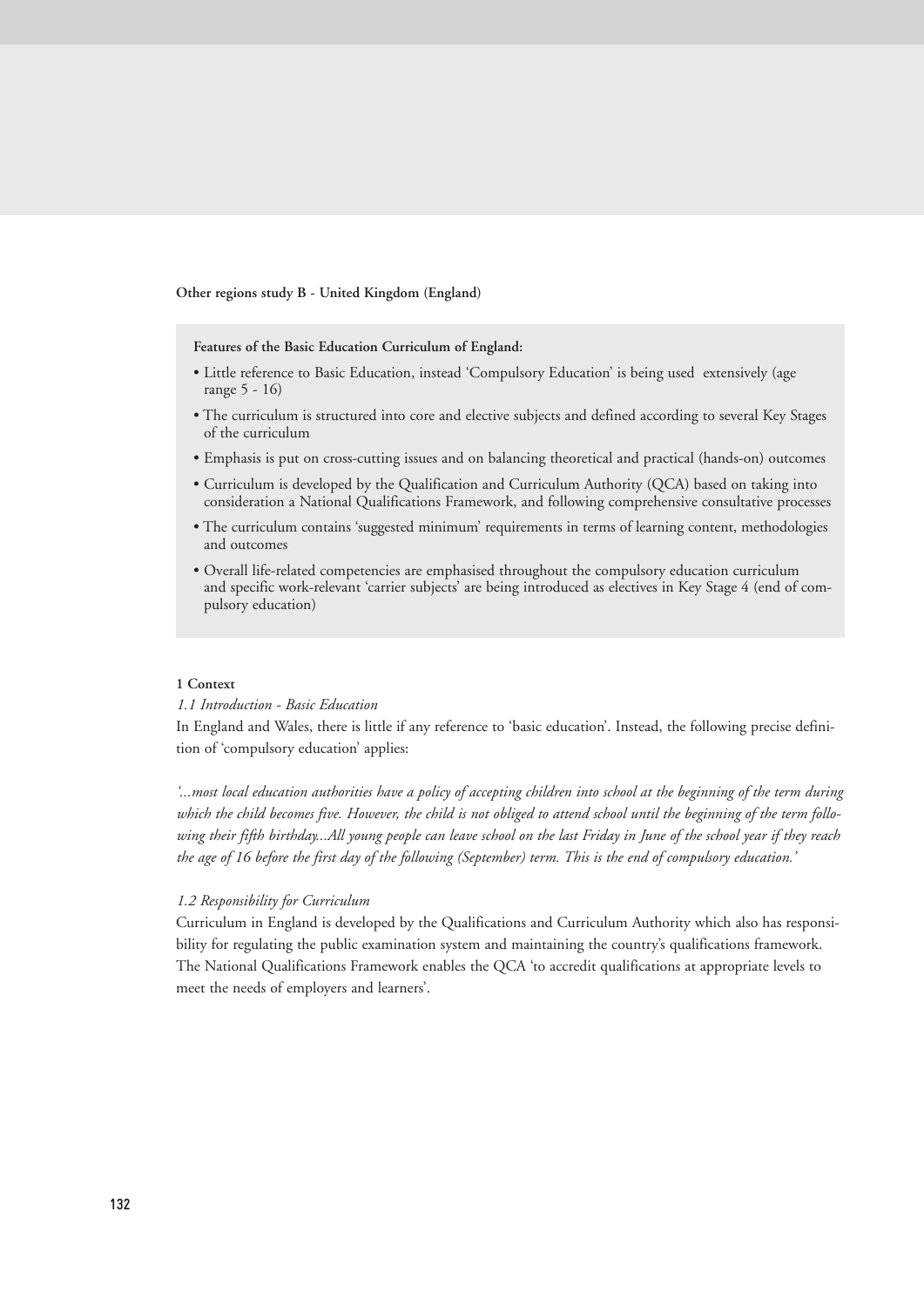**Other regions study B - United Kingdom (England)**

**Features of the Basic Education Curriculum of England:**

- Little reference to Basic Education, instead 'Compulsory Education' is being used extensively (age range 5 - 16)
- The curriculum is structured into core and elective subjects and defined according to several Key Stages of the curriculum
- Emphasis is put on cross-cutting issues and on balancing theoretical and practical (hands-on) outcomes
- Curriculum is developed by the Qualification and Curriculum Authority (QCA) based on taking into consideration a National Qualifications Framework, and following comprehensive consultative processes
- The curriculum contains 'suggested minimum' requirements in terms of learning content, methodologies and outcomes
- Overall life-related competencies are emphasised throughout the compulsory education curriculum and specific work-relevant 'carrier subjects' are being introduced as electives in Key Stage 4 (end of compulsory education)

**1 Context**

*1.1 Introduction - Basic Education*

In England and Wales, there is little if any reference to 'basic education'. Instead, the following precise definition of 'compulsory education' applies:

*'...most local education authorities have a policy of accepting children into school at the beginning of the term during which the child becomes five. However, the child is not obliged to attend school until the beginning of the term following their fifth birthday...All young people can leave school on the last Friday in June of the school year if they reach the age of 16 before the first day of the following (September) term. This is the end of compulsory education.'*

*1.2 Responsibility for Curriculum*

Curriculum in England is developed by the Qualifications and Curriculum Authority which also has responsibility for regulating the public examination system and maintaining the country's qualifications framework. The National Qualifications Framework enables the QCA 'to accredit qualifications at appropriate levels to meet the needs of employers and learners'.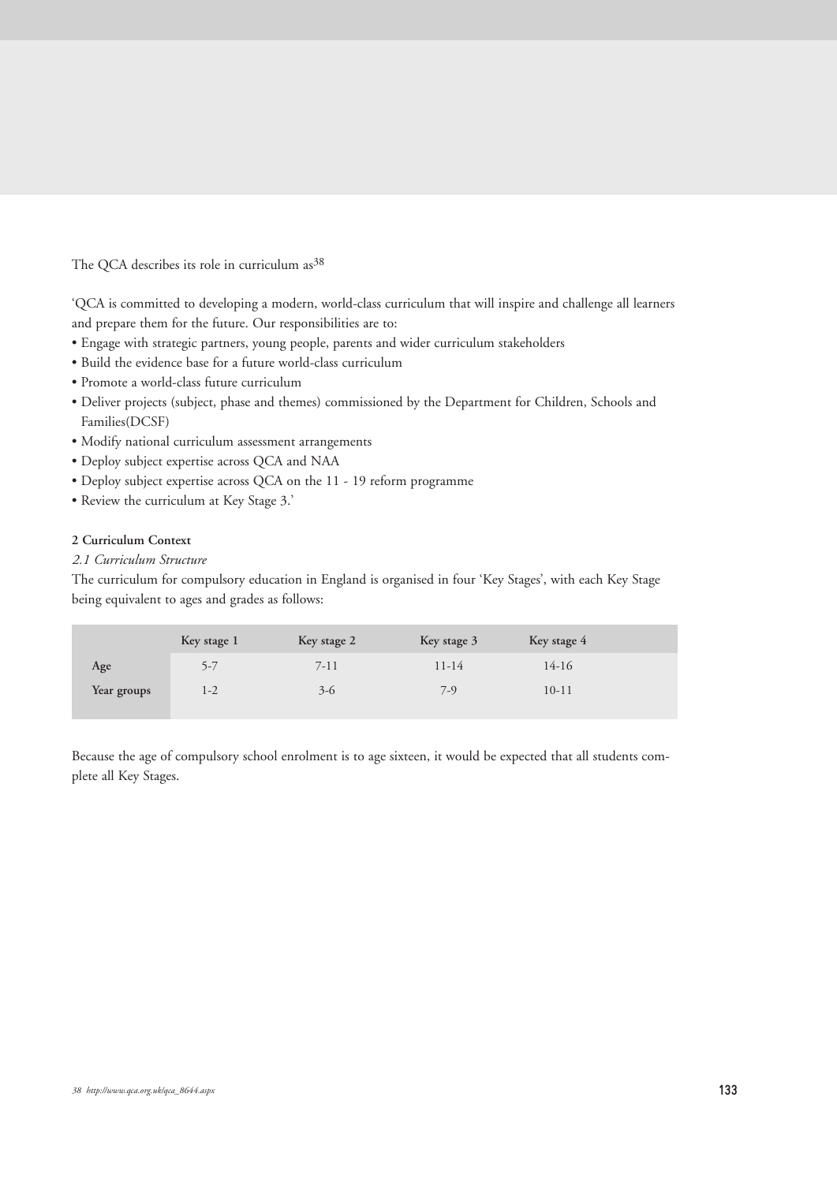The QCA describes its role in curriculum as[38]

'QCA is committed to developing a modern, world-class curriculum that will inspire and challenge all learners and prepare them for the future. Our responsibilities are to:

- Engage with strategic partners, young people, parents and wider curriculum stakeholders
- Build the evidence base for a future world-class curriculum
- Promote a world-class future curriculum
- Deliver projects (subject, phase and themes) commissioned by the Department for Children, Schools and Families(DCSF)
- Modify national curriculum assessment arrangements
- Deploy subject expertise across QCA and NAA
- Deploy subject expertise across QCA on the 11 - 19 reform programme
- Review the curriculum at Key Stage 3.'

**2 Curriculum Context**

*2.1 Curriculum Structure*

The curriculum for compulsory education in England is organised in four 'Key Stages', with each Key Stage being equivalent to ages and grades as follows:

| | Key stage 1 | Key stage 2 | Key stage 3 | Key stage 4 |
|---|---|---|---|---|
| **Age** | 5-7 | 7-11 | 11-14 | 14-16 |
| **Year groups** | 1-2 | 3-6 | 7-9 | 10-11 |

Because the age of compulsory school enrolment is to age sixteen, it would be expected that all students complete all Key Stages.

38 http://www.qca.org.uk/qca_8644.aspx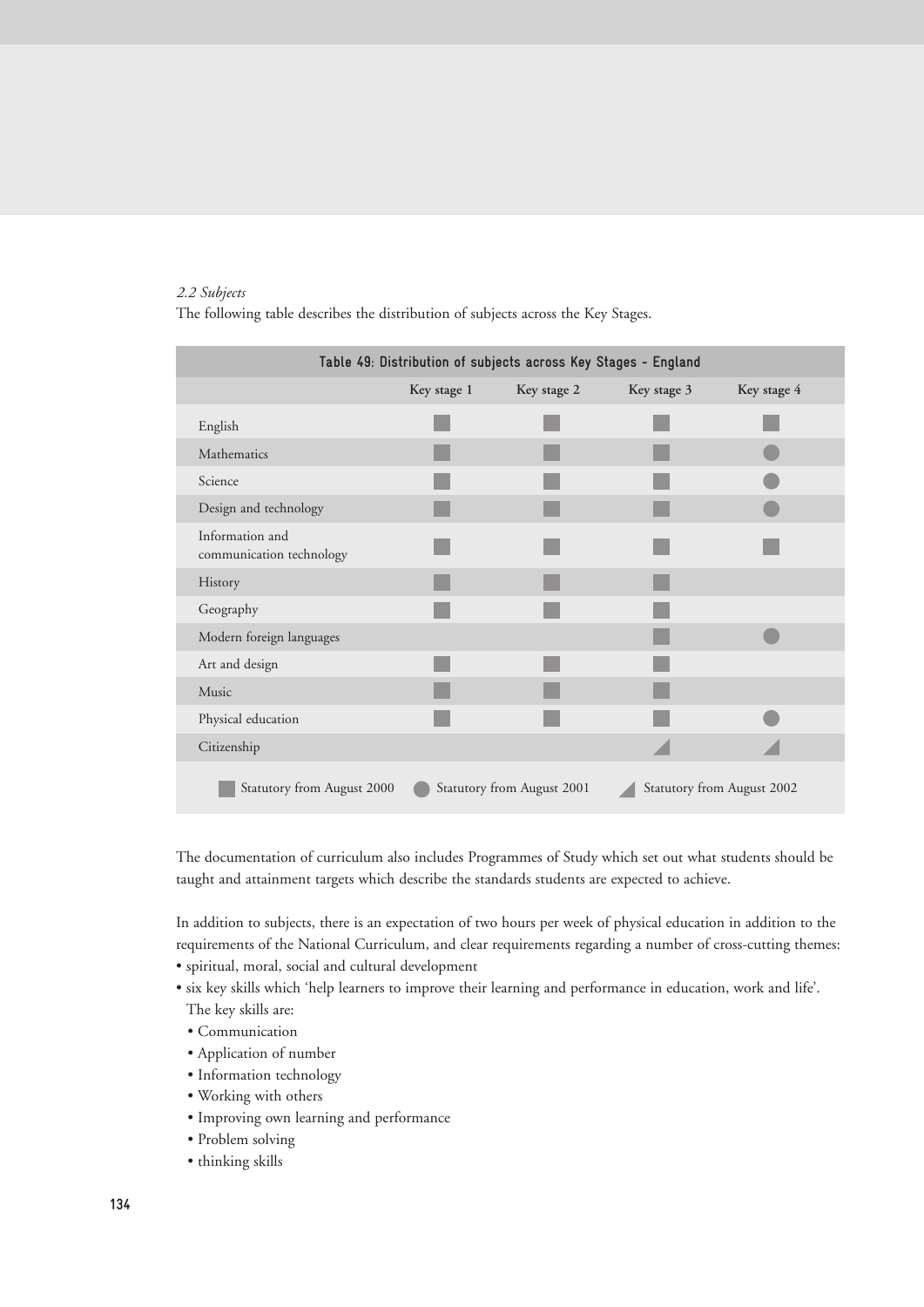*2.2 Subjects*

The following table describes the distribution of subjects across the Key Stages.

**Table 49: Distribution of subjects across Key Stages - England**

| | Key stage 1 | Key stage 2 | Key stage 3 | Key stage 4 |
|---|---|---|---|---|
| English | ■ | ■ | ■ | ■ |
| Mathematics | ■ | ■ | ■ | ● |
| Science | ■ | ■ | ■ | ● |
| Design and technology | ■ | ■ | ■ | ● |
| Information and communication technology | ■ | ■ | ■ | ■ |
| History | ■ | ■ | ■ | |
| Geography | ■ | ■ | ■ | |
| Modern foreign languages | | | ■ | ● |
| Art and design | ■ | ■ | ■ | |
| Music | ■ | ■ | ■ | |
| Physical education | ■ | ■ | ■ | ● |
| Citizenship | | | ◢ | ◢ |

■ Statutory from August 2000 ● Statutory from August 2001 ◢ Statutory from August 2002

The documentation of curriculum also includes Programmes of Study which set out what students should be taught and attainment targets which describe the standards students are expected to achieve.

In addition to subjects, there is an expectation of two hours per week of physical education in addition to the requirements of the National Curriculum, and clear requirements regarding a number of cross-cutting themes:

- spiritual, moral, social and cultural development
- six key skills which 'help learners to improve their learning and performance in education, work and life'. The key skills are:
  - Communication
  - Application of number
  - Information technology
  - Working with others
  - Improving own learning and performance
  - Problem solving
  - thinking skills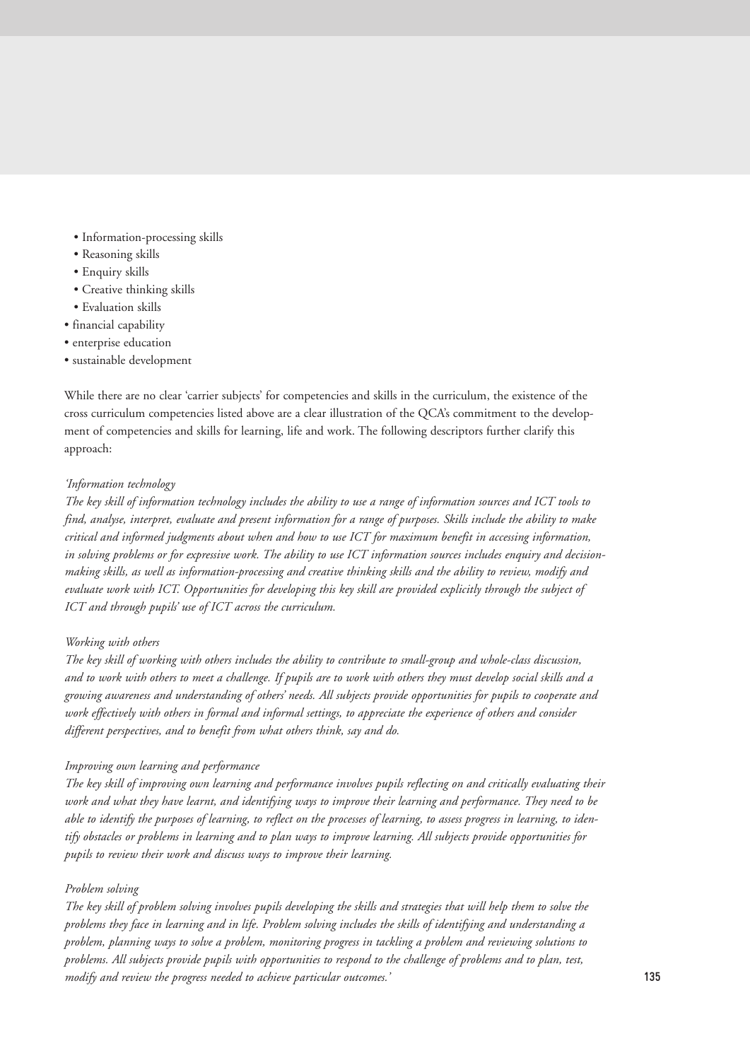- Information-processing skills
  - Reasoning skills
  - Enquiry skills
  - Creative thinking skills
  - Evaluation skills
- financial capability
- enterprise education
- sustainable development

While there are no clear 'carrier subjects' for competencies and skills in the curriculum, the existence of the cross curriculum competencies listed above are a clear illustration of the QCA's commitment to the development of competencies and skills for learning, life and work. The following descriptors further clarify this approach:

*'Information technology*
*The key skill of information technology includes the ability to use a range of information sources and ICT tools to find, analyse, interpret, evaluate and present information for a range of purposes. Skills include the ability to make critical and informed judgments about when and how to use ICT for maximum benefit in accessing information, in solving problems or for expressive work. The ability to use ICT information sources includes enquiry and decision-making skills, as well as information-processing and creative thinking skills and the ability to review, modify and evaluate work with ICT. Opportunities for developing this key skill are provided explicitly through the subject of ICT and through pupils' use of ICT across the curriculum.*

*Working with others*
*The key skill of working with others includes the ability to contribute to small-group and whole-class discussion, and to work with others to meet a challenge. If pupils are to work with others they must develop social skills and a growing awareness and understanding of others' needs. All subjects provide opportunities for pupils to cooperate and work effectively with others in formal and informal settings, to appreciate the experience of others and consider different perspectives, and to benefit from what others think, say and do.*

*Improving own learning and performance*
*The key skill of improving own learning and performance involves pupils reflecting on and critically evaluating their work and what they have learnt, and identifying ways to improve their learning and performance. They need to be able to identify the purposes of learning, to reflect on the processes of learning, to assess progress in learning, to identify obstacles or problems in learning and to plan ways to improve learning. All subjects provide opportunities for pupils to review their work and discuss ways to improve their learning.*

*Problem solving*
*The key skill of problem solving involves pupils developing the skills and strategies that will help them to solve the problems they face in learning and in life. Problem solving includes the skills of identifying and understanding a problem, planning ways to solve a problem, monitoring progress in tackling a problem and reviewing solutions to problems. All subjects provide pupils with opportunities to respond to the challenge of problems and to plan, test, modify and review the progress needed to achieve particular outcomes.'*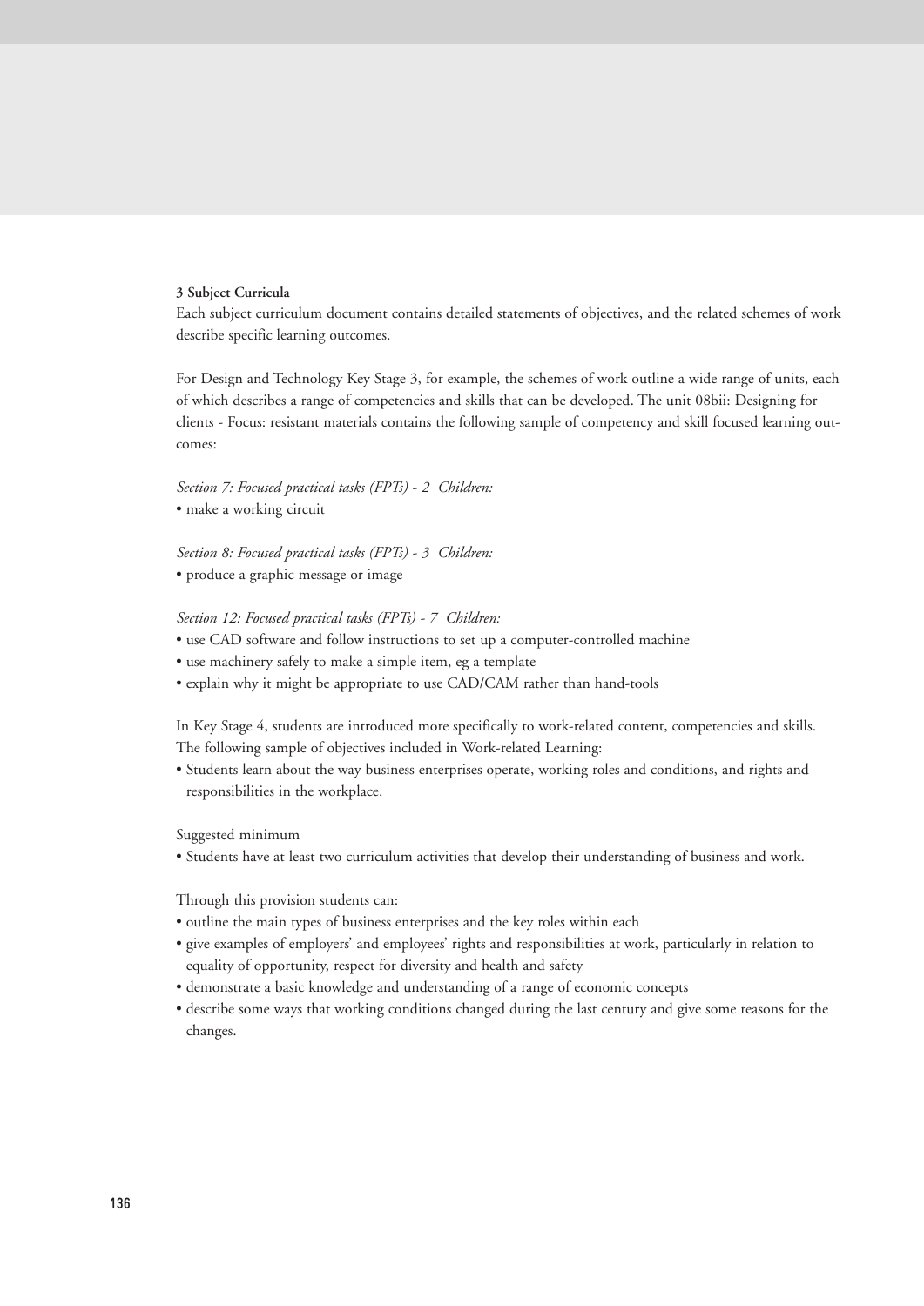**3 Subject Curricula**

Each subject curriculum document contains detailed statements of objectives, and the related schemes of work describe specific learning outcomes.

For Design and Technology Key Stage 3, for example, the schemes of work outline a wide range of units, each of which describes a range of competencies and skills that can be developed. The unit 08bii: Designing for clients - Focus: resistant materials contains the following sample of competency and skill focused learning outcomes:

*Section 7: Focused practical tasks (FPTs) - 2 Children:*

- make a working circuit

*Section 8: Focused practical tasks (FPTs) - 3 Children:*

- produce a graphic message or image

*Section 12: Focused practical tasks (FPTs) - 7 Children:*

- use CAD software and follow instructions to set up a computer-controlled machine
- use machinery safely to make a simple item, eg a template
- explain why it might be appropriate to use CAD/CAM rather than hand-tools

In Key Stage 4, students are introduced more specifically to work-related content, competencies and skills. The following sample of objectives included in Work-related Learning:

- Students learn about the way business enterprises operate, working roles and conditions, and rights and responsibilities in the workplace.

Suggested minimum

- Students have at least two curriculum activities that develop their understanding of business and work.

Through this provision students can:

- outline the main types of business enterprises and the key roles within each
- give examples of employers' and employees' rights and responsibilities at work, particularly in relation to equality of opportunity, respect for diversity and health and safety
- demonstrate a basic knowledge and understanding of a range of economic concepts
- describe some ways that working conditions changed during the last century and give some reasons for the changes.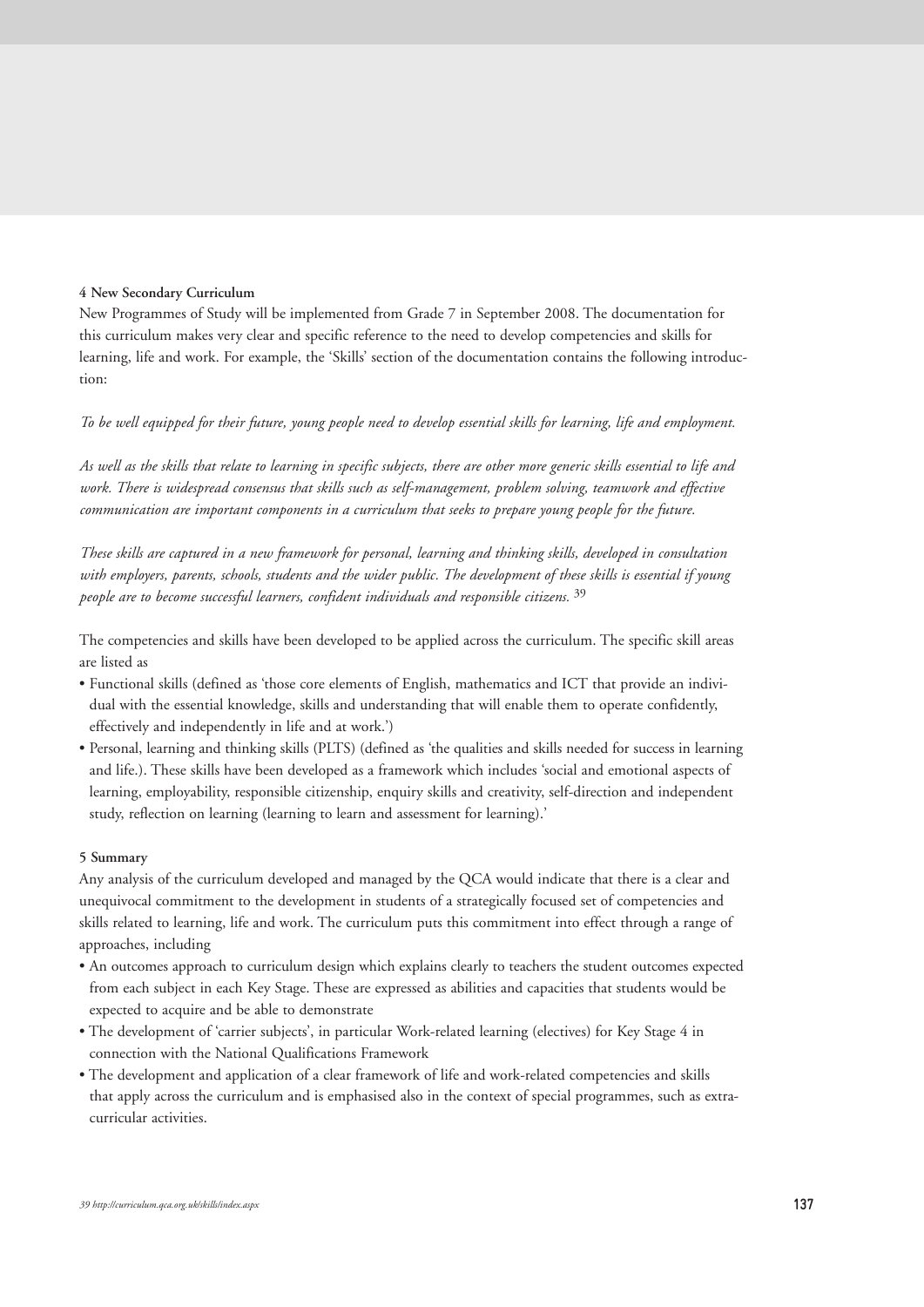**4 New Secondary Curriculum**

New Programmes of Study will be implemented from Grade 7 in September 2008. The documentation for this curriculum makes very clear and specific reference to the need to develop competencies and skills for learning, life and work. For example, the 'Skills' section of the documentation contains the following introduction:

*To be well equipped for their future, young people need to develop essential skills for learning, life and employment.*

*As well as the skills that relate to learning in specific subjects, there are other more generic skills essential to life and work. There is widespread consensus that skills such as self-management, problem solving, teamwork and effective communication are important components in a curriculum that seeks to prepare young people for the future.*

*These skills are captured in a new framework for personal, learning and thinking skills, developed in consultation with employers, parents, schools, students and the wider public. The development of these skills is essential if young people are to become successful learners, confident individuals and responsible citizens.* [39]

The competencies and skills have been developed to be applied across the curriculum. The specific skill areas are listed as

- Functional skills (defined as 'those core elements of English, mathematics and ICT that provide an individual with the essential knowledge, skills and understanding that will enable them to operate confidently, effectively and independently in life and at work.')
- Personal, learning and thinking skills (PLTS) (defined as 'the qualities and skills needed for success in learning and life.). These skills have been developed as a framework which includes 'social and emotional aspects of learning, employability, responsible citizenship, enquiry skills and creativity, self-direction and independent study, reflection on learning (learning to learn and assessment for learning).'

**5 Summary**

Any analysis of the curriculum developed and managed by the QCA would indicate that there is a clear and unequivocal commitment to the development in students of a strategically focused set of competencies and skills related to learning, life and work. The curriculum puts this commitment into effect through a range of approaches, including

- An outcomes approach to curriculum design which explains clearly to teachers the student outcomes expected from each subject in each Key Stage. These are expressed as abilities and capacities that students would be expected to acquire and be able to demonstrate
- The development of 'carrier subjects', in particular Work-related learning (electives) for Key Stage 4 in connection with the National Qualifications Framework
- The development and application of a clear framework of life and work-related competencies and skills that apply across the curriculum and is emphasised also in the context of special programmes, such as extra-curricular activities.

*39 http://curriculum.qca.org.uk/skills/index.aspx*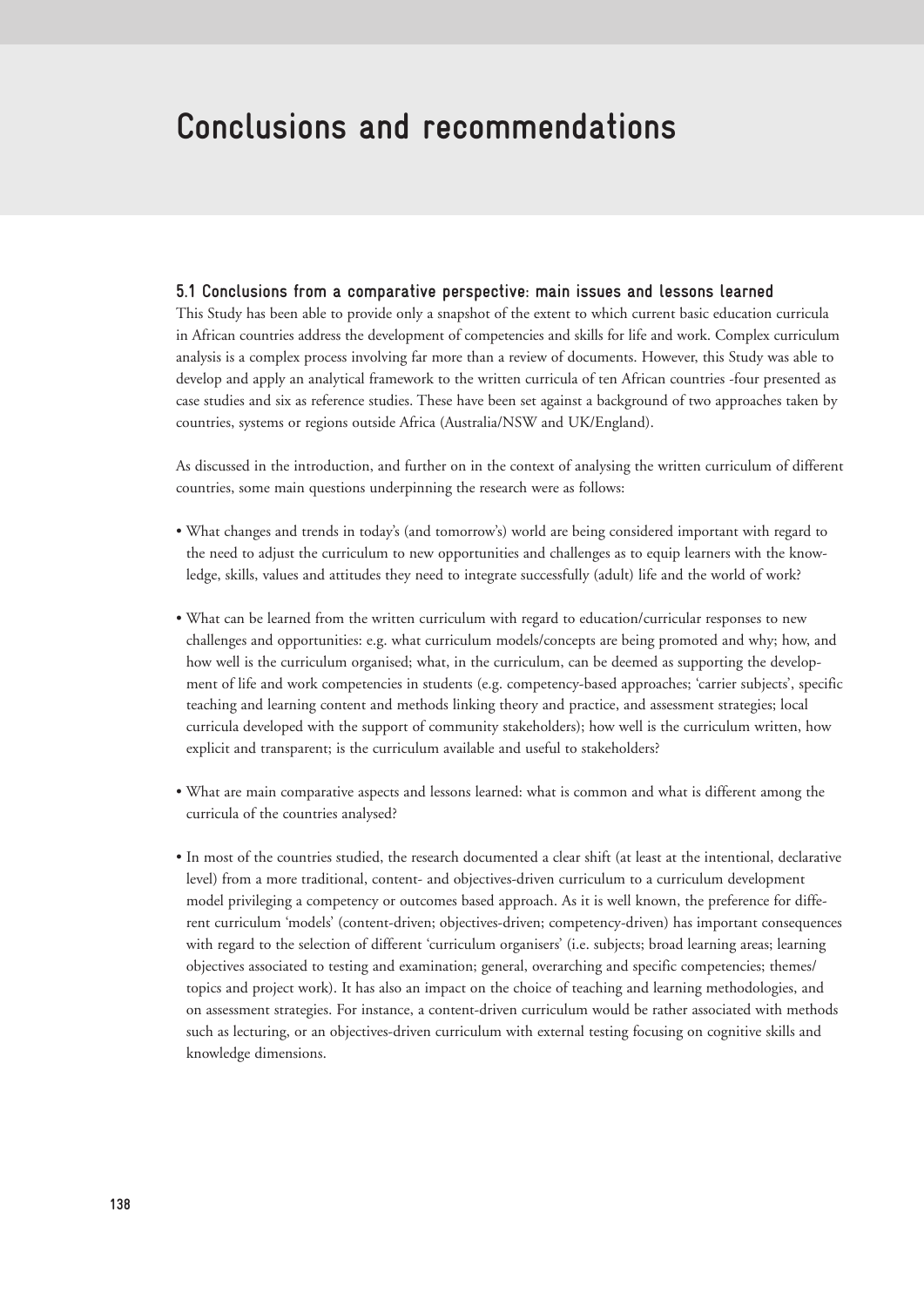# Conclusions and recommendations

## 5.1 Conclusions from a comparative perspective: main issues and lessons learned

This Study has been able to provide only a snapshot of the extent to which current basic education curricula in African countries address the development of competencies and skills for life and work. Complex curriculum analysis is a complex process involving far more than a review of documents. However, this Study was able to develop and apply an analytical framework to the written curricula of ten African countries -four presented as case studies and six as reference studies. These have been set against a background of two approaches taken by countries, systems or regions outside Africa (Australia/NSW and UK/England).

As discussed in the introduction, and further on in the context of analysing the written curriculum of different countries, some main questions underpinning the research were as follows:

- What changes and trends in today's (and tomorrow's) world are being considered important with regard to the need to adjust the curriculum to new opportunities and challenges as to equip learners with the knowledge, skills, values and attitudes they need to integrate successfully (adult) life and the world of work?
- What can be learned from the written curriculum with regard to education/curricular responses to new challenges and opportunities: e.g. what curriculum models/concepts are being promoted and why; how, and how well is the curriculum organised; what, in the curriculum, can be deemed as supporting the development of life and work competencies in students (e.g. competency-based approaches; 'carrier subjects', specific teaching and learning content and methods linking theory and practice, and assessment strategies; local curricula developed with the support of community stakeholders); how well is the curriculum written, how explicit and transparent; is the curriculum available and useful to stakeholders?
- What are main comparative aspects and lessons learned: what is common and what is different among the curricula of the countries analysed?
- In most of the countries studied, the research documented a clear shift (at least at the intentional, declarative level) from a more traditional, content- and objectives-driven curriculum to a curriculum development model privileging a competency or outcomes based approach. As it is well known, the preference for different curriculum 'models' (content-driven; objectives-driven; competency-driven) has important consequences with regard to the selection of different 'curriculum organisers' (i.e. subjects; broad learning areas; learning objectives associated to testing and examination; general, overarching and specific competencies; themes/topics and project work). It has also an impact on the choice of teaching and learning methodologies, and on assessment strategies. For instance, a content-driven curriculum would be rather associated with methods such as lecturing, or an objectives-driven curriculum with external testing focusing on cognitive skills and knowledge dimensions.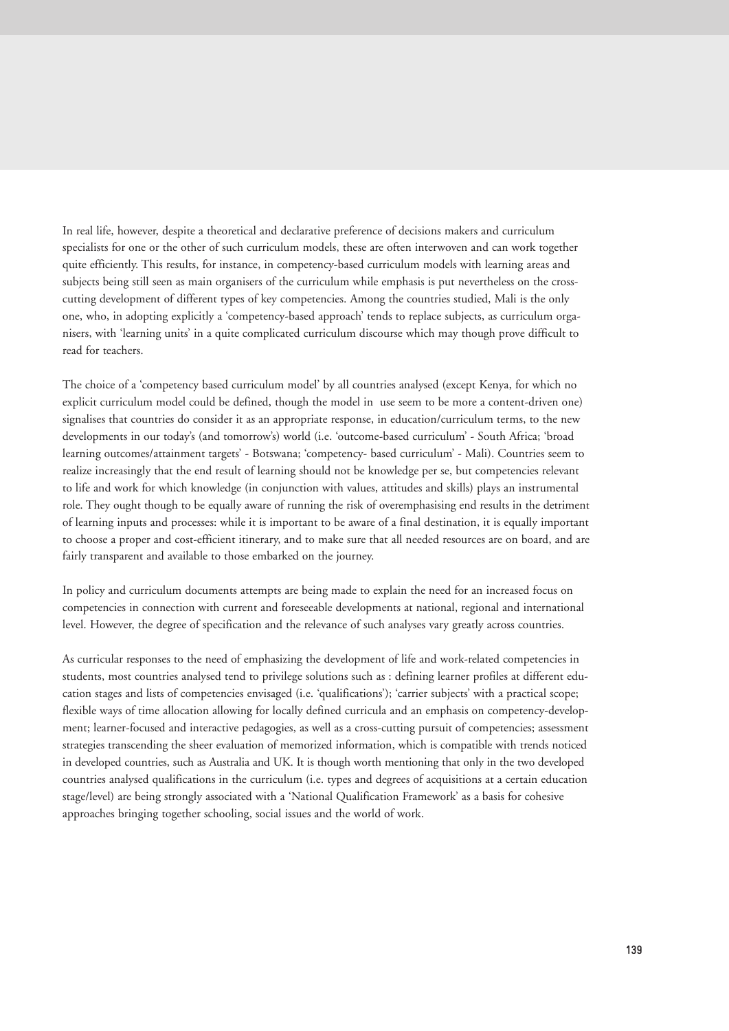In real life, however, despite a theoretical and declarative preference of decisions makers and curriculum specialists for one or the other of such curriculum models, these are often interwoven and can work together quite efficiently. This results, for instance, in competency-based curriculum models with learning areas and subjects being still seen as main organisers of the curriculum while emphasis is put nevertheless on the cross-cutting development of different types of key competencies. Among the countries studied, Mali is the only one, who, in adopting explicitly a 'competency-based approach' tends to replace subjects, as curriculum organisers, with 'learning units' in a quite complicated curriculum discourse which may though prove difficult to read for teachers.

The choice of a 'competency based curriculum model' by all countries analysed (except Kenya, for which no explicit curriculum model could be defined, though the model in use seem to be more a content-driven one) signalises that countries do consider it as an appropriate response, in education/curriculum terms, to the new developments in our today's (and tomorrow's) world (i.e. 'outcome-based curriculum' - South Africa; 'broad learning outcomes/attainment targets' - Botswana; 'competency- based curriculum' - Mali). Countries seem to realize increasingly that the end result of learning should not be knowledge per se, but competencies relevant to life and work for which knowledge (in conjunction with values, attitudes and skills) plays an instrumental role. They ought though to be equally aware of running the risk of overemphasising end results in the detriment of learning inputs and processes: while it is important to be aware of a final destination, it is equally important to choose a proper and cost-efficient itinerary, and to make sure that all needed resources are on board, and are fairly transparent and available to those embarked on the journey.

In policy and curriculum documents attempts are being made to explain the need for an increased focus on competencies in connection with current and foreseeable developments at national, regional and international level. However, the degree of specification and the relevance of such analyses vary greatly across countries.

As curricular responses to the need of emphasizing the development of life and work-related competencies in students, most countries analysed tend to privilege solutions such as : defining learner profiles at different education stages and lists of competencies envisaged (i.e. 'qualifications'); 'carrier subjects' with a practical scope; flexible ways of time allocation allowing for locally defined curricula and an emphasis on competency-development; learner-focused and interactive pedagogies, as well as a cross-cutting pursuit of competencies; assessment strategies transcending the sheer evaluation of memorized information, which is compatible with trends noticed in developed countries, such as Australia and UK. It is though worth mentioning that only in the two developed countries analysed qualifications in the curriculum (i.e. types and degrees of acquisitions at a certain education stage/level) are being strongly associated with a 'National Qualification Framework' as a basis for cohesive approaches bringing together schooling, social issues and the world of work.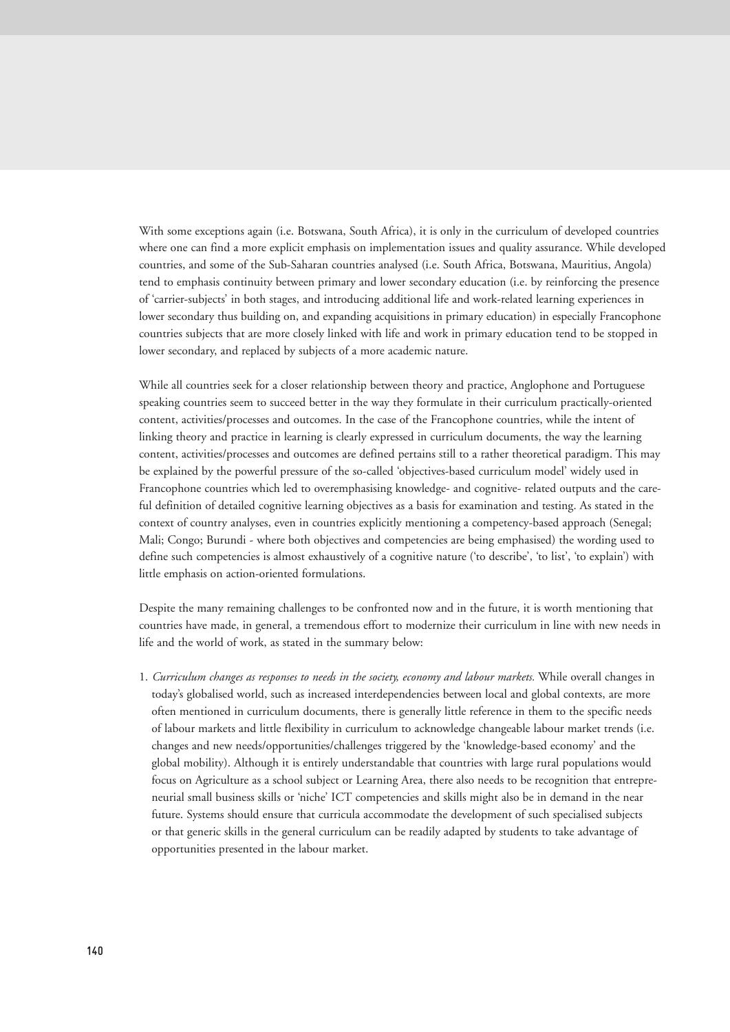With some exceptions again (i.e. Botswana, South Africa), it is only in the curriculum of developed countries where one can find a more explicit emphasis on implementation issues and quality assurance. While developed countries, and some of the Sub-Saharan countries analysed (i.e. South Africa, Botswana, Mauritius, Angola) tend to emphasis continuity between primary and lower secondary education (i.e. by reinforcing the presence of 'carrier-subjects' in both stages, and introducing additional life and work-related learning experiences in lower secondary thus building on, and expanding acquisitions in primary education) in especially Francophone countries subjects that are more closely linked with life and work in primary education tend to be stopped in lower secondary, and replaced by subjects of a more academic nature.

While all countries seek for a closer relationship between theory and practice, Anglophone and Portuguese speaking countries seem to succeed better in the way they formulate in their curriculum practically-oriented content, activities/processes and outcomes. In the case of the Francophone countries, while the intent of linking theory and practice in learning is clearly expressed in curriculum documents, the way the learning content, activities/processes and outcomes are defined pertains still to a rather theoretical paradigm. This may be explained by the powerful pressure of the so-called 'objectives-based curriculum model' widely used in Francophone countries which led to overemphasising knowledge- and cognitive- related outputs and the careful definition of detailed cognitive learning objectives as a basis for examination and testing. As stated in the context of country analyses, even in countries explicitly mentioning a competency-based approach (Senegal; Mali; Congo; Burundi - where both objectives and competencies are being emphasised) the wording used to define such competencies is almost exhaustively of a cognitive nature ('to describe', 'to list', 'to explain') with little emphasis on action-oriented formulations.

Despite the many remaining challenges to be confronted now and in the future, it is worth mentioning that countries have made, in general, a tremendous effort to modernize their curriculum in line with new needs in life and the world of work, as stated in the summary below:

1. *Curriculum changes as responses to needs in the society, economy and labour markets.* While overall changes in today's globalised world, such as increased interdependencies between local and global contexts, are more often mentioned in curriculum documents, there is generally little reference in them to the specific needs of labour markets and little flexibility in curriculum to acknowledge changeable labour market trends (i.e. changes and new needs/opportunities/challenges triggered by the 'knowledge-based economy' and the global mobility). Although it is entirely understandable that countries with large rural populations would focus on Agriculture as a school subject or Learning Area, there also needs to be recognition that entrepreneurial small business skills or 'niche' ICT competencies and skills might also be in demand in the near future. Systems should ensure that curricula accommodate the development of such specialised subjects or that generic skills in the general curriculum can be readily adapted by students to take advantage of opportunities presented in the labour market.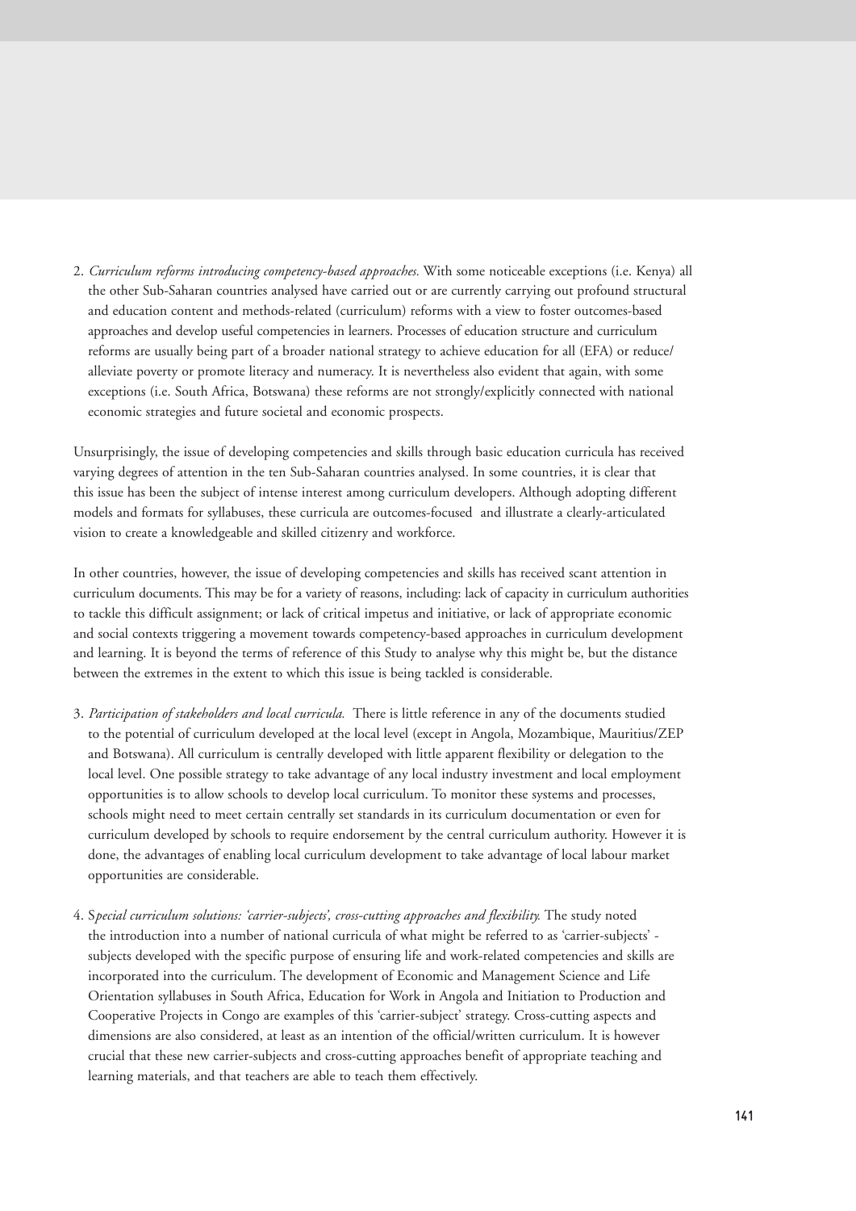2. *Curriculum reforms introducing competency-based approaches.* With some noticeable exceptions (i.e. Kenya) all the other Sub-Saharan countries analysed have carried out or are currently carrying out profound structural and education content and methods-related (curriculum) reforms with a view to foster outcomes-based approaches and develop useful competencies in learners. Processes of education structure and curriculum reforms are usually being part of a broader national strategy to achieve education for all (EFA) or reduce/ alleviate poverty or promote literacy and numeracy. It is nevertheless also evident that again, with some exceptions (i.e. South Africa, Botswana) these reforms are not strongly/explicitly connected with national economic strategies and future societal and economic prospects.

Unsurprisingly, the issue of developing competencies and skills through basic education curricula has received varying degrees of attention in the ten Sub-Saharan countries analysed. In some countries, it is clear that this issue has been the subject of intense interest among curriculum developers. Although adopting different models and formats for syllabuses, these curricula are outcomes-focused and illustrate a clearly-articulated vision to create a knowledgeable and skilled citizenry and workforce.

In other countries, however, the issue of developing competencies and skills has received scant attention in curriculum documents. This may be for a variety of reasons, including: lack of capacity in curriculum authorities to tackle this difficult assignment; or lack of critical impetus and initiative, or lack of appropriate economic and social contexts triggering a movement towards competency-based approaches in curriculum development and learning. It is beyond the terms of reference of this Study to analyse why this might be, but the distance between the extremes in the extent to which this issue is being tackled is considerable.

3. *Participation of stakeholders and local curricula.* There is little reference in any of the documents studied to the potential of curriculum developed at the local level (except in Angola, Mozambique, Mauritius/ZEP and Botswana). All curriculum is centrally developed with little apparent flexibility or delegation to the local level. One possible strategy to take advantage of any local industry investment and local employment opportunities is to allow schools to develop local curriculum. To monitor these systems and processes, schools might need to meet certain centrally set standards in its curriculum documentation or even for curriculum developed by schools to require endorsement by the central curriculum authority. However it is done, the advantages of enabling local curriculum development to take advantage of local labour market opportunities are considerable.

4. S*pecial curriculum solutions: 'carrier-subjects', cross-cutting approaches and flexibility.* The study noted the introduction into a number of national curricula of what might be referred to as 'carrier-subjects' - subjects developed with the specific purpose of ensuring life and work-related competencies and skills are incorporated into the curriculum. The development of Economic and Management Science and Life Orientation syllabuses in South Africa, Education for Work in Angola and Initiation to Production and Cooperative Projects in Congo are examples of this 'carrier-subject' strategy. Cross-cutting aspects and dimensions are also considered, at least as an intention of the official/written curriculum. It is however crucial that these new carrier-subjects and cross-cutting approaches benefit of appropriate teaching and learning materials, and that teachers are able to teach them effectively.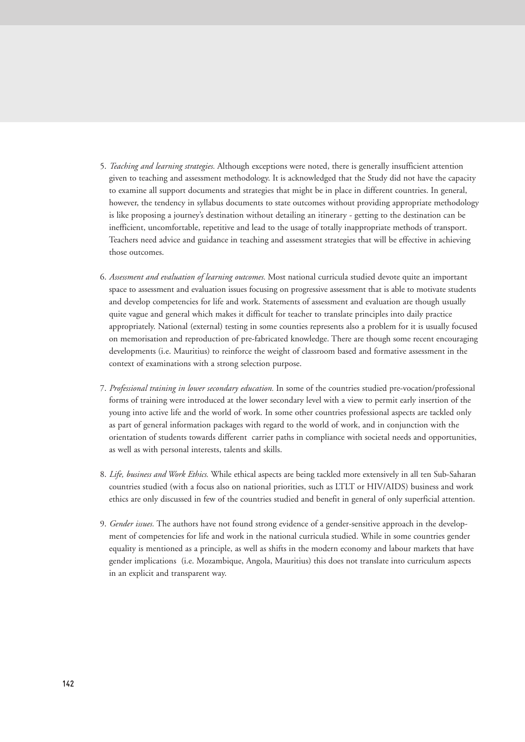5. *Teaching and learning strategies.* Although exceptions were noted, there is generally insufficient attention given to teaching and assessment methodology. It is acknowledged that the Study did not have the capacity to examine all support documents and strategies that might be in place in different countries. In general, however, the tendency in syllabus documents to state outcomes without providing appropriate methodology is like proposing a journey's destination without detailing an itinerary - getting to the destination can be inefficient, uncomfortable, repetitive and lead to the usage of totally inappropriate methods of transport. Teachers need advice and guidance in teaching and assessment strategies that will be effective in achieving those outcomes.

6. *Assessment and evaluation of learning outcomes.* Most national curricula studied devote quite an important space to assessment and evaluation issues focusing on progressive assessment that is able to motivate students and develop competencies for life and work. Statements of assessment and evaluation are though usually quite vague and general which makes it difficult for teacher to translate principles into daily practice appropriately. National (external) testing in some counties represents also a problem for it is usually focused on memorisation and reproduction of pre-fabricated knowledge. There are though some recent encouraging developments (i.e. Mauritius) to reinforce the weight of classroom based and formative assessment in the context of examinations with a strong selection purpose.

7. *Professional training in lower secondary education.* In some of the countries studied pre-vocation/professional forms of training were introduced at the lower secondary level with a view to permit early insertion of the young into active life and the world of work. In some other countries professional aspects are tackled only as part of general information packages with regard to the world of work, and in conjunction with the orientation of students towards different carrier paths in compliance with societal needs and opportunities, as well as with personal interests, talents and skills.

8. *Life, business and Work Ethics.* While ethical aspects are being tackled more extensively in all ten Sub-Saharan countries studied (with a focus also on national priorities, such as LTLT or HIV/AIDS) business and work ethics are only discussed in few of the countries studied and benefit in general of only superficial attention.

9. *Gender issues.* The authors have not found strong evidence of a gender-sensitive approach in the development of competencies for life and work in the national curricula studied. While in some countries gender equality is mentioned as a principle, as well as shifts in the modern economy and labour markets that have gender implications (i.e. Mozambique, Angola, Mauritius) this does not translate into curriculum aspects in an explicit and transparent way.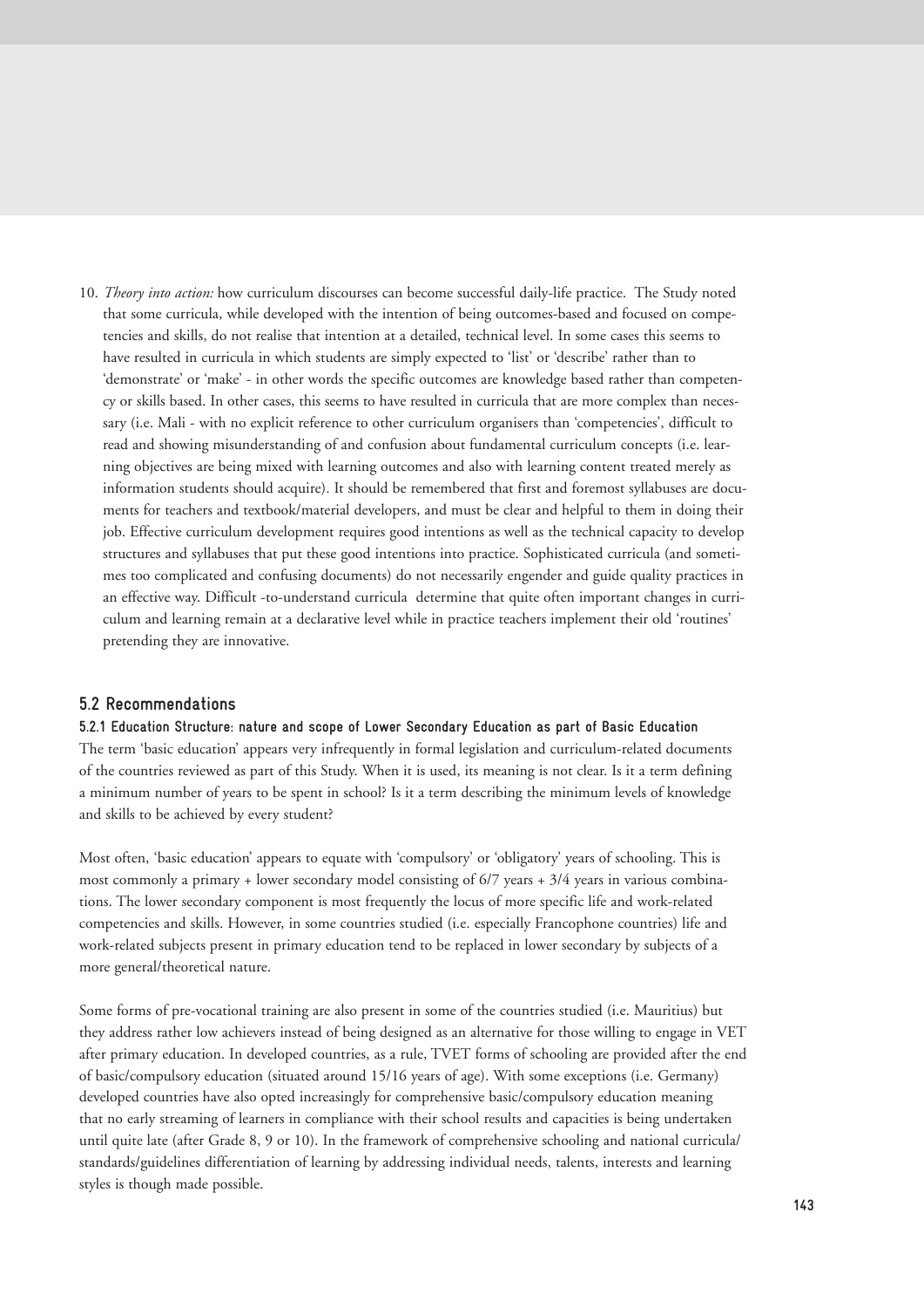10. *Theory into action:* how curriculum discourses can become successful daily-life practice. The Study noted that some curricula, while developed with the intention of being outcomes-based and focused on competencies and skills, do not realise that intention at a detailed, technical level. In some cases this seems to have resulted in curricula in which students are simply expected to 'list' or 'describe' rather than to 'demonstrate' or 'make' - in other words the specific outcomes are knowledge based rather than competency or skills based. In other cases, this seems to have resulted in curricula that are more complex than necessary (i.e. Mali - with no explicit reference to other curriculum organisers than 'competencies', difficult to read and showing misunderstanding of and confusion about fundamental curriculum concepts (i.e. learning objectives are being mixed with learning outcomes and also with learning content treated merely as information students should acquire). It should be remembered that first and foremost syllabuses are documents for teachers and textbook/material developers, and must be clear and helpful to them in doing their job. Effective curriculum development requires good intentions as well as the technical capacity to develop structures and syllabuses that put these good intentions into practice. Sophisticated curricula (and sometimes too complicated and confusing documents) do not necessarily engender and guide quality practices in an effective way. Difficult -to-understand curricula determine that quite often important changes in curriculum and learning remain at a declarative level while in practice teachers implement their old 'routines' pretending they are innovative.

## 5.2 Recommendations

### 5.2.1 Education Structure: nature and scope of Lower Secondary Education as part of Basic Education

The term 'basic education' appears very infrequently in formal legislation and curriculum-related documents of the countries reviewed as part of this Study. When it is used, its meaning is not clear. Is it a term defining a minimum number of years to be spent in school? Is it a term describing the minimum levels of knowledge and skills to be achieved by every student?

Most often, 'basic education' appears to equate with 'compulsory' or 'obligatory' years of schooling. This is most commonly a primary + lower secondary model consisting of 6/7 years + 3/4 years in various combinations. The lower secondary component is most frequently the locus of more specific life and work-related competencies and skills. However, in some countries studied (i.e. especially Francophone countries) life and work-related subjects present in primary education tend to be replaced in lower secondary by subjects of a more general/theoretical nature.

Some forms of pre-vocational training are also present in some of the countries studied (i.e. Mauritius) but they address rather low achievers instead of being designed as an alternative for those willing to engage in VET after primary education. In developed countries, as a rule, TVET forms of schooling are provided after the end of basic/compulsory education (situated around 15/16 years of age). With some exceptions (i.e. Germany) developed countries have also opted increasingly for comprehensive basic/compulsory education meaning that no early streaming of learners in compliance with their school results and capacities is being undertaken until quite late (after Grade 8, 9 or 10). In the framework of comprehensive schooling and national curricula/ standards/guidelines differentiation of learning by addressing individual needs, talents, interests and learning styles is though made possible.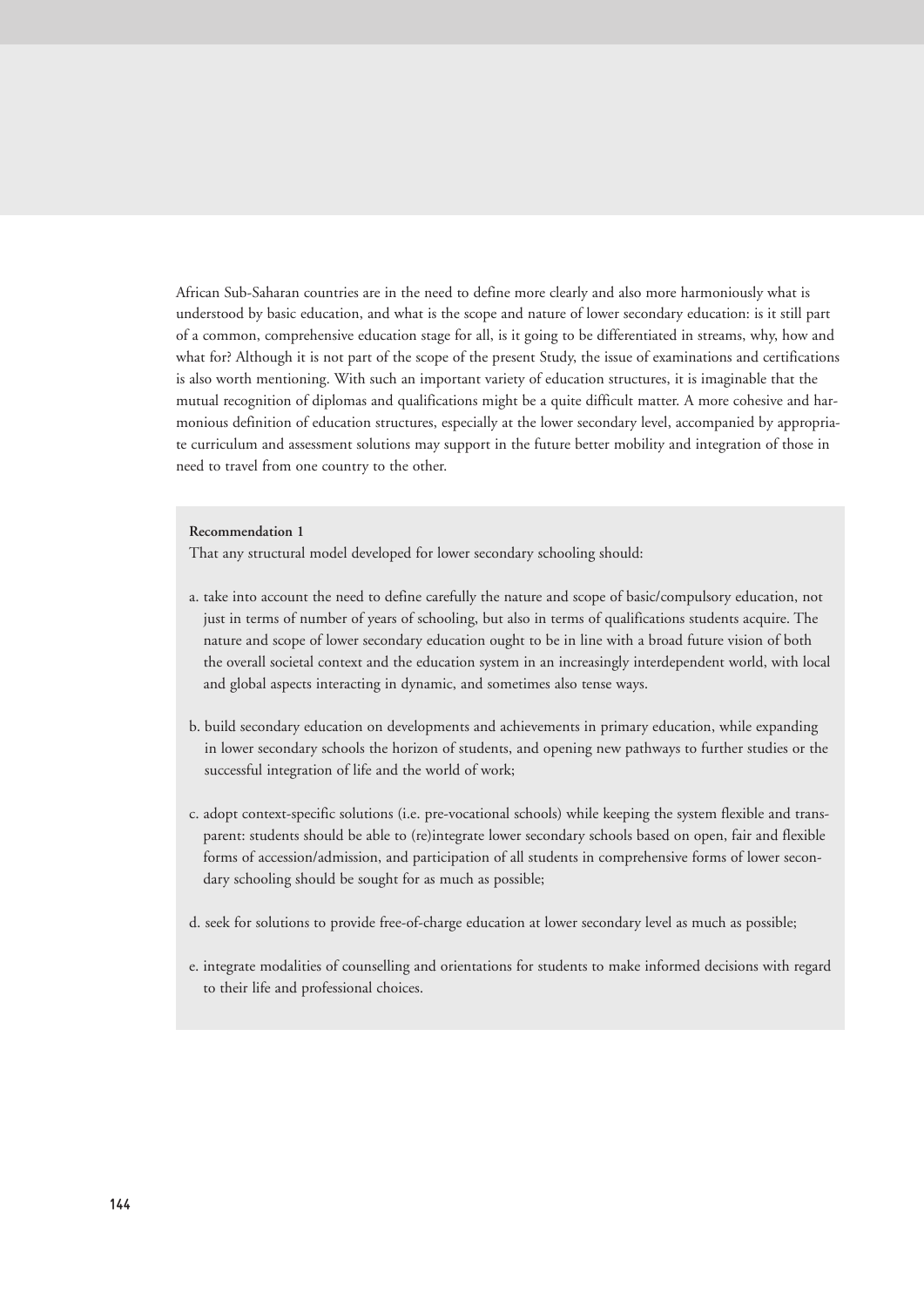African Sub-Saharan countries are in the need to define more clearly and also more harmoniously what is understood by basic education, and what is the scope and nature of lower secondary education: is it still part of a common, comprehensive education stage for all, is it going to be differentiated in streams, why, how and what for? Although it is not part of the scope of the present Study, the issue of examinations and certifications is also worth mentioning. With such an important variety of education structures, it is imaginable that the mutual recognition of diplomas and qualifications might be a quite difficult matter. A more cohesive and harmonious definition of education structures, especially at the lower secondary level, accompanied by appropriate curriculum and assessment solutions may support in the future better mobility and integration of those in need to travel from one country to the other.

**Recommendation 1**

That any structural model developed for lower secondary schooling should:

a. take into account the need to define carefully the nature and scope of basic/compulsory education, not just in terms of number of years of schooling, but also in terms of qualifications students acquire. The nature and scope of lower secondary education ought to be in line with a broad future vision of both the overall societal context and the education system in an increasingly interdependent world, with local and global aspects interacting in dynamic, and sometimes also tense ways.

b. build secondary education on developments and achievements in primary education, while expanding in lower secondary schools the horizon of students, and opening new pathways to further studies or the successful integration of life and the world of work;

c. adopt context-specific solutions (i.e. pre-vocational schools) while keeping the system flexible and transparent: students should be able to (re)integrate lower secondary schools based on open, fair and flexible forms of accession/admission, and participation of all students in comprehensive forms of lower secondary schooling should be sought for as much as possible;

d. seek for solutions to provide free-of-charge education at lower secondary level as much as possible;

e. integrate modalities of counselling and orientations for students to make informed decisions with regard to their life and professional choices.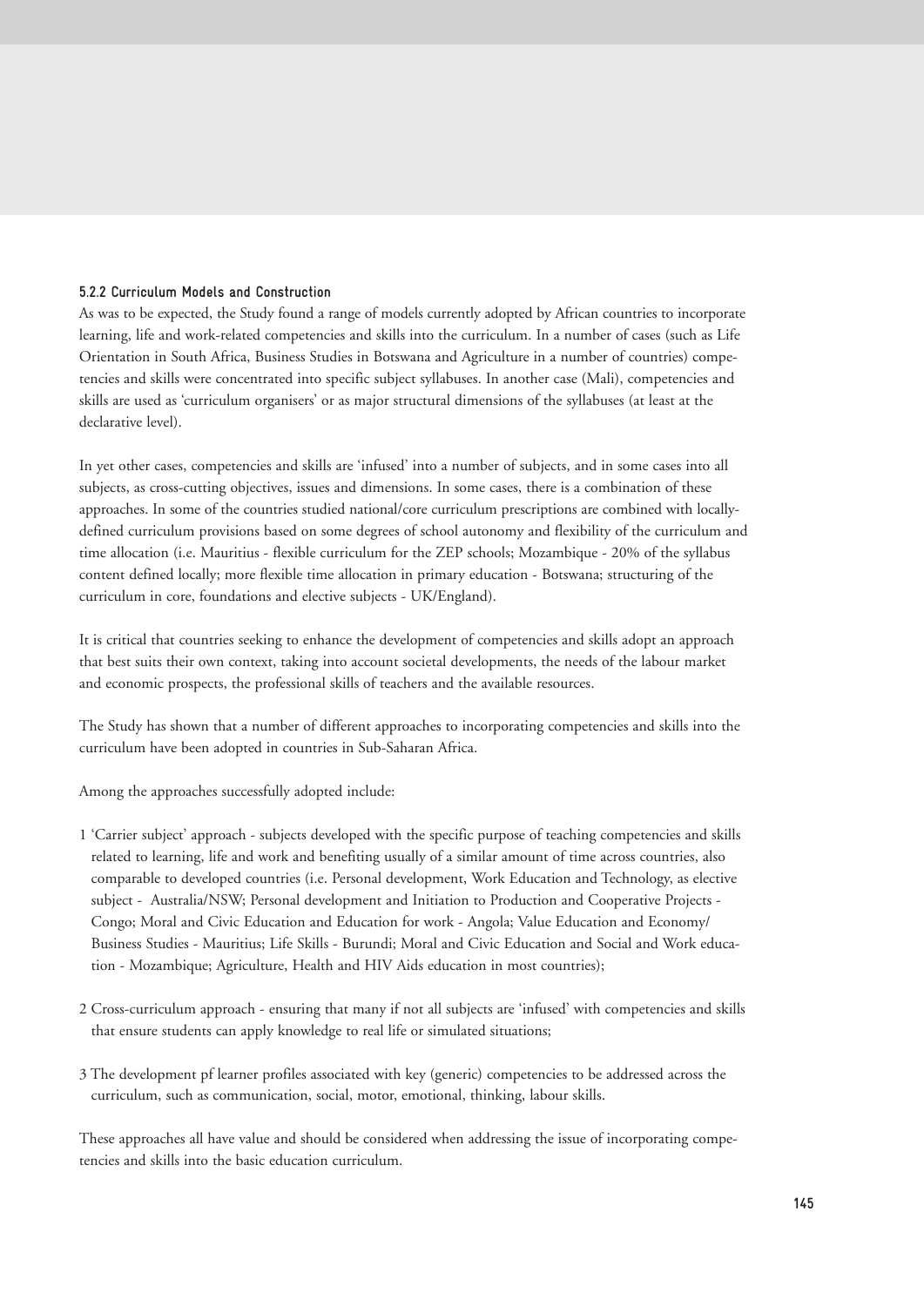#### 5.2.2 Curriculum Models and Construction

As was to be expected, the Study found a range of models currently adopted by African countries to incorporate learning, life and work-related competencies and skills into the curriculum. In a number of cases (such as Life Orientation in South Africa, Business Studies in Botswana and Agriculture in a number of countries) competencies and skills were concentrated into specific subject syllabuses. In another case (Mali), competencies and skills are used as 'curriculum organisers' or as major structural dimensions of the syllabuses (at least at the declarative level).

In yet other cases, competencies and skills are 'infused' into a number of subjects, and in some cases into all subjects, as cross-cutting objectives, issues and dimensions. In some cases, there is a combination of these approaches. In some of the countries studied national/core curriculum prescriptions are combined with locally-defined curriculum provisions based on some degrees of school autonomy and flexibility of the curriculum and time allocation (i.e. Mauritius - flexible curriculum for the ZEP schools; Mozambique - 20% of the syllabus content defined locally; more flexible time allocation in primary education - Botswana; structuring of the curriculum in core, foundations and elective subjects - UK/England).

It is critical that countries seeking to enhance the development of competencies and skills adopt an approach that best suits their own context, taking into account societal developments, the needs of the labour market and economic prospects, the professional skills of teachers and the available resources.

The Study has shown that a number of different approaches to incorporating competencies and skills into the curriculum have been adopted in countries in Sub-Saharan Africa.

Among the approaches successfully adopted include:

1. 'Carrier subject' approach - subjects developed with the specific purpose of teaching competencies and skills related to learning, life and work and benefiting usually of a similar amount of time across countries, also comparable to developed countries (i.e. Personal development, Work Education and Technology, as elective subject - Australia/NSW; Personal development and Initiation to Production and Cooperative Projects - Congo; Moral and Civic Education and Education for work - Angola; Value Education and Economy/Business Studies - Mauritius; Life Skills - Burundi; Moral and Civic Education and Social and Work education - Mozambique; Agriculture, Health and HIV Aids education in most countries);

2. Cross-curriculum approach - ensuring that many if not all subjects are 'infused' with competencies and skills that ensure students can apply knowledge to real life or simulated situations;

3. The development pf learner profiles associated with key (generic) competencies to be addressed across the curriculum, such as communication, social, motor, emotional, thinking, labour skills.

These approaches all have value and should be considered when addressing the issue of incorporating competencies and skills into the basic education curriculum.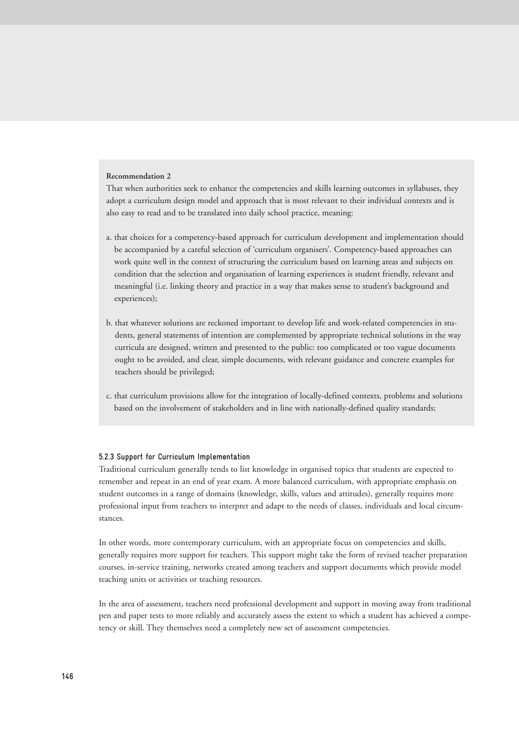**Recommendation 2**

That when authorities seek to enhance the competencies and skills learning outcomes in syllabuses, they adopt a curriculum design model and approach that is most relevant to their individual contexts and is also easy to read and to be translated into daily school practice, meaning:

a. that choices for a competency-based approach for curriculum development and implementation should be accompanied by a careful selection of 'curriculum organisers'. Competency-based approaches can work quite well in the context of structuring the curriculum based on learning areas and subjects on condition that the selection and organisation of learning experiences is student friendly, relevant and meaningful (i.e. linking theory and practice in a way that makes sense to student's background and experiences);

b. that whatever solutions are reckoned important to develop life and work-related competencies in students, general statements of intention are complemented by appropriate technical solutions in the way curricula are designed, written and presented to the public: too complicated or too vague documents ought to be avoided, and clear, simple documents, with relevant guidance and concrete examples for teachers should be privileged;

c. that curriculum provisions allow for the integration of locally-defined contexts, problems and solutions based on the involvement of stakeholders and in line with nationally-defined quality standards;

#### 5.2.3 Support for Curriculum Implementation

Traditional curriculum generally tends to list knowledge in organised topics that students are expected to remember and repeat in an end of year exam. A more balanced curriculum, with appropriate emphasis on student outcomes in a range of domains (knowledge, skills, values and attitudes), generally requires more professional input from teachers to interpret and adapt to the needs of classes, individuals and local circumstances.

In other words, more contemporary curriculum, with an appropriate focus on competencies and skills, generally requires more support for teachers. This support might take the form of revised teacher preparation courses, in-service training, networks created among teachers and support documents which provide model teaching units or activities or teaching resources.

In the area of assessment, teachers need professional development and support in moving away from traditional pen and paper tests to more reliably and accurately assess the extent to which a student has achieved a competency or skill. They themselves need a completely new set of assessment competencies.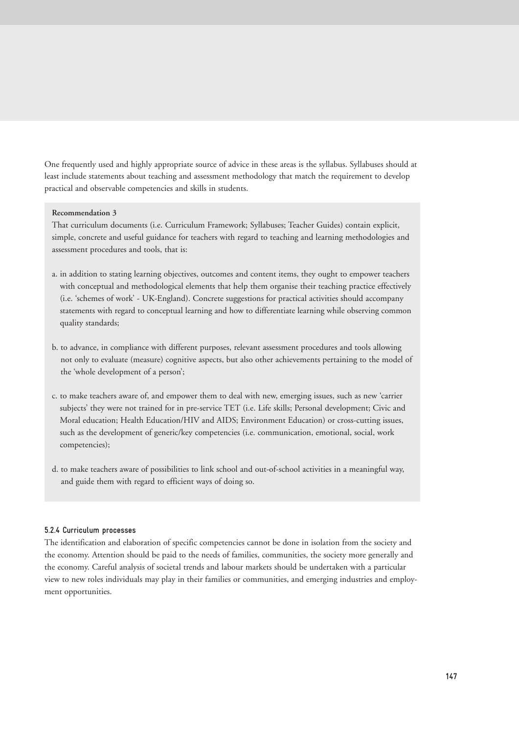One frequently used and highly appropriate source of advice in these areas is the syllabus. Syllabuses should at least include statements about teaching and assessment methodology that match the requirement to develop practical and observable competencies and skills in students.

**Recommendation 3**

That curriculum documents (i.e. Curriculum Framework; Syllabuses; Teacher Guides) contain explicit, simple, concrete and useful guidance for teachers with regard to teaching and learning methodologies and assessment procedures and tools, that is:

a. in addition to stating learning objectives, outcomes and content items, they ought to empower teachers with conceptual and methodological elements that help them organise their teaching practice effectively (i.e. 'schemes of work' - UK-England). Concrete suggestions for practical activities should accompany statements with regard to conceptual learning and how to differentiate learning while observing common quality standards;

b. to advance, in compliance with different purposes, relevant assessment procedures and tools allowing not only to evaluate (measure) cognitive aspects, but also other achievements pertaining to the model of the 'whole development of a person';

c. to make teachers aware of, and empower them to deal with new, emerging issues, such as new 'carrier subjects' they were not trained for in pre-service TET (i.e. Life skills; Personal development; Civic and Moral education; Health Education/HIV and AIDS; Environment Education) or cross-cutting issues, such as the development of generic/key competencies (i.e. communication, emotional, social, work competencies);

d. to make teachers aware of possibilities to link school and out-of-school activities in a meaningful way, and guide them with regard to efficient ways of doing so.

#### 5.2.4 Curriculum processes

The identification and elaboration of specific competencies cannot be done in isolation from the society and the economy. Attention should be paid to the needs of families, communities, the society more generally and the economy. Careful analysis of societal trends and labour markets should be undertaken with a particular view to new roles individuals may play in their families or communities, and emerging industries and employment opportunities.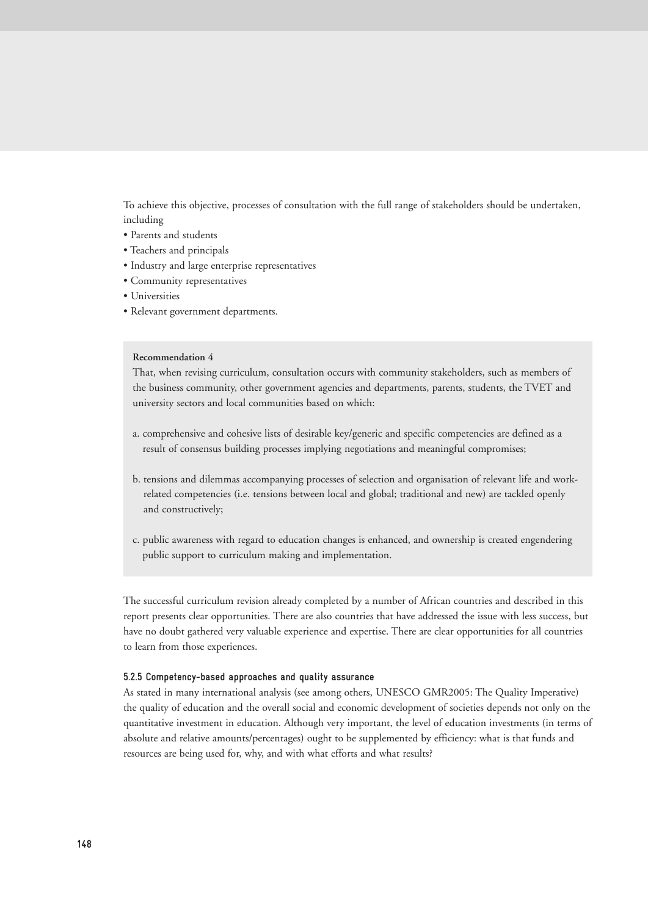To achieve this objective, processes of consultation with the full range of stakeholders should be undertaken, including

- Parents and students
- Teachers and principals
- Industry and large enterprise representatives
- Community representatives
- Universities
- Relevant government departments.

**Recommendation 4**

That, when revising curriculum, consultation occurs with community stakeholders, such as members of the business community, other government agencies and departments, parents, students, the TVET and university sectors and local communities based on which:

a. comprehensive and cohesive lists of desirable key/generic and specific competencies are defined as a result of consensus building processes implying negotiations and meaningful compromises;

b. tensions and dilemmas accompanying processes of selection and organisation of relevant life and work-related competencies (i.e. tensions between local and global; traditional and new) are tackled openly and constructively;

c. public awareness with regard to education changes is enhanced, and ownership is created engendering public support to curriculum making and implementation.

The successful curriculum revision already completed by a number of African countries and described in this report presents clear opportunities. There are also countries that have addressed the issue with less success, but have no doubt gathered very valuable experience and expertise. There are clear opportunities for all countries to learn from those experiences.

#### 5.2.5 Competency-based approaches and quality assurance

As stated in many international analysis (see among others, UNESCO GMR2005: The Quality Imperative) the quality of education and the overall social and economic development of societies depends not only on the quantitative investment in education. Although very important, the level of education investments (in terms of absolute and relative amounts/percentages) ought to be supplemented by efficiency: what is that funds and resources are being used for, why, and with what efforts and what results?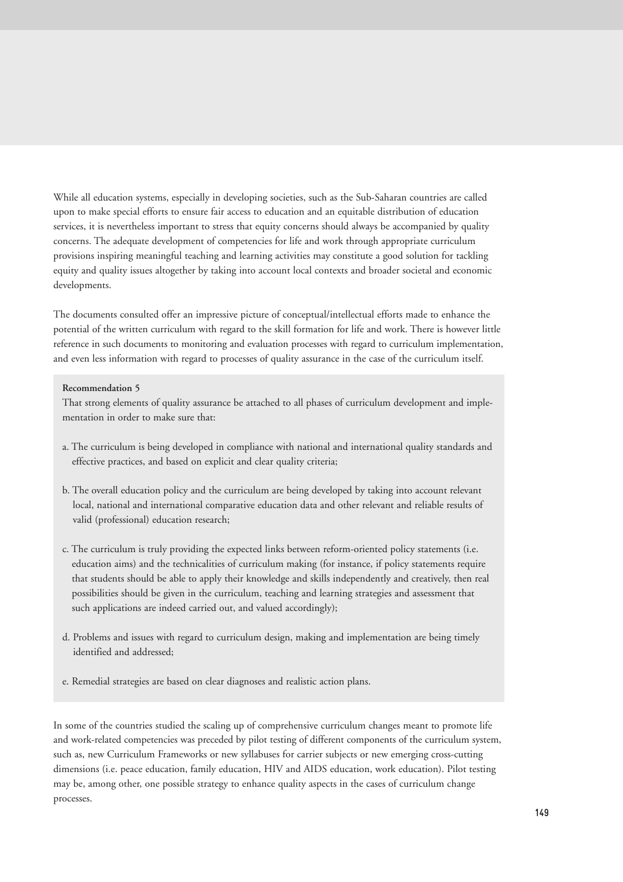While all education systems, especially in developing societies, such as the Sub-Saharan countries are called upon to make special efforts to ensure fair access to education and an equitable distribution of education services, it is nevertheless important to stress that equity concerns should always be accompanied by quality concerns. The adequate development of competencies for life and work through appropriate curriculum provisions inspiring meaningful teaching and learning activities may constitute a good solution for tackling equity and quality issues altogether by taking into account local contexts and broader societal and economic developments.

The documents consulted offer an impressive picture of conceptual/intellectual efforts made to enhance the potential of the written curriculum with regard to the skill formation for life and work. There is however little reference in such documents to monitoring and evaluation processes with regard to curriculum implementation, and even less information with regard to processes of quality assurance in the case of the curriculum itself.

**Recommendation 5**

That strong elements of quality assurance be attached to all phases of curriculum development and implementation in order to make sure that:

a. The curriculum is being developed in compliance with national and international quality standards and effective practices, and based on explicit and clear quality criteria;

b. The overall education policy and the curriculum are being developed by taking into account relevant local, national and international comparative education data and other relevant and reliable results of valid (professional) education research;

c. The curriculum is truly providing the expected links between reform-oriented policy statements (i.e. education aims) and the technicalities of curriculum making (for instance, if policy statements require that students should be able to apply their knowledge and skills independently and creatively, then real possibilities should be given in the curriculum, teaching and learning strategies and assessment that such applications are indeed carried out, and valued accordingly);

d. Problems and issues with regard to curriculum design, making and implementation are being timely identified and addressed;

e. Remedial strategies are based on clear diagnoses and realistic action plans.

In some of the countries studied the scaling up of comprehensive curriculum changes meant to promote life and work-related competencies was preceded by pilot testing of different components of the curriculum system, such as, new Curriculum Frameworks or new syllabuses for carrier subjects or new emerging cross-cutting dimensions (i.e. peace education, family education, HIV and AIDS education, work education). Pilot testing may be, among other, one possible strategy to enhance quality aspects in the cases of curriculum change processes.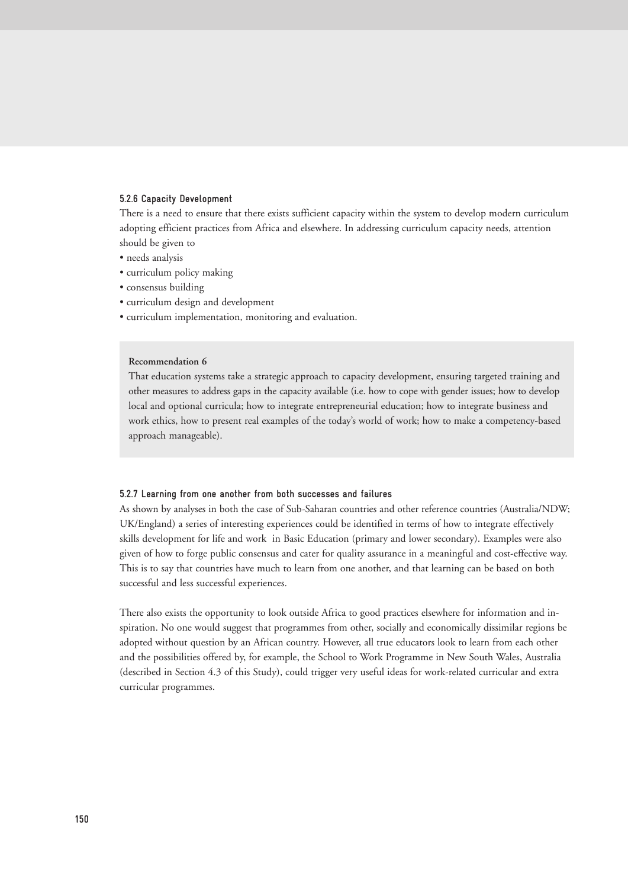#### 5.2.6 Capacity Development

There is a need to ensure that there exists sufficient capacity within the system to develop modern curriculum adopting efficient practices from Africa and elsewhere. In addressing curriculum capacity needs, attention should be given to

- needs analysis
- curriculum policy making
- consensus building
- curriculum design and development
- curriculum implementation, monitoring and evaluation.

**Recommendation 6**

That education systems take a strategic approach to capacity development, ensuring targeted training and other measures to address gaps in the capacity available (i.e. how to cope with gender issues; how to develop local and optional curricula; how to integrate entrepreneurial education; how to integrate business and work ethics, how to present real examples of the today's world of work; how to make a competency-based approach manageable).

#### 5.2.7 Learning from one another from both successes and failures

As shown by analyses in both the case of Sub-Saharan countries and other reference countries (Australia/NDW; UK/England) a series of interesting experiences could be identified in terms of how to integrate effectively skills development for life and work in Basic Education (primary and lower secondary). Examples were also given of how to forge public consensus and cater for quality assurance in a meaningful and cost-effective way. This is to say that countries have much to learn from one another, and that learning can be based on both successful and less successful experiences.

There also exists the opportunity to look outside Africa to good practices elsewhere for information and inspiration. No one would suggest that programmes from other, socially and economically dissimilar regions be adopted without question by an African country. However, all true educators look to learn from each other and the possibilities offered by, for example, the School to Work Programme in New South Wales, Australia (described in Section 4.3 of this Study), could trigger very useful ideas for work-related curricular and extra curricular programmes.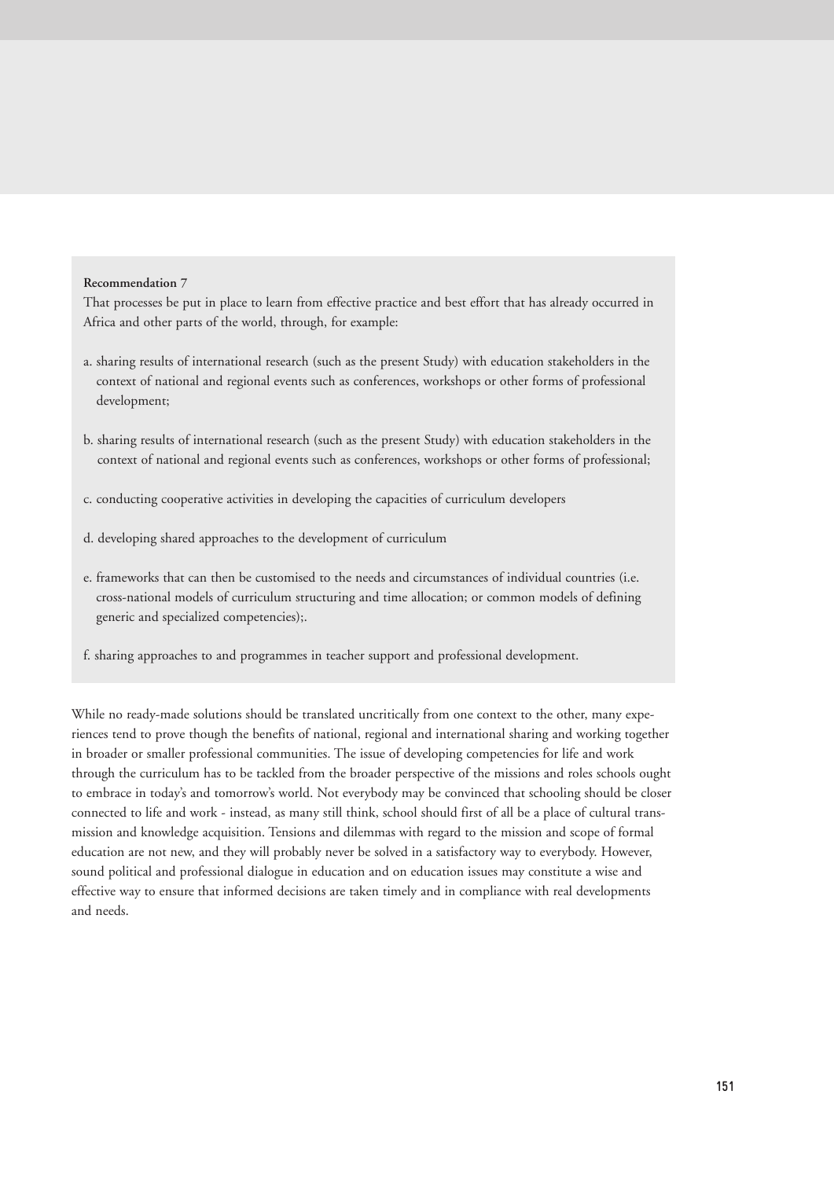**Recommendation 7**

That processes be put in place to learn from effective practice and best effort that has already occurred in Africa and other parts of the world, through, for example:

a. sharing results of international research (such as the present Study) with education stakeholders in the context of national and regional events such as conferences, workshops or other forms of professional development;

b. sharing results of international research (such as the present Study) with education stakeholders in the context of national and regional events such as conferences, workshops or other forms of professional;

c. conducting cooperative activities in developing the capacities of curriculum developers

d. developing shared approaches to the development of curriculum

e. frameworks that can then be customised to the needs and circumstances of individual countries (i.e. cross-national models of curriculum structuring and time allocation; or common models of defining generic and specialized competencies);.

f. sharing approaches to and programmes in teacher support and professional development.

While no ready-made solutions should be translated uncritically from one context to the other, many experiences tend to prove though the benefits of national, regional and international sharing and working together in broader or smaller professional communities. The issue of developing competencies for life and work through the curriculum has to be tackled from the broader perspective of the missions and roles schools ought to embrace in today's and tomorrow's world. Not everybody may be convinced that schooling should be closer connected to life and work - instead, as many still think, school should first of all be a place of cultural transmission and knowledge acquisition. Tensions and dilemmas with regard to the mission and scope of formal education are not new, and they will probably never be solved in a satisfactory way to everybody. However, sound political and professional dialogue in education and on education issues may constitute a wise and effective way to ensure that informed decisions are taken timely and in compliance with real developments and needs.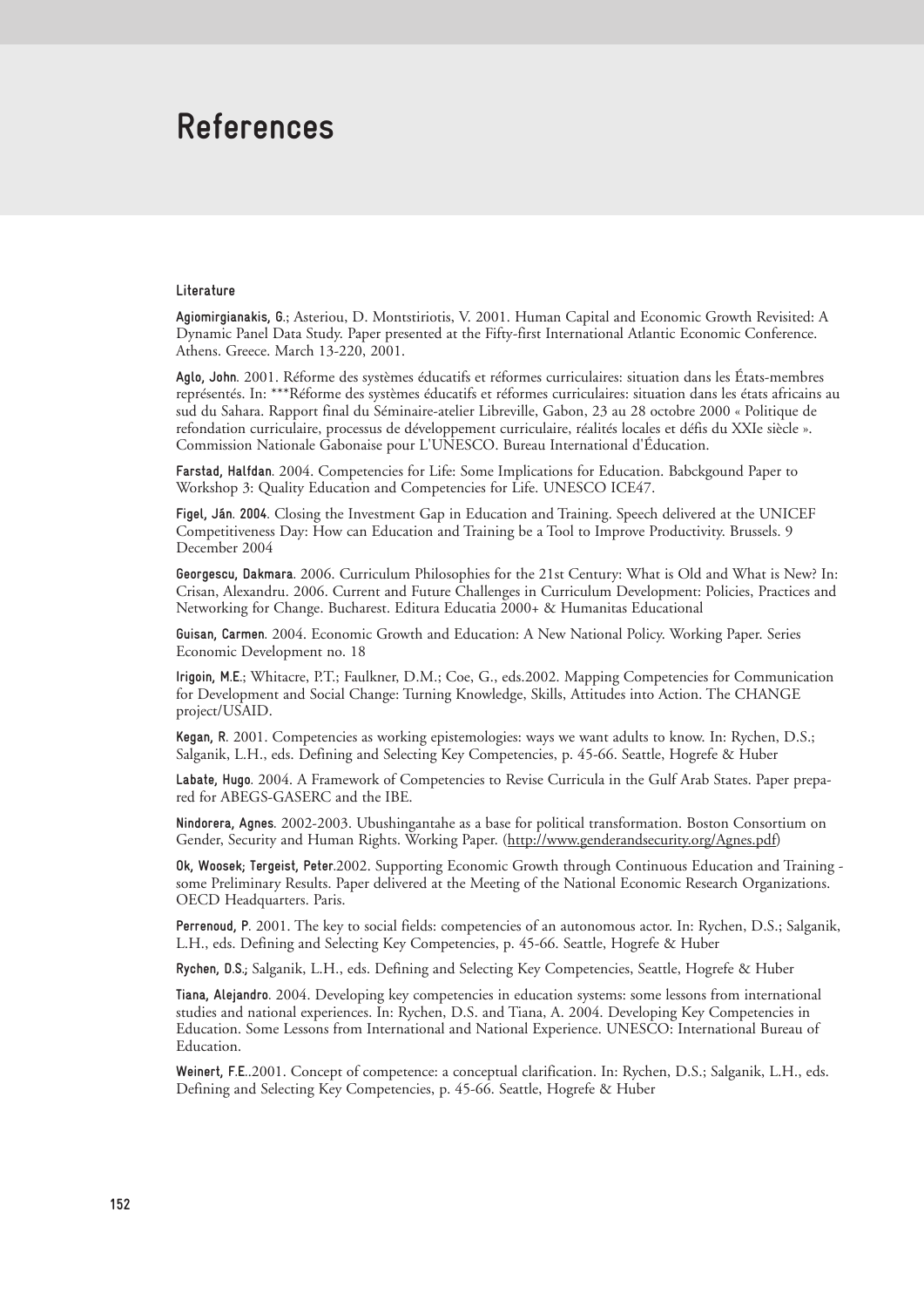# References

### Literature

**Agiomirgianakis, G.**; Asteriou, D. Montstiriotis, V. 2001. Human Capital and Economic Growth Revisited: A Dynamic Panel Data Study. Paper presented at the Fifty-first International Atlantic Economic Conference. Athens. Greece. March 13-220, 2001.

**Aglo, John**. 2001. Réforme des systèmes éducatifs et réformes curriculaires: situation dans les États-membres représentés. In: ***Réforme des systèmes éducatifs et réformes curriculaires: situation dans les états africains au sud du Sahara. Rapport final du Séminaire-atelier Libreville, Gabon, 23 au 28 octobre 2000 « Politique de refondation curriculaire, processus de développement curriculaire, réalités locales et défis du XXIe siècle ». Commission Nationale Gabonaise pour L'UNESCO. Bureau International d'Éducation.

**Farstad, Halfdan**. 2004. Competencies for Life: Some Implications for Education. Babckgound Paper to Workshop 3: Quality Education and Competencies for Life. UNESCO ICE47.

**Figel, Ján. 2004**. Closing the Investment Gap in Education and Training. Speech delivered at the UNICEF Competitiveness Day: How can Education and Training be a Tool to Improve Productivity. Brussels. 9 December 2004

**Georgescu, Dakmara**. 2006. Curriculum Philosophies for the 21st Century: What is Old and What is New? In: Crisan, Alexandru. 2006. Current and Future Challenges in Curriculum Development: Policies, Practices and Networking for Change. Bucharest. Editura Educatia 2000+ & Humanitas Educational

**Guisan, Carmen**. 2004. Economic Growth and Education: A New National Policy. Working Paper. Series Economic Development no. 18

**Irigoin, M.E.**; Whitacre, P.T.; Faulkner, D.M.; Coe, G., eds.2002. Mapping Competencies for Communication for Development and Social Change: Turning Knowledge, Skills, Attitudes into Action. The CHANGE project/USAID.

**Kegan, R**. 2001. Competencies as working epistemologies: ways we want adults to know. In: Rychen, D.S.; Salganik, L.H., eds. Defining and Selecting Key Competencies, p. 45-66. Seattle, Hogrefe & Huber

**Labate, Hugo**. 2004. A Framework of Competencies to Revise Curricula in the Gulf Arab States. Paper prepared for ABEGS-GASERC and the IBE.

**Nindorera, Agnes**. 2002-2003. Ubushingantahe as a base for political transformation. Boston Consortium on Gender, Security and Human Rights. Working Paper. (http://www.genderandsecurity.org/Agnes.pdf)

**Ok, Woosek; Tergeist, Peter**.2002. Supporting Economic Growth through Continuous Education and Training - some Preliminary Results. Paper delivered at the Meeting of the National Economic Research Organizations. OECD Headquarters. Paris.

**Perrenoud, P**. 2001. The key to social fields: competencies of an autonomous actor. In: Rychen, D.S.; Salganik, L.H., eds. Defining and Selecting Key Competencies, p. 45-66. Seattle, Hogrefe & Huber

**Rychen, D.S.**; Salganik, L.H., eds. Defining and Selecting Key Competencies, Seattle, Hogrefe & Huber

**Tiana, Alejandro**. 2004. Developing key competencies in education systems: some lessons from international studies and national experiences. In: Rychen, D.S. and Tiana, A. 2004. Developing Key Competencies in Education. Some Lessons from International and National Experience. UNESCO: International Bureau of Education.

**Weinert, F.E.**.2001. Concept of competence: a conceptual clarification. In: Rychen, D.S.; Salganik, L.H., eds. Defining and Selecting Key Competencies, p. 45-66. Seattle, Hogrefe & Huber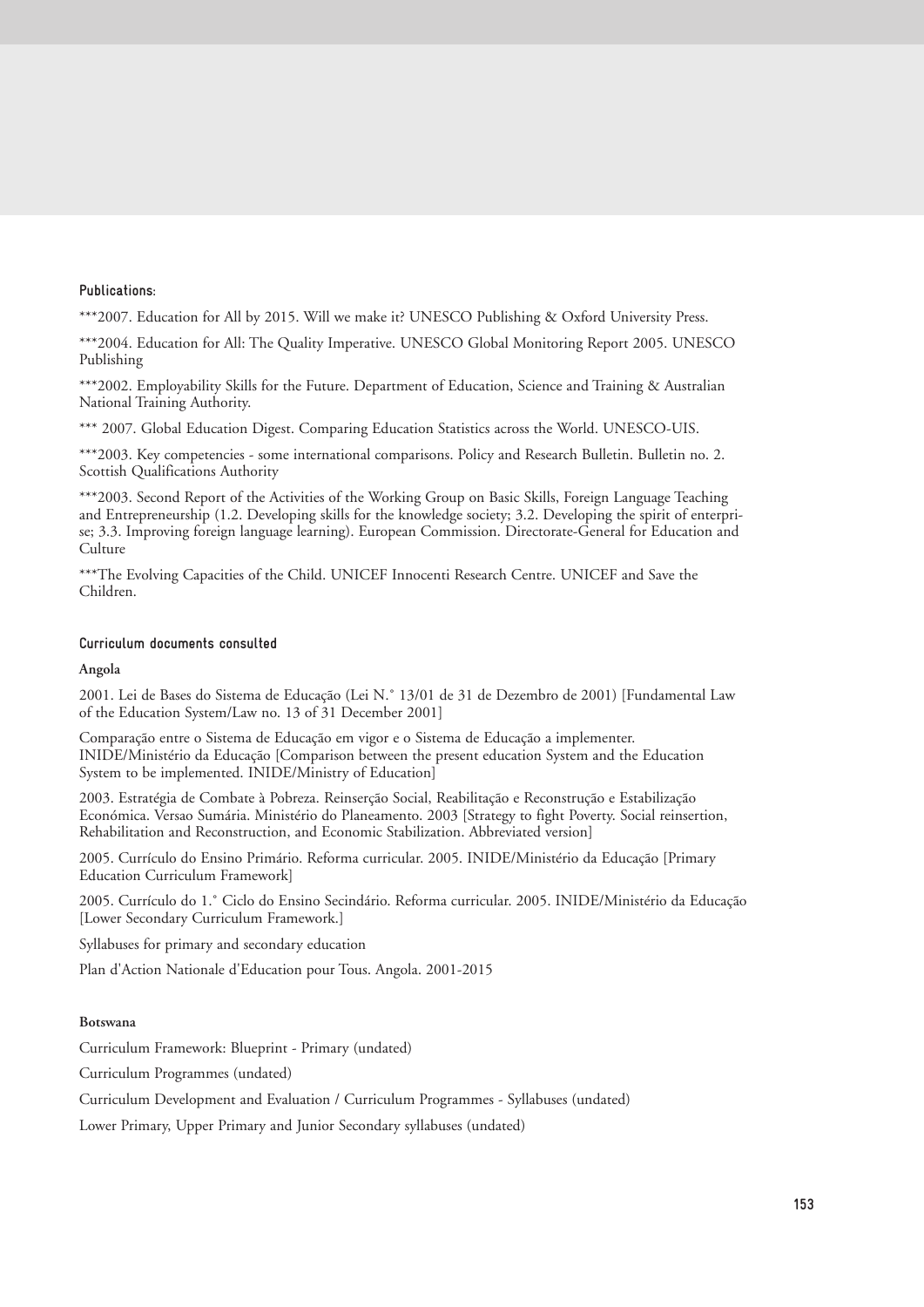#### Publications:

***2007. Education for All by 2015. Will we make it? UNESCO Publishing & Oxford University Press.

***2004. Education for All: The Quality Imperative. UNESCO Global Monitoring Report 2005. UNESCO Publishing

***2002. Employability Skills for the Future. Department of Education, Science and Training & Australian National Training Authority.

*** 2007. Global Education Digest. Comparing Education Statistics across the World. UNESCO-UIS.

***2003. Key competencies - some international comparisons. Policy and Research Bulletin. Bulletin no. 2. Scottish Qualifications Authority

***2003. Second Report of the Activities of the Working Group on Basic Skills, Foreign Language Teaching and Entrepreneurship (1.2. Developing skills for the knowledge society; 3.2. Developing the spirit of enterprise; 3.3. Improving foreign language learning). European Commission. Directorate-General for Education and Culture

***The Evolving Capacities of the Child. UNICEF Innocenti Research Centre. UNICEF and Save the Children.

#### Curriculum documents consulted

**Angola**

2001. Lei de Bases do Sistema de Educação (Lei N.° 13/01 de 31 de Dezembro de 2001) [Fundamental Law of the Education System/Law no. 13 of 31 December 2001]

Comparação entre o Sistema de Educação em vigor e o Sistema de Educação a implementer. INIDE/Ministério da Educação [Comparison between the present education System and the Education System to be implemented. INIDE/Ministry of Education]

2003. Estratégia de Combate à Pobreza. Reinserção Social, Reabilitação e Reconstrução e Estabilização Económica. Versao Sumária. Ministério do Planeamento. 2003 [Strategy to fight Poverty. Social reinsertion, Rehabilitation and Reconstruction, and Economic Stabilization. Abbreviated version]

2005. Currículo do Ensino Primário. Reforma curricular. 2005. INIDE/Ministério da Educação [Primary Education Curriculum Framework]

2005. Currículo do 1.° Ciclo do Ensino Secindário. Reforma curricular. 2005. INIDE/Ministério da Educação [Lower Secondary Curriculum Framework.]

Syllabuses for primary and secondary education

Plan d'Action Nationale d'Education pour Tous. Angola. 2001-2015

**Botswana**

Curriculum Framework: Blueprint - Primary (undated)

Curriculum Programmes (undated)

Curriculum Development and Evaluation / Curriculum Programmes - Syllabuses (undated)

Lower Primary, Upper Primary and Junior Secondary syllabuses (undated)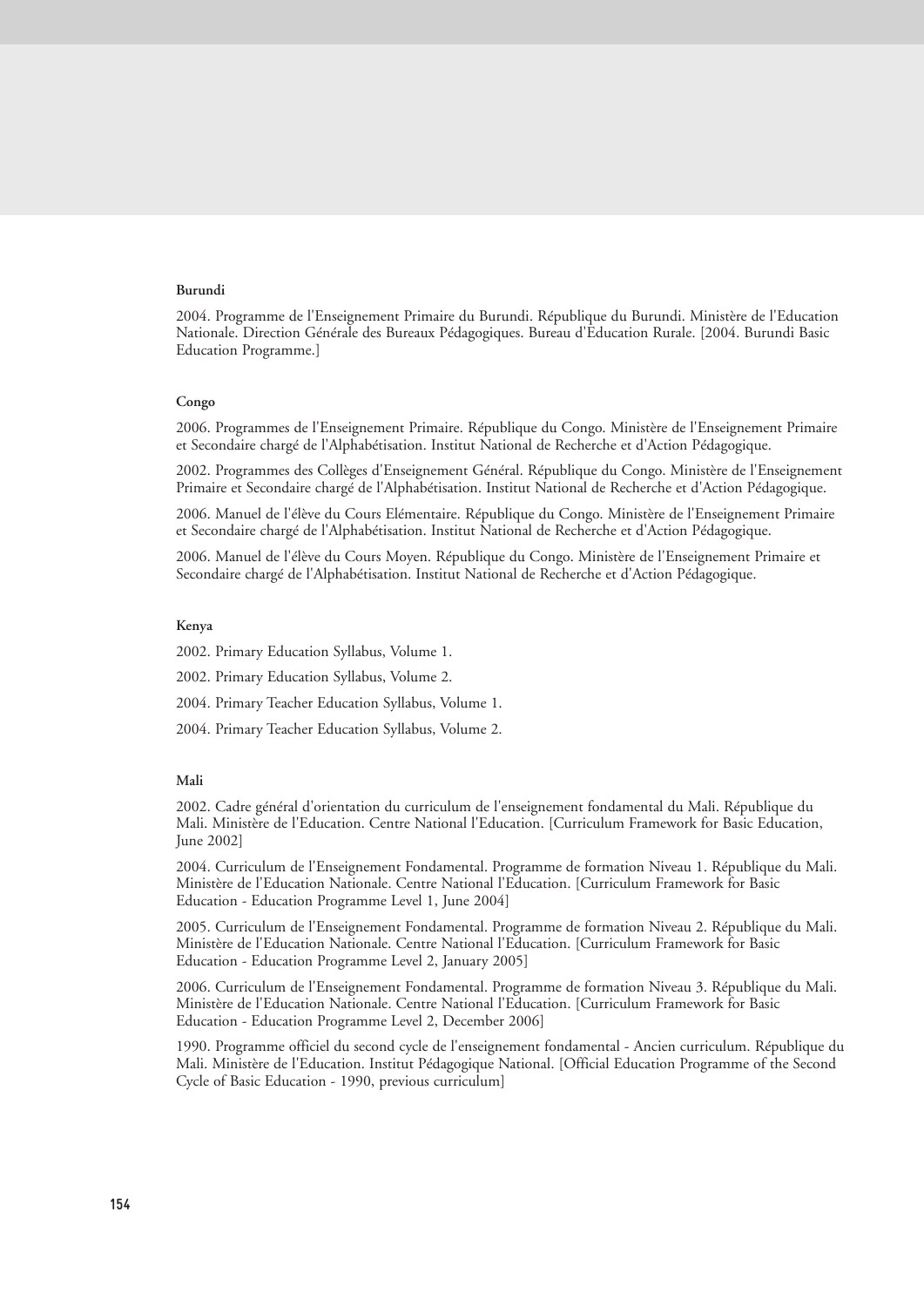**Burundi**

2004. Programme de l'Enseignement Primaire du Burundi. République du Burundi. Ministère de l'Education Nationale. Direction Générale des Bureaux Pédagogiques. Bureau d'Education Rurale. [2004. Burundi Basic Education Programme.]

**Congo**

2006. Programmes de l'Enseignement Primaire. République du Congo. Ministère de l'Enseignement Primaire et Secondaire chargé de l'Alphabétisation. Institut National de Recherche et d'Action Pédagogique.

2002. Programmes des Collèges d'Enseignement Général. République du Congo. Ministère de l'Enseignement Primaire et Secondaire chargé de l'Alphabétisation. Institut National de Recherche et d'Action Pédagogique.

2006. Manuel de l'élève du Cours Elémentaire. République du Congo. Ministère de l'Enseignement Primaire et Secondaire chargé de l'Alphabétisation. Institut National de Recherche et d'Action Pédagogique.

2006. Manuel de l'élève du Cours Moyen. République du Congo. Ministère de l'Enseignement Primaire et Secondaire chargé de l'Alphabétisation. Institut National de Recherche et d'Action Pédagogique.

**Kenya**

2002. Primary Education Syllabus, Volume 1.

2002. Primary Education Syllabus, Volume 2.

2004. Primary Teacher Education Syllabus, Volume 1.

2004. Primary Teacher Education Syllabus, Volume 2.

**Mali**

2002. Cadre général d'orientation du curriculum de l'enseignement fondamental du Mali. République du Mali. Ministère de l'Education. Centre National l'Education. [Curriculum Framework for Basic Education, June 2002]

2004. Curriculum de l'Enseignement Fondamental. Programme de formation Niveau 1. République du Mali. Ministère de l'Education Nationale. Centre National l'Education. [Curriculum Framework for Basic Education - Education Programme Level 1, June 2004]

2005. Curriculum de l'Enseignement Fondamental. Programme de formation Niveau 2. République du Mali. Ministère de l'Education Nationale. Centre National l'Education. [Curriculum Framework for Basic Education - Education Programme Level 2, January 2005]

2006. Curriculum de l'Enseignement Fondamental. Programme de formation Niveau 3. République du Mali. Ministère de l'Education Nationale. Centre National l'Education. [Curriculum Framework for Basic Education - Education Programme Level 2, December 2006]

1990. Programme officiel du second cycle de l'enseignement fondamental - Ancien curriculum. République du Mali. Ministère de l'Education. Institut Pédagogique National. [Official Education Programme of the Second Cycle of Basic Education - 1990, previous curriculum]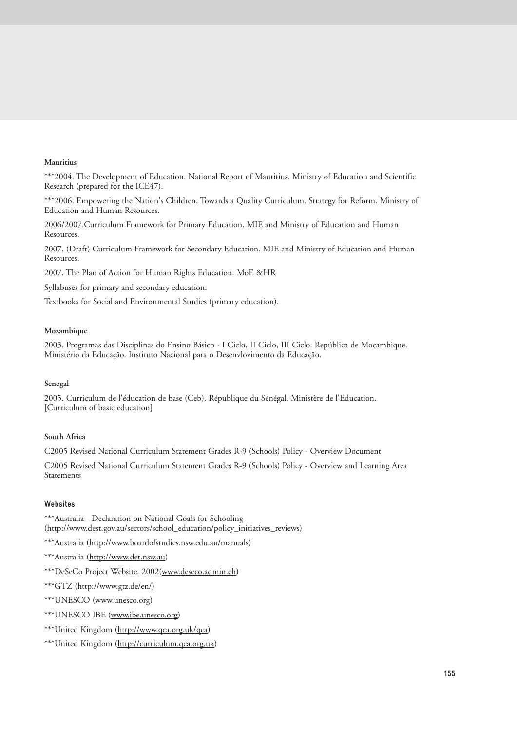**Mauritius**

***2004. The Development of Education. National Report of Mauritius. Ministry of Education and Scientific Research (prepared for the ICE47).

***2006. Empowering the Nation's Children. Towards a Quality Curriculum. Strategy for Reform. Ministry of Education and Human Resources.

2006/2007.Curriculum Framework for Primary Education. MIE and Ministry of Education and Human Resources.

2007. (Draft) Curriculum Framework for Secondary Education. MIE and Ministry of Education and Human Resources.

2007. The Plan of Action for Human Rights Education. MoE &HR

Syllabuses for primary and secondary education.

Textbooks for Social and Environmental Studies (primary education).

**Mozambique**

2003. Programas das Disciplinas do Ensino Básico - I Ciclo, II Ciclo, III Ciclo. República de Moçambique. Ministério da Educação. Instituto Nacional para o Desenvlovimento da Educação.

**Senegal**

2005. Curriculum de l'éducation de base (Ceb). République du Sénégal. Ministère de l'Education. [Curriculum of basic education]

**South Africa**

C2005 Revised National Curriculum Statement Grades R-9 (Schools) Policy - Overview Document

C2005 Revised National Curriculum Statement Grades R-9 (Schools) Policy - Overview and Learning Area Statements

**Websites**

***Australia - Declaration on National Goals for Schooling (http://www.dest.gov.au/sectors/school_education/policy_initiatives_reviews)

***Australia (http://www.boardofstudies.nsw.edu.au/manuals)

***Australia (http://www.det.nsw.au)

***DeSeCo Project Website. 2002(www.deseco.admin.ch)

***GTZ (http://www.gtz.de/en/)

***UNESCO (www.unesco.org)

***UNESCO IBE (www.ibe.unesco.org)

***United Kingdom (http://www.qca.org.uk/qca)

***United Kingdom (http://curriculum.qca.org.uk)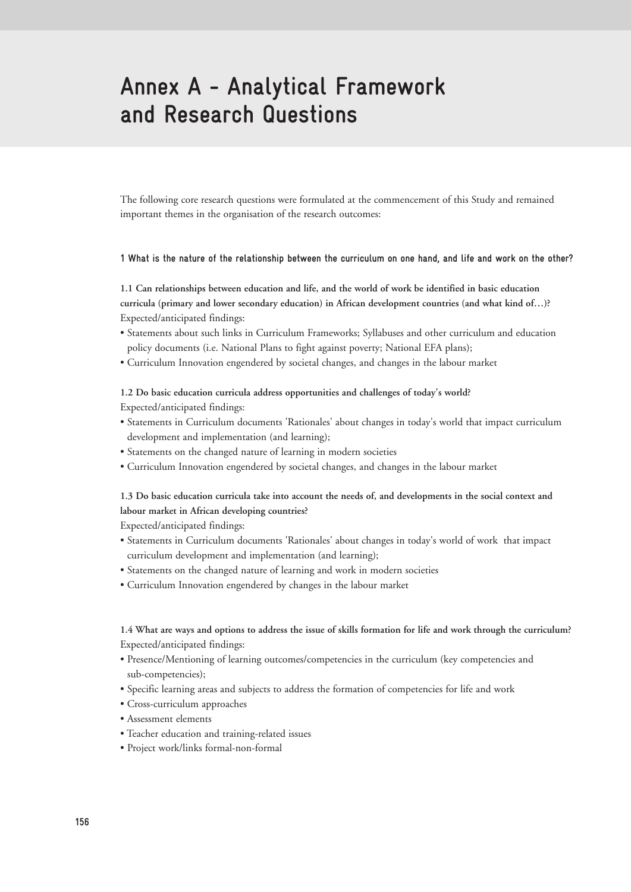# Annex A - Analytical Framework and Research Questions

The following core research questions were formulated at the commencement of this Study and remained important themes in the organisation of the research outcomes:

### 1 What is the nature of the relationship between the curriculum on one hand, and life and work on the other?

**1.1 Can relationships between education and life, and the world of work be identified in basic education curricula (primary and lower secondary education) in African development countries (and what kind of…)?**
Expected/anticipated findings:

- Statements about such links in Curriculum Frameworks; Syllabuses and other curriculum and education policy documents (i.e. National Plans to fight against poverty; National EFA plans);
- Curriculum Innovation engendered by societal changes, and changes in the labour market

**1.2 Do basic education curricula address opportunities and challenges of today's world?**
Expected/anticipated findings:

- Statements in Curriculum documents 'Rationales' about changes in today's world that impact curriculum development and implementation (and learning);
- Statements on the changed nature of learning in modern societies
- Curriculum Innovation engendered by societal changes, and changes in the labour market

**1.3 Do basic education curricula take into account the needs of, and developments in the social context and labour market in African developing countries?**
Expected/anticipated findings:

- Statements in Curriculum documents 'Rationales' about changes in today's world of work that impact curriculum development and implementation (and learning);
- Statements on the changed nature of learning and work in modern societies
- Curriculum Innovation engendered by changes in the labour market

**1.4 What are ways and options to address the issue of skills formation for life and work through the curriculum?**
Expected/anticipated findings:

- Presence/Mentioning of learning outcomes/competencies in the curriculum (key competencies and sub-competencies);
- Specific learning areas and subjects to address the formation of competencies for life and work
- Cross-curriculum approaches
- Assessment elements
- Teacher education and training-related issues
- Project work/links formal-non-formal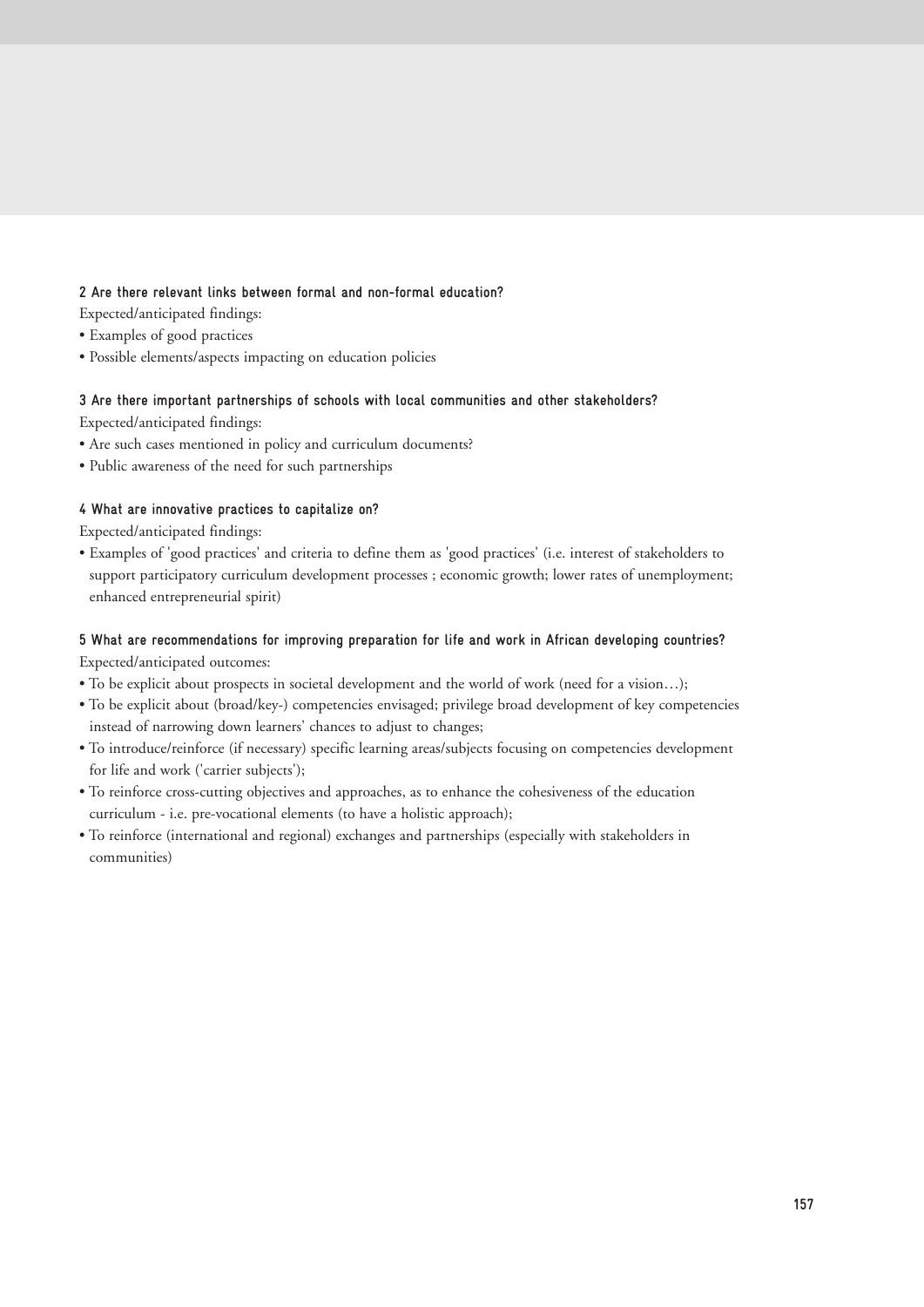**2 Are there relevant links between formal and non-formal education?**

Expected/anticipated findings:

- Examples of good practices
- Possible elements/aspects impacting on education policies

**3 Are there important partnerships of schools with local communities and other stakeholders?**

Expected/anticipated findings:

- Are such cases mentioned in policy and curriculum documents?
- Public awareness of the need for such partnerships

**4 What are innovative practices to capitalize on?**

Expected/anticipated findings:

- Examples of 'good practices' and criteria to define them as 'good practices' (i.e. interest of stakeholders to support participatory curriculum development processes ; economic growth; lower rates of unemployment; enhanced entrepreneurial spirit)

**5 What are recommendations for improving preparation for life and work in African developing countries?**

Expected/anticipated outcomes:

- To be explicit about prospects in societal development and the world of work (need for a vision…);
- To be explicit about (broad/key-) competencies envisaged; privilege broad development of key competencies instead of narrowing down learners' chances to adjust to changes;
- To introduce/reinforce (if necessary) specific learning areas/subjects focusing on competencies development for life and work ('carrier subjects');
- To reinforce cross-cutting objectives and approaches, as to enhance the cohesiveness of the education curriculum - i.e. pre-vocational elements (to have a holistic approach);
- To reinforce (international and regional) exchanges and partnerships (especially with stakeholders in communities)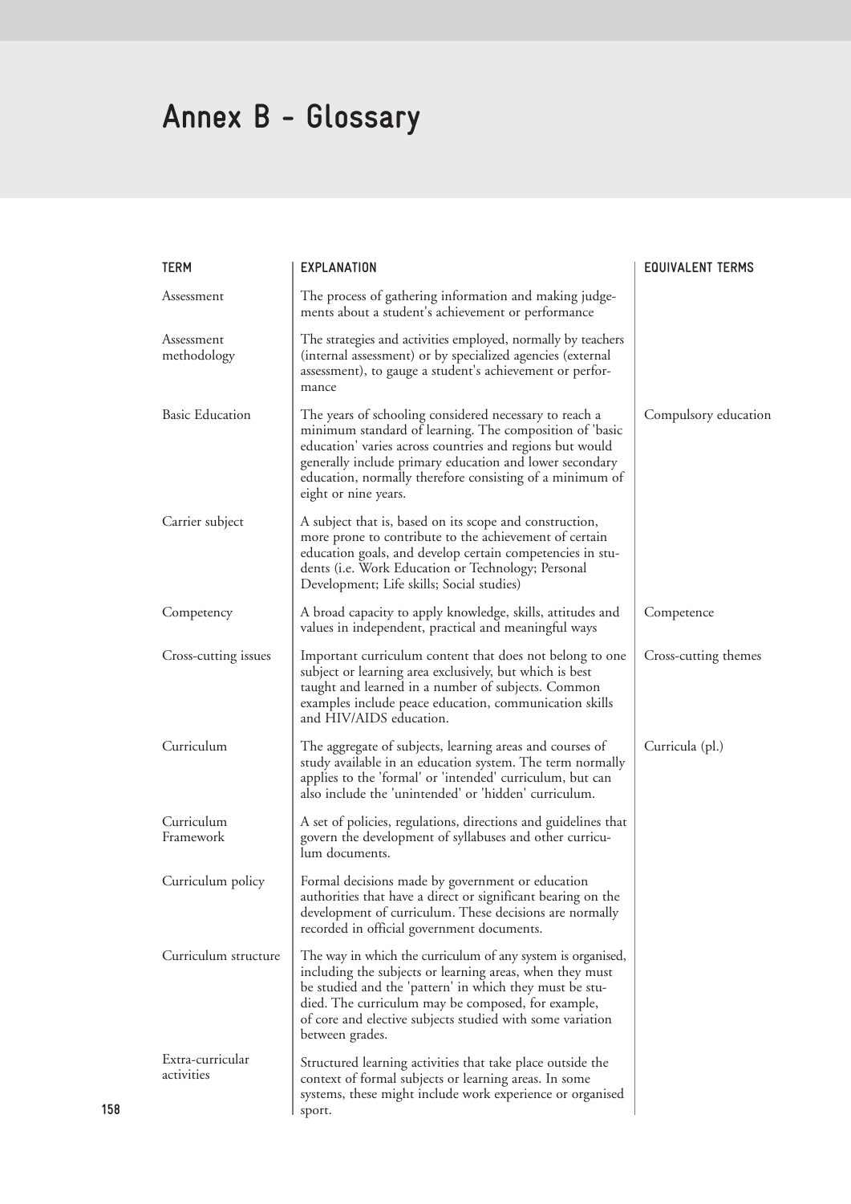# Annex B - Glossary

| TERM | EXPLANATION | EQUIVALENT TERMS |
|---|---|---|
| Assessment | The process of gathering information and making judgements about a student's achievement or performance | |
| Assessment methodology | The strategies and activities employed, normally by teachers (internal assessment) or by specialized agencies (external assessment), to gauge a student's achievement or performance | |
| Basic Education | The years of schooling considered necessary to reach a minimum standard of learning. The composition of 'basic education' varies across countries and regions but would generally include primary education and lower secondary education, normally therefore consisting of a minimum of eight or nine years. | Compulsory education |
| Carrier subject | A subject that is, based on its scope and construction, more prone to contribute to the achievement of certain education goals, and develop certain competencies in students (i.e. Work Education or Technology; Personal Development; Life skills; Social studies) | |
| Competency | A broad capacity to apply knowledge, skills, attitudes and values in independent, practical and meaningful ways | Competence |
| Cross-cutting issues | Important curriculum content that does not belong to one subject or learning area exclusively, but which is best taught and learned in a number of subjects. Common examples include peace education, communication skills and HIV/AIDS education. | Cross-cutting themes |
| Curriculum | The aggregate of subjects, learning areas and courses of study available in an education system. The term normally applies to the 'formal' or 'intended' curriculum, but can also include the 'unintended' or 'hidden' curriculum. | Curricula (pl.) |
| Curriculum Framework | A set of policies, regulations, directions and guidelines that govern the development of syllabuses and other curriculum documents. | |
| Curriculum policy | Formal decisions made by government or education authorities that have a direct or significant bearing on the development of curriculum. These decisions are normally recorded in official government documents. | |
| Curriculum structure | The way in which the curriculum of any system is organised, including the subjects or learning areas, when they must be studied and the 'pattern' in which they must be studied. The curriculum may be composed, for example, of core and elective subjects studied with some variation between grades. | |
| Extra-curricular activities | Structured learning activities that take place outside the context of formal subjects or learning areas. In some systems, these might include work experience or organised sport. | |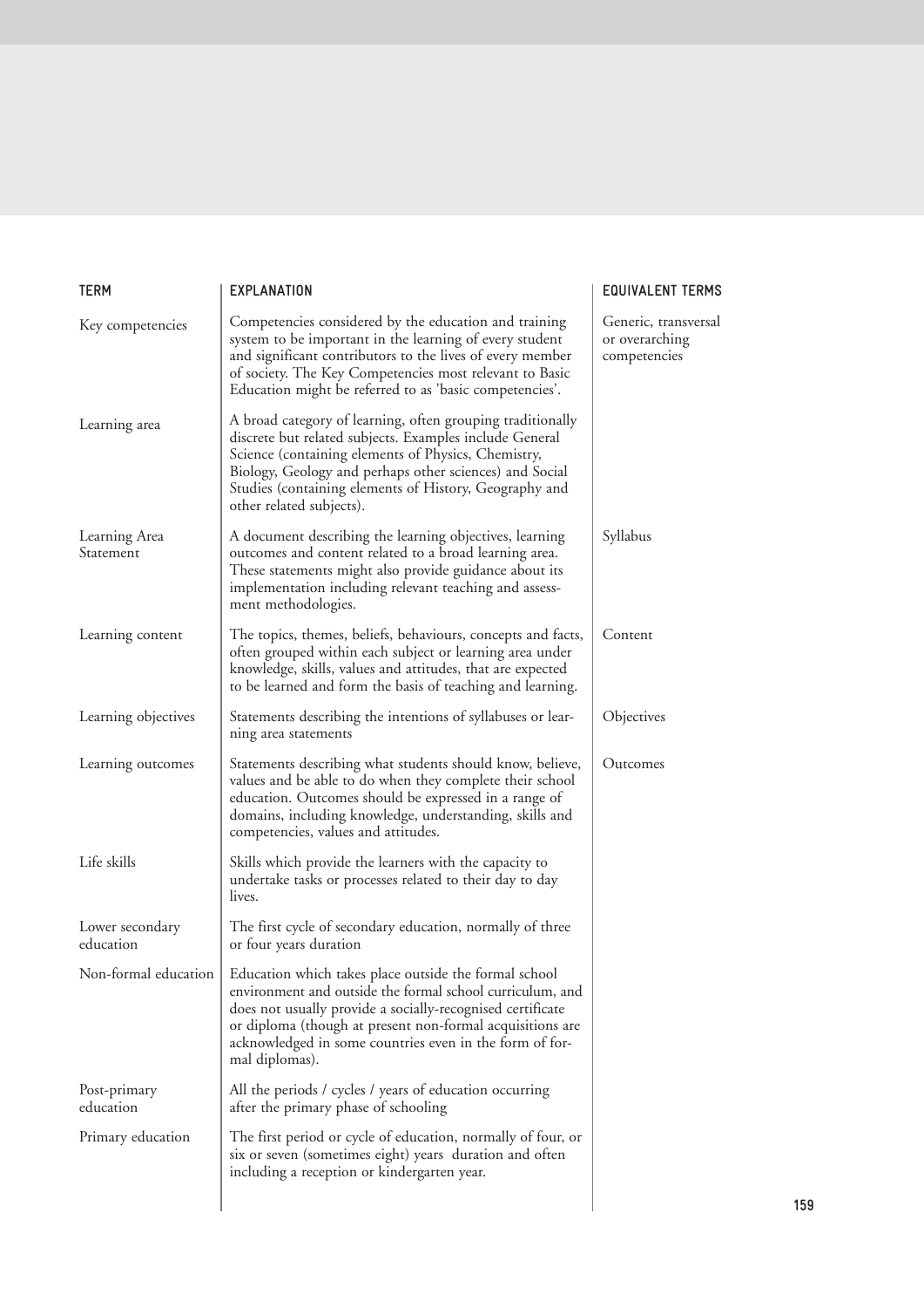| TERM | EXPLANATION | EQUIVALENT TERMS |
|---|---|---|
| Key competencies | Competencies considered by the education and training system to be important in the learning of every student and significant contributors to the lives of every member of society. The Key Competencies most relevant to Basic Education might be referred to as 'basic competencies'. | Generic, transversal or overarching competencies |
| Learning area | A broad category of learning, often grouping traditionally discrete but related subjects. Examples include General Science (containing elements of Physics, Chemistry, Biology, Geology and perhaps other sciences) and Social Studies (containing elements of History, Geography and other related subjects). | |
| Learning Area Statement | A document describing the learning objectives, learning outcomes and content related to a broad learning area. These statements might also provide guidance about its implementation including relevant teaching and assessment methodologies. | Syllabus |
| Learning content | The topics, themes, beliefs, behaviours, concepts and facts, often grouped within each subject or learning area under knowledge, skills, values and attitudes, that are expected to be learned and form the basis of teaching and learning. | Content |
| Learning objectives | Statements describing the intentions of syllabuses or learning area statements | Objectives |
| Learning outcomes | Statements describing what students should know, believe, values and be able to do when they complete their school education. Outcomes should be expressed in a range of domains, including knowledge, understanding, skills and competencies, values and attitudes. | Outcomes |
| Life skills | Skills which provide the learners with the capacity to undertake tasks or processes related to their day to day lives. | |
| Lower secondary education | The first cycle of secondary education, normally of three or four years duration | |
| Non-formal education | Education which takes place outside the formal school environment and outside the formal school curriculum, and does not usually provide a socially-recognised certificate or diploma (though at present non-formal acquisitions are acknowledged in some countries even in the form of formal diplomas). | |
| Post-primary education | All the periods / cycles / years of education occurring after the primary phase of schooling | |
| Primary education | The first period or cycle of education, normally of four, or six or seven (sometimes eight) years duration and often including a reception or kindergarten year. | |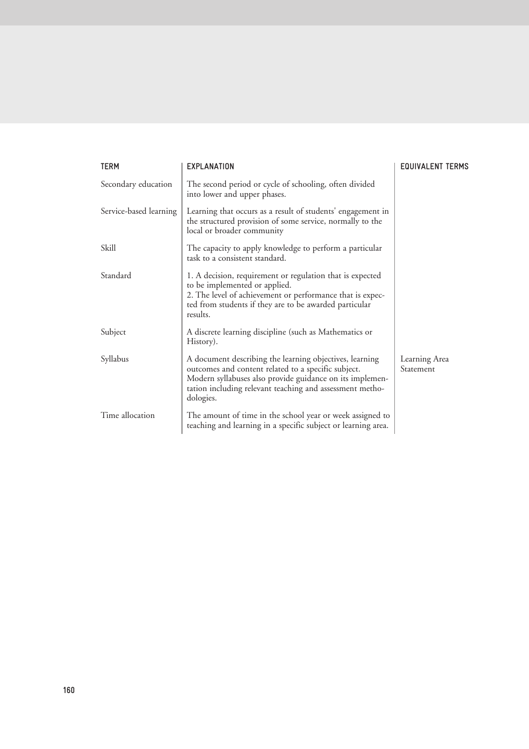| TERM | EXPLANATION | EQUIVALENT TERMS |
|---|---|---|
| Secondary education | The second period or cycle of schooling, often divided into lower and upper phases. | |
| Service-based learning | Learning that occurs as a result of students' engagement in the structured provision of some service, normally to the local or broader community | |
| Skill | The capacity to apply knowledge to perform a particular task to a consistent standard. | |
| Standard | 1. A decision, requirement or regulation that is expected to be implemented or applied.<br>2. The level of achievement or performance that is expected from students if they are to be awarded particular results. | |
| Subject | A discrete learning discipline (such as Mathematics or History). | |
| Syllabus | A document describing the learning objectives, learning outcomes and content related to a specific subject. Modern syllabuses also provide guidance on its implementation including relevant teaching and assessment methodologies. | Learning Area Statement |
| Time allocation | The amount of time in the school year or week assigned to teaching and learning in a specific subject or learning area. | |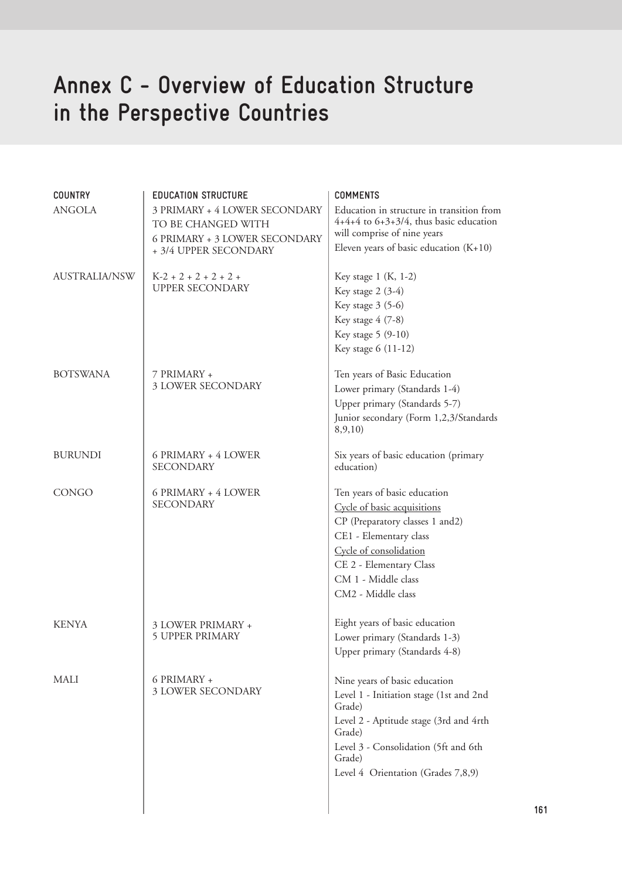# Annex C - Overview of Education Structure in the Perspective Countries

| COUNTRY | EDUCATION STRUCTURE | COMMENTS |
|---|---|---|
| ANGOLA | 3 PRIMARY + 4 LOWER SECONDARY TO BE CHANGED WITH 6 PRIMARY + 3 LOWER SECONDARY + 3/4 UPPER SECONDARY | Education in structure in transition from 4+4+4 to 6+3+3/4, thus basic education will comprise of nine years<br>Eleven years of basic education (K+10) |
| AUSTRALIA/NSW | K-2 + 2 + 2 + 2 + 2 + UPPER SECONDARY | Key stage 1 (K, 1-2)<br>Key stage 2 (3-4)<br>Key stage 3 (5-6)<br>Key stage 4 (7-8)<br>Key stage 5 (9-10)<br>Key stage 6 (11-12) |
| BOTSWANA | 7 PRIMARY + 3 LOWER SECONDARY | Ten years of Basic Education<br>Lower primary (Standards 1-4)<br>Upper primary (Standards 5-7)<br>Junior secondary (Form 1,2,3/Standards 8,9,10) |
| BURUNDI | 6 PRIMARY + 4 LOWER SECONDARY | Six years of basic education (primary education) |
| CONGO | 6 PRIMARY + 4 LOWER SECONDARY | Ten years of basic education<br><u>Cycle of basic acquisitions</u><br>CP (Preparatory classes 1 and2)<br>CE1 - Elementary class<br><u>Cycle of consolidation</u><br>CE 2 - Elementary Class<br>CM 1 - Middle class<br>CM2 - Middle class |
| KENYA | 3 LOWER PRIMARY + 5 UPPER PRIMARY | Eight years of basic education<br>Lower primary (Standards 1-3)<br>Upper primary (Standards 4-8) |
| MALI | 6 PRIMARY + 3 LOWER SECONDARY | Nine years of basic education<br>Level 1 - Initiation stage (1st and 2nd Grade)<br>Level 2 - Aptitude stage (3rd and 4rth Grade)<br>Level 3 - Consolidation (5ft and 6th Grade)<br>Level 4 Orientation (Grades 7,8,9) |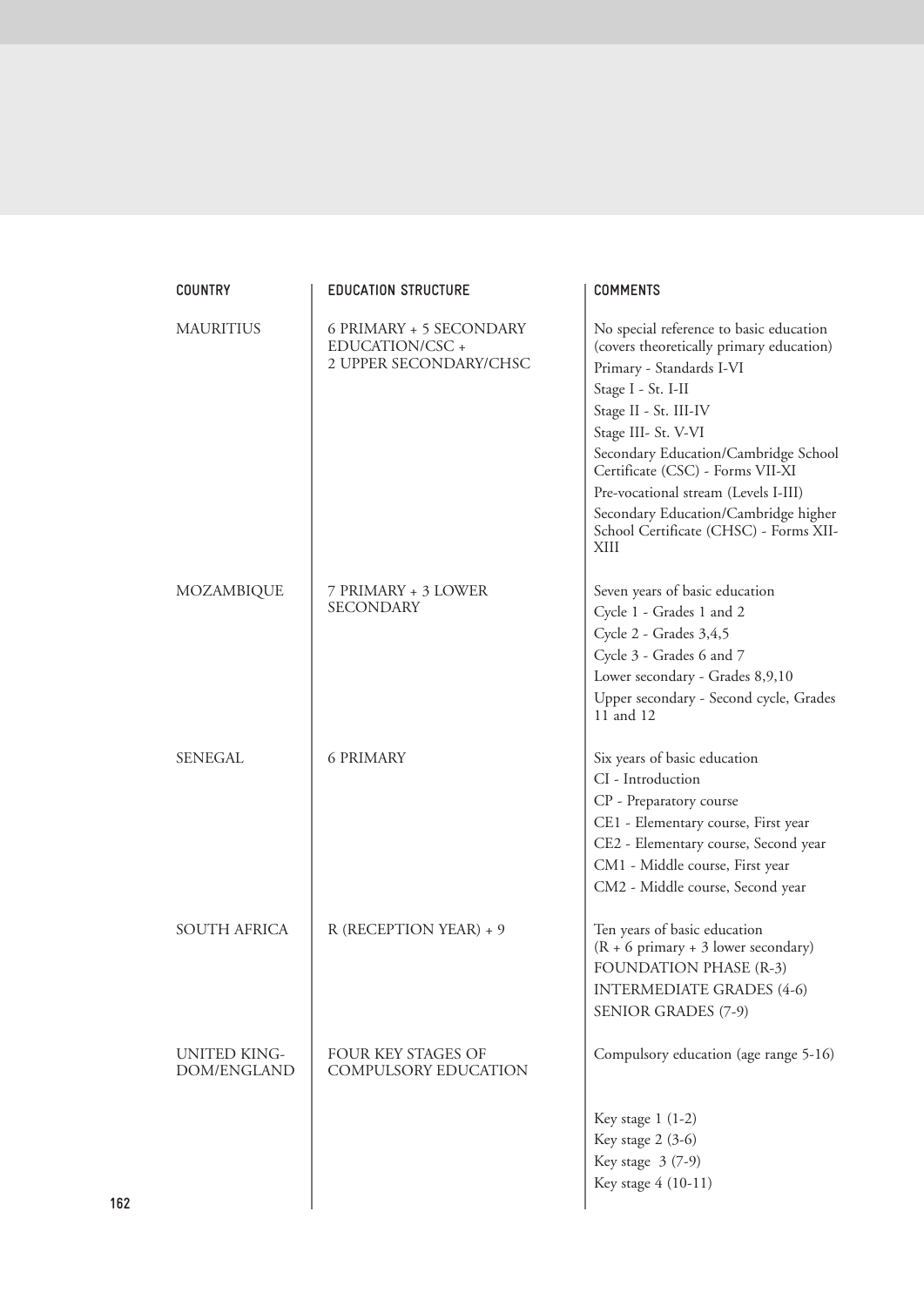| COUNTRY | EDUCATION STRUCTURE | COMMENTS |
|---|---|---|
| MAURITIUS | 6 PRIMARY + 5 SECONDARY EDUCATION/CSC + 2 UPPER SECONDARY/CHSC | No special reference to basic education (covers theoretically primary education)<br>Primary - Standards I-VI<br>Stage I - St. I-II<br>Stage II - St. III-IV<br>Stage III- St. V-VI<br>Secondary Education/Cambridge School Certificate (CSC) - Forms VII-XI<br>Pre-vocational stream (Levels I-III)<br>Secondary Education/Cambridge higher School Certificate (CHSC) - Forms XII-XIII |
| MOZAMBIQUE | 7 PRIMARY + 3 LOWER SECONDARY | Seven years of basic education<br>Cycle 1 - Grades 1 and 2<br>Cycle 2 - Grades 3,4,5<br>Cycle 3 - Grades 6 and 7<br>Lower secondary - Grades 8,9,10<br>Upper secondary - Second cycle, Grades 11 and 12 |
| SENEGAL | 6 PRIMARY | Six years of basic education<br>CI - Introduction<br>CP - Preparatory course<br>CE1 - Elementary course, First year<br>CE2 - Elementary course, Second year<br>CM1 - Middle course, First year<br>CM2 - Middle course, Second year |
| SOUTH AFRICA | R (RECEPTION YEAR) + 9 | Ten years of basic education (R + 6 primary + 3 lower secondary)<br>FOUNDATION PHASE (R-3)<br>INTERMEDIATE GRADES (4-6)<br>SENIOR GRADES (7-9) |
| UNITED KINGDOM/ENGLAND | FOUR KEY STAGES OF COMPULSORY EDUCATION | Compulsory education (age range 5-16)<br>Key stage 1 (1-2)<br>Key stage 2 (3-6)<br>Key stage 3 (7-9)<br>Key stage 4 (10-11) |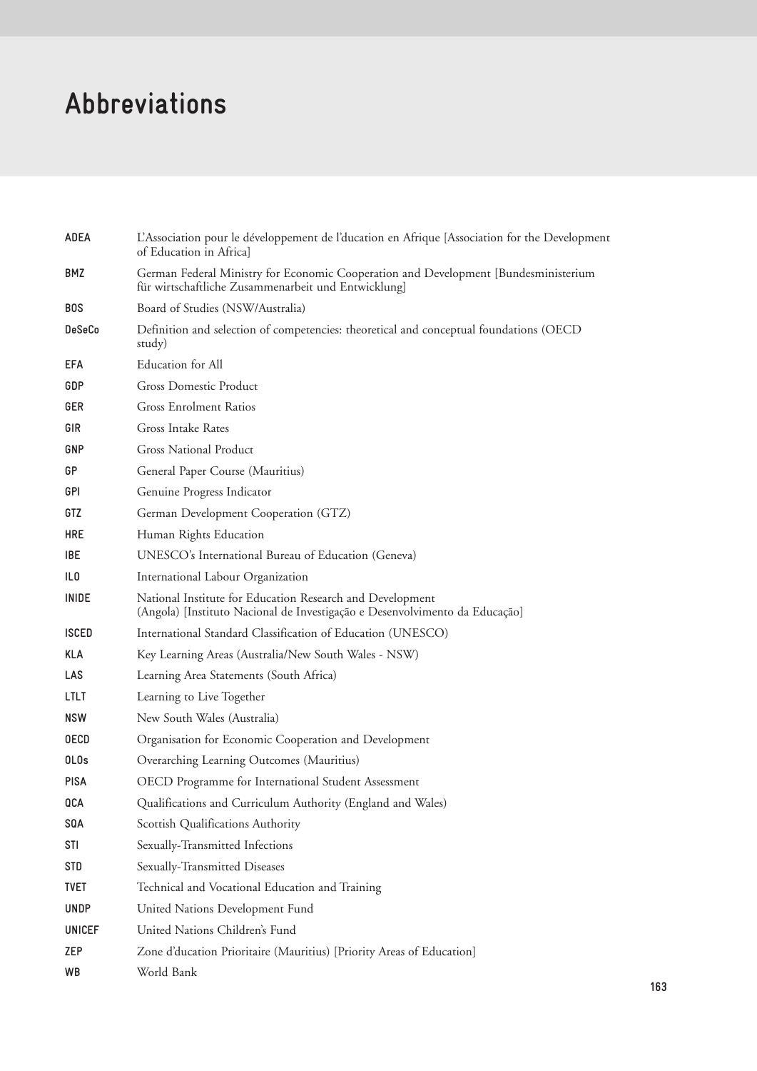# Abbreviations

| | |
|---|---|
| **ADEA** | L'Association pour le développement de l'ducation en Afrique [Association for the Development of Education in Africa] |
| **BMZ** | German Federal Ministry for Economic Cooperation and Development [Bundesministerium für wirtschaftliche Zusammenarbeit und Entwicklung] |
| **BOS** | Board of Studies (NSW/Australia) |
| **DeSeCo** | Definition and selection of competencies: theoretical and conceptual foundations (OECD study) |
| **EFA** | Education for All |
| **GDP** | Gross Domestic Product |
| **GER** | Gross Enrolment Ratios |
| **GIR** | Gross Intake Rates |
| **GNP** | Gross National Product |
| **GP** | General Paper Course (Mauritius) |
| **GPI** | Genuine Progress Indicator |
| **GTZ** | German Development Cooperation (GTZ) |
| **HRE** | Human Rights Education |
| **IBE** | UNESCO's International Bureau of Education (Geneva) |
| **ILO** | International Labour Organization |
| **INIDE** | National Institute for Education Research and Development (Angola) [Instituto Nacional de Investigação e Desenvolvimento da Educação] |
| **ISCED** | International Standard Classification of Education (UNESCO) |
| **KLA** | Key Learning Areas (Australia/New South Wales - NSW) |
| **LAS** | Learning Area Statements (South Africa) |
| **LTLT** | Learning to Live Together |
| **NSW** | New South Wales (Australia) |
| **OECD** | Organisation for Economic Cooperation and Development |
| **OLOs** | Overarching Learning Outcomes (Mauritius) |
| **PISA** | OECD Programme for International Student Assessment |
| **QCA** | Qualifications and Curriculum Authority (England and Wales) |
| **SQA** | Scottish Qualifications Authority |
| **STI** | Sexually-Transmitted Infections |
| **STD** | Sexually-Transmitted Diseases |
| **TVET** | Technical and Vocational Education and Training |
| **UNDP** | United Nations Development Fund |
| **UNICEF** | United Nations Children's Fund |
| **ZEP** | Zone d'ducation Prioritaire (Mauritius) [Priority Areas of Education] |
| **WB** | World Bank |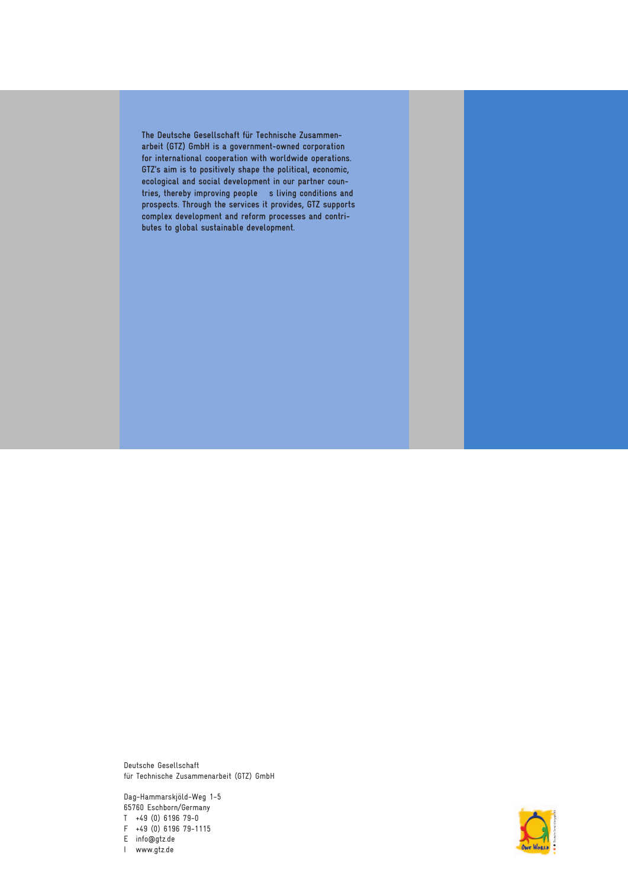The Deutsche Gesellschaft für Technische Zusammenarbeit (GTZ) GmbH is a government-owned corporation for international cooperation with worldwide operations. GTZ's aim is to positively shape the political, economic, ecological and social development in our partner countries, thereby improving people s living conditions and prospects. Through the services it provides, GTZ supports complex development and reform processes and contributes to global sustainable development.

Deutsche Gesellschaft
für Technische Zusammenarbeit (GTZ) GmbH

Dag-Hammarskjöld-Weg 1-5
65760 Eschborn/Germany
T +49 (0) 6196 79-0
F +49 (0) 6196 79-1115
E info@gtz.de
I www.gtz.de